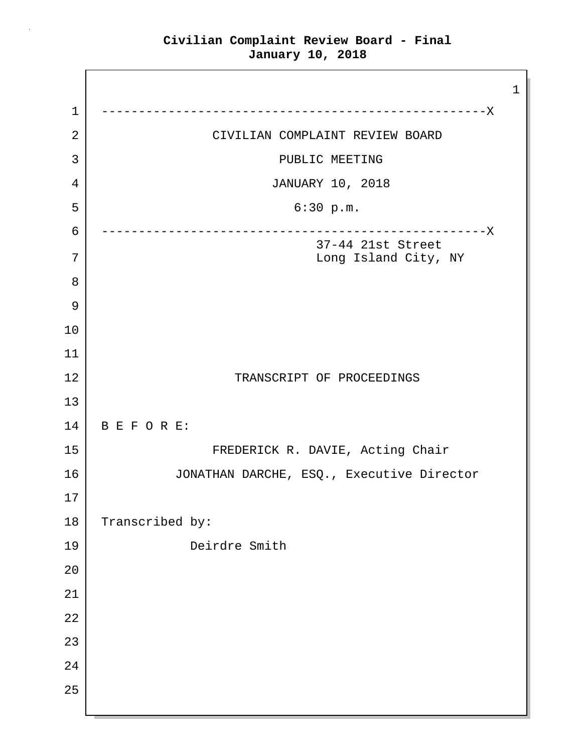CIVILIAN COMPLAINT REVIEW BOARD

PUBLIC MEETING

JANUARY 10, 2018

6:30 p.m.

37-44 21st Street
Long Island City, NY

TRANSCRIPT OF PROCEEDINGS

B E F O R E:

FREDERICK R. DAVIE, Acting Chair

JONATHAN DARCHE, ESQ., Executive Director

Transcribed by:

Deirdre Smith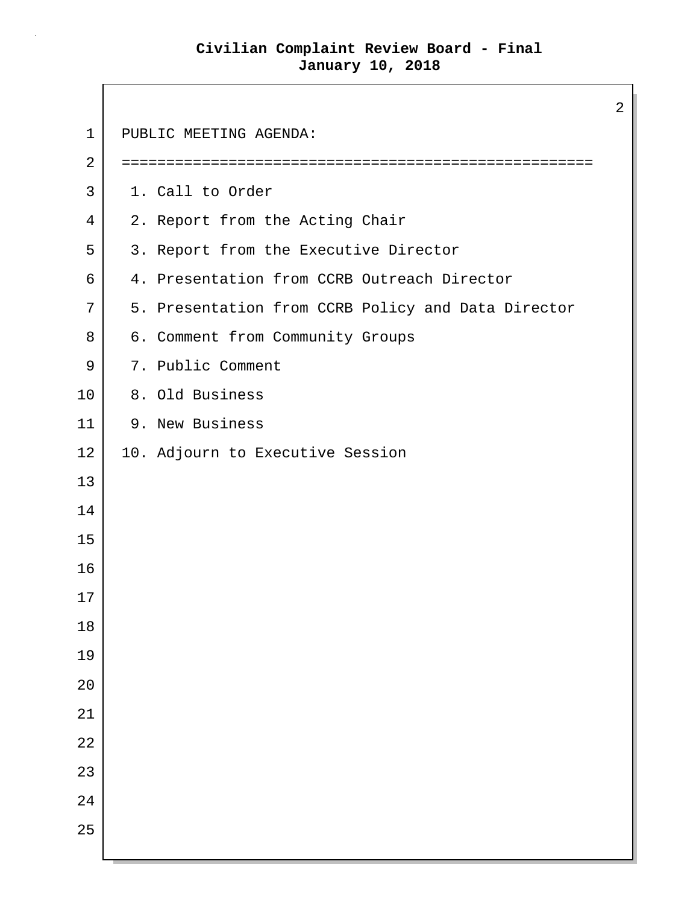PUBLIC MEETING AGENDA:

1. Call to Order
2. Report from the Acting Chair
3. Report from the Executive Director
4. Presentation from CCRB Outreach Director
5. Presentation from CCRB Policy and Data Director
6. Comment from Community Groups
7. Public Comment
8. Old Business
9. New Business
10. Adjourn to Executive Session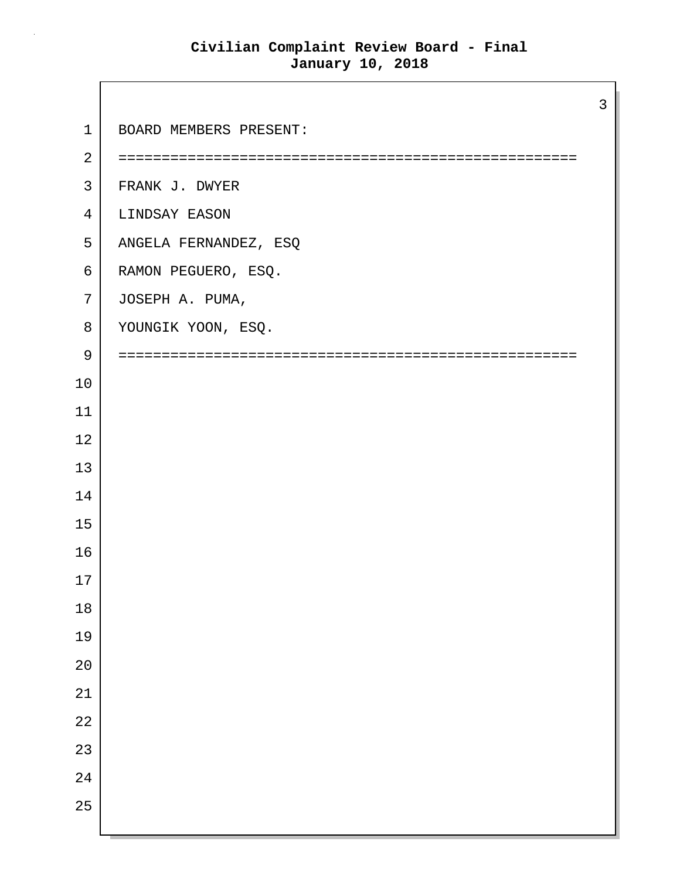BOARD MEMBERS PRESENT:

=====================================================

FRANK J. DWYER

LINDSAY EASON

ANGELA FERNANDEZ, ESQ

RAMON PEGUERO, ESQ.

JOSEPH A. PUMA,

YOUNGIK YOON, ESQ.

=====================================================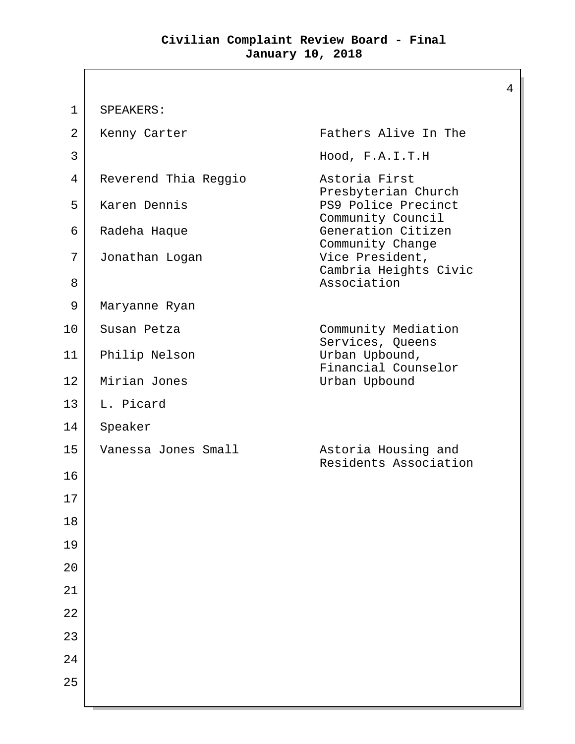SPEAKERS:

| Name | Affiliation |
| --- | --- |
| Kenny Carter | Fathers Alive In The Hood, F.A.I.T.H |
| Reverend Thia Reggio | Astoria First Presbyterian Church |
| Karen Dennis | PS9 Police Precinct Community Council |
| Radeha Haque | Generation Citizen Community Change |
| Jonathan Logan | Vice President, Cambria Heights Civic Association |
| Maryanne Ryan | |
| Susan Petza | Community Mediation Services, Queens |
| Philip Nelson | Urban Upbound, Financial Counselor |
| Mirian Jones | Urban Upbound |
| L. Picard | |
| Speaker | |
| Vanessa Jones Small | Astoria Housing and Residents Association |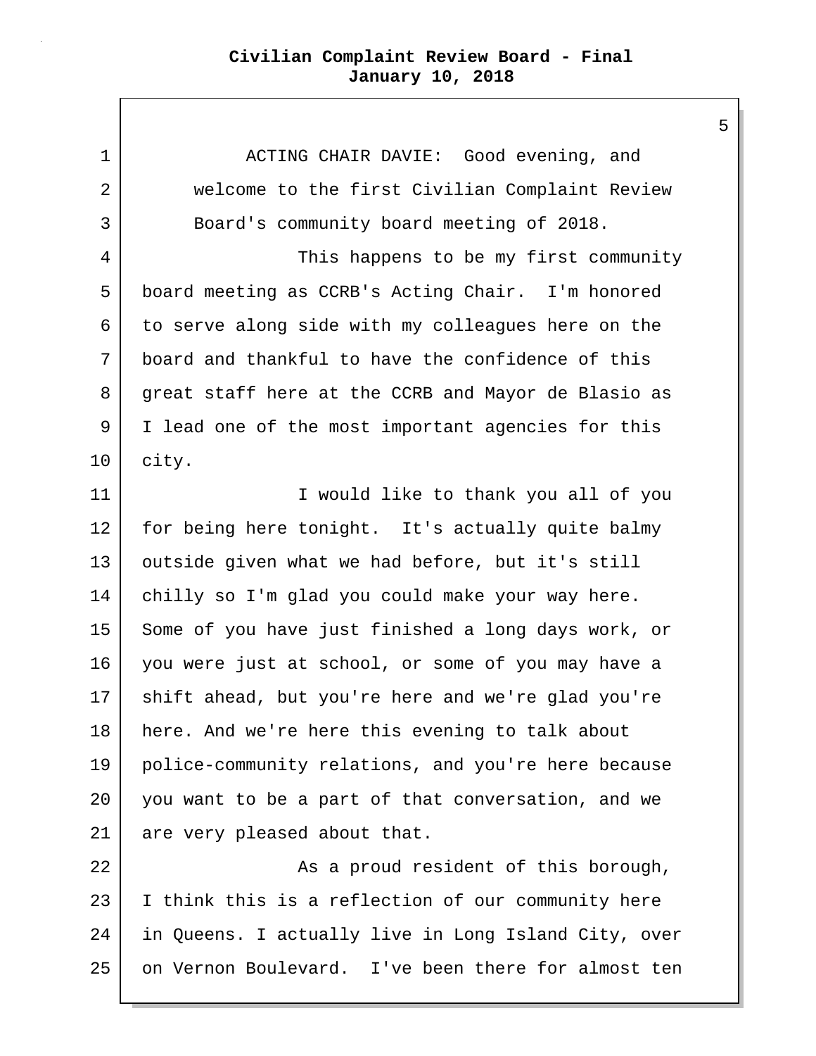ACTING CHAIR DAVIE: Good evening, and welcome to the first Civilian Complaint Review Board's community board meeting of 2018.

This happens to be my first community board meeting as CCRB's Acting Chair. I'm honored to serve along side with my colleagues here on the board and thankful to have the confidence of this great staff here at the CCRB and Mayor de Blasio as I lead one of the most important agencies for this city.

I would like to thank you all of you for being here tonight. It's actually quite balmy outside given what we had before, but it's still chilly so I'm glad you could make your way here. Some of you have just finished a long days work, or you were just at school, or some of you may have a shift ahead, but you're here and we're glad you're here. And we're here this evening to talk about police-community relations, and you're here because you want to be a part of that conversation, and we are very pleased about that.

As a proud resident of this borough, I think this is a reflection of our community here in Queens. I actually live in Long Island City, over on Vernon Boulevard. I've been there for almost ten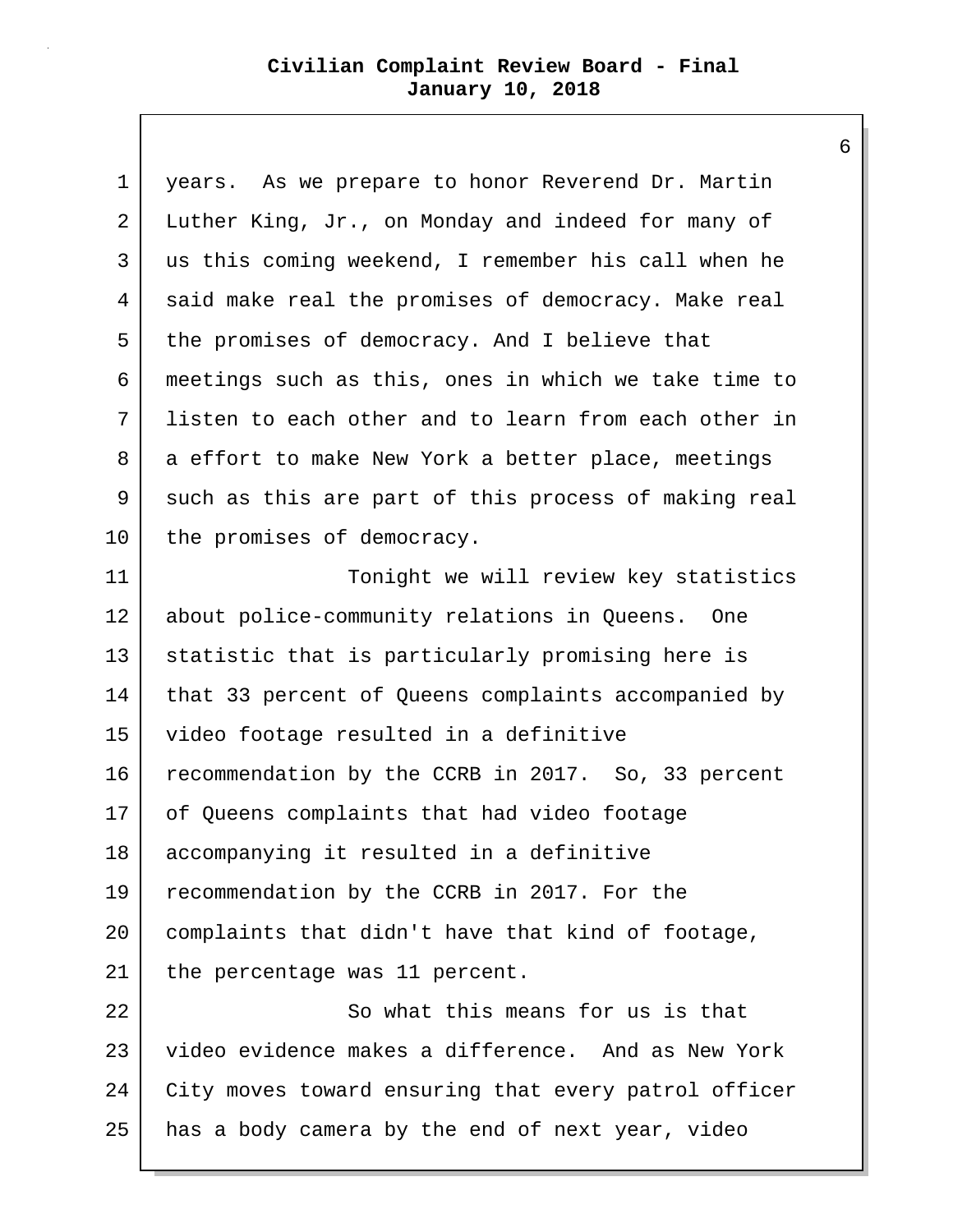years. As we prepare to honor Reverend Dr. Martin Luther King, Jr., on Monday and indeed for many of us this coming weekend, I remember his call when he said make real the promises of democracy. Make real the promises of democracy. And I believe that meetings such as this, ones in which we take time to listen to each other and to learn from each other in a effort to make New York a better place, meetings such as this are part of this process of making real the promises of democracy.

Tonight we will review key statistics about police-community relations in Queens. One statistic that is particularly promising here is that 33 percent of Queens complaints accompanied by video footage resulted in a definitive recommendation by the CCRB in 2017. So, 33 percent of Queens complaints that had video footage accompanying it resulted in a definitive recommendation by the CCRB in 2017. For the complaints that didn't have that kind of footage, the percentage was 11 percent.

So what this means for us is that video evidence makes a difference. And as New York City moves toward ensuring that every patrol officer has a body camera by the end of next year, video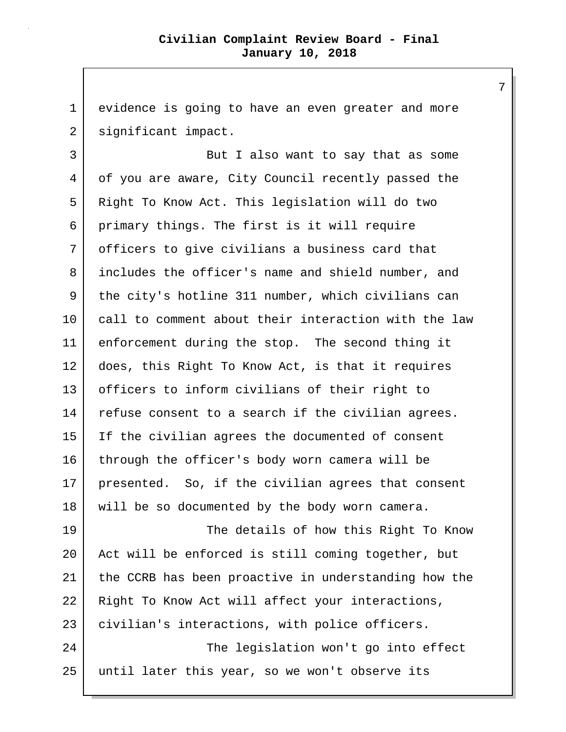evidence is going to have an even greater and more significant impact.

But I also want to say that as some of you are aware, City Council recently passed the Right To Know Act. This legislation will do two primary things. The first is it will require officers to give civilians a business card that includes the officer's name and shield number, and the city's hotline 311 number, which civilians can call to comment about their interaction with the law enforcement during the stop. The second thing it does, this Right To Know Act, is that it requires officers to inform civilians of their right to refuse consent to a search if the civilian agrees. If the civilian agrees the documented of consent through the officer's body worn camera will be presented. So, if the civilian agrees that consent will be so documented by the body worn camera.

The details of how this Right To Know Act will be enforced is still coming together, but the CCRB has been proactive in understanding how the Right To Know Act will affect your interactions, civilian's interactions, with police officers.

The legislation won't go into effect until later this year, so we won't observe its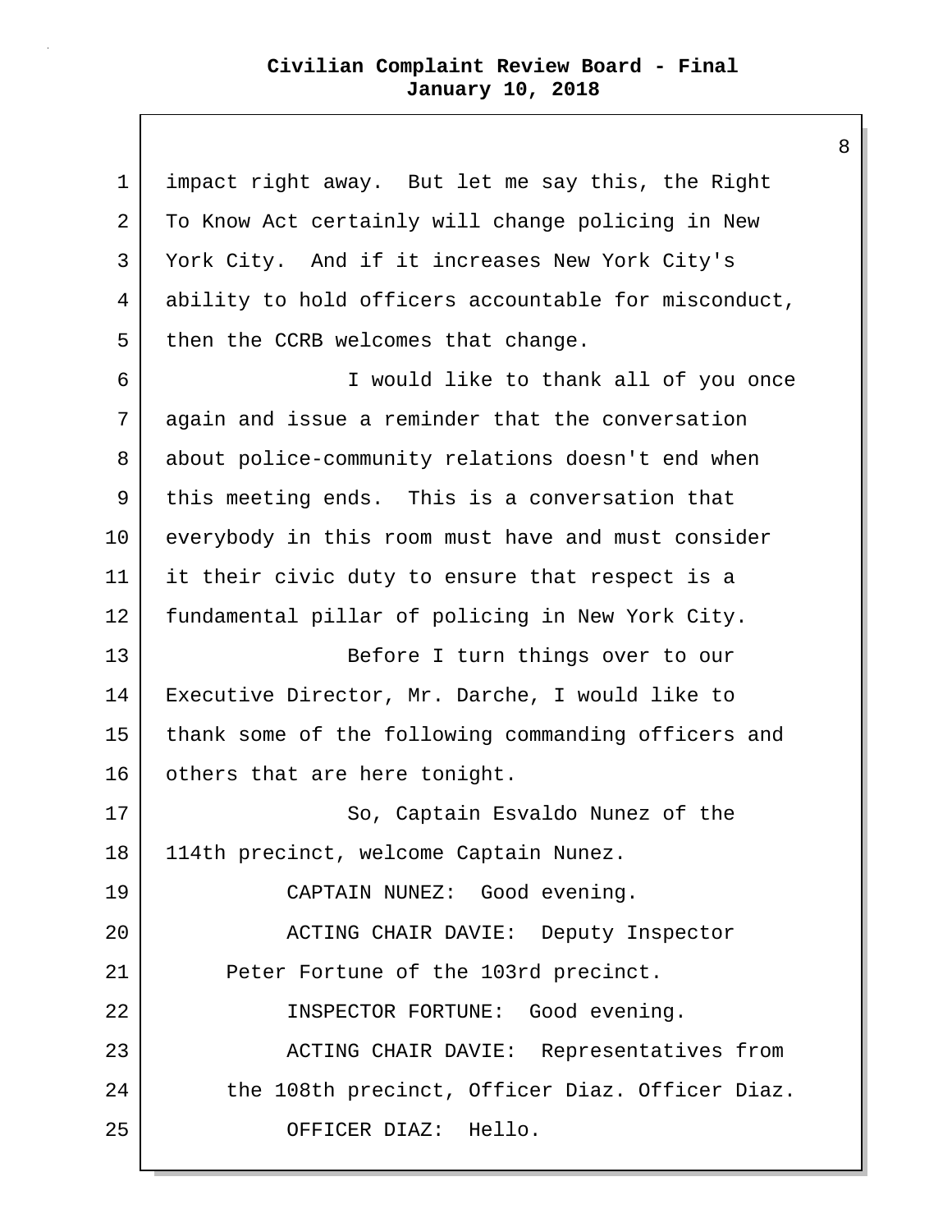impact right away. But let me say this, the Right To Know Act certainly will change policing in New York City. And if it increases New York City's ability to hold officers accountable for misconduct, then the CCRB welcomes that change.

I would like to thank all of you once again and issue a reminder that the conversation about police-community relations doesn't end when this meeting ends. This is a conversation that everybody in this room must have and must consider it their civic duty to ensure that respect is a fundamental pillar of policing in New York City.

Before I turn things over to our Executive Director, Mr. Darche, I would like to thank some of the following commanding officers and others that are here tonight.

So, Captain Esvaldo Nunez of the 114th precinct, welcome Captain Nunez.

CAPTAIN NUNEZ: Good evening.

ACTING CHAIR DAVIE: Deputy Inspector Peter Fortune of the 103rd precinct.

INSPECTOR FORTUNE: Good evening.

ACTING CHAIR DAVIE: Representatives from the 108th precinct, Officer Diaz. Officer Diaz.

OFFICER DIAZ: Hello.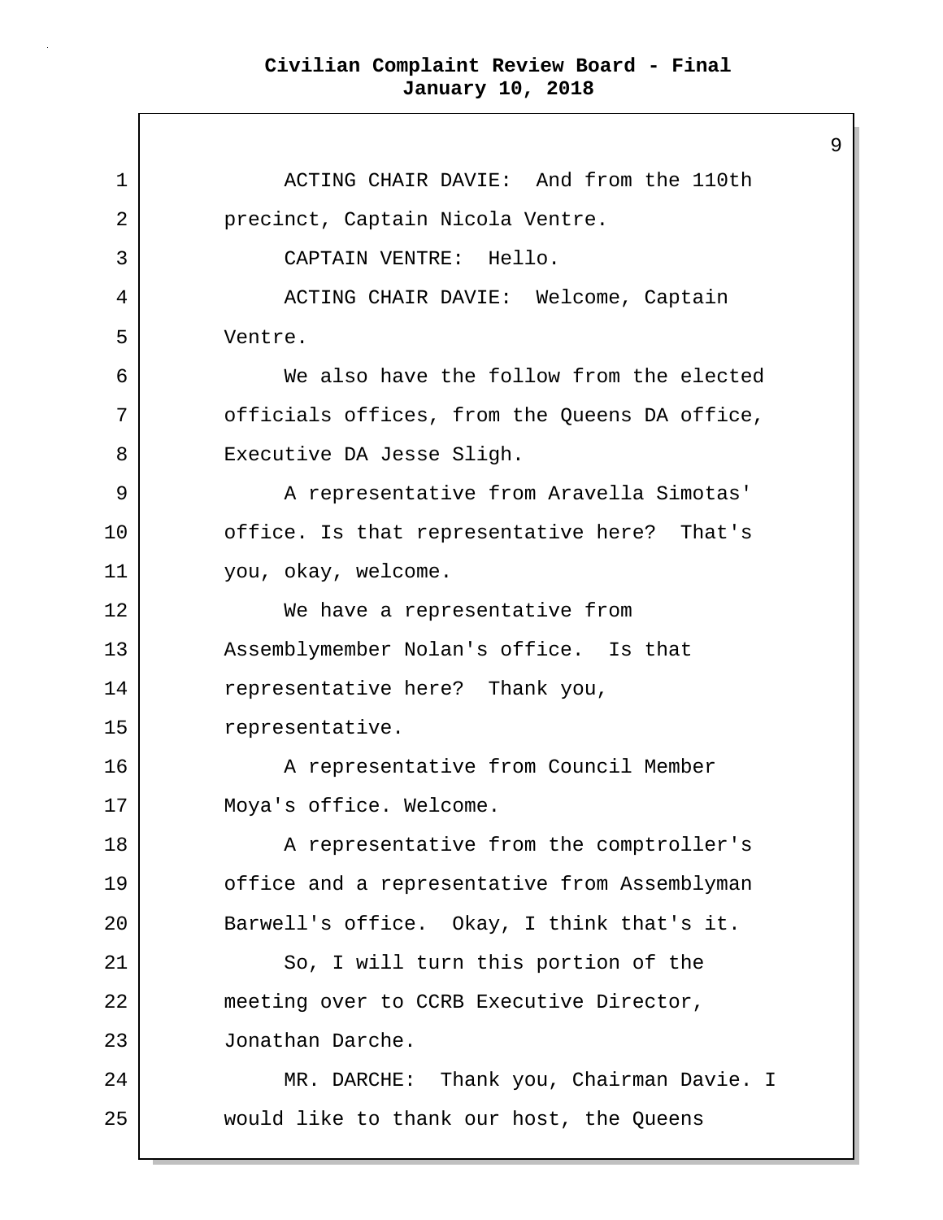ACTING CHAIR DAVIE: And from the 110th precinct, Captain Nicola Ventre.

CAPTAIN VENTRE: Hello.

ACTING CHAIR DAVIE: Welcome, Captain Ventre.

We also have the follow from the elected officials offices, from the Queens DA office, Executive DA Jesse Sligh.

A representative from Aravella Simotas' office. Is that representative here? That's you, okay, welcome.

We have a representative from Assemblymember Nolan's office. Is that representative here? Thank you, representative.

A representative from Council Member Moya's office. Welcome.

A representative from the comptroller's office and a representative from Assemblyman Barwell's office. Okay, I think that's it.

So, I will turn this portion of the meeting over to CCRB Executive Director, Jonathan Darche.

MR. DARCHE: Thank you, Chairman Davie. I would like to thank our host, the Queens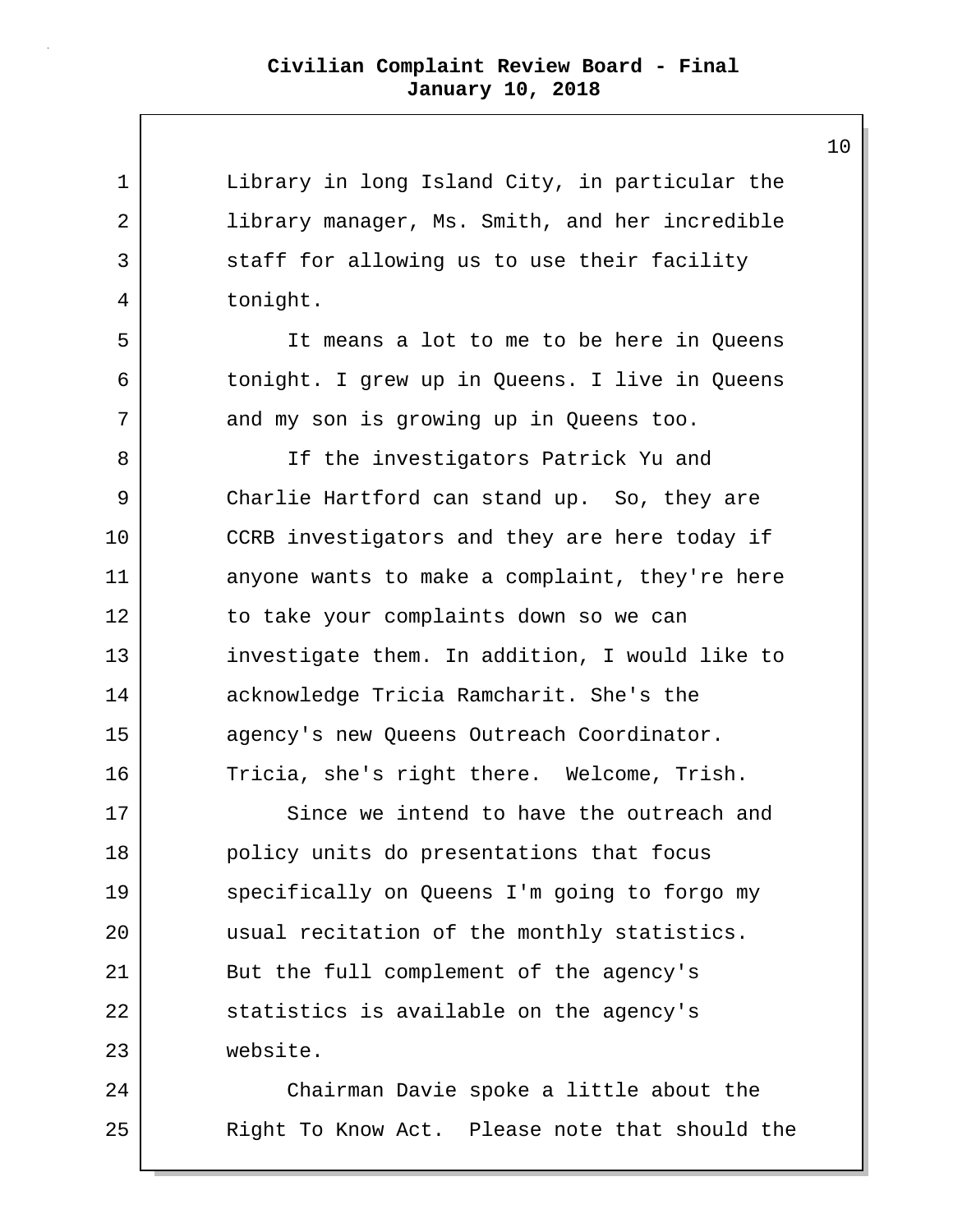Library in long Island City, in particular the library manager, Ms. Smith, and her incredible staff for allowing us to use their facility tonight.

It means a lot to me to be here in Queens tonight. I grew up in Queens. I live in Queens and my son is growing up in Queens too.

If the investigators Patrick Yu and Charlie Hartford can stand up. So, they are CCRB investigators and they are here today if anyone wants to make a complaint, they're here to take your complaints down so we can investigate them. In addition, I would like to acknowledge Tricia Ramcharit. She's the agency's new Queens Outreach Coordinator. Tricia, she's right there. Welcome, Trish.

Since we intend to have the outreach and policy units do presentations that focus specifically on Queens I'm going to forgo my usual recitation of the monthly statistics. But the full complement of the agency's statistics is available on the agency's website.

Chairman Davie spoke a little about the Right To Know Act. Please note that should the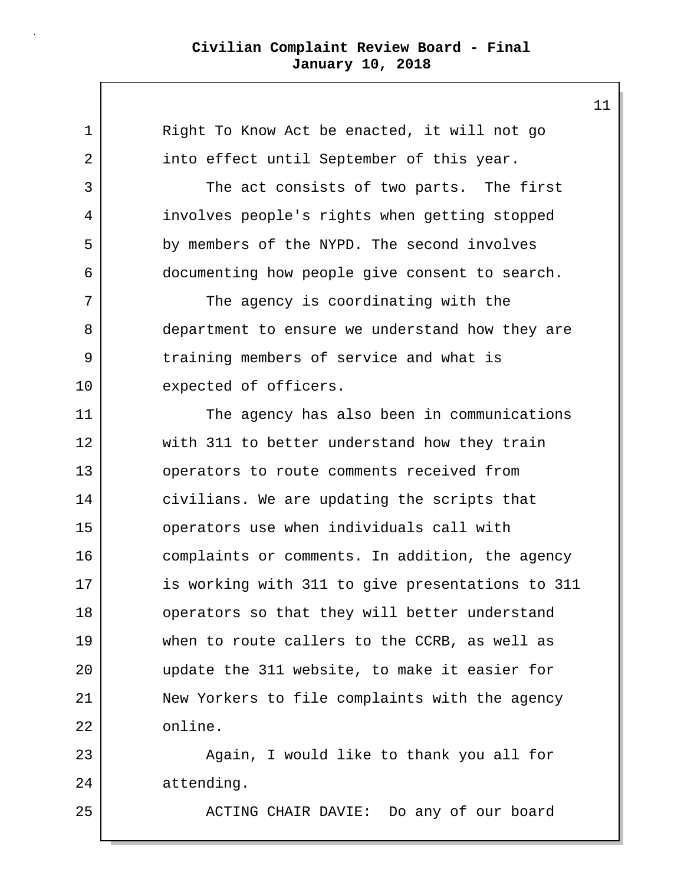Right To Know Act be enacted, it will not go into effect until September of this year.

The act consists of two parts. The first involves people's rights when getting stopped by members of the NYPD. The second involves documenting how people give consent to search.

The agency is coordinating with the department to ensure we understand how they are training members of service and what is expected of officers.

The agency has also been in communications with 311 to better understand how they train operators to route comments received from civilians. We are updating the scripts that operators use when individuals call with complaints or comments. In addition, the agency is working with 311 to give presentations to 311 operators so that they will better understand when to route callers to the CCRB, as well as update the 311 website, to make it easier for New Yorkers to file complaints with the agency online.

Again, I would like to thank you all for attending.

ACTING CHAIR DAVIE: Do any of our board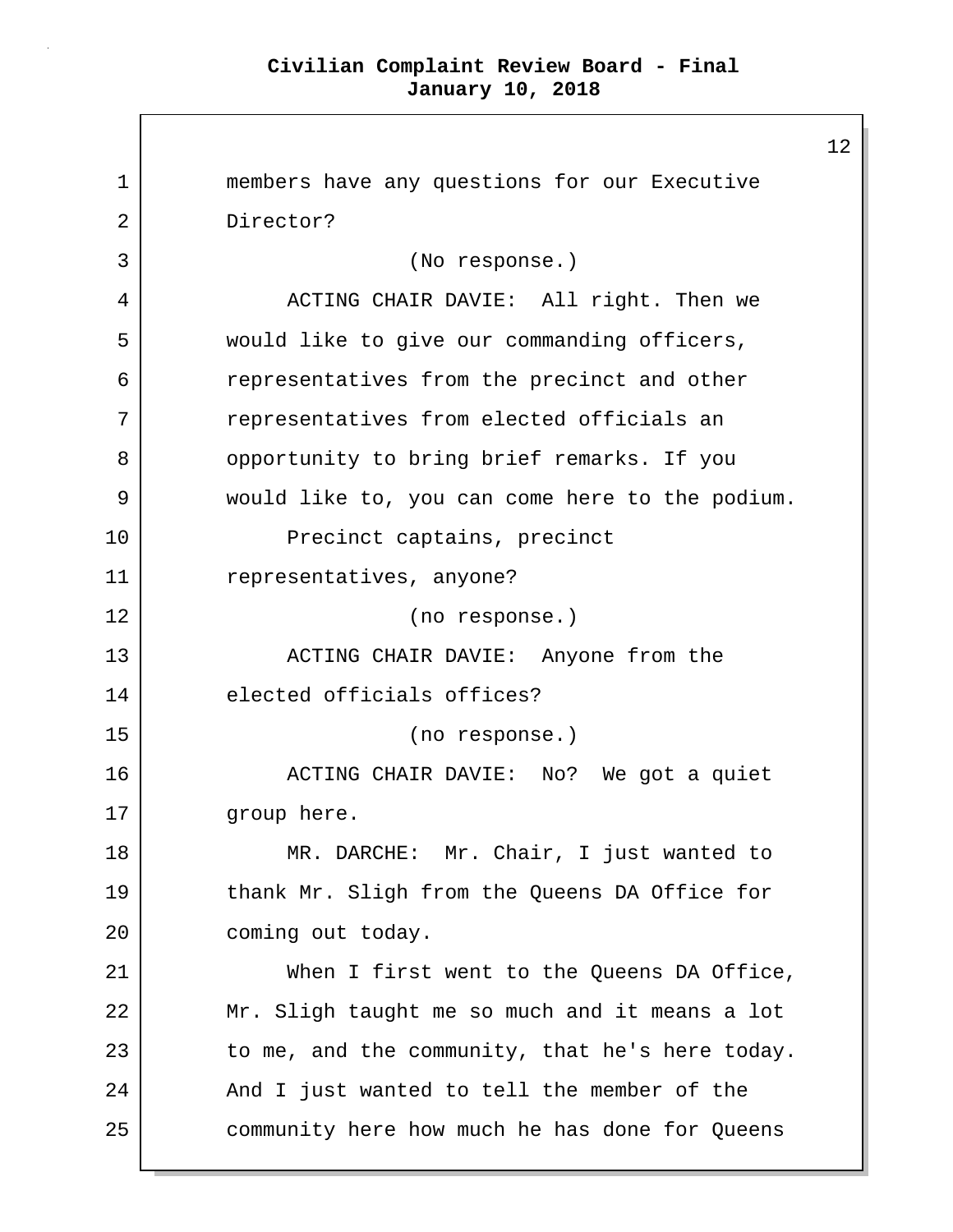members have any questions for our Executive Director?

(No response.)

ACTING CHAIR DAVIE: All right. Then we would like to give our commanding officers, representatives from the precinct and other representatives from elected officials an opportunity to bring brief remarks. If you would like to, you can come here to the podium.

Precinct captains, precinct representatives, anyone?

(no response.)

ACTING CHAIR DAVIE: Anyone from the elected officials offices?

(no response.)

ACTING CHAIR DAVIE: No? We got a quiet group here.

MR. DARCHE: Mr. Chair, I just wanted to thank Mr. Sligh from the Queens DA Office for coming out today.

When I first went to the Queens DA Office, Mr. Sligh taught me so much and it means a lot to me, and the community, that he's here today. And I just wanted to tell the member of the community here how much he has done for Queens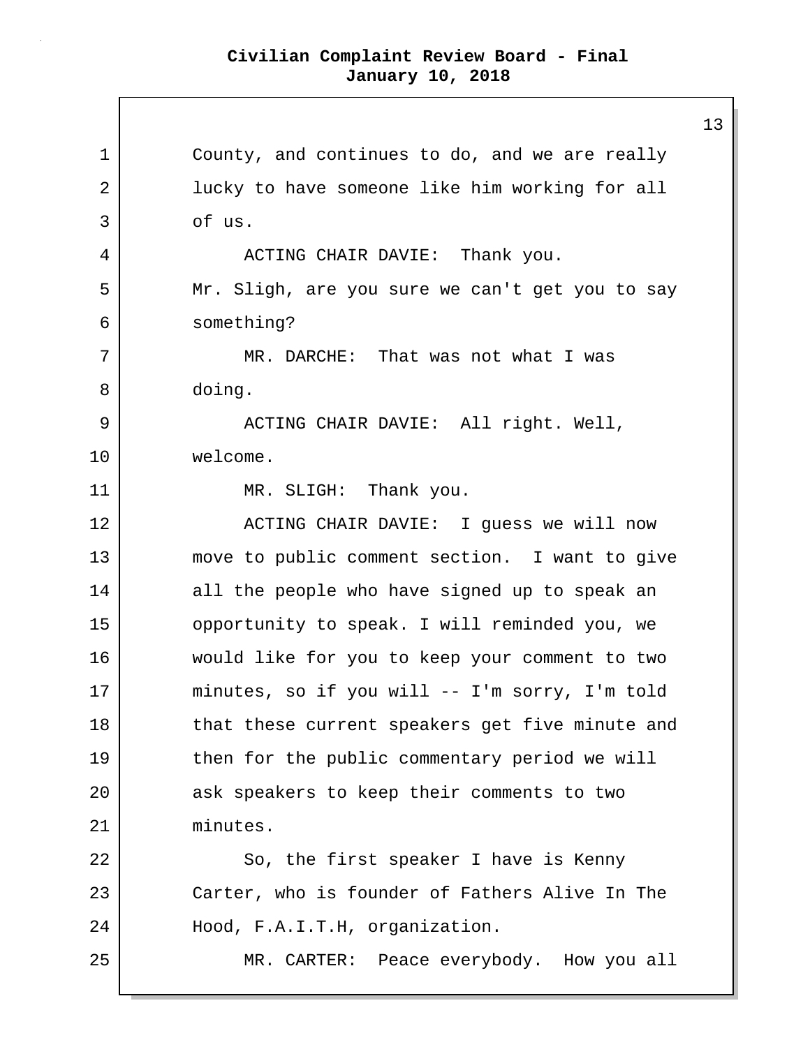County, and continues to do, and we are really lucky to have someone like him working for all of us.

ACTING CHAIR DAVIE: Thank you. Mr. Sligh, are you sure we can't get you to say something?

MR. DARCHE: That was not what I was doing.

ACTING CHAIR DAVIE: All right. Well, welcome.

MR. SLIGH: Thank you.

ACTING CHAIR DAVIE: I guess we will now move to public comment section. I want to give all the people who have signed up to speak an opportunity to speak. I will reminded you, we would like for you to keep your comment to two minutes, so if you will -- I'm sorry, I'm told that these current speakers get five minute and then for the public commentary period we will ask speakers to keep their comments to two minutes.

So, the first speaker I have is Kenny Carter, who is founder of Fathers Alive In The Hood, F.A.I.T.H, organization.

MR. CARTER: Peace everybody. How you all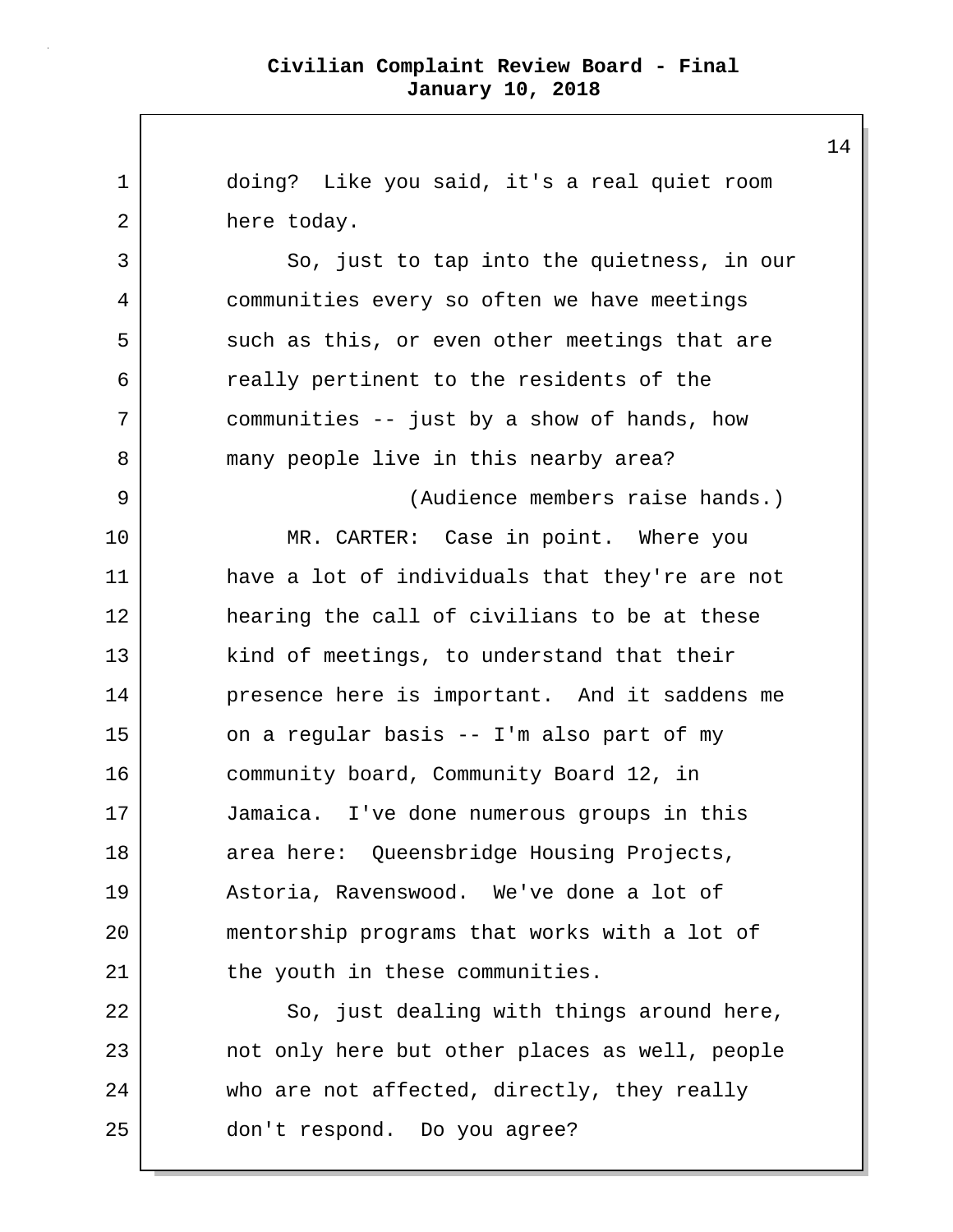doing? Like you said, it's a real quiet room here today.

So, just to tap into the quietness, in our communities every so often we have meetings such as this, or even other meetings that are really pertinent to the residents of the communities -- just by a show of hands, how many people live in this nearby area?

(Audience members raise hands.)

MR. CARTER: Case in point. Where you have a lot of individuals that they're are not hearing the call of civilians to be at these kind of meetings, to understand that their presence here is important. And it saddens me on a regular basis -- I'm also part of my community board, Community Board 12, in Jamaica. I've done numerous groups in this area here: Queensbridge Housing Projects, Astoria, Ravenswood. We've done a lot of mentorship programs that works with a lot of the youth in these communities.

So, just dealing with things around here, not only here but other places as well, people who are not affected, directly, they really don't respond. Do you agree?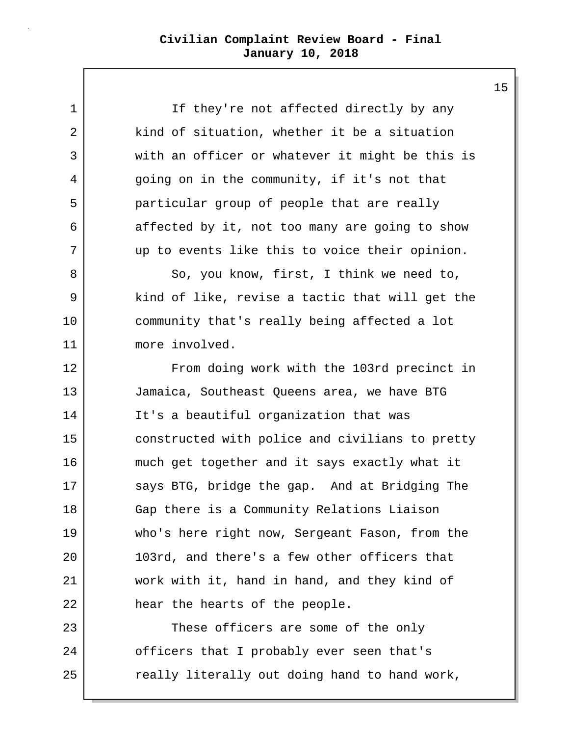If they're not affected directly by any kind of situation, whether it be a situation with an officer or whatever it might be this is going on in the community, if it's not that particular group of people that are really affected by it, not too many are going to show up to events like this to voice their opinion.

So, you know, first, I think we need to, kind of like, revise a tactic that will get the community that's really being affected a lot more involved.

From doing work with the 103rd precinct in Jamaica, Southeast Queens area, we have BTG It's a beautiful organization that was constructed with police and civilians to pretty much get together and it says exactly what it says BTG, bridge the gap. And at Bridging The Gap there is a Community Relations Liaison who's here right now, Sergeant Fason, from the 103rd, and there's a few other officers that work with it, hand in hand, and they kind of hear the hearts of the people.

These officers are some of the only officers that I probably ever seen that's really literally out doing hand to hand work,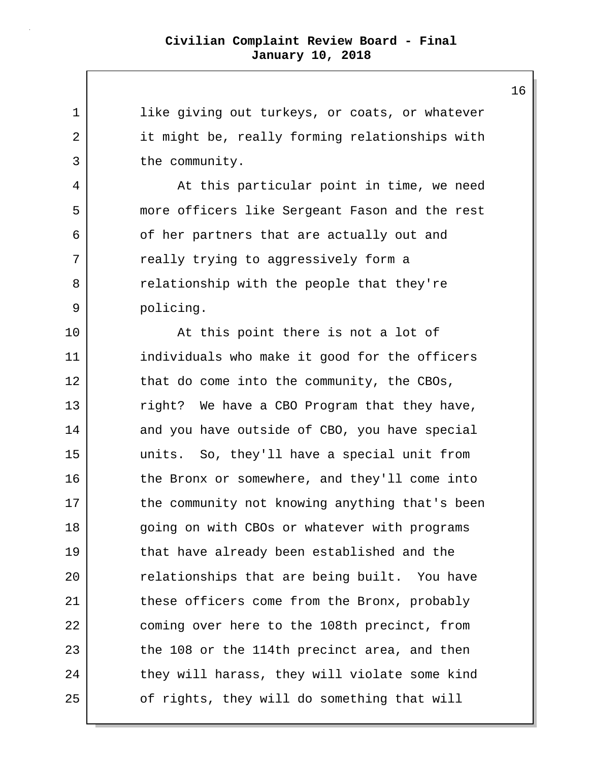like giving out turkeys, or coats, or whatever it might be, really forming relationships with the community.

At this particular point in time, we need more officers like Sergeant Fason and the rest of her partners that are actually out and really trying to aggressively form a relationship with the people that they're policing.

At this point there is not a lot of individuals who make it good for the officers that do come into the community, the CBOs, right? We have a CBO Program that they have, and you have outside of CBO, you have special units. So, they'll have a special unit from the Bronx or somewhere, and they'll come into the community not knowing anything that's been going on with CBOs or whatever with programs that have already been established and the relationships that are being built. You have these officers come from the Bronx, probably coming over here to the 108th precinct, from the 108 or the 114th precinct area, and then they will harass, they will violate some kind of rights, they will do something that will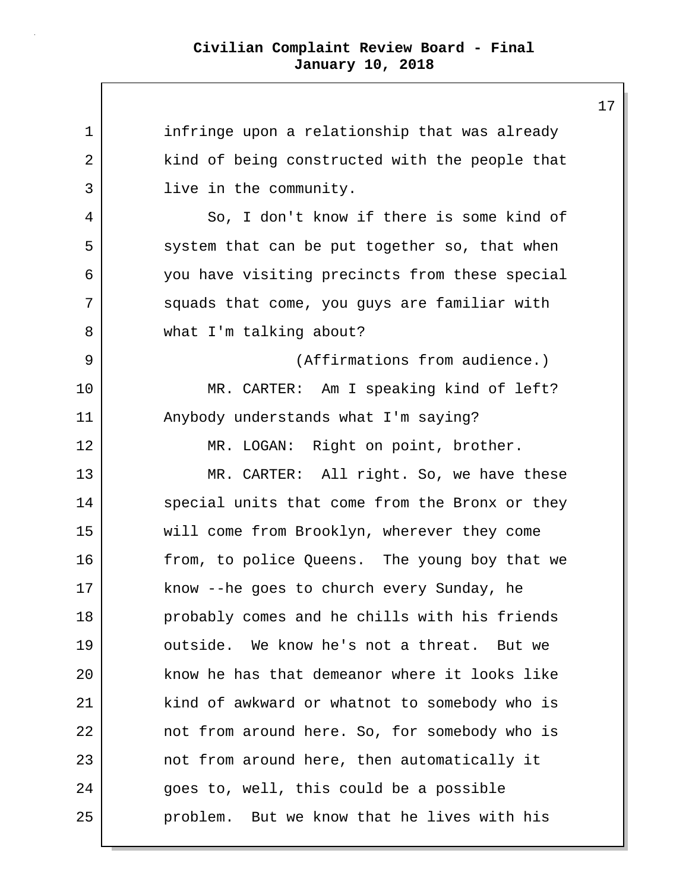infringe upon a relationship that was already kind of being constructed with the people that live in the community.

So, I don't know if there is some kind of system that can be put together so, that when you have visiting precincts from these special squads that come, you guys are familiar with what I'm talking about?

(Affirmations from audience.)

MR. CARTER: Am I speaking kind of left? Anybody understands what I'm saying?

MR. LOGAN: Right on point, brother.

MR. CARTER: All right. So, we have these special units that come from the Bronx or they will come from Brooklyn, wherever they come from, to police Queens. The young boy that we know --he goes to church every Sunday, he probably comes and he chills with his friends outside. We know he's not a threat. But we know he has that demeanor where it looks like kind of awkward or whatnot to somebody who is not from around here. So, for somebody who is not from around here, then automatically it goes to, well, this could be a possible problem. But we know that he lives with his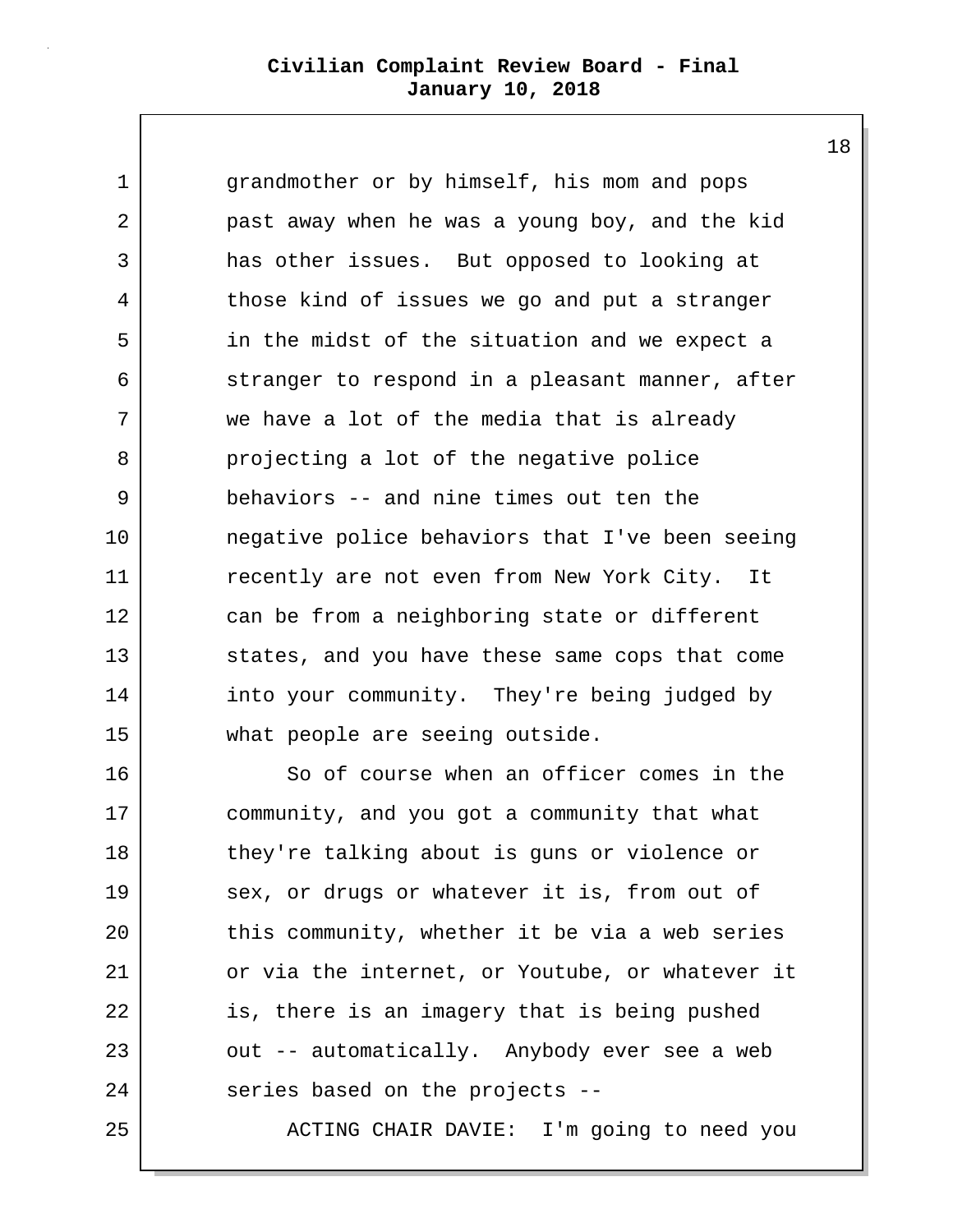grandmother or by himself, his mom and pops past away when he was a young boy, and the kid has other issues. But opposed to looking at those kind of issues we go and put a stranger in the midst of the situation and we expect a stranger to respond in a pleasant manner, after we have a lot of the media that is already projecting a lot of the negative police behaviors -- and nine times out ten the negative police behaviors that I've been seeing recently are not even from New York City. It can be from a neighboring state or different states, and you have these same cops that come into your community. They're being judged by what people are seeing outside.

So of course when an officer comes in the community, and you got a community that what they're talking about is guns or violence or sex, or drugs or whatever it is, from out of this community, whether it be via a web series or via the internet, or Youtube, or whatever it is, there is an imagery that is being pushed out -- automatically. Anybody ever see a web series based on the projects --

ACTING CHAIR DAVIE: I'm going to need you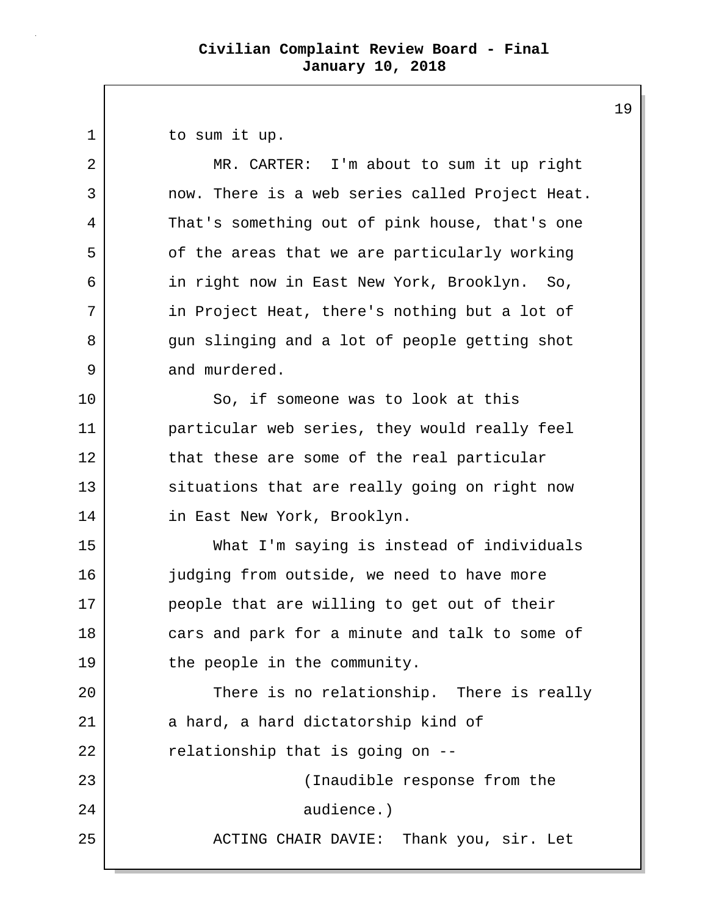to sum it up.

MR. CARTER: I'm about to sum it up right now. There is a web series called Project Heat. That's something out of pink house, that's one of the areas that we are particularly working in right now in East New York, Brooklyn. So, in Project Heat, there's nothing but a lot of gun slinging and a lot of people getting shot and murdered.

So, if someone was to look at this particular web series, they would really feel that these are some of the real particular situations that are really going on right now in East New York, Brooklyn.

What I'm saying is instead of individuals judging from outside, we need to have more people that are willing to get out of their cars and park for a minute and talk to some of the people in the community.

There is no relationship. There is really a hard, a hard dictatorship kind of relationship that is going on --

(Inaudible response from the audience.)

ACTING CHAIR DAVIE: Thank you, sir. Let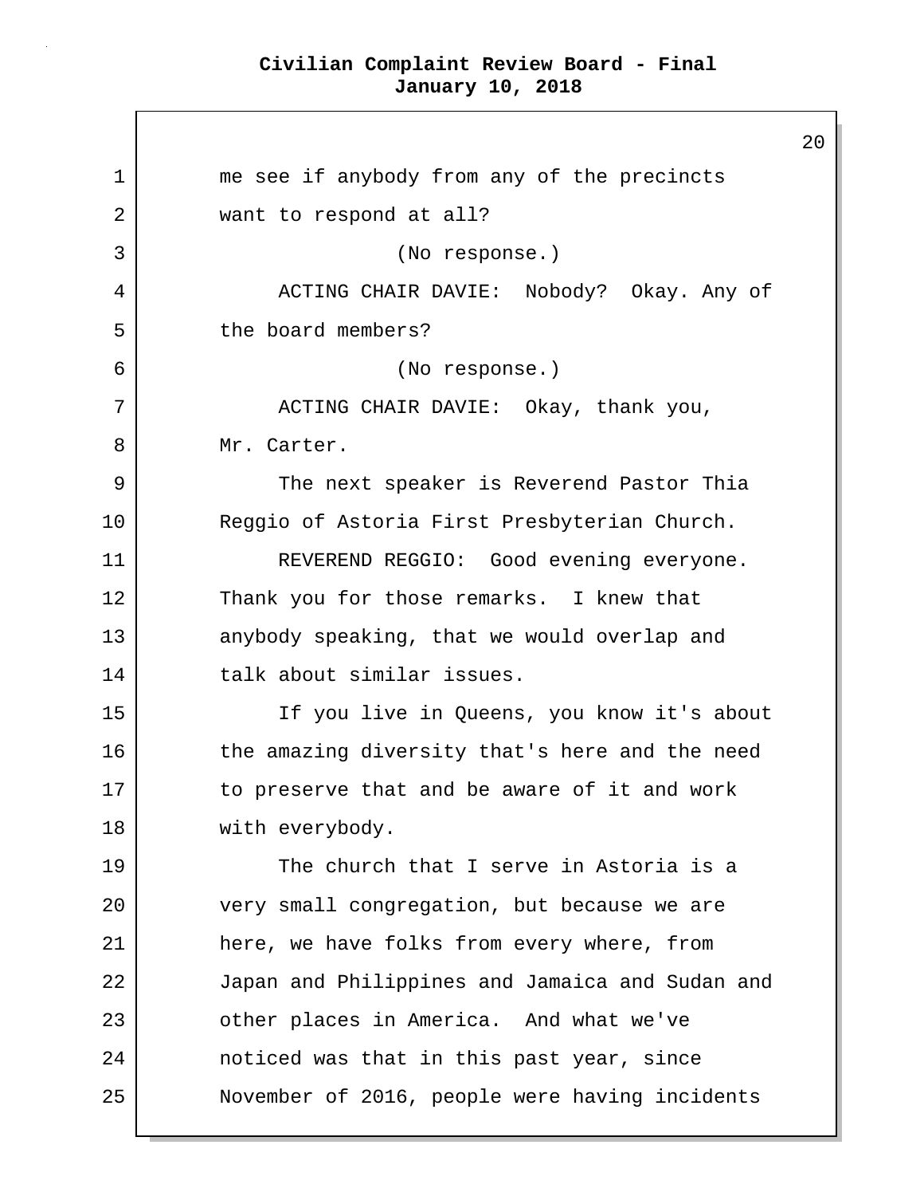me see if anybody from any of the precincts want to respond at all?

(No response.)

ACTING CHAIR DAVIE: Nobody? Okay. Any of the board members?

(No response.)

ACTING CHAIR DAVIE: Okay, thank you, Mr. Carter.

The next speaker is Reverend Pastor Thia Reggio of Astoria First Presbyterian Church.

REVEREND REGGIO: Good evening everyone. Thank you for those remarks. I knew that anybody speaking, that we would overlap and talk about similar issues.

If you live in Queens, you know it's about the amazing diversity that's here and the need to preserve that and be aware of it and work with everybody.

The church that I serve in Astoria is a very small congregation, but because we are here, we have folks from every where, from Japan and Philippines and Jamaica and Sudan and other places in America. And what we've noticed was that in this past year, since November of 2016, people were having incidents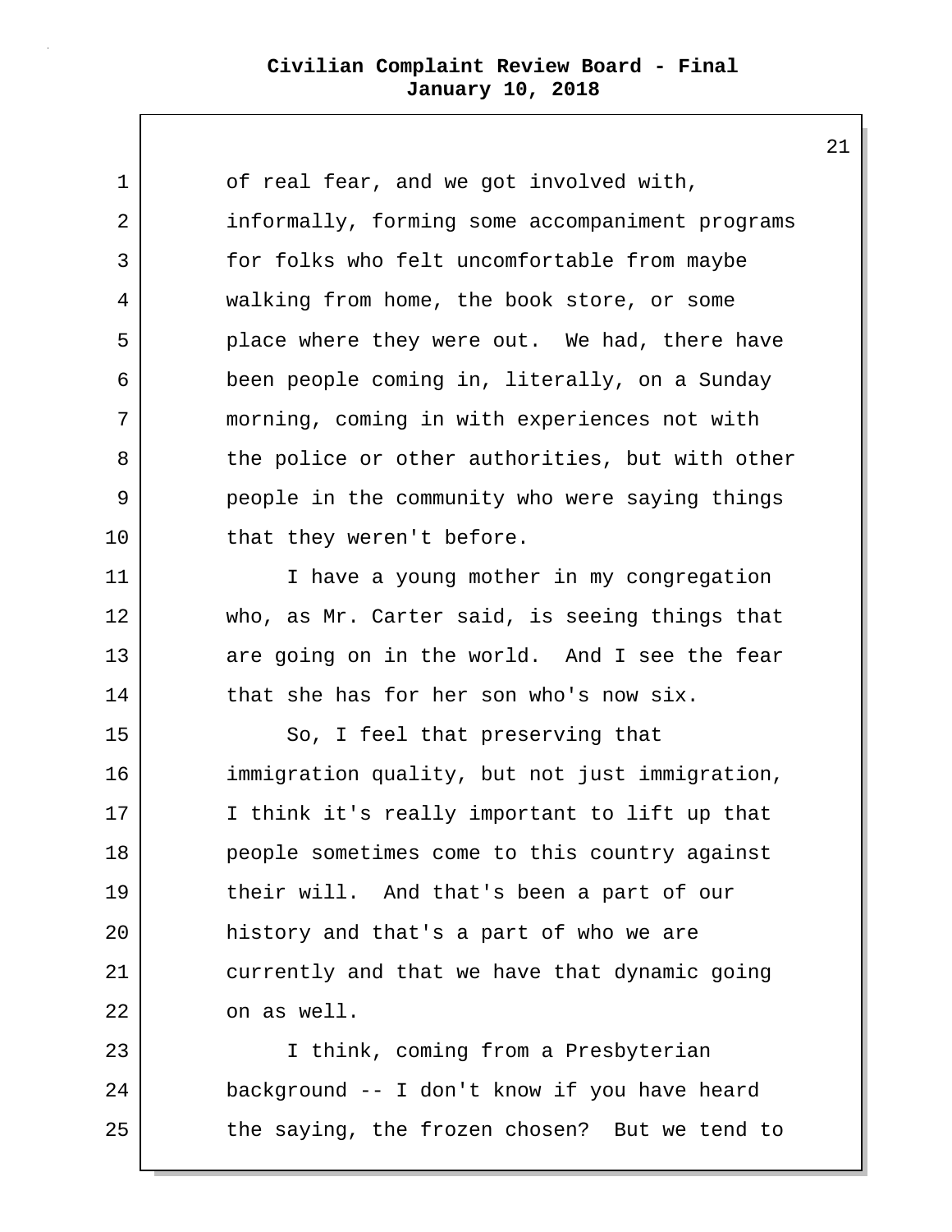of real fear, and we got involved with, informally, forming some accompaniment programs for folks who felt uncomfortable from maybe walking from home, the book store, or some place where they were out. We had, there have been people coming in, literally, on a Sunday morning, coming in with experiences not with the police or other authorities, but with other people in the community who were saying things that they weren't before.

I have a young mother in my congregation who, as Mr. Carter said, is seeing things that are going on in the world. And I see the fear that she has for her son who's now six.

So, I feel that preserving that immigration quality, but not just immigration, I think it's really important to lift up that people sometimes come to this country against their will. And that's been a part of our history and that's a part of who we are currently and that we have that dynamic going on as well.

I think, coming from a Presbyterian background -- I don't know if you have heard the saying, the frozen chosen? But we tend to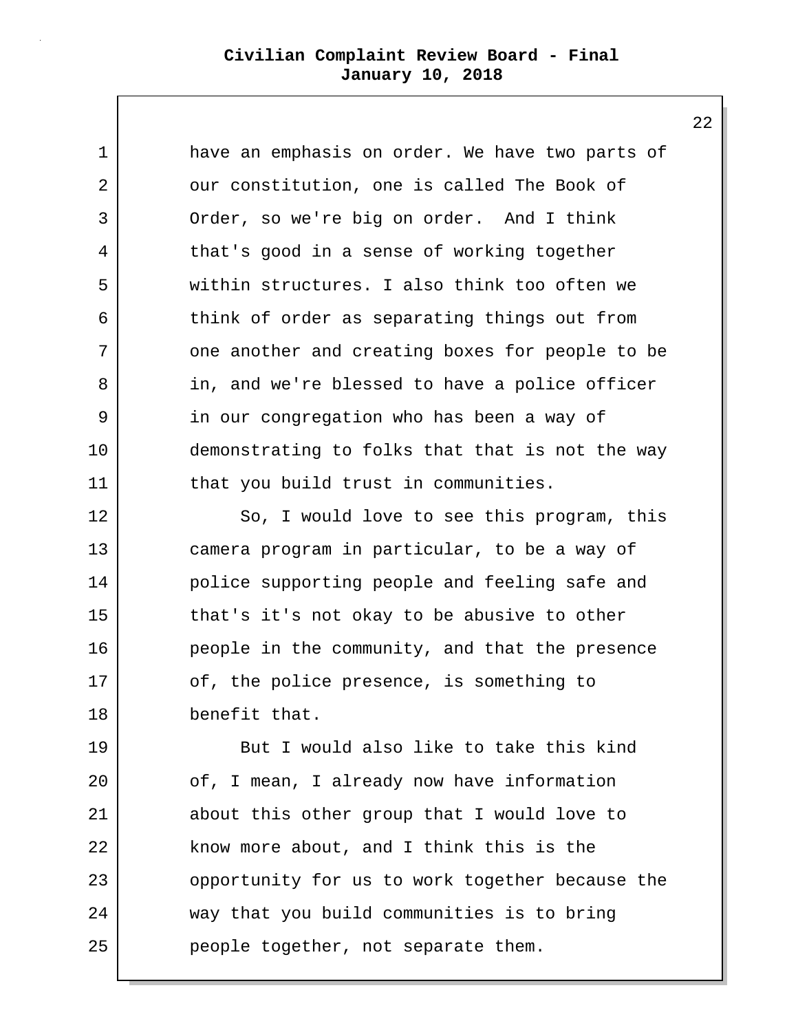have an emphasis on order. We have two parts of our constitution, one is called The Book of Order, so we're big on order. And I think that's good in a sense of working together within structures. I also think too often we think of order as separating things out from one another and creating boxes for people to be in, and we're blessed to have a police officer in our congregation who has been a way of demonstrating to folks that that is not the way that you build trust in communities.

So, I would love to see this program, this camera program in particular, to be a way of police supporting people and feeling safe and that's it's not okay to be abusive to other people in the community, and that the presence of, the police presence, is something to benefit that.

But I would also like to take this kind of, I mean, I already now have information about this other group that I would love to know more about, and I think this is the opportunity for us to work together because the way that you build communities is to bring people together, not separate them.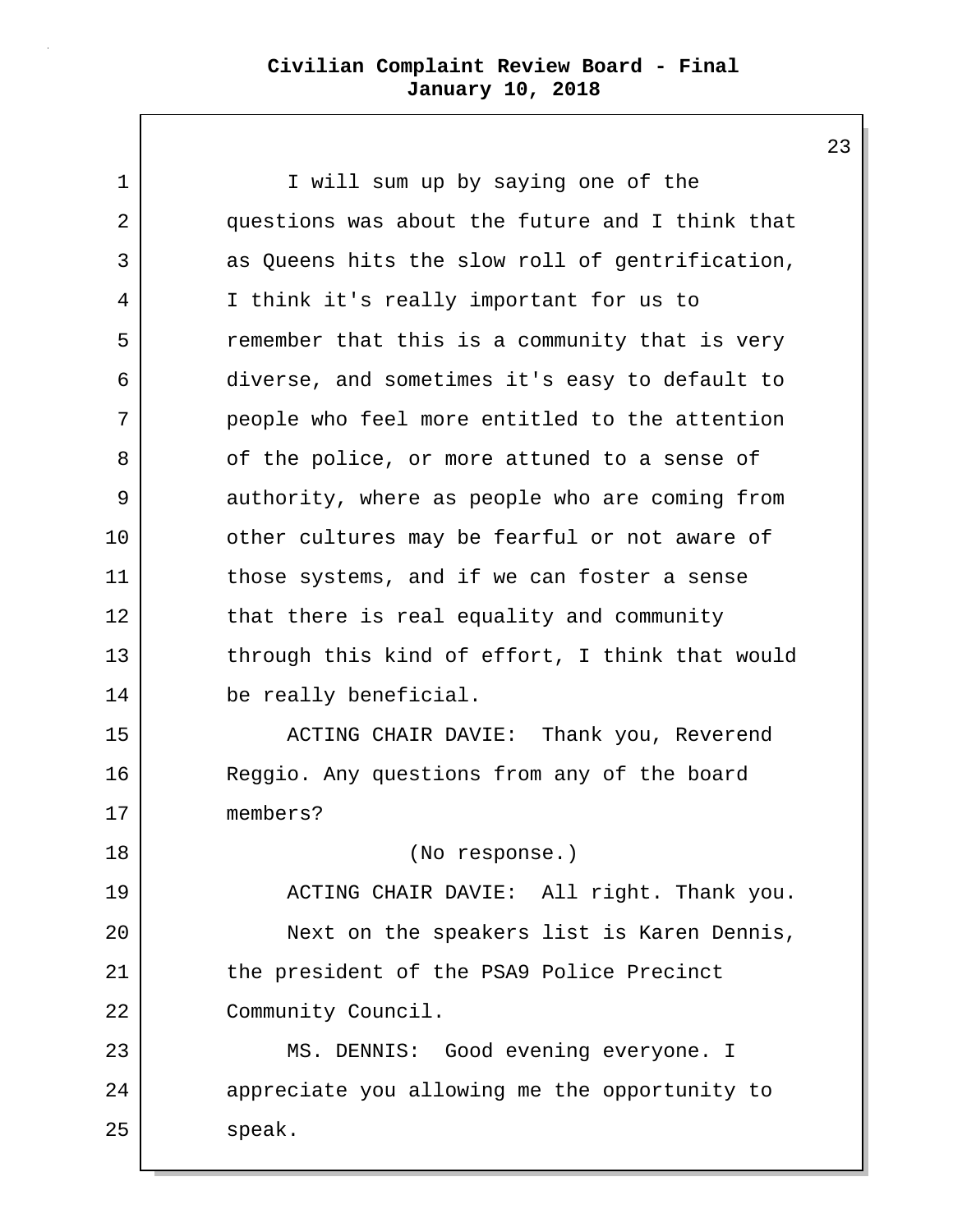I will sum up by saying one of the questions was about the future and I think that as Queens hits the slow roll of gentrification, I think it's really important for us to remember that this is a community that is very diverse, and sometimes it's easy to default to people who feel more entitled to the attention of the police, or more attuned to a sense of authority, where as people who are coming from other cultures may be fearful or not aware of those systems, and if we can foster a sense that there is real equality and community through this kind of effort, I think that would be really beneficial.

ACTING CHAIR DAVIE: Thank you, Reverend Reggio. Any questions from any of the board members?

(No response.)

ACTING CHAIR DAVIE: All right. Thank you.

Next on the speakers list is Karen Dennis, the president of the PSA9 Police Precinct Community Council.

MS. DENNIS: Good evening everyone. I appreciate you allowing me the opportunity to speak.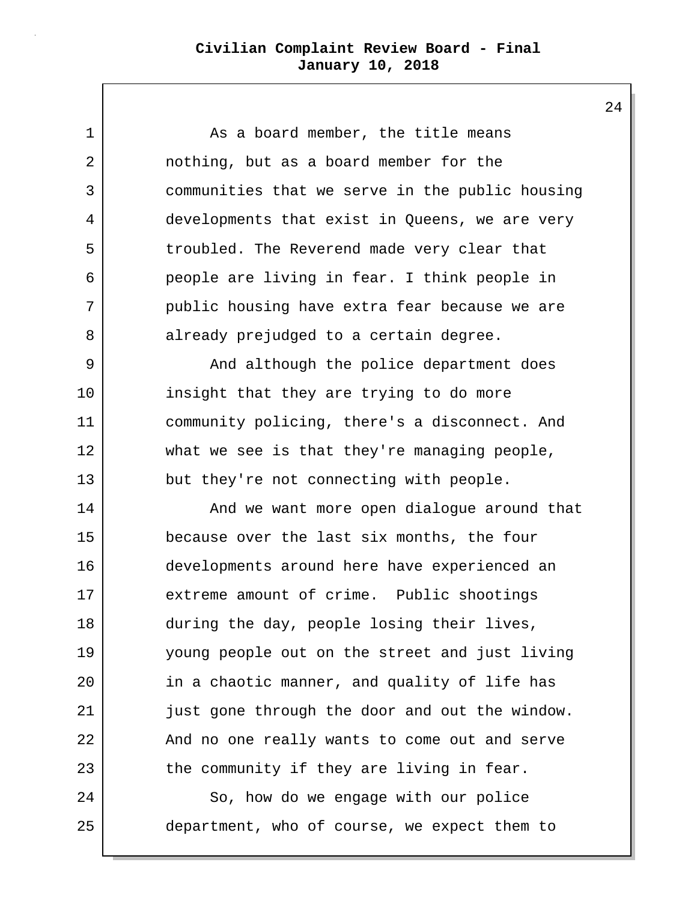As a board member, the title means nothing, but as a board member for the communities that we serve in the public housing developments that exist in Queens, we are very troubled. The Reverend made very clear that people are living in fear. I think people in public housing have extra fear because we are already prejudged to a certain degree.

And although the police department does insight that they are trying to do more community policing, there's a disconnect. And what we see is that they're managing people, but they're not connecting with people.

And we want more open dialogue around that because over the last six months, the four developments around here have experienced an extreme amount of crime. Public shootings during the day, people losing their lives, young people out on the street and just living in a chaotic manner, and quality of life has just gone through the door and out the window. And no one really wants to come out and serve the community if they are living in fear.

So, how do we engage with our police department, who of course, we expect them to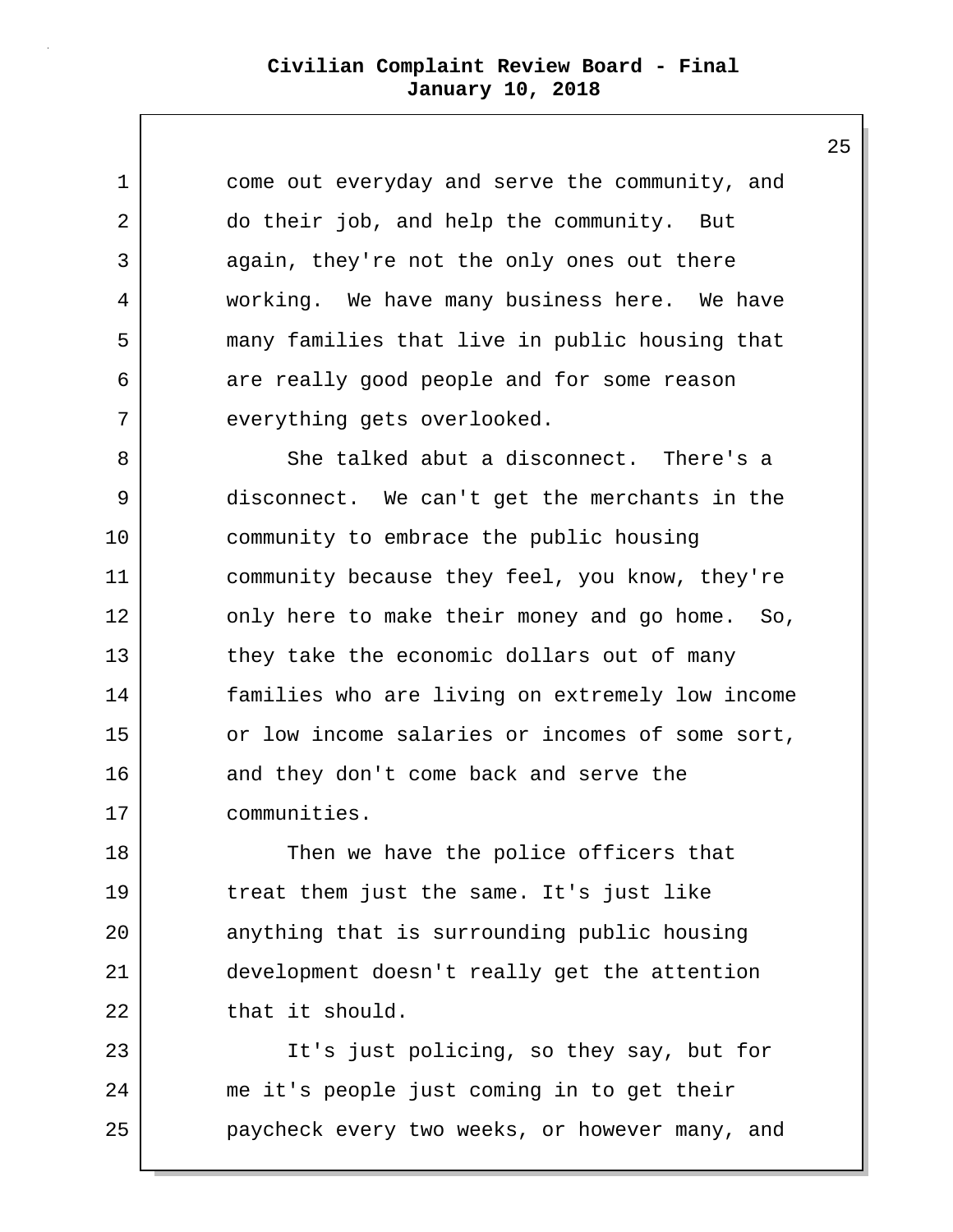come out everyday and serve the community, and do their job, and help the community. But again, they're not the only ones out there working. We have many business here. We have many families that live in public housing that are really good people and for some reason everything gets overlooked.

She talked abut a disconnect. There's a disconnect. We can't get the merchants in the community to embrace the public housing community because they feel, you know, they're only here to make their money and go home. So, they take the economic dollars out of many families who are living on extremely low income or low income salaries or incomes of some sort, and they don't come back and serve the communities.

Then we have the police officers that treat them just the same. It's just like anything that is surrounding public housing development doesn't really get the attention that it should.

It's just policing, so they say, but for me it's people just coming in to get their paycheck every two weeks, or however many, and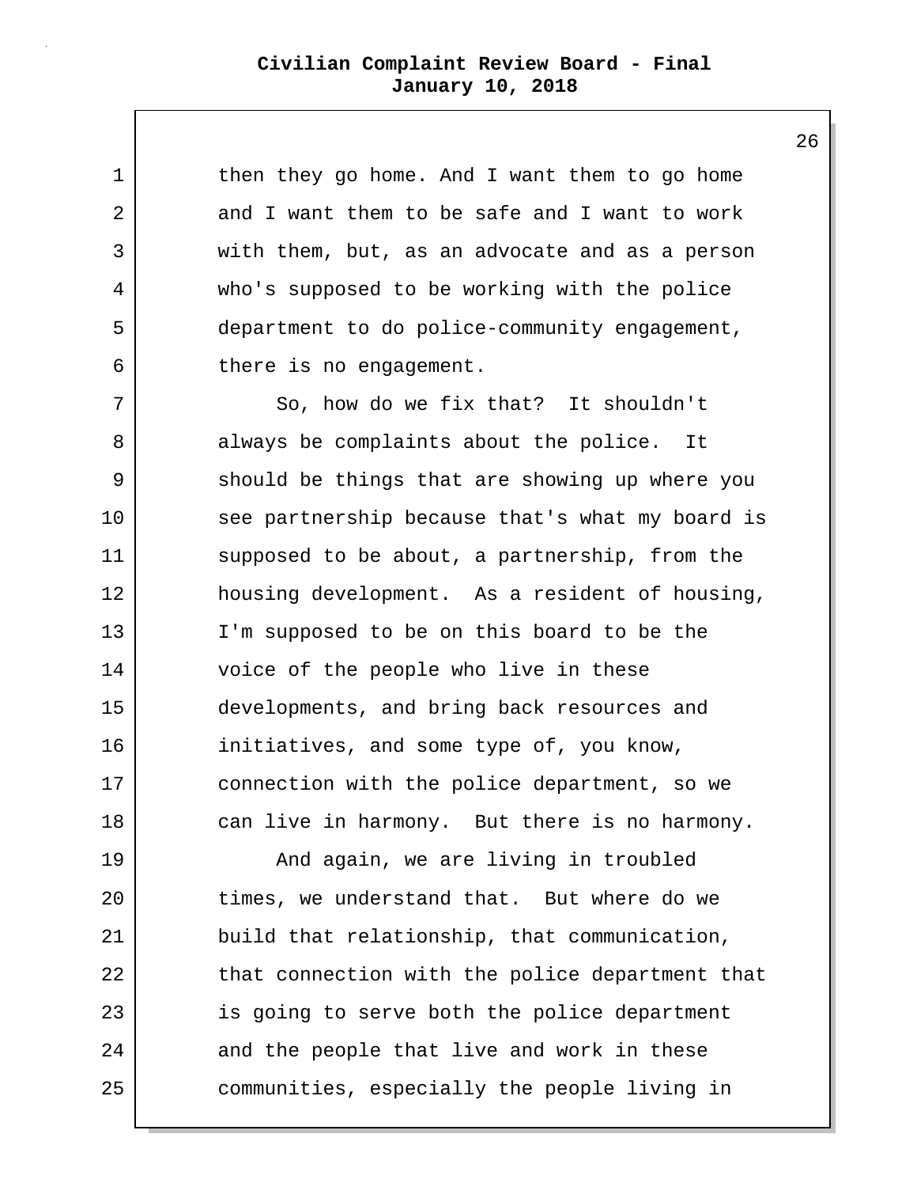then they go home. And I want them to go home and I want them to be safe and I want to work with them, but, as an advocate and as a person who's supposed to be working with the police department to do police-community engagement, there is no engagement.

So, how do we fix that? It shouldn't always be complaints about the police. It should be things that are showing up where you see partnership because that's what my board is supposed to be about, a partnership, from the housing development. As a resident of housing, I'm supposed to be on this board to be the voice of the people who live in these developments, and bring back resources and initiatives, and some type of, you know, connection with the police department, so we can live in harmony. But there is no harmony.

And again, we are living in troubled times, we understand that. But where do we build that relationship, that communication, that connection with the police department that is going to serve both the police department and the people that live and work in these communities, especially the people living in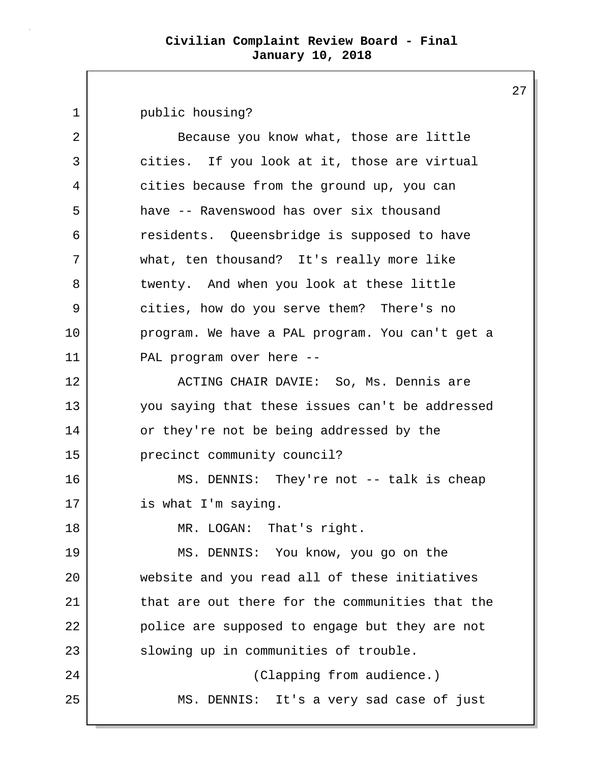public housing?

Because you know what, those are little cities. If you look at it, those are virtual cities because from the ground up, you can have -- Ravenswood has over six thousand residents. Queensbridge is supposed to have what, ten thousand? It's really more like twenty. And when you look at these little cities, how do you serve them? There's no program. We have a PAL program. You can't get a PAL program over here --

ACTING CHAIR DAVIE: So, Ms. Dennis are you saying that these issues can't be addressed or they're not be being addressed by the precinct community council?

MS. DENNIS: They're not -- talk is cheap is what I'm saying.

MR. LOGAN: That's right.

MS. DENNIS: You know, you go on the website and you read all of these initiatives that are out there for the communities that the police are supposed to engage but they are not slowing up in communities of trouble.

(Clapping from audience.)

MS. DENNIS: It's a very sad case of just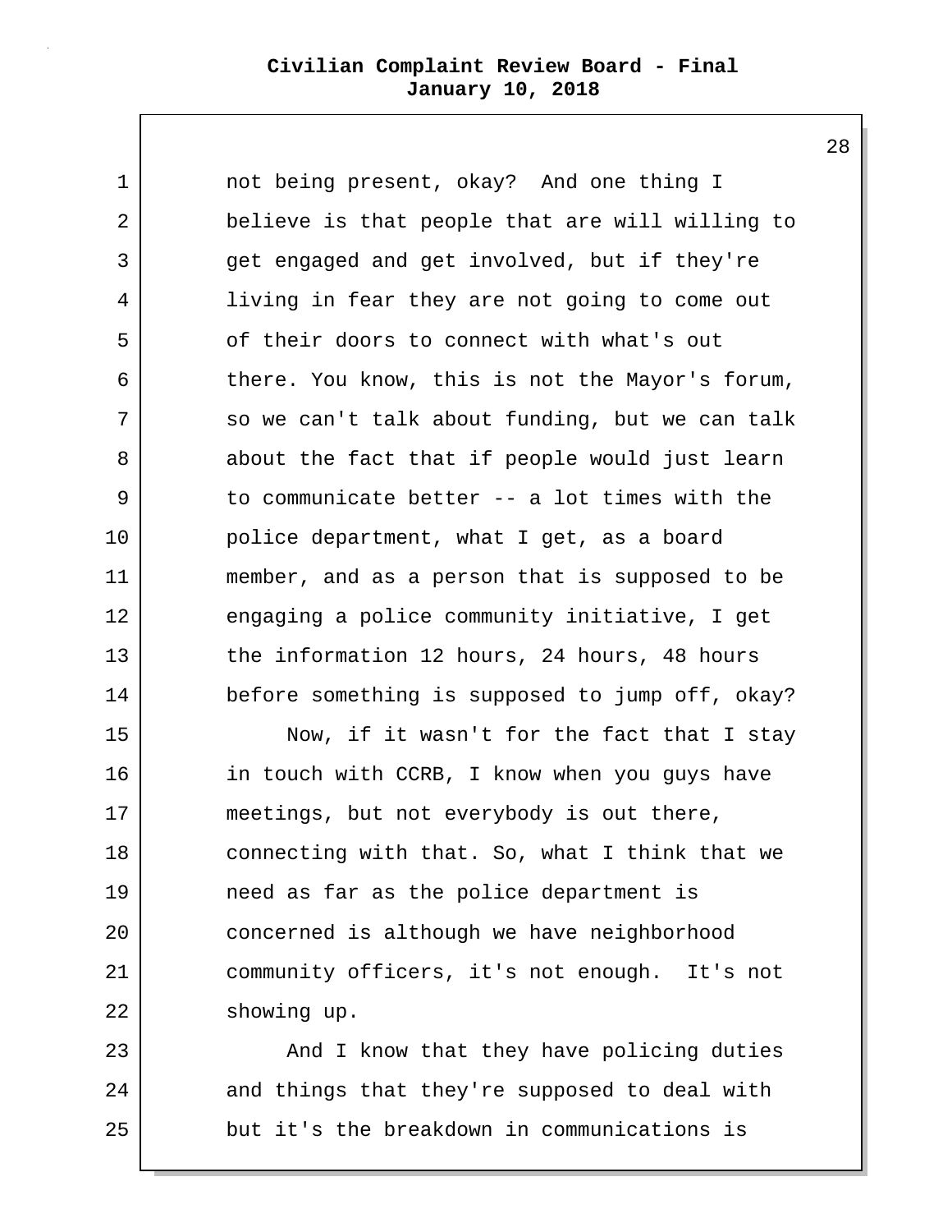not being present, okay? And one thing I believe is that people that are will willing to get engaged and get involved, but if they're living in fear they are not going to come out of their doors to connect with what's out there. You know, this is not the Mayor's forum, so we can't talk about funding, but we can talk about the fact that if people would just learn to communicate better -- a lot times with the police department, what I get, as a board member, and as a person that is supposed to be engaging a police community initiative, I get the information 12 hours, 24 hours, 48 hours before something is supposed to jump off, okay?

Now, if it wasn't for the fact that I stay in touch with CCRB, I know when you guys have meetings, but not everybody is out there, connecting with that. So, what I think that we need as far as the police department is concerned is although we have neighborhood community officers, it's not enough. It's not showing up.

And I know that they have policing duties and things that they're supposed to deal with but it's the breakdown in communications is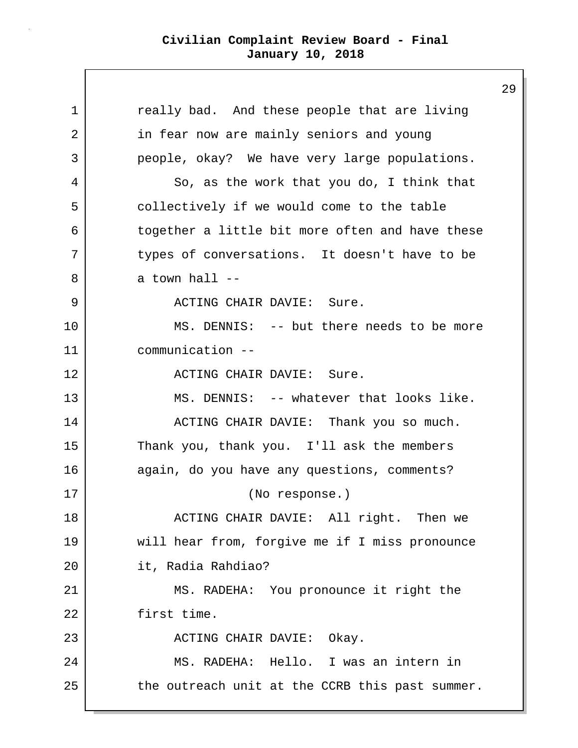really bad. And these people that are living in fear now are mainly seniors and young people, okay? We have very large populations.

So, as the work that you do, I think that collectively if we would come to the table together a little bit more often and have these types of conversations. It doesn't have to be a town hall --

ACTING CHAIR DAVIE: Sure.

MS. DENNIS: -- but there needs to be more communication --

ACTING CHAIR DAVIE: Sure.

MS. DENNIS: -- whatever that looks like.

ACTING CHAIR DAVIE: Thank you so much. Thank you, thank you. I'll ask the members again, do you have any questions, comments?

(No response.)

ACTING CHAIR DAVIE: All right. Then we will hear from, forgive me if I miss pronounce it, Radia Rahdiao?

MS. RADEHA: You pronounce it right the first time.

ACTING CHAIR DAVIE: Okay.

MS. RADEHA: Hello. I was an intern in the outreach unit at the CCRB this past summer.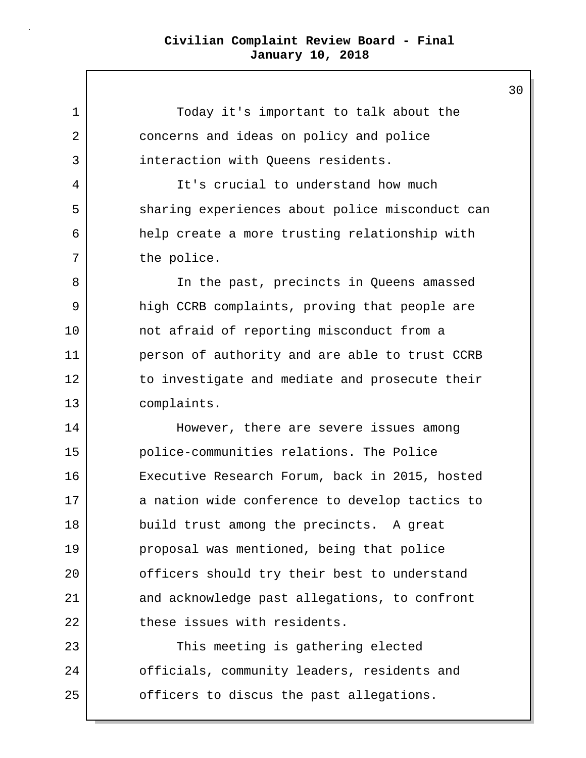Today it's important to talk about the concerns and ideas on policy and police interaction with Queens residents.

It's crucial to understand how much sharing experiences about police misconduct can help create a more trusting relationship with the police.

In the past, precincts in Queens amassed high CCRB complaints, proving that people are not afraid of reporting misconduct from a person of authority and are able to trust CCRB to investigate and mediate and prosecute their complaints.

However, there are severe issues among police-communities relations. The Police Executive Research Forum, back in 2015, hosted a nation wide conference to develop tactics to build trust among the precincts. A great proposal was mentioned, being that police officers should try their best to understand and acknowledge past allegations, to confront these issues with residents.

This meeting is gathering elected officials, community leaders, residents and officers to discus the past allegations.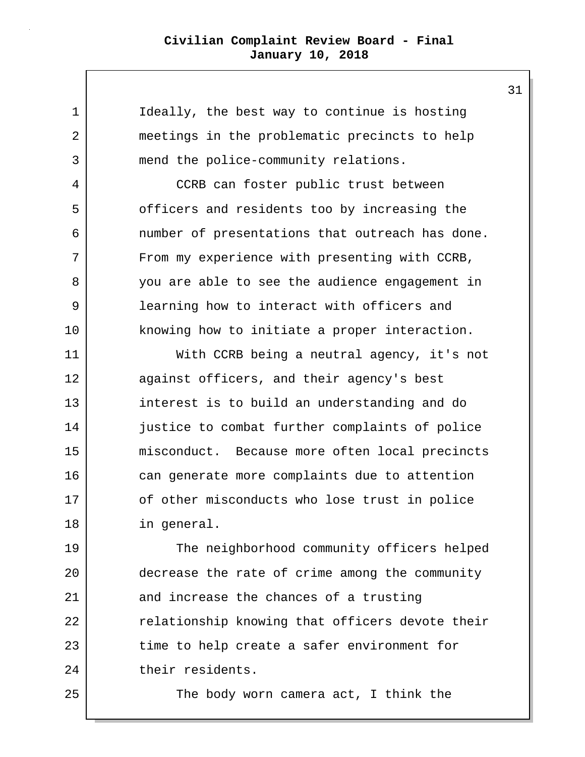Ideally, the best way to continue is hosting meetings in the problematic precincts to help mend the police-community relations.

CCRB can foster public trust between officers and residents too by increasing the number of presentations that outreach has done. From my experience with presenting with CCRB, you are able to see the audience engagement in learning how to interact with officers and knowing how to initiate a proper interaction.

With CCRB being a neutral agency, it's not against officers, and their agency's best interest is to build an understanding and do justice to combat further complaints of police misconduct. Because more often local precincts can generate more complaints due to attention of other misconducts who lose trust in police in general.

The neighborhood community officers helped decrease the rate of crime among the community and increase the chances of a trusting relationship knowing that officers devote their time to help create a safer environment for their residents.

The body worn camera act, I think the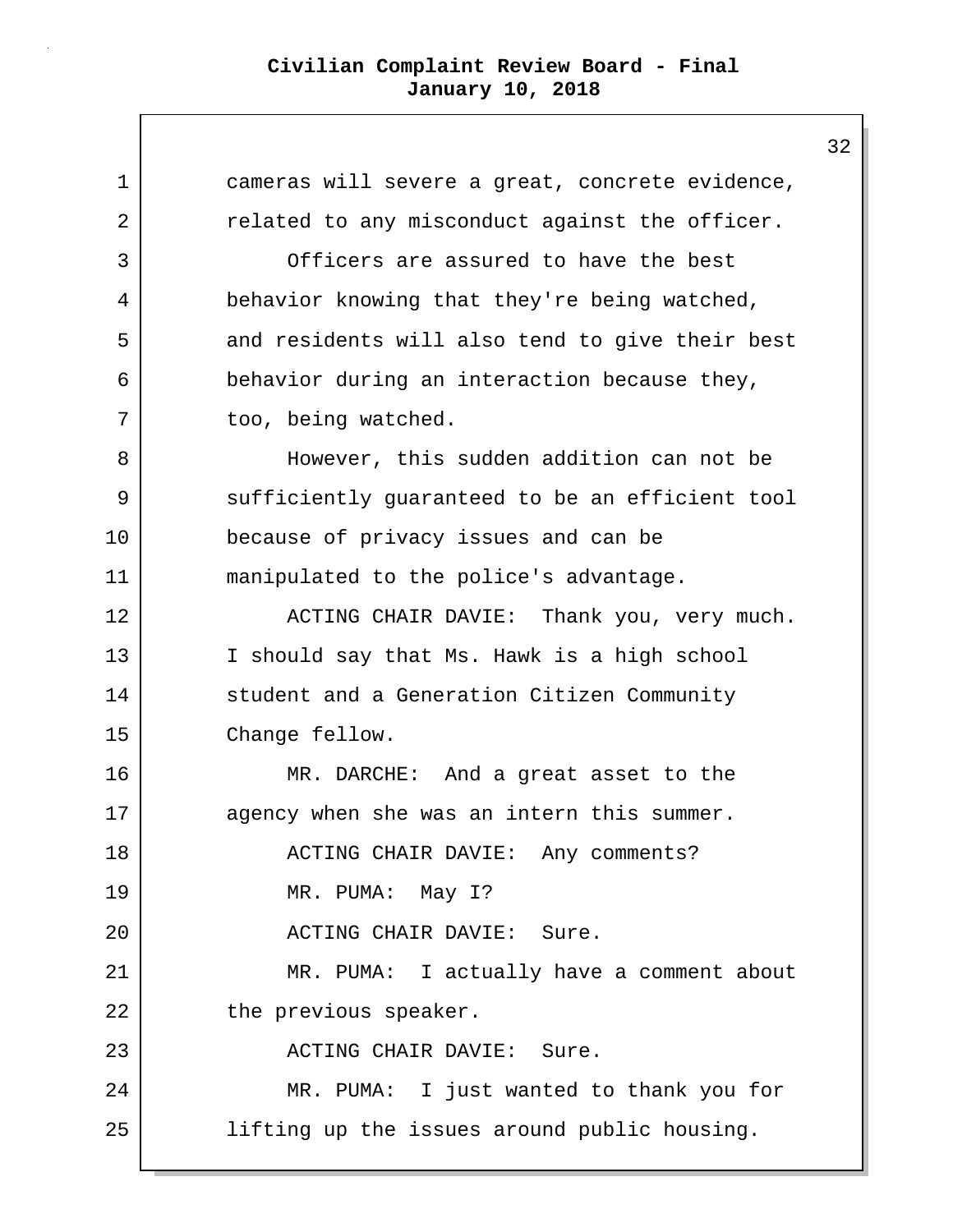cameras will severe a great, concrete evidence, related to any misconduct against the officer.

Officers are assured to have the best behavior knowing that they're being watched, and residents will also tend to give their best behavior during an interaction because they, too, being watched.

However, this sudden addition can not be sufficiently guaranteed to be an efficient tool because of privacy issues and can be manipulated to the police's advantage.

ACTING CHAIR DAVIE: Thank you, very much. I should say that Ms. Hawk is a high school student and a Generation Citizen Community Change fellow.

MR. DARCHE: And a great asset to the agency when she was an intern this summer.

ACTING CHAIR DAVIE: Any comments?

MR. PUMA: May I?

ACTING CHAIR DAVIE: Sure.

MR. PUMA: I actually have a comment about the previous speaker.

ACTING CHAIR DAVIE: Sure.

MR. PUMA: I just wanted to thank you for lifting up the issues around public housing.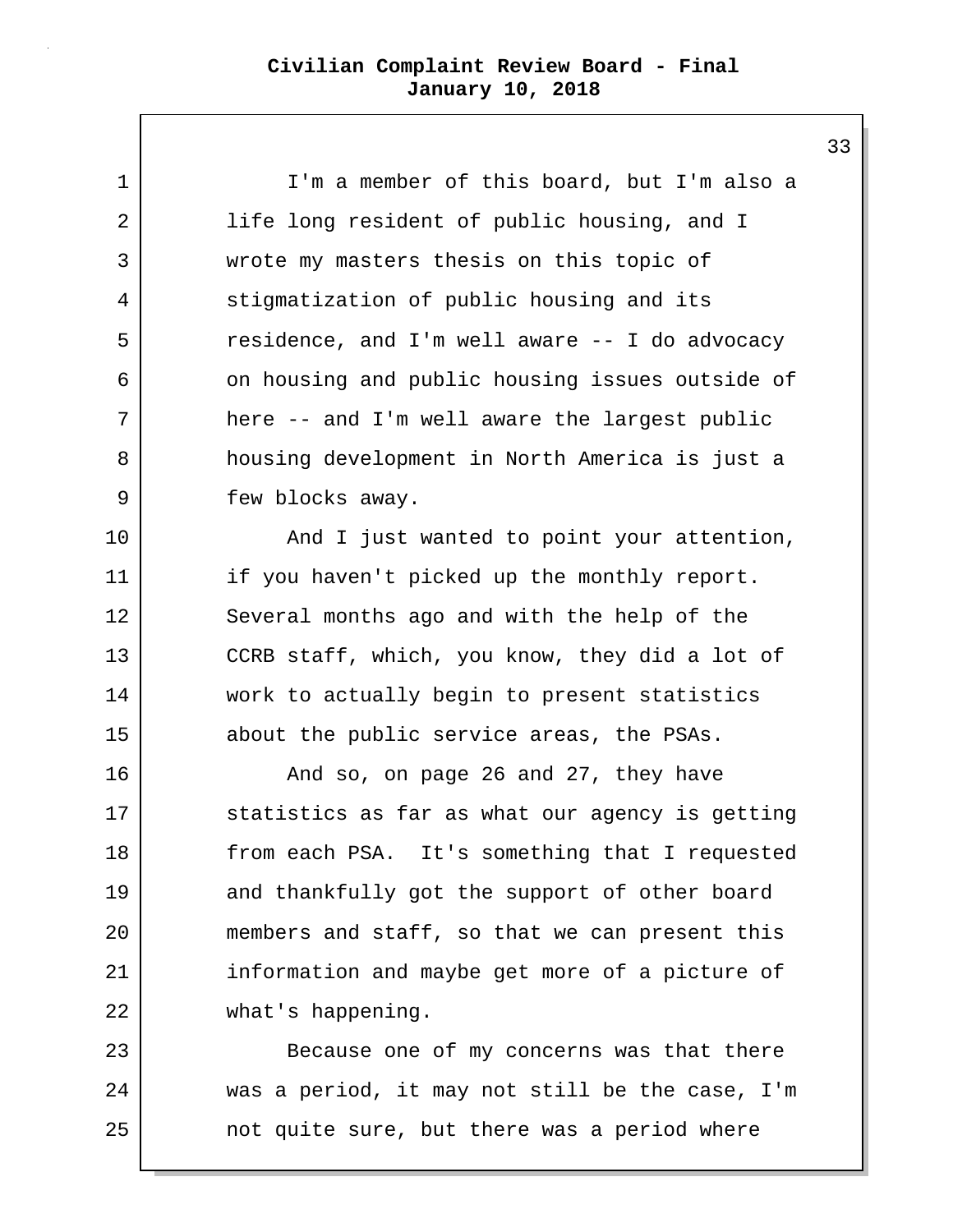I'm a member of this board, but I'm also a life long resident of public housing, and I wrote my masters thesis on this topic of stigmatization of public housing and its residence, and I'm well aware -- I do advocacy on housing and public housing issues outside of here -- and I'm well aware the largest public housing development in North America is just a few blocks away.

And I just wanted to point your attention, if you haven't picked up the monthly report. Several months ago and with the help of the CCRB staff, which, you know, they did a lot of work to actually begin to present statistics about the public service areas, the PSAs.

And so, on page 26 and 27, they have statistics as far as what our agency is getting from each PSA. It's something that I requested and thankfully got the support of other board members and staff, so that we can present this information and maybe get more of a picture of what's happening.

Because one of my concerns was that there was a period, it may not still be the case, I'm not quite sure, but there was a period where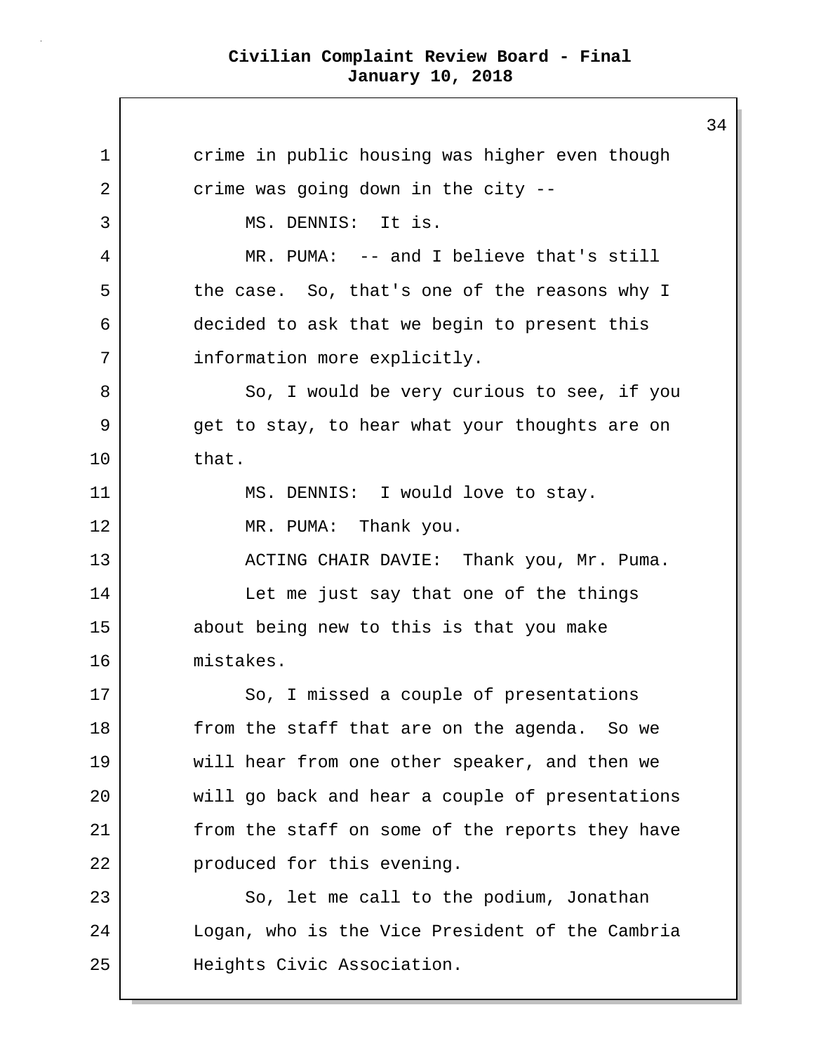crime in public housing was higher even though crime was going down in the city --

MS. DENNIS: It is.

MR. PUMA: -- and I believe that's still the case. So, that's one of the reasons why I decided to ask that we begin to present this information more explicitly.

So, I would be very curious to see, if you get to stay, to hear what your thoughts are on that.

MS. DENNIS: I would love to stay.

MR. PUMA: Thank you.

ACTING CHAIR DAVIE: Thank you, Mr. Puma.

Let me just say that one of the things about being new to this is that you make mistakes.

So, I missed a couple of presentations from the staff that are on the agenda. So we will hear from one other speaker, and then we will go back and hear a couple of presentations from the staff on some of the reports they have produced for this evening.

So, let me call to the podium, Jonathan Logan, who is the Vice President of the Cambria Heights Civic Association.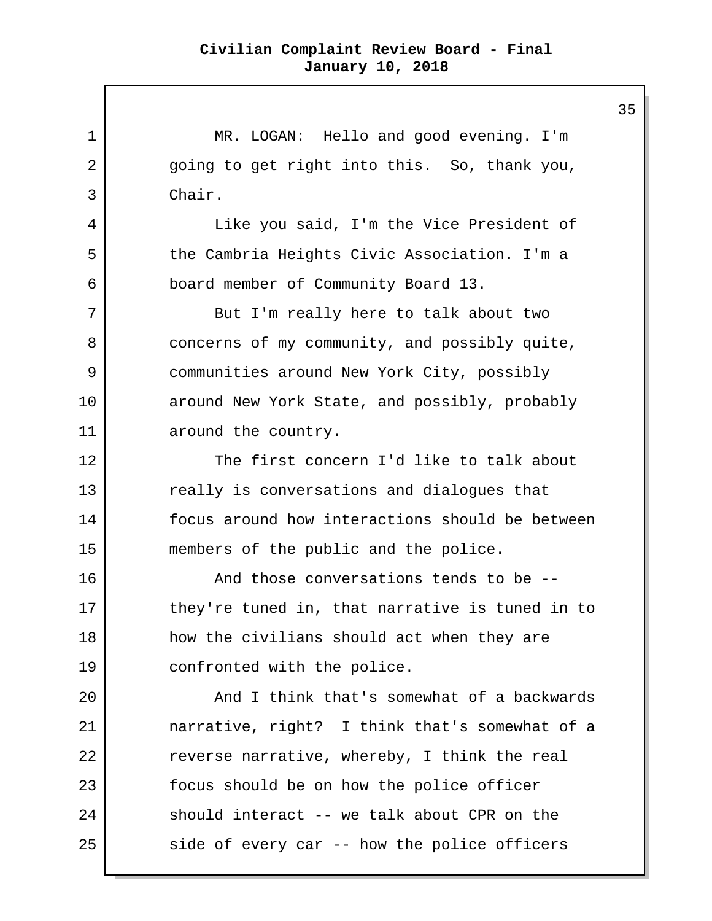MR. LOGAN: Hello and good evening. I'm going to get right into this. So, thank you, Chair.

Like you said, I'm the Vice President of the Cambria Heights Civic Association. I'm a board member of Community Board 13.

But I'm really here to talk about two concerns of my community, and possibly quite, communities around New York City, possibly around New York State, and possibly, probably around the country.

The first concern I'd like to talk about really is conversations and dialogues that focus around how interactions should be between members of the public and the police.

And those conversations tends to be -- they're tuned in, that narrative is tuned in to how the civilians should act when they are confronted with the police.

And I think that's somewhat of a backwards narrative, right? I think that's somewhat of a reverse narrative, whereby, I think the real focus should be on how the police officer should interact -- we talk about CPR on the side of every car -- how the police officers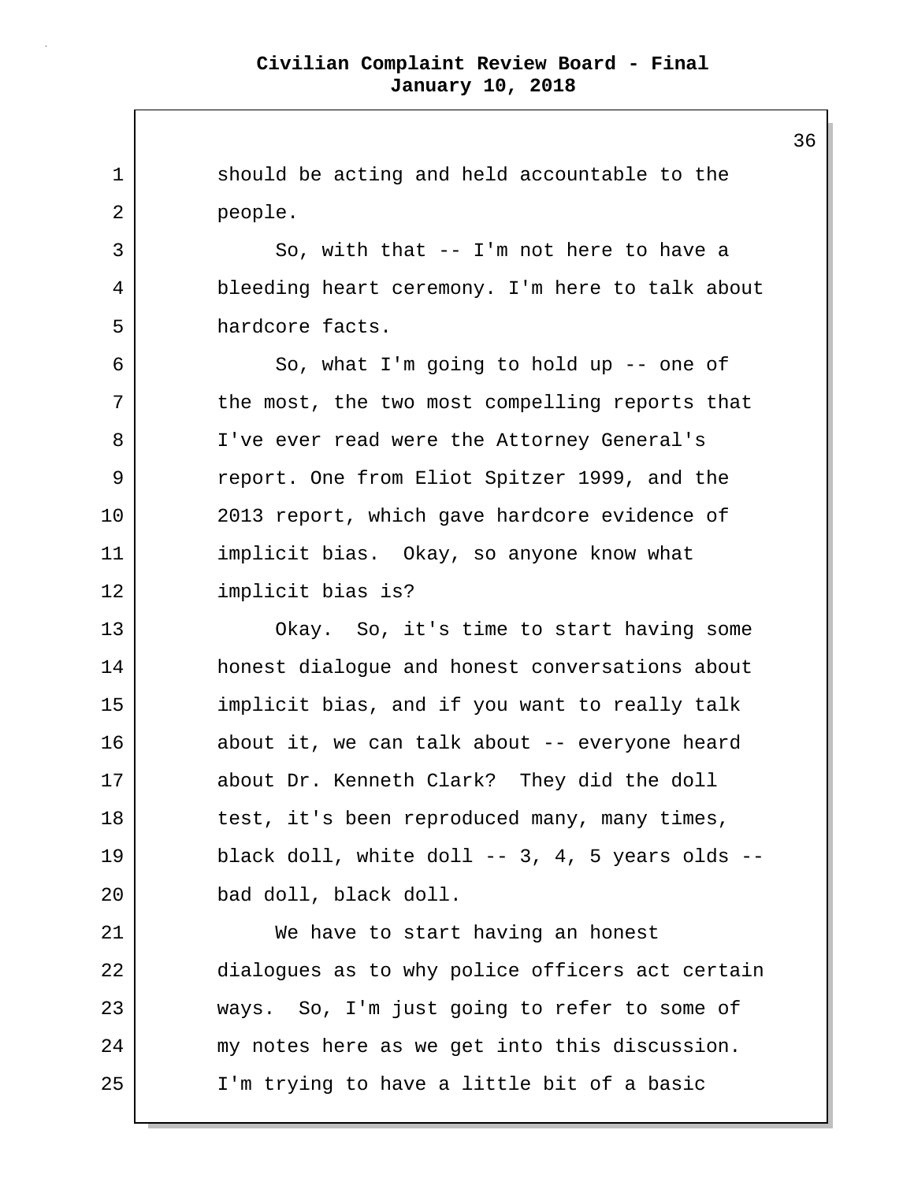should be acting and held accountable to the people.

So, with that -- I'm not here to have a bleeding heart ceremony. I'm here to talk about hardcore facts.

So, what I'm going to hold up -- one of the most, the two most compelling reports that I've ever read were the Attorney General's report. One from Eliot Spitzer 1999, and the 2013 report, which gave hardcore evidence of implicit bias. Okay, so anyone know what implicit bias is?

Okay. So, it's time to start having some honest dialogue and honest conversations about implicit bias, and if you want to really talk about it, we can talk about -- everyone heard about Dr. Kenneth Clark? They did the doll test, it's been reproduced many, many times, black doll, white doll -- 3, 4, 5 years olds -- bad doll, black doll.

We have to start having an honest dialogues as to why police officers act certain ways. So, I'm just going to refer to some of my notes here as we get into this discussion. I'm trying to have a little bit of a basic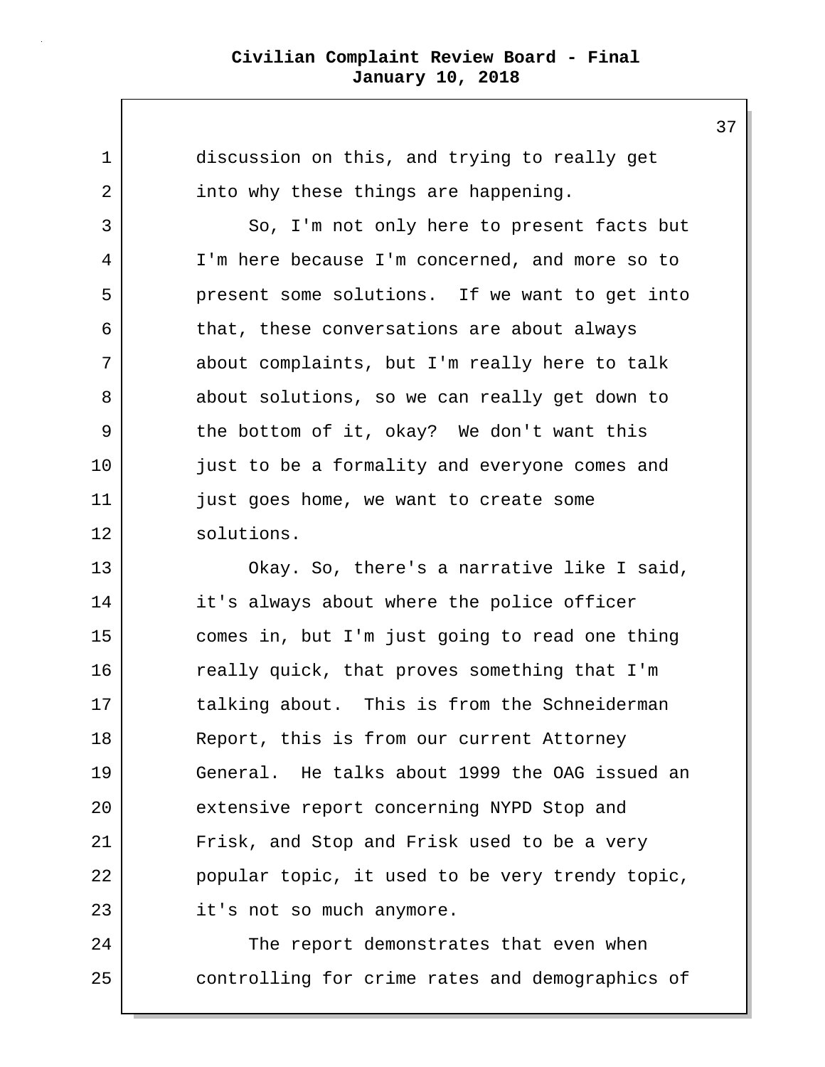discussion on this, and trying to really get into why these things are happening.

So, I'm not only here to present facts but I'm here because I'm concerned, and more so to present some solutions. If we want to get into that, these conversations are about always about complaints, but I'm really here to talk about solutions, so we can really get down to the bottom of it, okay? We don't want this just to be a formality and everyone comes and just goes home, we want to create some solutions.

Okay. So, there's a narrative like I said, it's always about where the police officer comes in, but I'm just going to read one thing really quick, that proves something that I'm talking about. This is from the Schneiderman Report, this is from our current Attorney General. He talks about 1999 the OAG issued an extensive report concerning NYPD Stop and Frisk, and Stop and Frisk used to be a very popular topic, it used to be very trendy topic, it's not so much anymore.

The report demonstrates that even when controlling for crime rates and demographics of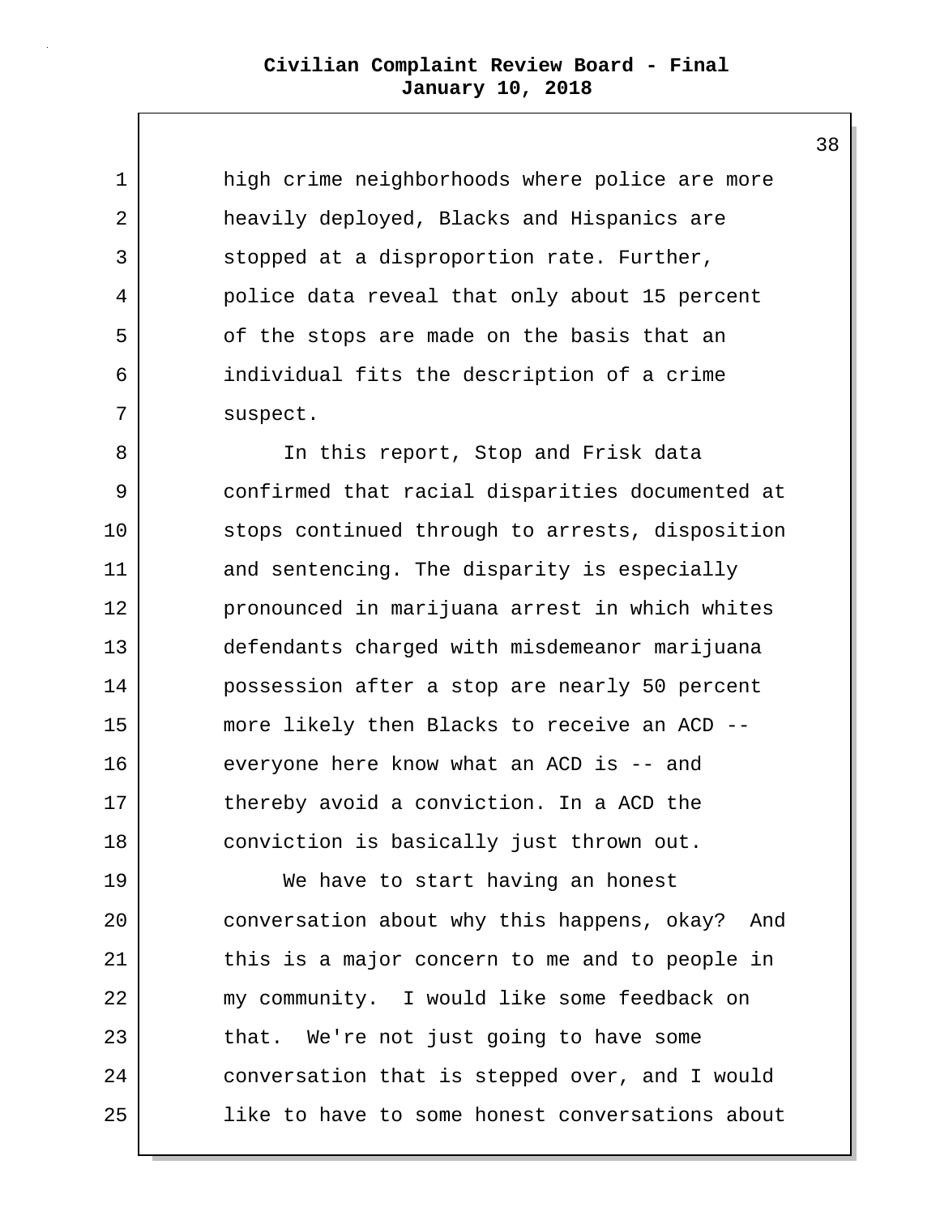high crime neighborhoods where police are more heavily deployed, Blacks and Hispanics are stopped at a disproportion rate. Further, police data reveal that only about 15 percent of the stops are made on the basis that an individual fits the description of a crime suspect.

In this report, Stop and Frisk data confirmed that racial disparities documented at stops continued through to arrests, disposition and sentencing. The disparity is especially pronounced in marijuana arrest in which whites defendants charged with misdemeanor marijuana possession after a stop are nearly 50 percent more likely then Blacks to receive an ACD -- everyone here know what an ACD is -- and thereby avoid a conviction. In a ACD the conviction is basically just thrown out.

We have to start having an honest conversation about why this happens, okay? And this is a major concern to me and to people in my community. I would like some feedback on that. We're not just going to have some conversation that is stepped over, and I would like to have to some honest conversations about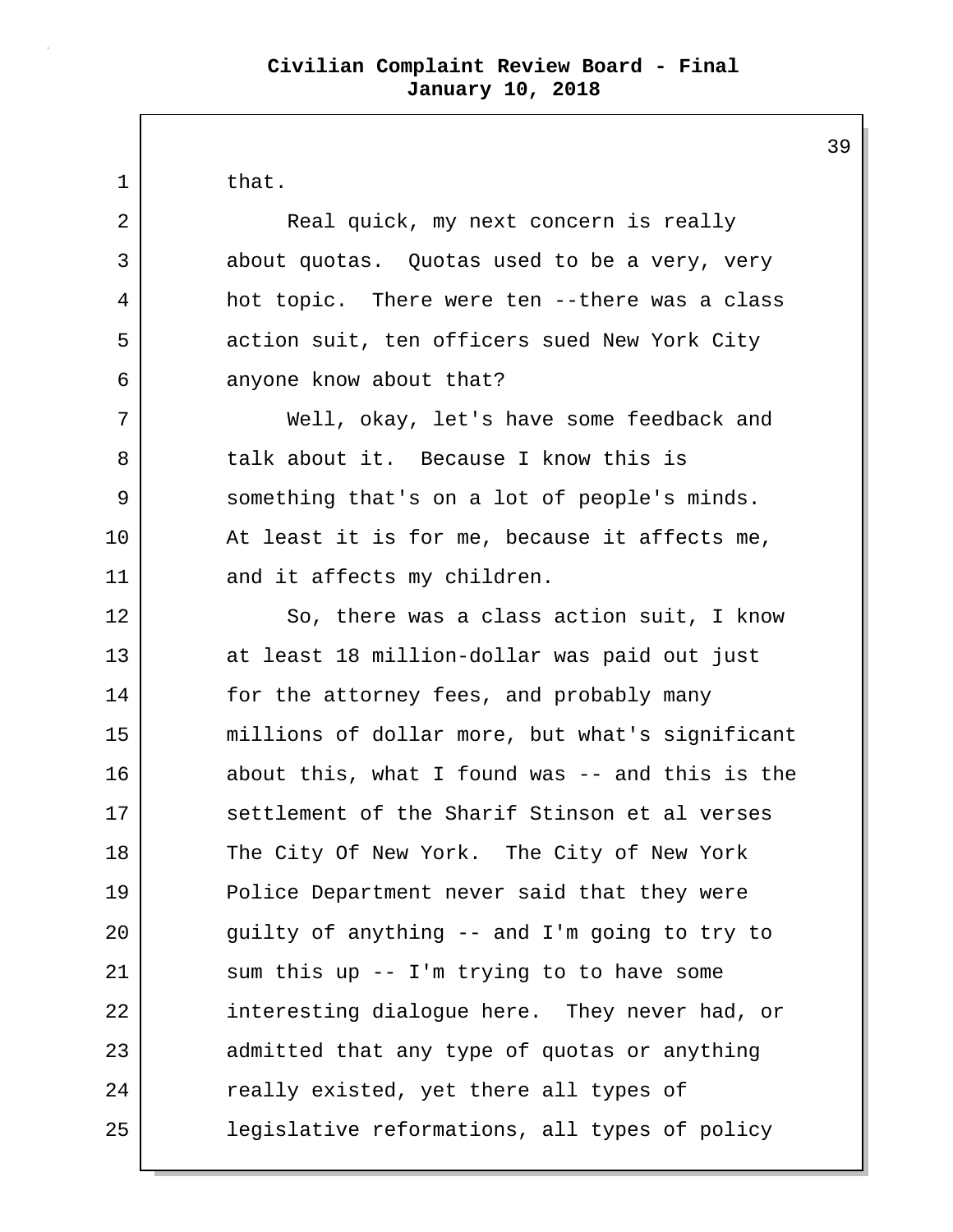that.

Real quick, my next concern is really about quotas. Quotas used to be a very, very hot topic. There were ten --there was a class action suit, ten officers sued New York City anyone know about that?

Well, okay, let's have some feedback and talk about it. Because I know this is something that's on a lot of people's minds. At least it is for me, because it affects me, and it affects my children.

So, there was a class action suit, I know at least 18 million-dollar was paid out just for the attorney fees, and probably many millions of dollar more, but what's significant about this, what I found was -- and this is the settlement of the Sharif Stinson et al verses The City Of New York. The City of New York Police Department never said that they were guilty of anything -- and I'm going to try to sum this up -- I'm trying to to have some interesting dialogue here. They never had, or admitted that any type of quotas or anything really existed, yet there all types of legislative reformations, all types of policy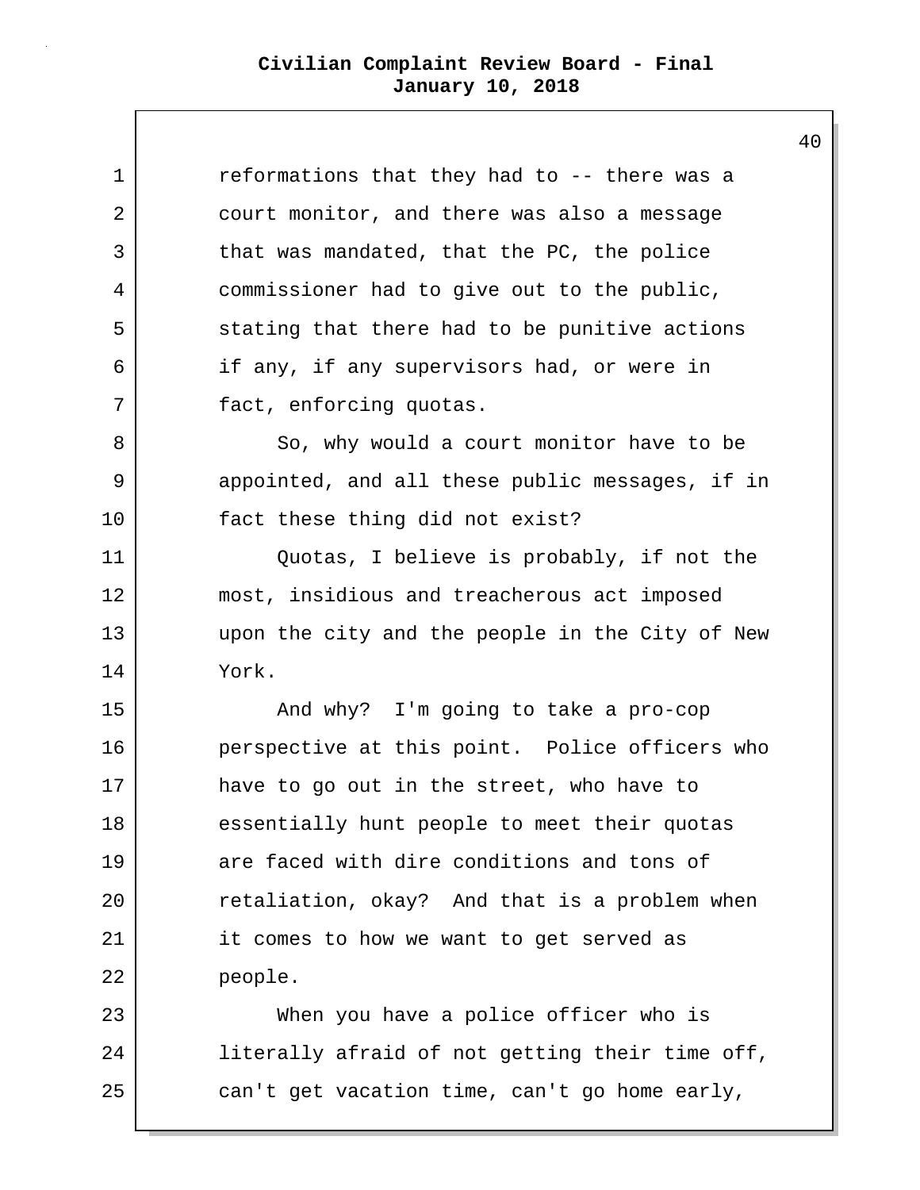reformations that they had to -- there was a court monitor, and there was also a message that was mandated, that the PC, the police commissioner had to give out to the public, stating that there had to be punitive actions if any, if any supervisors had, or were in fact, enforcing quotas.

So, why would a court monitor have to be appointed, and all these public messages, if in fact these thing did not exist?

Quotas, I believe is probably, if not the most, insidious and treacherous act imposed upon the city and the people in the City of New York.

And why? I'm going to take a pro-cop perspective at this point. Police officers who have to go out in the street, who have to essentially hunt people to meet their quotas are faced with dire conditions and tons of retaliation, okay? And that is a problem when it comes to how we want to get served as people.

When you have a police officer who is literally afraid of not getting their time off, can't get vacation time, can't go home early,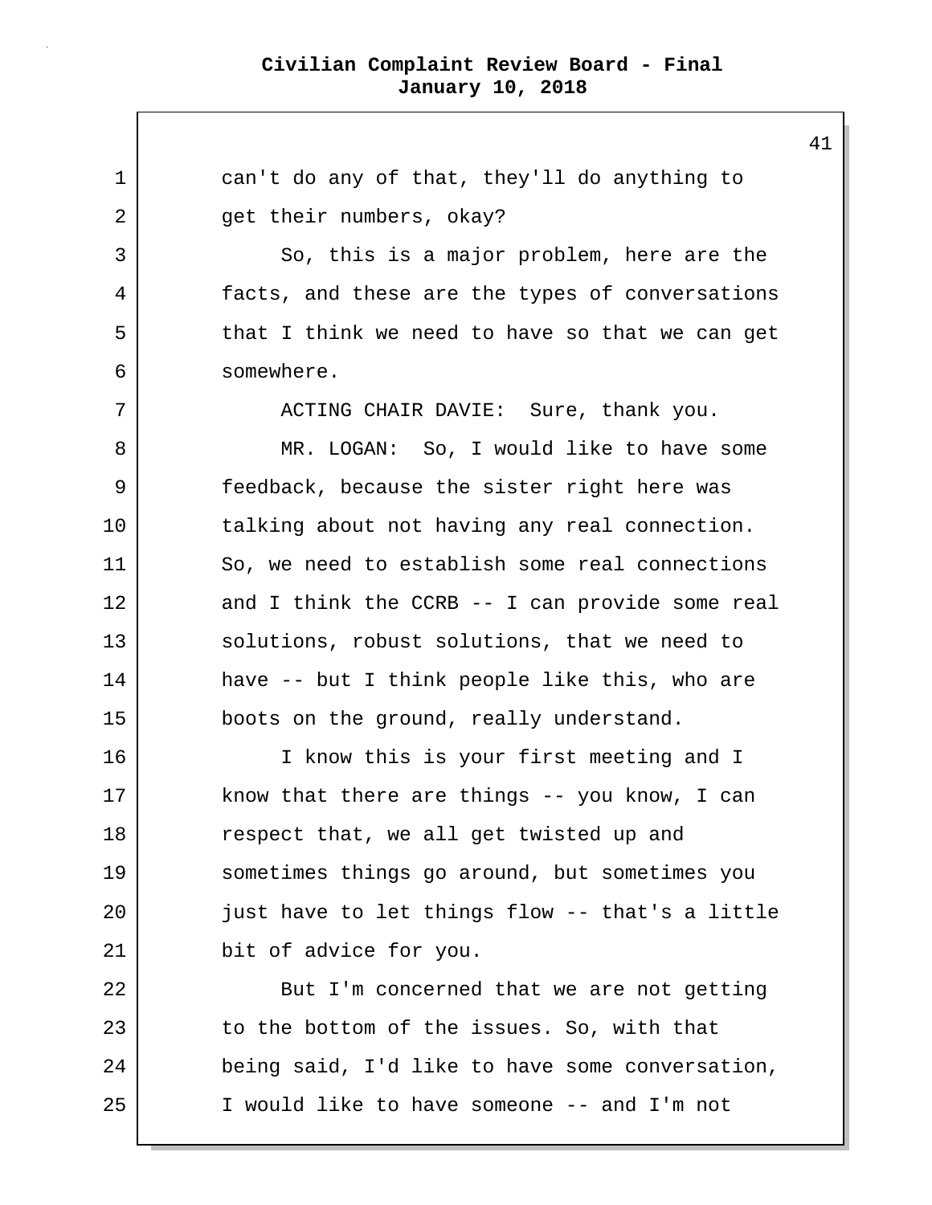can't do any of that, they'll do anything to get their numbers, okay?

So, this is a major problem, here are the facts, and these are the types of conversations that I think we need to have so that we can get somewhere.

ACTING CHAIR DAVIE: Sure, thank you.

MR. LOGAN: So, I would like to have some feedback, because the sister right here was talking about not having any real connection. So, we need to establish some real connections and I think the CCRB -- I can provide some real solutions, robust solutions, that we need to have -- but I think people like this, who are boots on the ground, really understand.

I know this is your first meeting and I know that there are things -- you know, I can respect that, we all get twisted up and sometimes things go around, but sometimes you just have to let things flow -- that's a little bit of advice for you.

But I'm concerned that we are not getting to the bottom of the issues. So, with that being said, I'd like to have some conversation, I would like to have someone -- and I'm not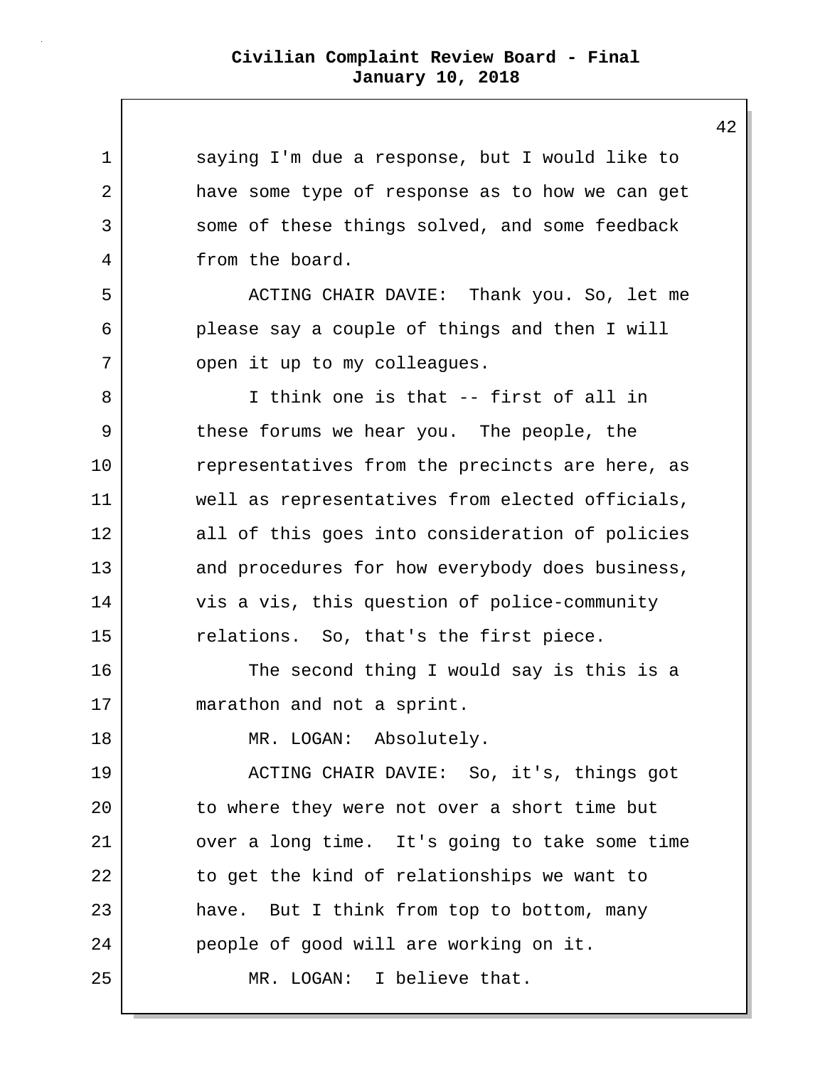saying I'm due a response, but I would like to have some type of response as to how we can get some of these things solved, and some feedback from the board.

ACTING CHAIR DAVIE: Thank you. So, let me please say a couple of things and then I will open it up to my colleagues.

I think one is that -- first of all in these forums we hear you. The people, the representatives from the precincts are here, as well as representatives from elected officials, all of this goes into consideration of policies and procedures for how everybody does business, vis a vis, this question of police-community relations. So, that's the first piece.

The second thing I would say is this is a marathon and not a sprint.

MR. LOGAN: Absolutely.

ACTING CHAIR DAVIE: So, it's, things got to where they were not over a short time but over a long time. It's going to take some time to get the kind of relationships we want to have. But I think from top to bottom, many people of good will are working on it.

MR. LOGAN: I believe that.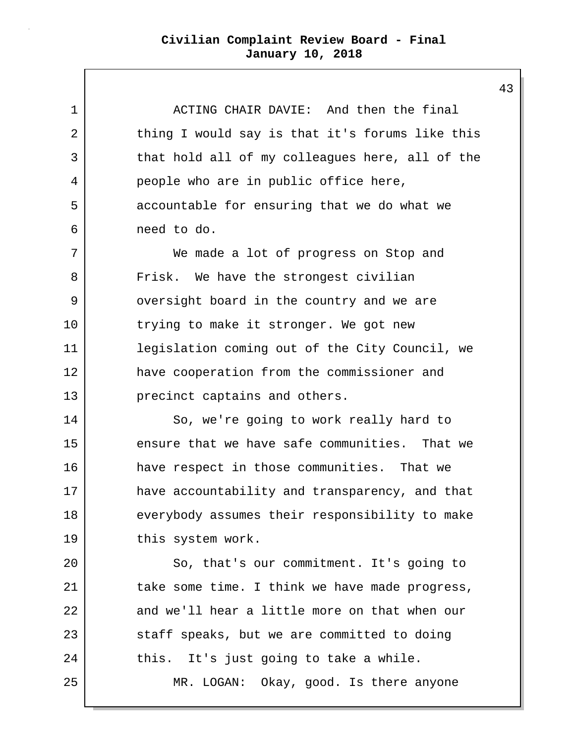ACTING CHAIR DAVIE: And then the final thing I would say is that it's forums like this that hold all of my colleagues here, all of the people who are in public office here, accountable for ensuring that we do what we need to do.

We made a lot of progress on Stop and Frisk. We have the strongest civilian oversight board in the country and we are trying to make it stronger. We got new legislation coming out of the City Council, we have cooperation from the commissioner and precinct captains and others.

So, we're going to work really hard to ensure that we have safe communities. That we have respect in those communities. That we have accountability and transparency, and that everybody assumes their responsibility to make this system work.

So, that's our commitment. It's going to take some time. I think we have made progress, and we'll hear a little more on that when our staff speaks, but we are committed to doing this. It's just going to take a while.

MR. LOGAN: Okay, good. Is there anyone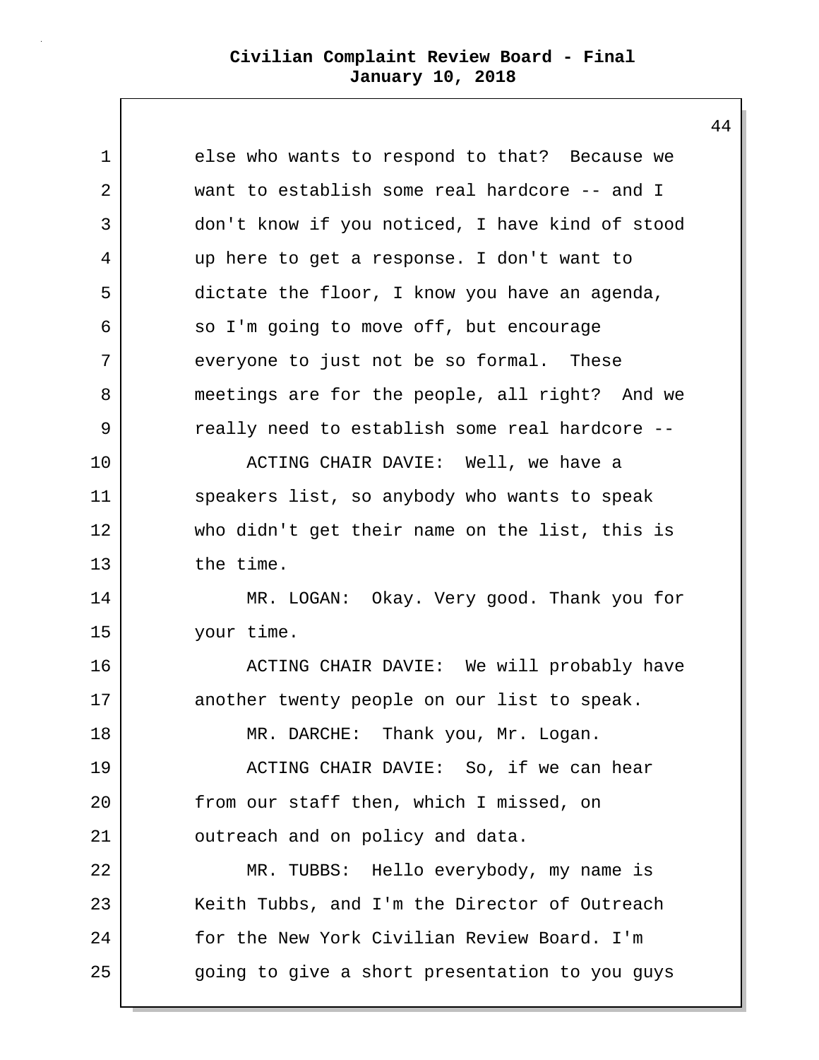else who wants to respond to that? Because we want to establish some real hardcore -- and I don't know if you noticed, I have kind of stood up here to get a response. I don't want to dictate the floor, I know you have an agenda, so I'm going to move off, but encourage everyone to just not be so formal. These meetings are for the people, all right? And we really need to establish some real hardcore --

ACTING CHAIR DAVIE: Well, we have a speakers list, so anybody who wants to speak who didn't get their name on the list, this is the time.

MR. LOGAN: Okay. Very good. Thank you for your time.

ACTING CHAIR DAVIE: We will probably have another twenty people on our list to speak.

MR. DARCHE: Thank you, Mr. Logan.

ACTING CHAIR DAVIE: So, if we can hear from our staff then, which I missed, on outreach and on policy and data.

MR. TUBBS: Hello everybody, my name is Keith Tubbs, and I'm the Director of Outreach for the New York Civilian Review Board. I'm going to give a short presentation to you guys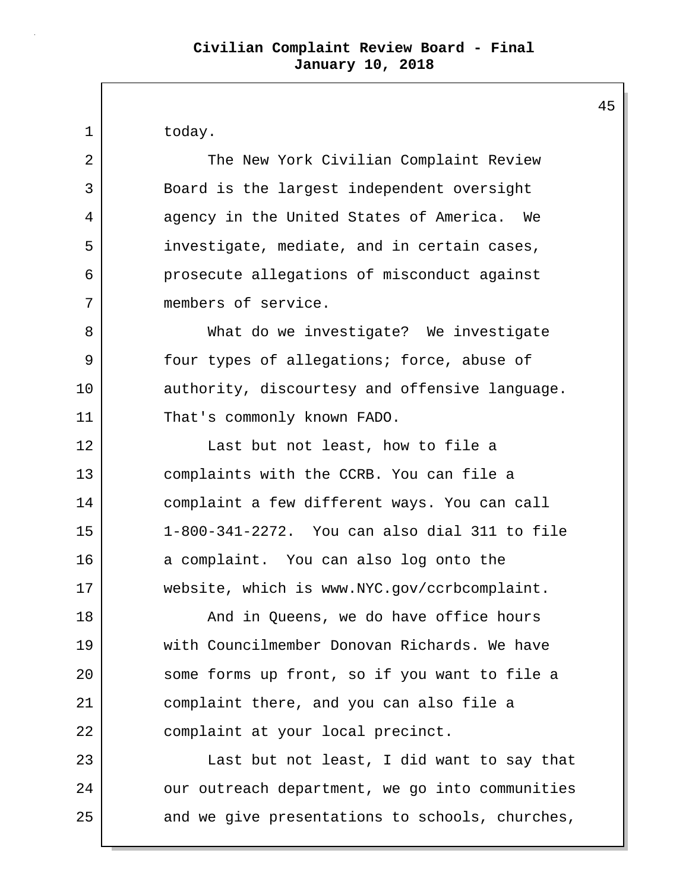today.

The New York Civilian Complaint Review Board is the largest independent oversight agency in the United States of America. We investigate, mediate, and in certain cases, prosecute allegations of misconduct against members of service.

What do we investigate? We investigate four types of allegations; force, abuse of authority, discourtesy and offensive language. That's commonly known FADO.

Last but not least, how to file a complaints with the CCRB. You can file a complaint a few different ways. You can call 1-800-341-2272. You can also dial 311 to file a complaint. You can also log onto the website, which is www.NYC.gov/ccrbcomplaint.

And in Queens, we do have office hours with Councilmember Donovan Richards. We have some forms up front, so if you want to file a complaint there, and you can also file a complaint at your local precinct.

Last but not least, I did want to say that our outreach department, we go into communities and we give presentations to schools, churches,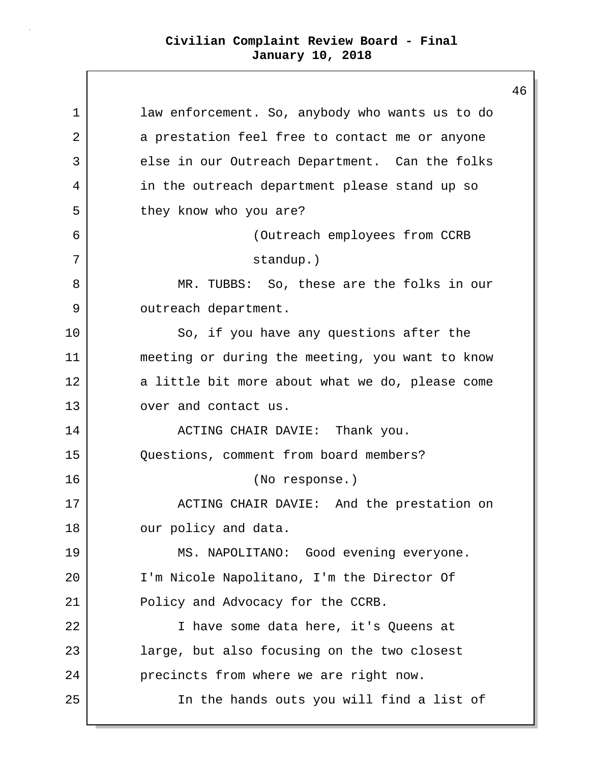law enforcement. So, anybody who wants us to do a prestation feel free to contact me or anyone else in our Outreach Department. Can the folks in the outreach department please stand up so they know who you are?

(Outreach employees from CCRB standup.)

MR. TUBBS: So, these are the folks in our outreach department.

So, if you have any questions after the meeting or during the meeting, you want to know a little bit more about what we do, please come over and contact us.

ACTING CHAIR DAVIE: Thank you. Questions, comment from board members?

(No response.)

ACTING CHAIR DAVIE: And the prestation on our policy and data.

MS. NAPOLITANO: Good evening everyone. I'm Nicole Napolitano, I'm the Director Of Policy and Advocacy for the CCRB.

I have some data here, it's Queens at large, but also focusing on the two closest precincts from where we are right now.

In the hands outs you will find a list of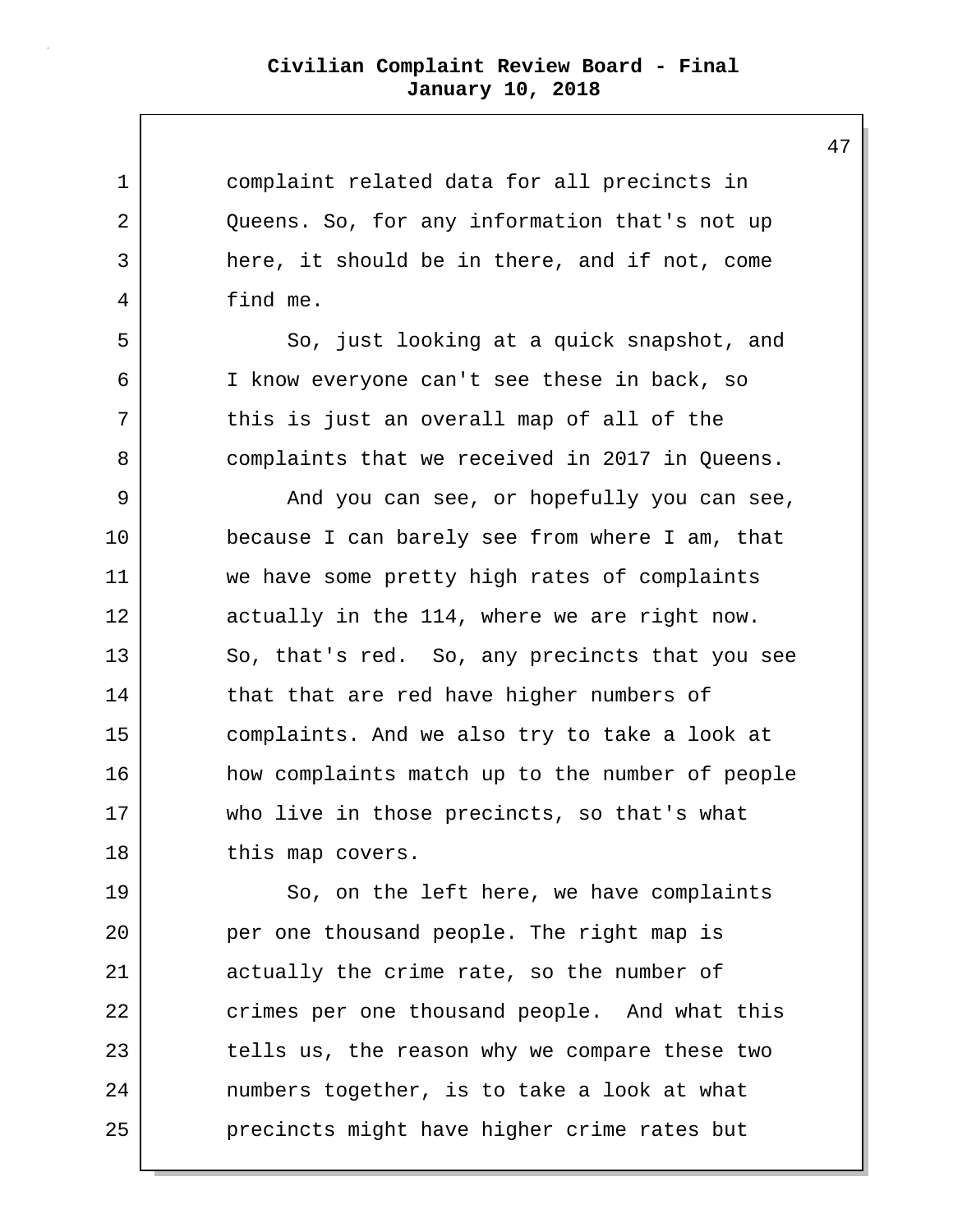complaint related data for all precincts in Queens. So, for any information that's not up here, it should be in there, and if not, come find me.

So, just looking at a quick snapshot, and I know everyone can't see these in back, so this is just an overall map of all of the complaints that we received in 2017 in Queens.

And you can see, or hopefully you can see, because I can barely see from where I am, that we have some pretty high rates of complaints actually in the 114, where we are right now. So, that's red. So, any precincts that you see that that are red have higher numbers of complaints. And we also try to take a look at how complaints match up to the number of people who live in those precincts, so that's what this map covers.

So, on the left here, we have complaints per one thousand people. The right map is actually the crime rate, so the number of crimes per one thousand people. And what this tells us, the reason why we compare these two numbers together, is to take a look at what precincts might have higher crime rates but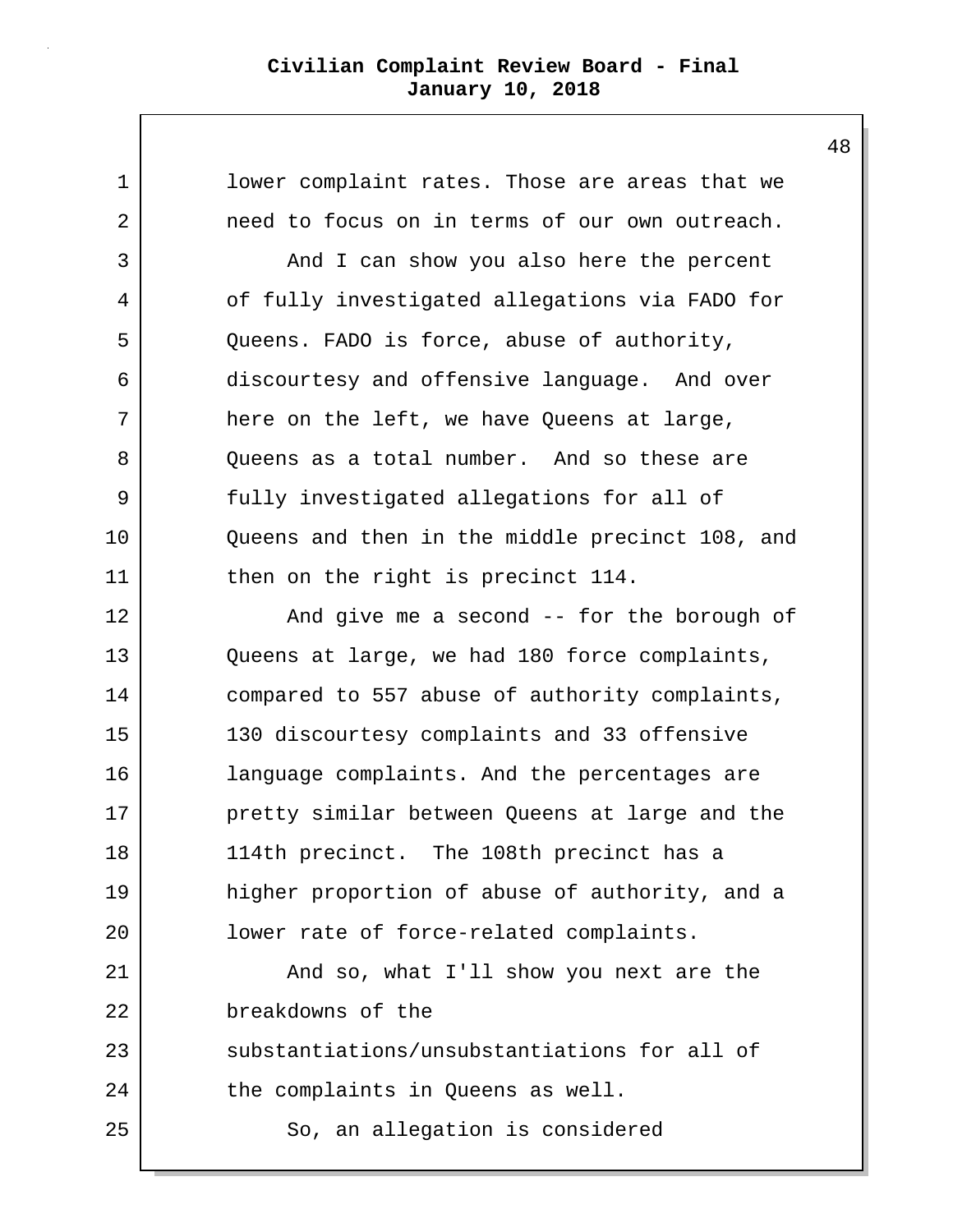lower complaint rates. Those are areas that we need to focus on in terms of our own outreach.

And I can show you also here the percent of fully investigated allegations via FADO for Queens. FADO is force, abuse of authority, discourtesy and offensive language. And over here on the left, we have Queens at large, Queens as a total number. And so these are fully investigated allegations for all of Queens and then in the middle precinct 108, and then on the right is precinct 114.

And give me a second -- for the borough of Queens at large, we had 180 force complaints, compared to 557 abuse of authority complaints, 130 discourtesy complaints and 33 offensive language complaints. And the percentages are pretty similar between Queens at large and the 114th precinct. The 108th precinct has a higher proportion of abuse of authority, and a lower rate of force-related complaints.

And so, what I'll show you next are the breakdowns of the substantiations/unsubstantiations for all of the complaints in Queens as well.

So, an allegation is considered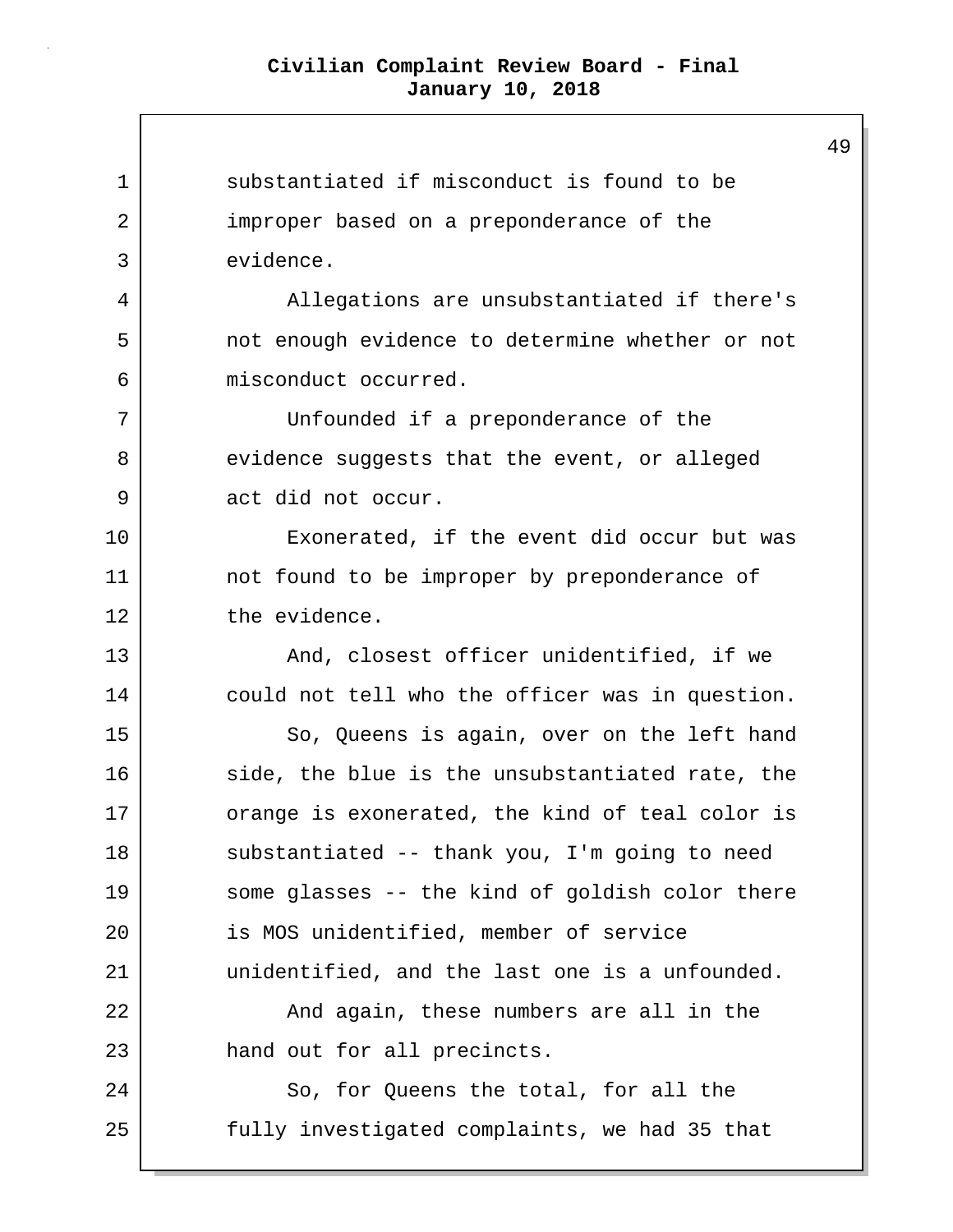substantiated if misconduct is found to be improper based on a preponderance of the evidence.

Allegations are unsubstantiated if there's not enough evidence to determine whether or not misconduct occurred.

Unfounded if a preponderance of the evidence suggests that the event, or alleged act did not occur.

Exonerated, if the event did occur but was not found to be improper by preponderance of the evidence.

And, closest officer unidentified, if we could not tell who the officer was in question.

So, Queens is again, over on the left hand side, the blue is the unsubstantiated rate, the orange is exonerated, the kind of teal color is substantiated -- thank you, I'm going to need some glasses -- the kind of goldish color there is MOS unidentified, member of service unidentified, and the last one is a unfounded.

And again, these numbers are all in the hand out for all precincts.

So, for Queens the total, for all the fully investigated complaints, we had 35 that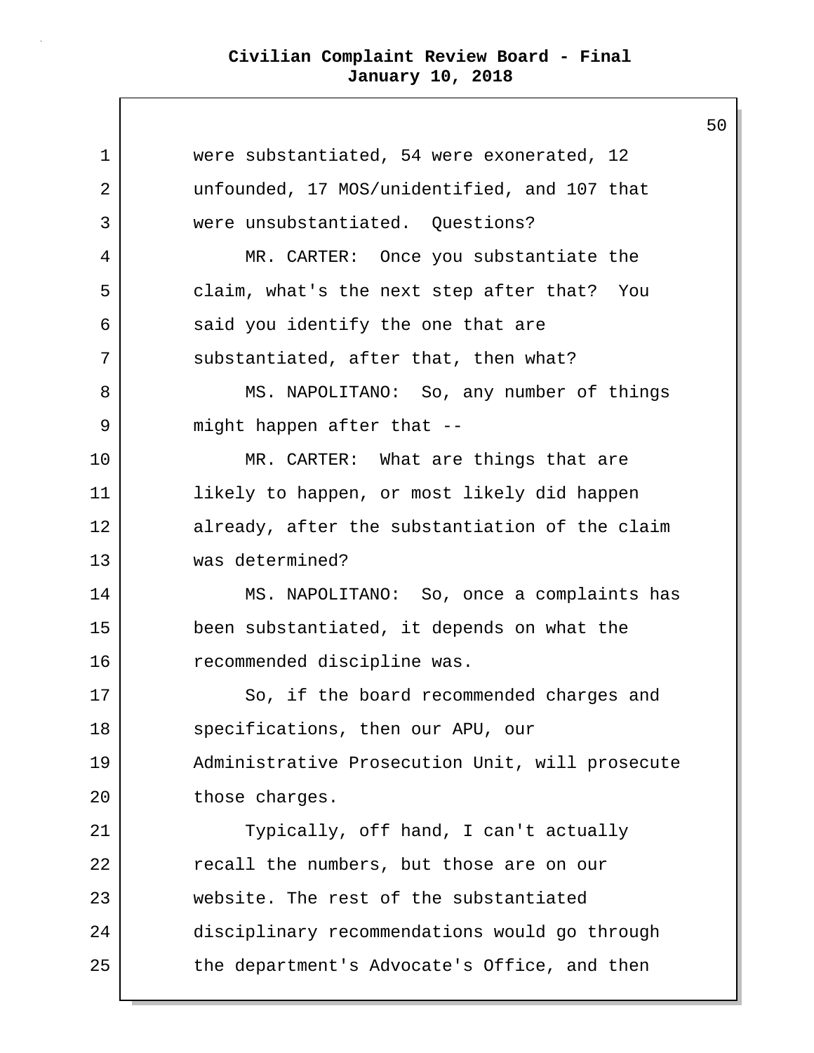were substantiated, 54 were exonerated, 12 unfounded, 17 MOS/unidentified, and 107 that were unsubstantiated. Questions?

MR. CARTER: Once you substantiate the claim, what's the next step after that? You said you identify the one that are substantiated, after that, then what?

MS. NAPOLITANO: So, any number of things might happen after that --

MR. CARTER: What are things that are likely to happen, or most likely did happen already, after the substantiation of the claim was determined?

MS. NAPOLITANO: So, once a complaints has been substantiated, it depends on what the recommended discipline was.

So, if the board recommended charges and specifications, then our APU, our Administrative Prosecution Unit, will prosecute those charges.

Typically, off hand, I can't actually recall the numbers, but those are on our website. The rest of the substantiated disciplinary recommendations would go through the department's Advocate's Office, and then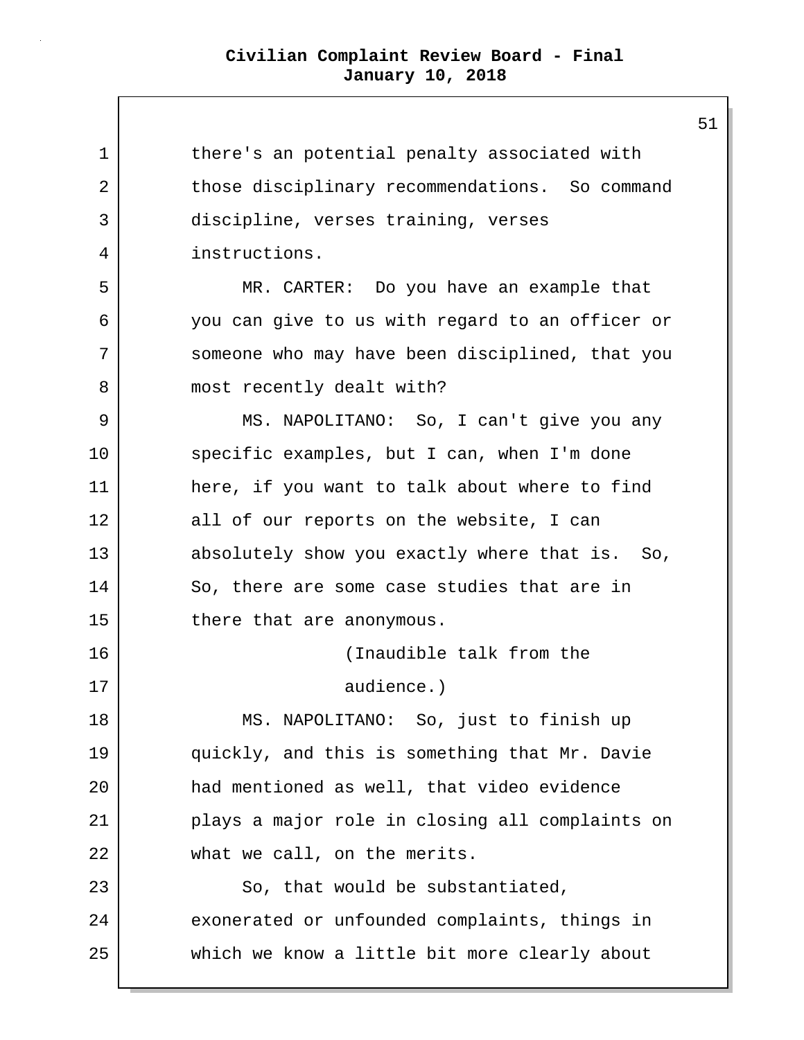there's an potential penalty associated with those disciplinary recommendations. So command discipline, verses training, verses instructions.

MR. CARTER: Do you have an example that you can give to us with regard to an officer or someone who may have been disciplined, that you most recently dealt with?

MS. NAPOLITANO: So, I can't give you any specific examples, but I can, when I'm done here, if you want to talk about where to find all of our reports on the website, I can absolutely show you exactly where that is. So, So, there are some case studies that are in there that are anonymous.

(Inaudible talk from the audience.)

MS. NAPOLITANO: So, just to finish up quickly, and this is something that Mr. Davie had mentioned as well, that video evidence plays a major role in closing all complaints on what we call, on the merits.

So, that would be substantiated, exonerated or unfounded complaints, things in which we know a little bit more clearly about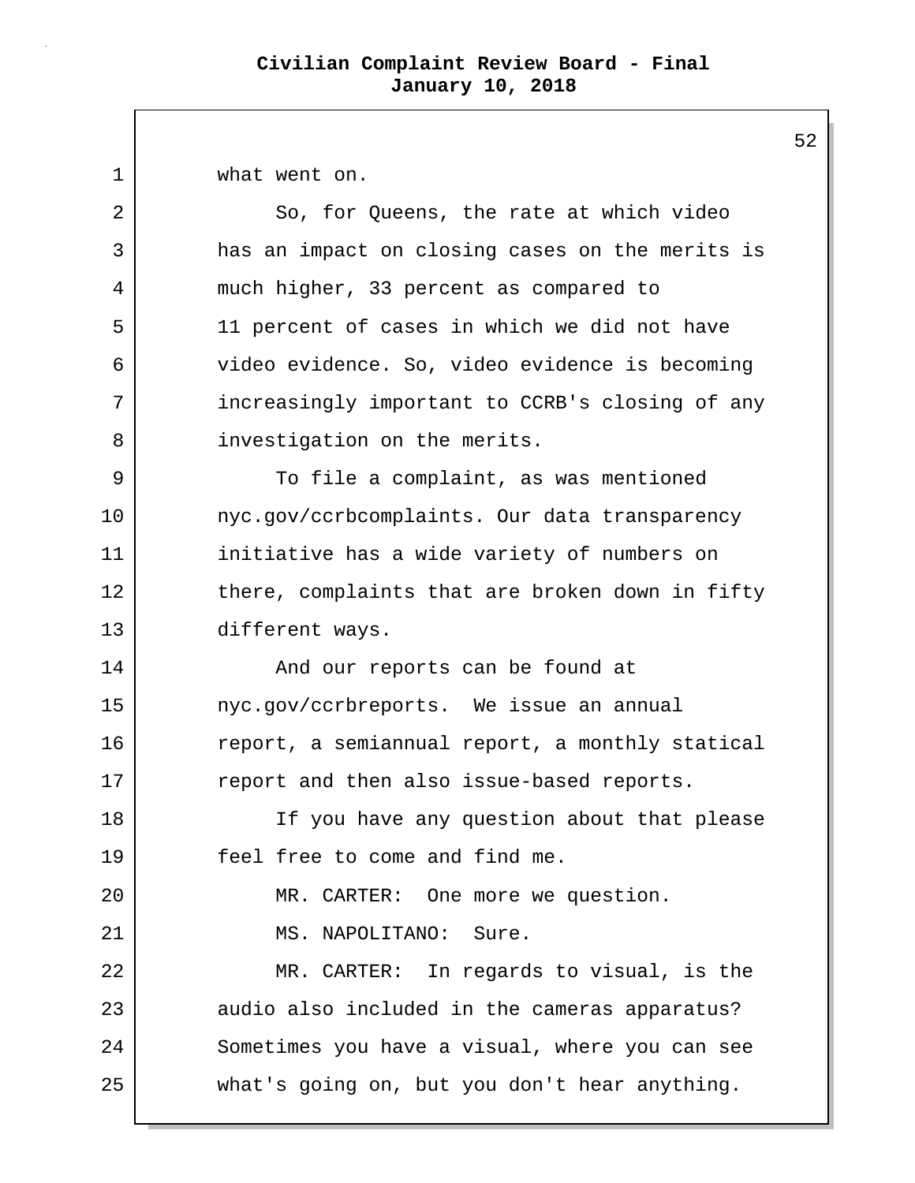what went on.

So, for Queens, the rate at which video has an impact on closing cases on the merits is much higher, 33 percent as compared to 11 percent of cases in which we did not have video evidence. So, video evidence is becoming increasingly important to CCRB's closing of any investigation on the merits.

To file a complaint, as was mentioned nyc.gov/ccrbcomplaints. Our data transparency initiative has a wide variety of numbers on there, complaints that are broken down in fifty different ways.

And our reports can be found at nyc.gov/ccrbreports. We issue an annual report, a semiannual report, a monthly statical report and then also issue-based reports.

If you have any question about that please feel free to come and find me.

MR. CARTER: One more we question.

MS. NAPOLITANO: Sure.

MR. CARTER: In regards to visual, is the audio also included in the cameras apparatus? Sometimes you have a visual, where you can see what's going on, but you don't hear anything.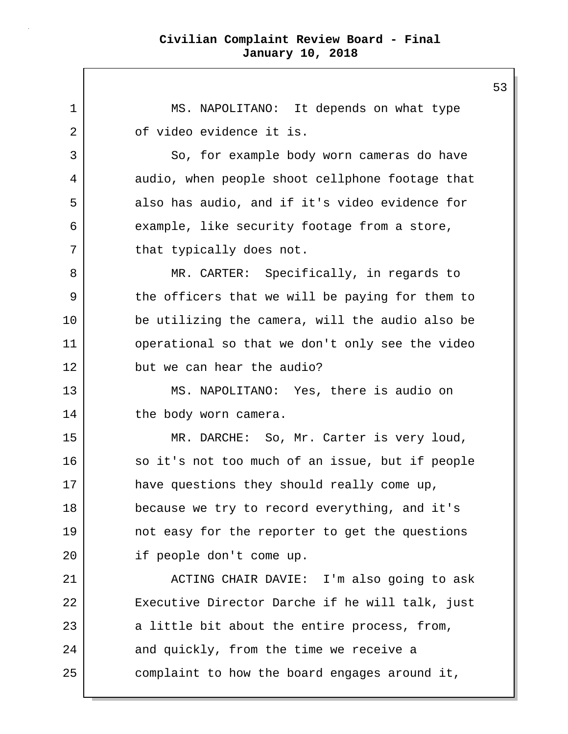MS. NAPOLITANO: It depends on what type of video evidence it is.

So, for example body worn cameras do have audio, when people shoot cellphone footage that also has audio, and if it's video evidence for example, like security footage from a store, that typically does not.

MR. CARTER: Specifically, in regards to the officers that we will be paying for them to be utilizing the camera, will the audio also be operational so that we don't only see the video but we can hear the audio?

MS. NAPOLITANO: Yes, there is audio on the body worn camera.

MR. DARCHE: So, Mr. Carter is very loud, so it's not too much of an issue, but if people have questions they should really come up, because we try to record everything, and it's not easy for the reporter to get the questions if people don't come up.

ACTING CHAIR DAVIE: I'm also going to ask Executive Director Darche if he will talk, just a little bit about the entire process, from, and quickly, from the time we receive a complaint to how the board engages around it,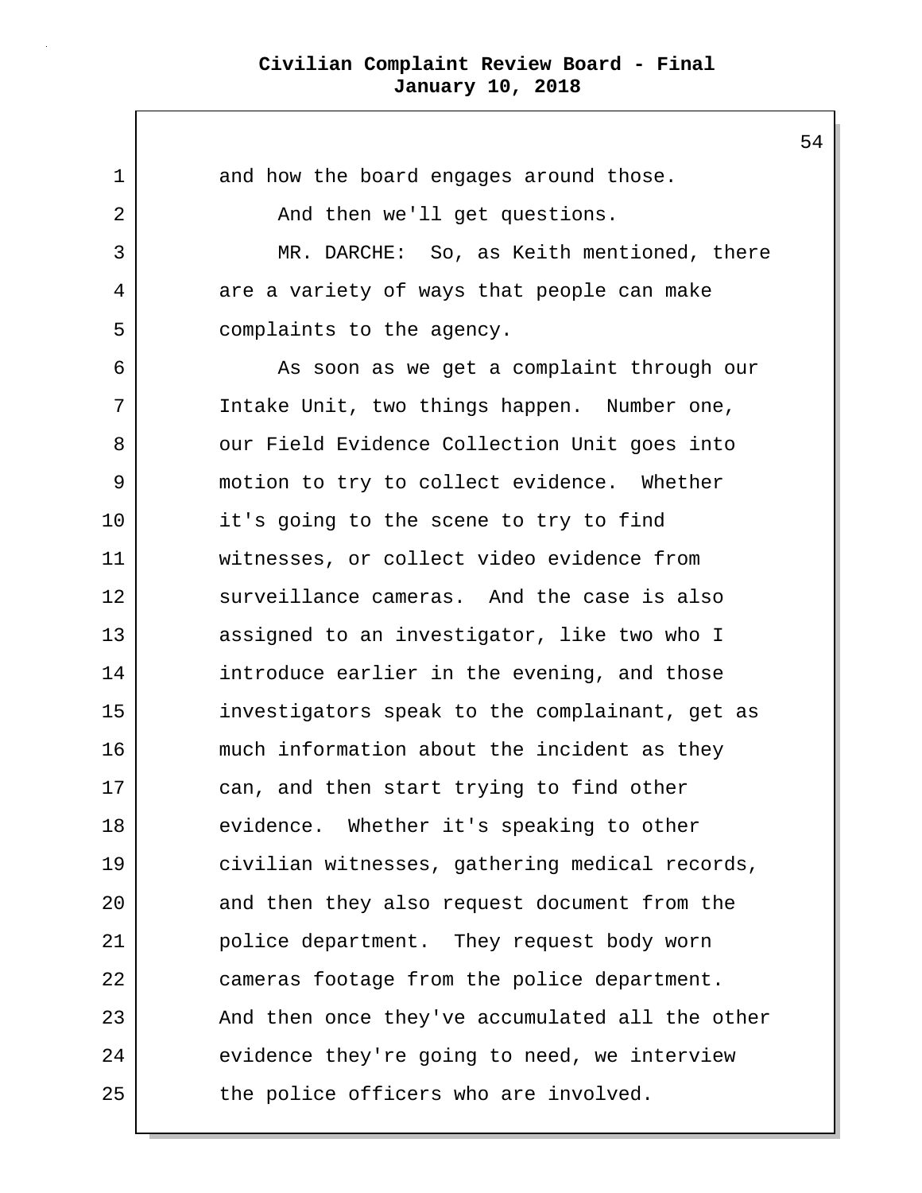and how the board engages around those.

And then we'll get questions.

MR. DARCHE: So, as Keith mentioned, there are a variety of ways that people can make complaints to the agency.

As soon as we get a complaint through our Intake Unit, two things happen. Number one, our Field Evidence Collection Unit goes into motion to try to collect evidence. Whether it's going to the scene to try to find witnesses, or collect video evidence from surveillance cameras. And the case is also assigned to an investigator, like two who I introduce earlier in the evening, and those investigators speak to the complainant, get as much information about the incident as they can, and then start trying to find other evidence. Whether it's speaking to other civilian witnesses, gathering medical records, and then they also request document from the police department. They request body worn cameras footage from the police department. And then once they've accumulated all the other evidence they're going to need, we interview the police officers who are involved.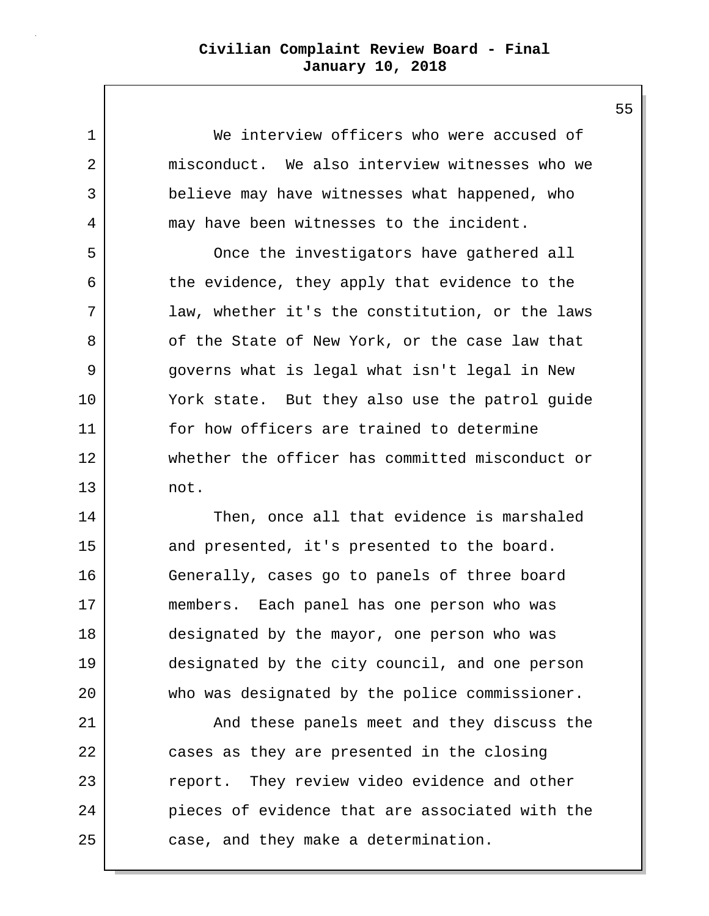We interview officers who were accused of misconduct. We also interview witnesses who we believe may have witnesses what happened, who may have been witnesses to the incident.

Once the investigators have gathered all the evidence, they apply that evidence to the law, whether it's the constitution, or the laws of the State of New York, or the case law that governs what is legal what isn't legal in New York state. But they also use the patrol guide for how officers are trained to determine whether the officer has committed misconduct or not.

Then, once all that evidence is marshaled and presented, it's presented to the board. Generally, cases go to panels of three board members. Each panel has one person who was designated by the mayor, one person who was designated by the city council, and one person who was designated by the police commissioner.

And these panels meet and they discuss the cases as they are presented in the closing report. They review video evidence and other pieces of evidence that are associated with the case, and they make a determination.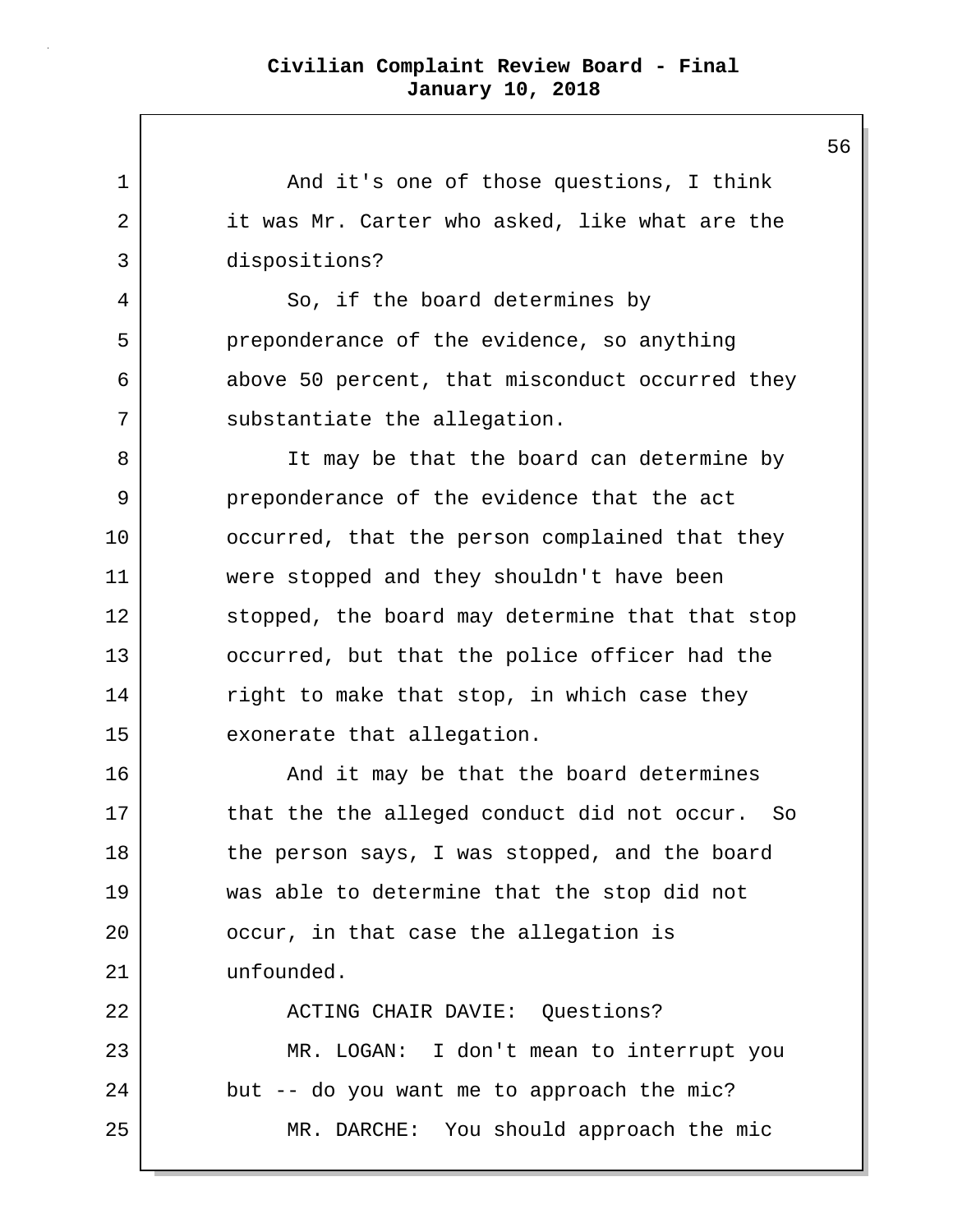And it's one of those questions, I think it was Mr. Carter who asked, like what are the dispositions?

So, if the board determines by preponderance of the evidence, so anything above 50 percent, that misconduct occurred they substantiate the allegation.

It may be that the board can determine by preponderance of the evidence that the act occurred, that the person complained that they were stopped and they shouldn't have been stopped, the board may determine that that stop occurred, but that the police officer had the right to make that stop, in which case they exonerate that allegation.

And it may be that the board determines that the the alleged conduct did not occur. So the person says, I was stopped, and the board was able to determine that the stop did not occur, in that case the allegation is unfounded.

ACTING CHAIR DAVIE: Questions?

MR. LOGAN: I don't mean to interrupt you but -- do you want me to approach the mic?

MR. DARCHE: You should approach the mic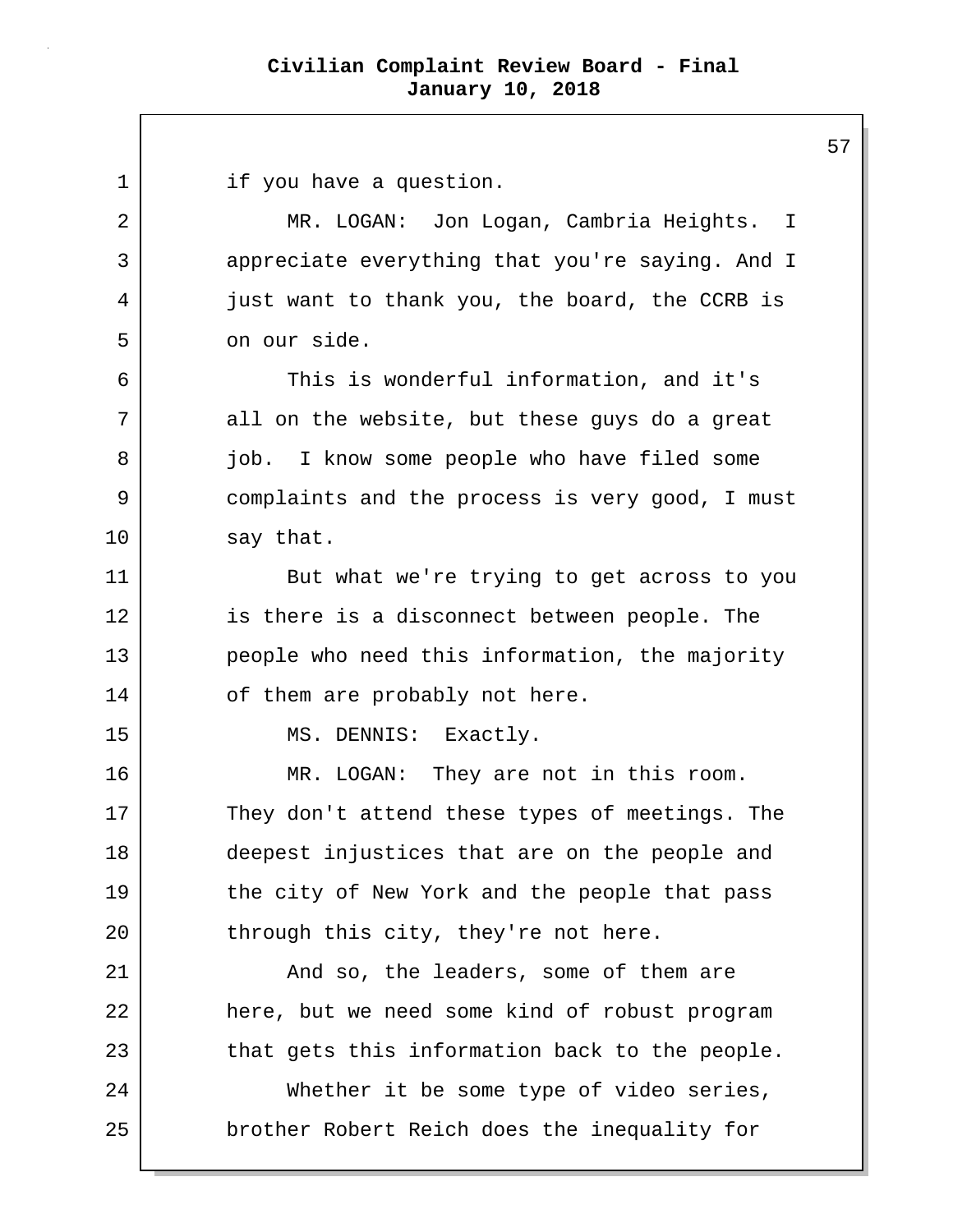if you have a question.

MR. LOGAN: Jon Logan, Cambria Heights. I appreciate everything that you're saying. And I just want to thank you, the board, the CCRB is on our side.

This is wonderful information, and it's all on the website, but these guys do a great job. I know some people who have filed some complaints and the process is very good, I must say that.

But what we're trying to get across to you is there is a disconnect between people. The people who need this information, the majority of them are probably not here.

MS. DENNIS: Exactly.

MR. LOGAN: They are not in this room. They don't attend these types of meetings. The deepest injustices that are on the people and the city of New York and the people that pass through this city, they're not here.

And so, the leaders, some of them are here, but we need some kind of robust program that gets this information back to the people.

Whether it be some type of video series, brother Robert Reich does the inequality for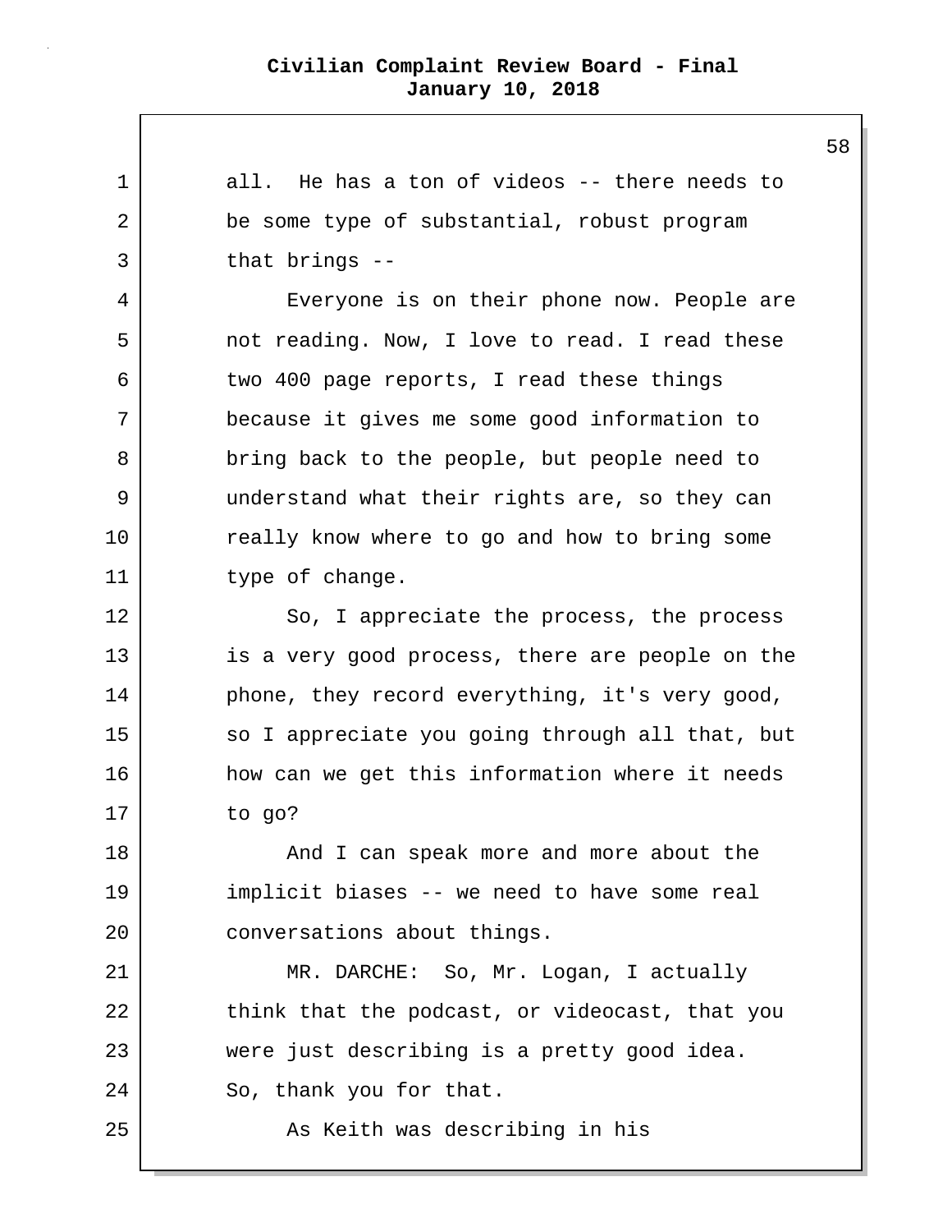all. He has a ton of videos -- there needs to be some type of substantial, robust program that brings --

Everyone is on their phone now. People are not reading. Now, I love to read. I read these two 400 page reports, I read these things because it gives me some good information to bring back to the people, but people need to understand what their rights are, so they can really know where to go and how to bring some type of change.

So, I appreciate the process, the process is a very good process, there are people on the phone, they record everything, it's very good, so I appreciate you going through all that, but how can we get this information where it needs to go?

And I can speak more and more about the implicit biases -- we need to have some real conversations about things.

MR. DARCHE: So, Mr. Logan, I actually think that the podcast, or videocast, that you were just describing is a pretty good idea. So, thank you for that.

As Keith was describing in his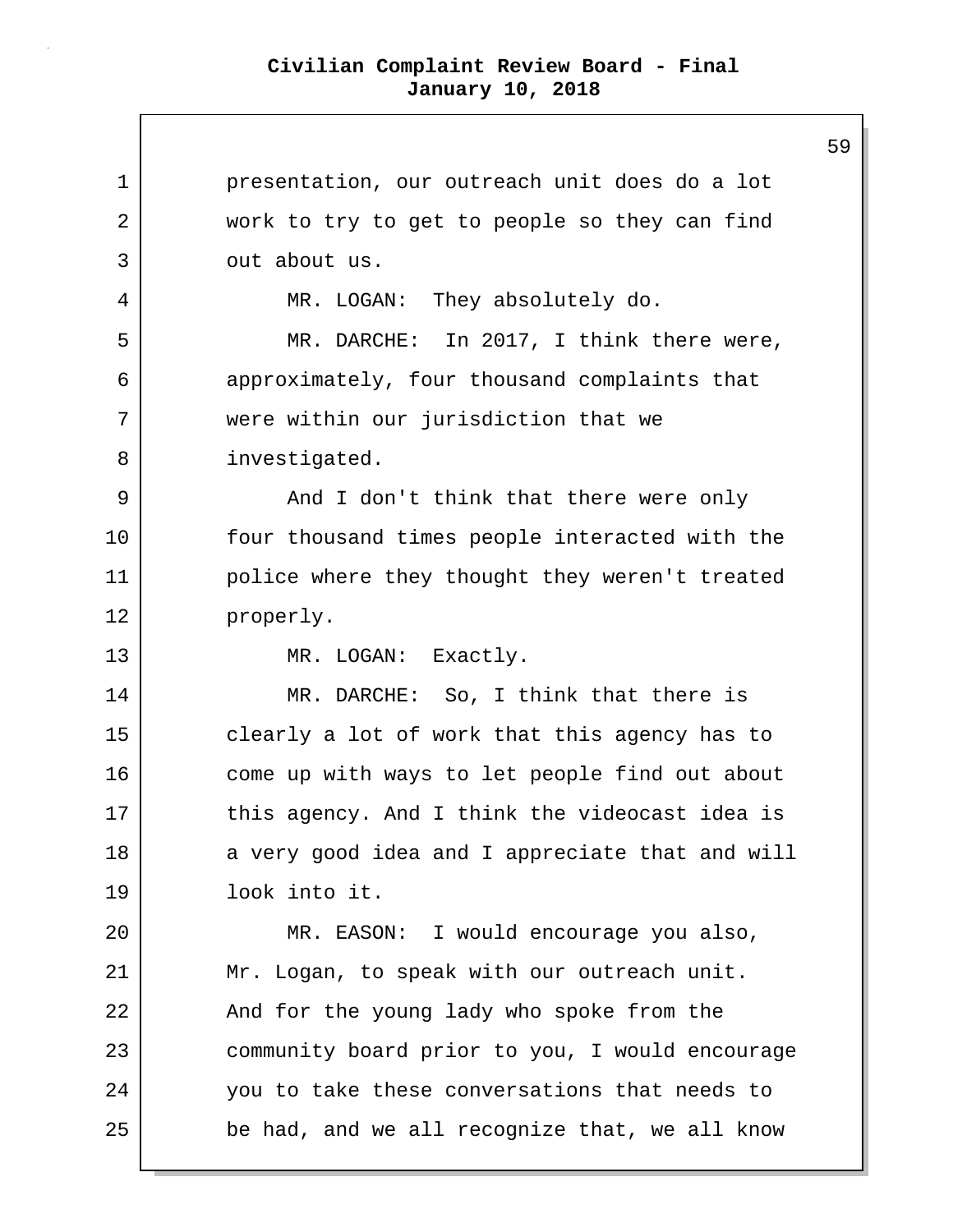presentation, our outreach unit does do a lot work to try to get to people so they can find out about us.

MR. LOGAN: They absolutely do.

MR. DARCHE: In 2017, I think there were, approximately, four thousand complaints that were within our jurisdiction that we investigated.

And I don't think that there were only four thousand times people interacted with the police where they thought they weren't treated properly.

MR. LOGAN: Exactly.

MR. DARCHE: So, I think that there is clearly a lot of work that this agency has to come up with ways to let people find out about this agency. And I think the videocast idea is a very good idea and I appreciate that and will look into it.

MR. EASON: I would encourage you also, Mr. Logan, to speak with our outreach unit. And for the young lady who spoke from the community board prior to you, I would encourage you to take these conversations that needs to be had, and we all recognize that, we all know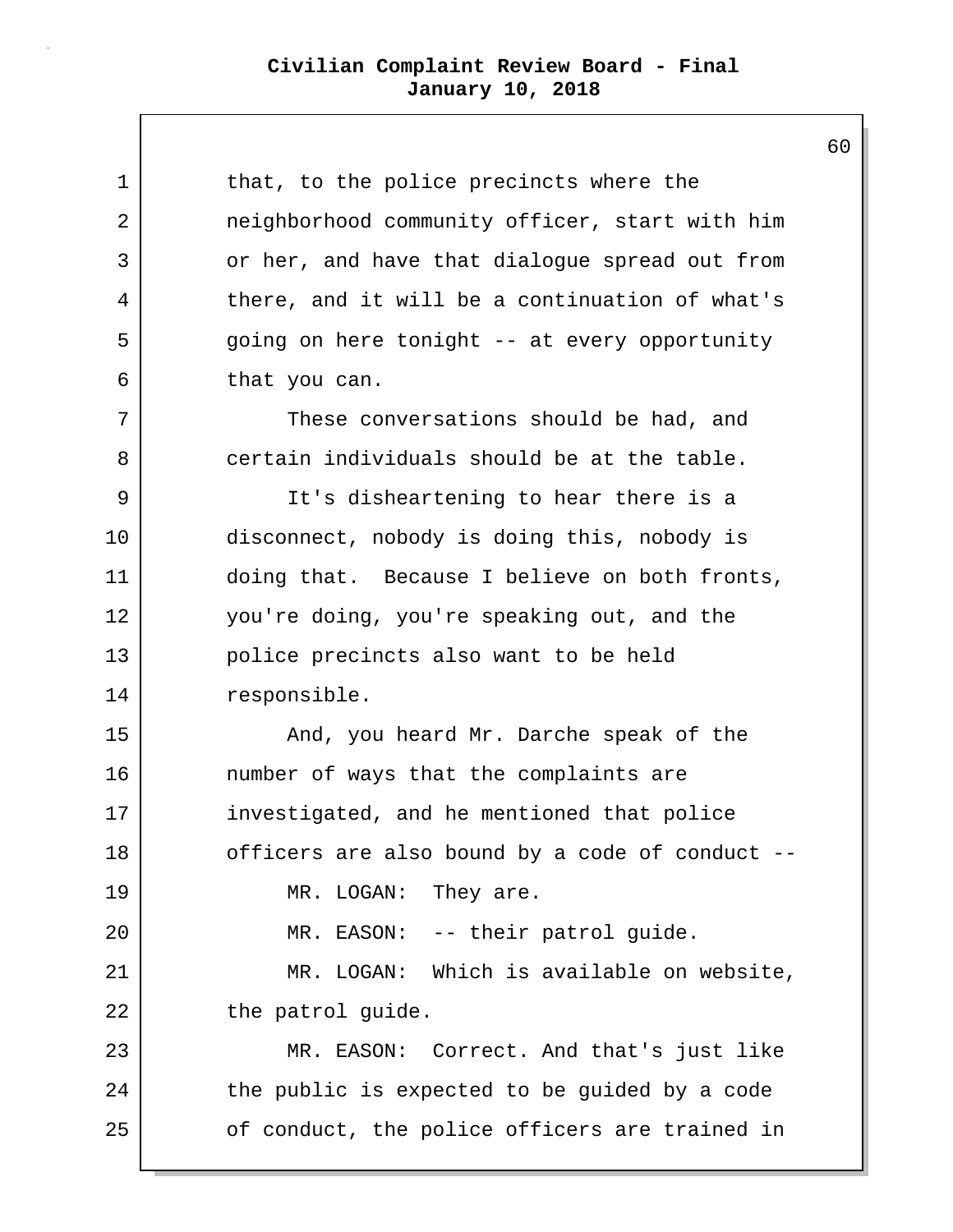that, to the police precincts where the neighborhood community officer, start with him or her, and have that dialogue spread out from there, and it will be a continuation of what's going on here tonight -- at every opportunity that you can.

These conversations should be had, and certain individuals should be at the table.

It's disheartening to hear there is a disconnect, nobody is doing this, nobody is doing that. Because I believe on both fronts, you're doing, you're speaking out, and the police precincts also want to be held responsible.

And, you heard Mr. Darche speak of the number of ways that the complaints are investigated, and he mentioned that police officers are also bound by a code of conduct --

MR. LOGAN: They are.

MR. EASON: -- their patrol guide.

MR. LOGAN: Which is available on website, the patrol guide.

MR. EASON: Correct. And that's just like the public is expected to be guided by a code of conduct, the police officers are trained in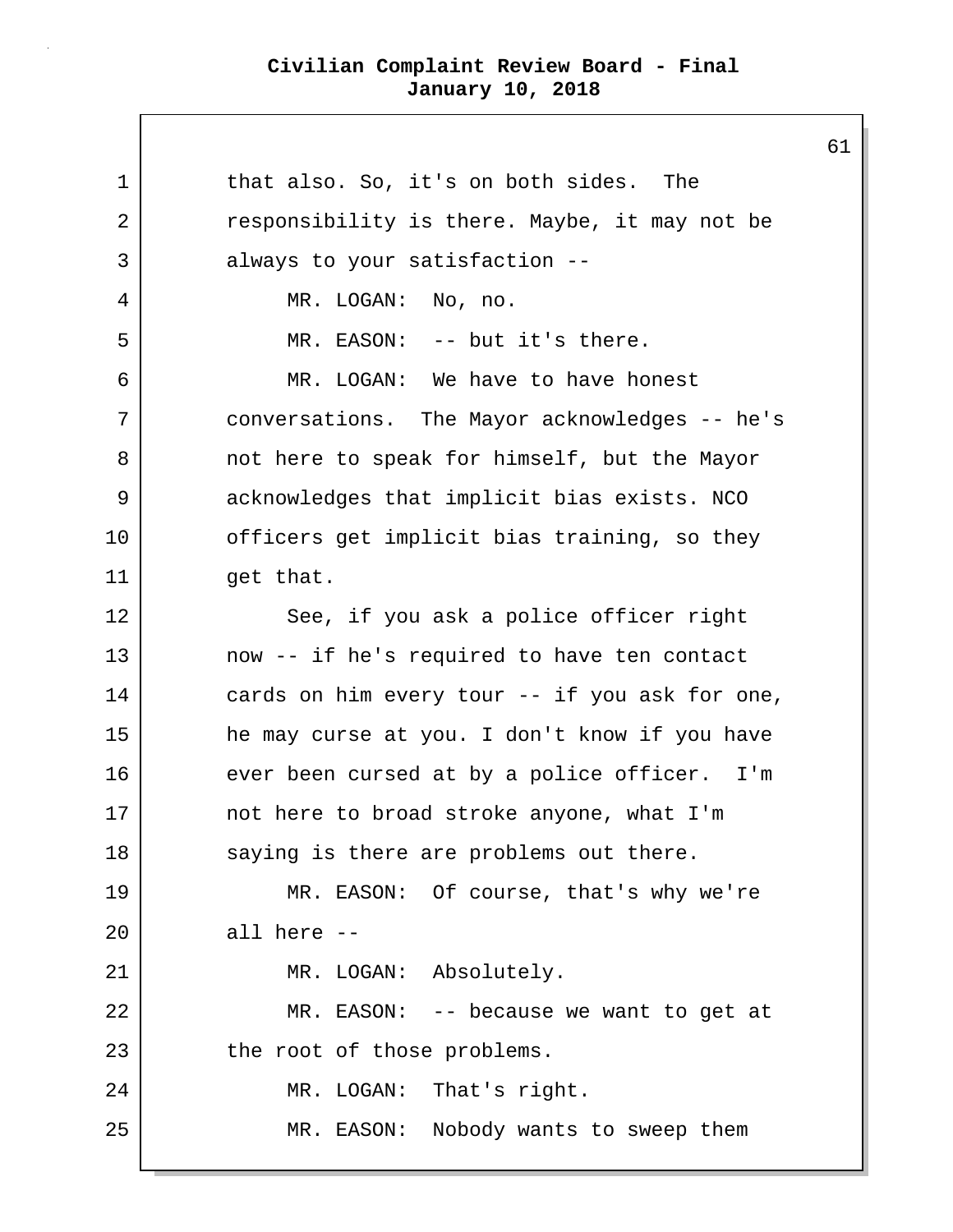that also. So, it's on both sides. The responsibility is there. Maybe, it may not be always to your satisfaction --

MR. LOGAN: No, no.

MR. EASON: -- but it's there.

MR. LOGAN: We have to have honest conversations. The Mayor acknowledges -- he's not here to speak for himself, but the Mayor acknowledges that implicit bias exists. NCO officers get implicit bias training, so they get that.

See, if you ask a police officer right now -- if he's required to have ten contact cards on him every tour -- if you ask for one, he may curse at you. I don't know if you have ever been cursed at by a police officer. I'm not here to broad stroke anyone, what I'm saying is there are problems out there.

MR. EASON: Of course, that's why we're all here --

MR. LOGAN: Absolutely.

MR. EASON: -- because we want to get at the root of those problems.

MR. LOGAN: That's right.

MR. EASON: Nobody wants to sweep them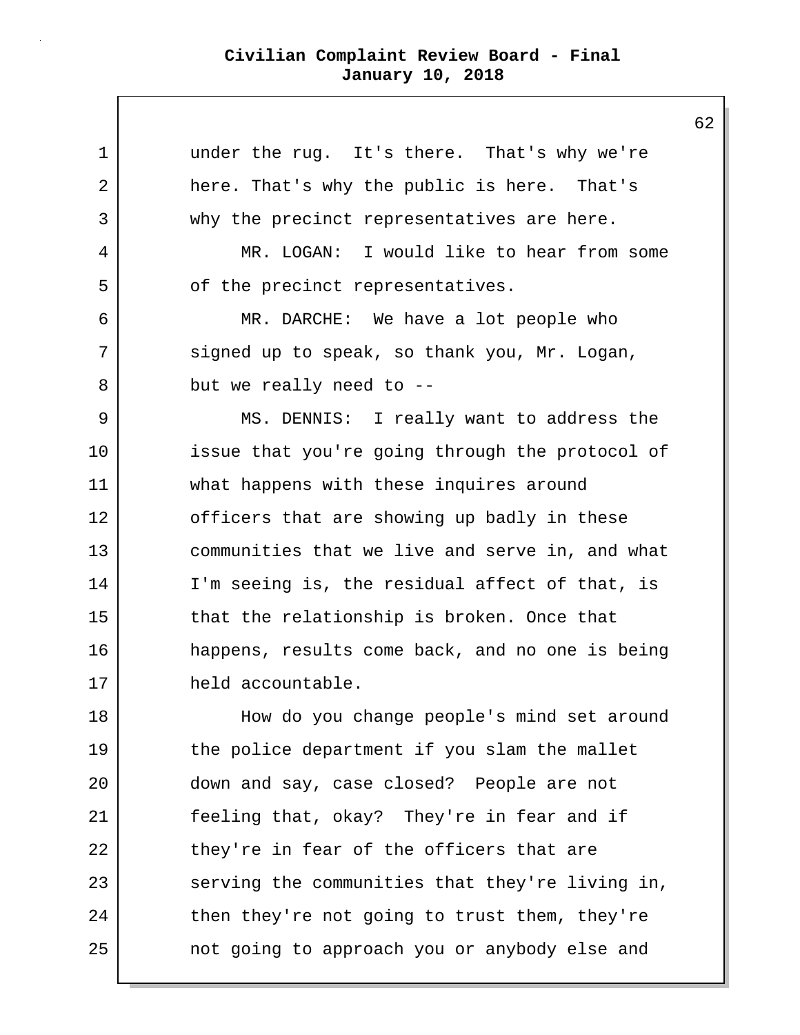under the rug. It's there. That's why we're here. That's why the public is here. That's why the precinct representatives are here.

MR. LOGAN: I would like to hear from some of the precinct representatives.

MR. DARCHE: We have a lot people who signed up to speak, so thank you, Mr. Logan, but we really need to --

MS. DENNIS: I really want to address the issue that you're going through the protocol of what happens with these inquires around officers that are showing up badly in these communities that we live and serve in, and what I'm seeing is, the residual affect of that, is that the relationship is broken. Once that happens, results come back, and no one is being held accountable.

How do you change people's mind set around the police department if you slam the mallet down and say, case closed? People are not feeling that, okay? They're in fear and if they're in fear of the officers that are serving the communities that they're living in, then they're not going to trust them, they're not going to approach you or anybody else and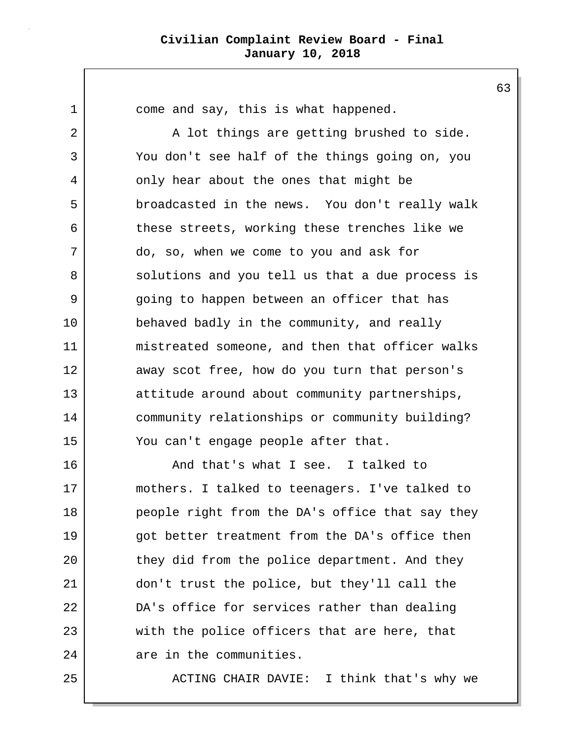come and say, this is what happened.

A lot things are getting brushed to side. You don't see half of the things going on, you only hear about the ones that might be broadcasted in the news. You don't really walk these streets, working these trenches like we do, so, when we come to you and ask for solutions and you tell us that a due process is going to happen between an officer that has behaved badly in the community, and really mistreated someone, and then that officer walks away scot free, how do you turn that person's attitude around about community partnerships, community relationships or community building? You can't engage people after that.

And that's what I see. I talked to mothers. I talked to teenagers. I've talked to people right from the DA's office that say they got better treatment from the DA's office then they did from the police department. And they don't trust the police, but they'll call the DA's office for services rather than dealing with the police officers that are here, that are in the communities.

ACTING CHAIR DAVIE: I think that's why we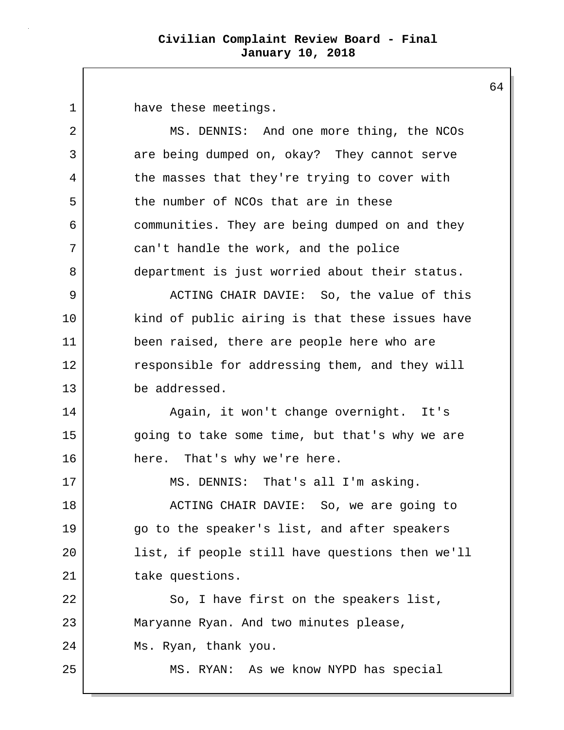have these meetings.

MS. DENNIS: And one more thing, the NCOs are being dumped on, okay? They cannot serve the masses that they're trying to cover with the number of NCOs that are in these communities. They are being dumped on and they can't handle the work, and the police department is just worried about their status.

ACTING CHAIR DAVIE: So, the value of this kind of public airing is that these issues have been raised, there are people here who are responsible for addressing them, and they will be addressed.

Again, it won't change overnight. It's going to take some time, but that's why we are here. That's why we're here.

MS. DENNIS: That's all I'm asking.

ACTING CHAIR DAVIE: So, we are going to go to the speaker's list, and after speakers list, if people still have questions then we'll take questions.

So, I have first on the speakers list, Maryanne Ryan. And two minutes please, Ms. Ryan, thank you.

MS. RYAN: As we know NYPD has special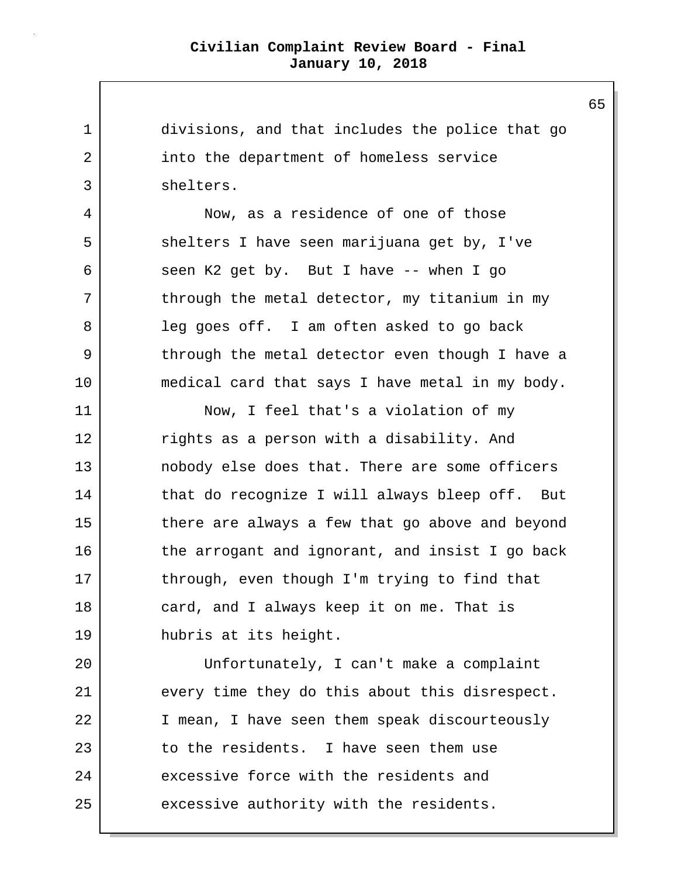divisions, and that includes the police that go into the department of homeless service shelters.

Now, as a residence of one of those shelters I have seen marijuana get by, I've seen K2 get by. But I have -- when I go through the metal detector, my titanium in my leg goes off. I am often asked to go back through the metal detector even though I have a medical card that says I have metal in my body.

Now, I feel that's a violation of my rights as a person with a disability. And nobody else does that. There are some officers that do recognize I will always bleep off. But there are always a few that go above and beyond the arrogant and ignorant, and insist I go back through, even though I'm trying to find that card, and I always keep it on me. That is hubris at its height.

Unfortunately, I can't make a complaint every time they do this about this disrespect. I mean, I have seen them speak discourteously to the residents. I have seen them use excessive force with the residents and excessive authority with the residents.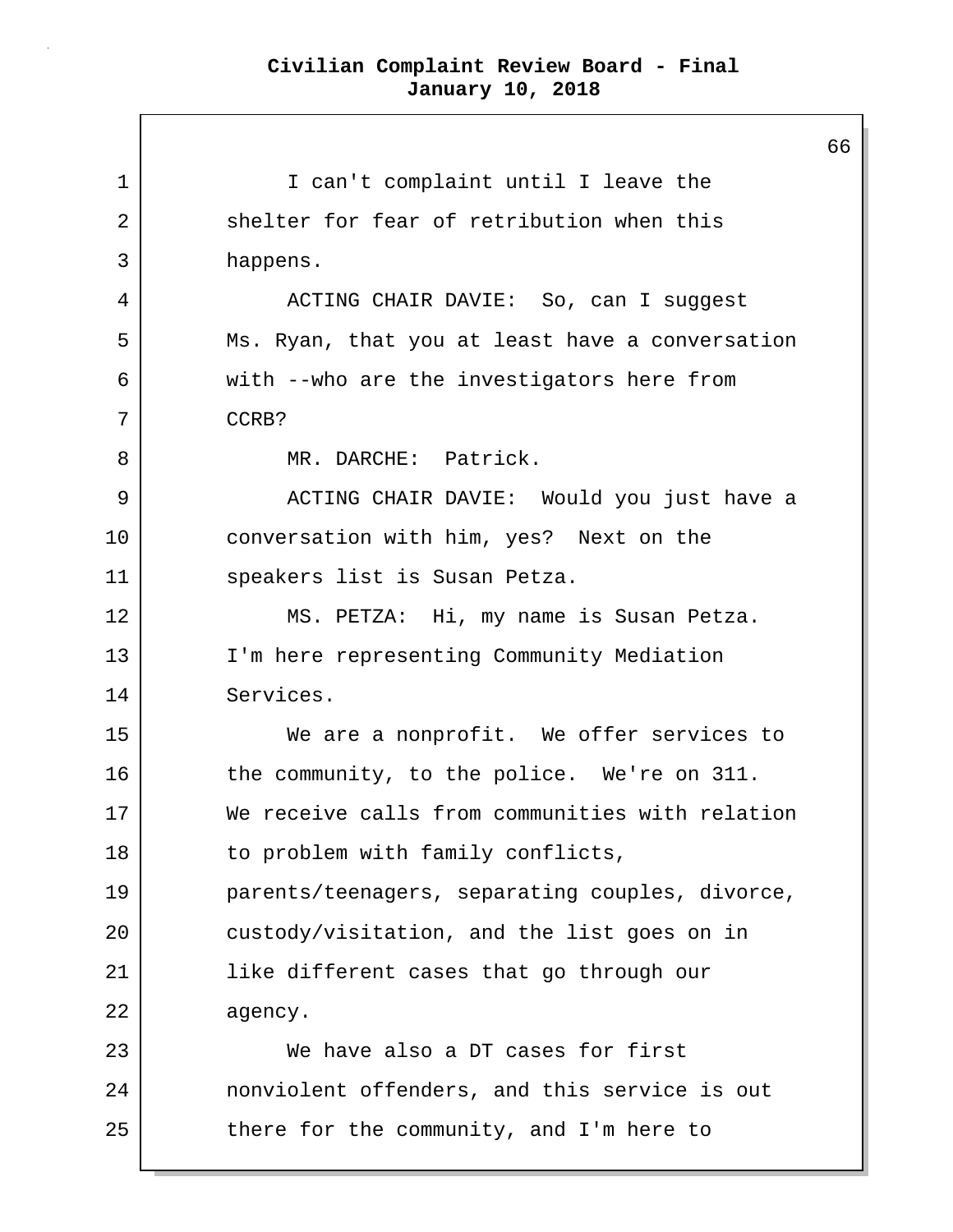I can't complaint until I leave the shelter for fear of retribution when this happens.

ACTING CHAIR DAVIE: So, can I suggest Ms. Ryan, that you at least have a conversation with --who are the investigators here from CCRB?

MR. DARCHE: Patrick.

ACTING CHAIR DAVIE: Would you just have a conversation with him, yes? Next on the speakers list is Susan Petza.

MS. PETZA: Hi, my name is Susan Petza. I'm here representing Community Mediation Services.

We are a nonprofit. We offer services to the community, to the police. We're on 311. We receive calls from communities with relation to problem with family conflicts, parents/teenagers, separating couples, divorce, custody/visitation, and the list goes on in like different cases that go through our agency.

We have also a DT cases for first nonviolent offenders, and this service is out there for the community, and I'm here to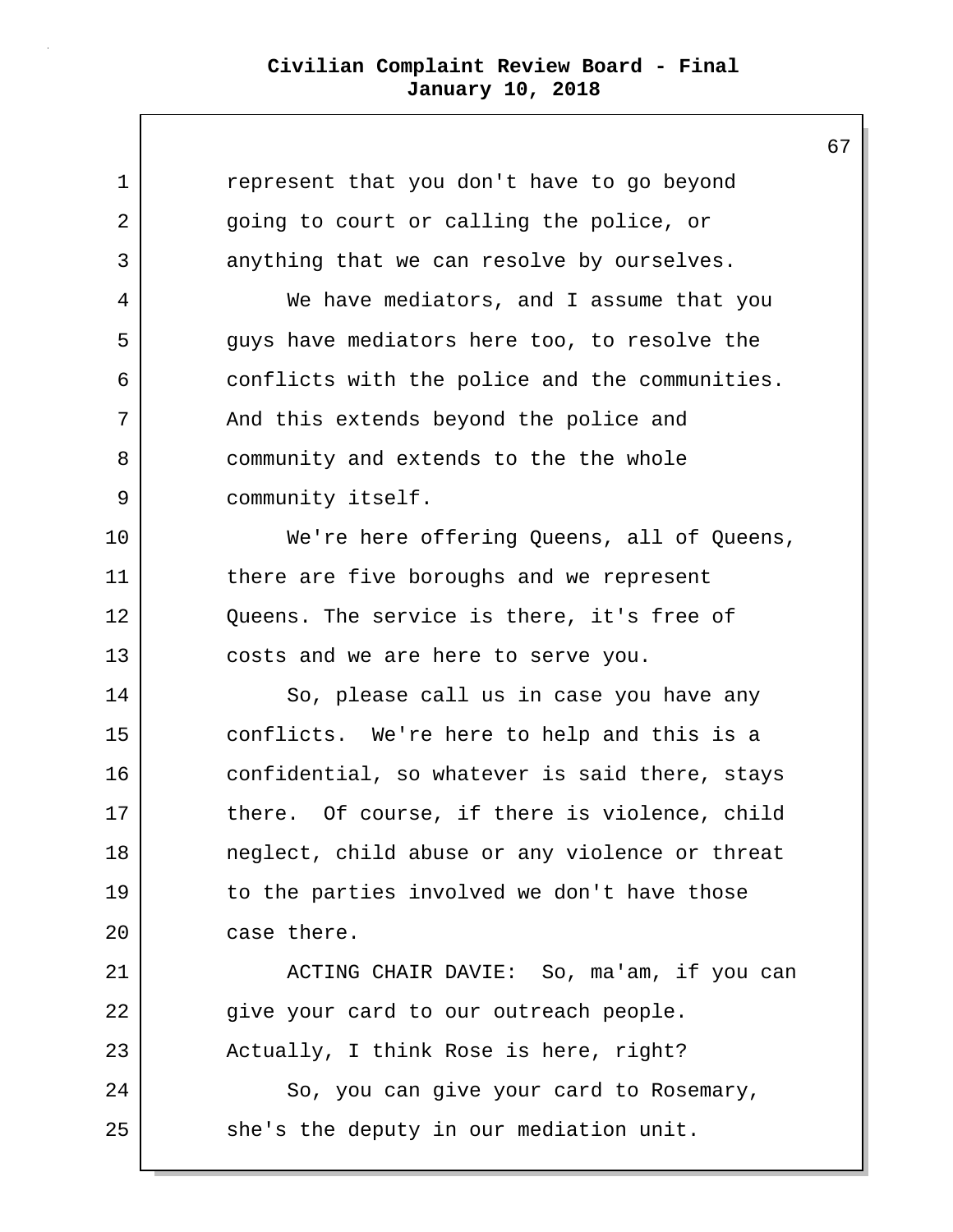represent that you don't have to go beyond going to court or calling the police, or anything that we can resolve by ourselves.

We have mediators, and I assume that you guys have mediators here too, to resolve the conflicts with the police and the communities. And this extends beyond the police and community and extends to the the whole community itself.

We're here offering Queens, all of Queens, there are five boroughs and we represent Queens. The service is there, it's free of costs and we are here to serve you.

So, please call us in case you have any conflicts. We're here to help and this is a confidential, so whatever is said there, stays there. Of course, if there is violence, child neglect, child abuse or any violence or threat to the parties involved we don't have those case there.

ACTING CHAIR DAVIE: So, ma'am, if you can give your card to our outreach people. Actually, I think Rose is here, right?

So, you can give your card to Rosemary, she's the deputy in our mediation unit.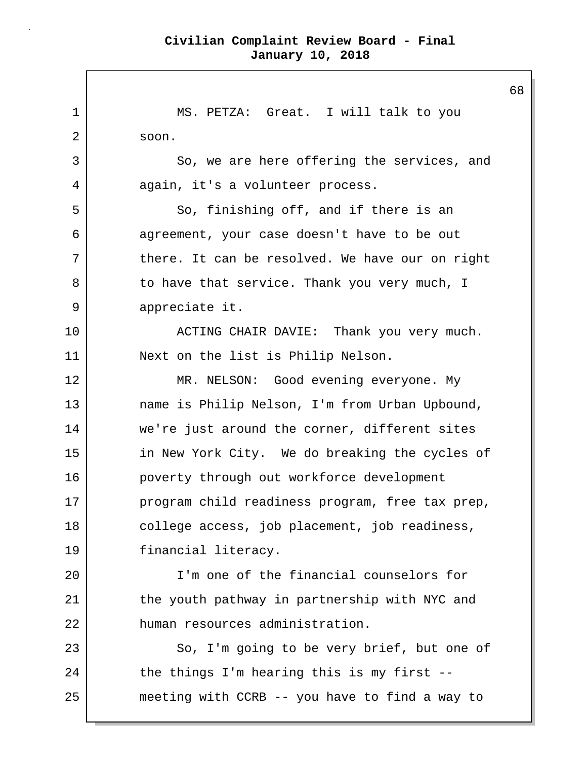MS. PETZA: Great. I will talk to you soon.

So, we are here offering the services, and again, it's a volunteer process.

So, finishing off, and if there is an agreement, your case doesn't have to be out there. It can be resolved. We have our on right to have that service. Thank you very much, I appreciate it.

ACTING CHAIR DAVIE: Thank you very much. Next on the list is Philip Nelson.

MR. NELSON: Good evening everyone. My name is Philip Nelson, I'm from Urban Upbound, we're just around the corner, different sites in New York City. We do breaking the cycles of poverty through out workforce development program child readiness program, free tax prep, college access, job placement, job readiness, financial literacy.

I'm one of the financial counselors for the youth pathway in partnership with NYC and human resources administration.

So, I'm going to be very brief, but one of the things I'm hearing this is my first -- meeting with CCRB -- you have to find a way to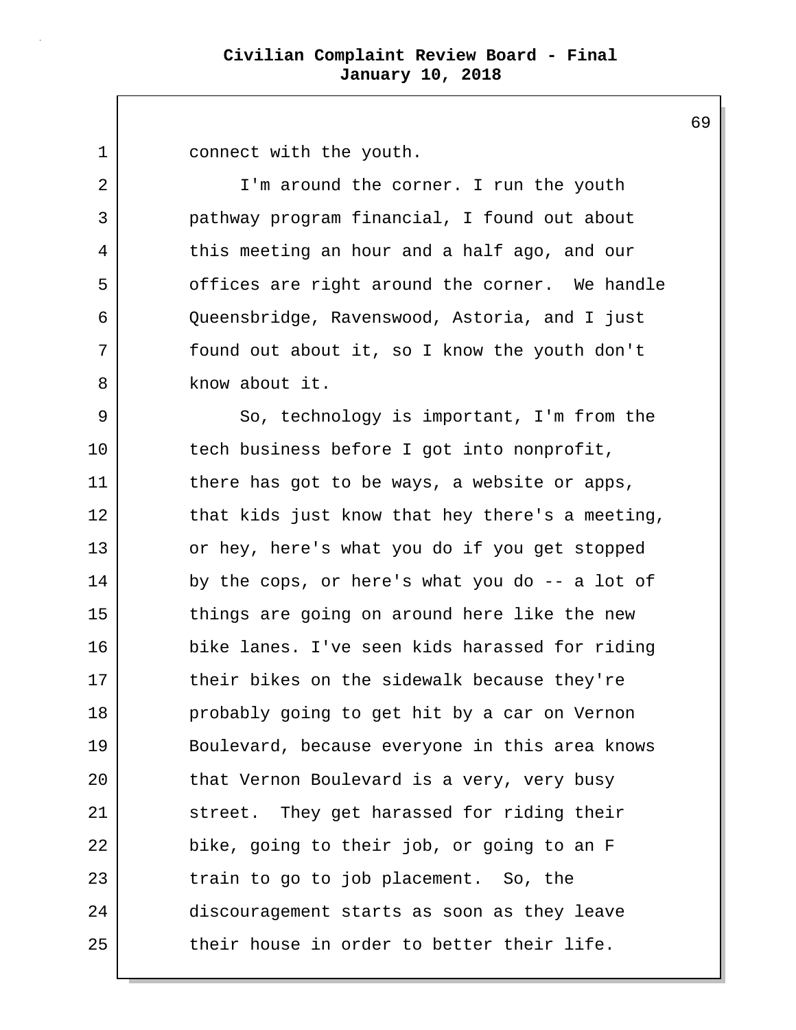connect with the youth.

I'm around the corner. I run the youth pathway program financial, I found out about this meeting an hour and a half ago, and our offices are right around the corner. We handle Queensbridge, Ravenswood, Astoria, and I just found out about it, so I know the youth don't know about it.

So, technology is important, I'm from the tech business before I got into nonprofit, there has got to be ways, a website or apps, that kids just know that hey there's a meeting, or hey, here's what you do if you get stopped by the cops, or here's what you do -- a lot of things are going on around here like the new bike lanes. I've seen kids harassed for riding their bikes on the sidewalk because they're probably going to get hit by a car on Vernon Boulevard, because everyone in this area knows that Vernon Boulevard is a very, very busy street. They get harassed for riding their bike, going to their job, or going to an F train to go to job placement. So, the discouragement starts as soon as they leave their house in order to better their life.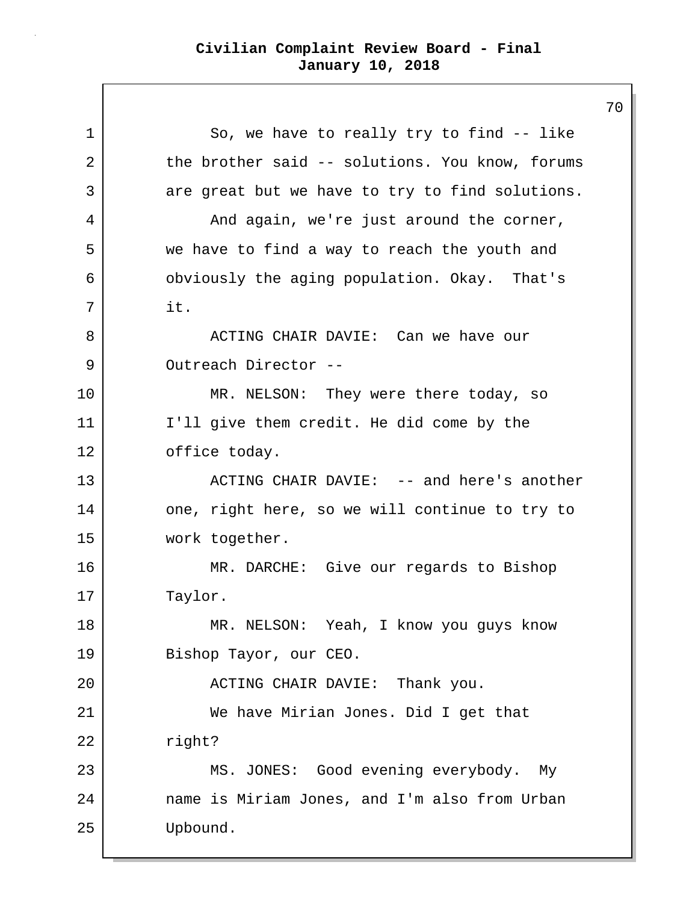So, we have to really try to find -- like the brother said -- solutions. You know, forums are great but we have to try to find solutions.

And again, we're just around the corner, we have to find a way to reach the youth and obviously the aging population. Okay. That's it.

ACTING CHAIR DAVIE: Can we have our Outreach Director --

MR. NELSON: They were there today, so I'll give them credit. He did come by the office today.

ACTING CHAIR DAVIE: -- and here's another one, right here, so we will continue to try to work together.

MR. DARCHE: Give our regards to Bishop Taylor.

MR. NELSON: Yeah, I know you guys know Bishop Tayor, our CEO.

ACTING CHAIR DAVIE: Thank you.

We have Mirian Jones. Did I get that right?

MS. JONES: Good evening everybody. My name is Miriam Jones, and I'm also from Urban Upbound.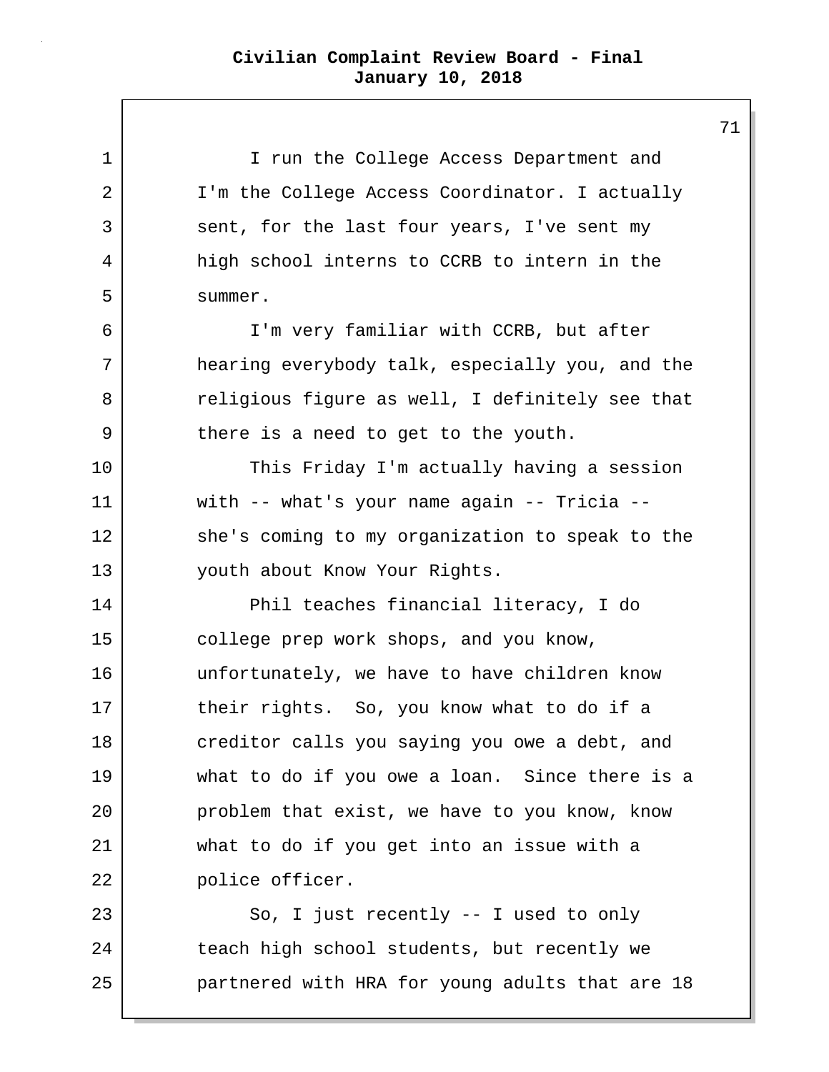I run the College Access Department and I'm the College Access Coordinator. I actually sent, for the last four years, I've sent my high school interns to CCRB to intern in the summer.

I'm very familiar with CCRB, but after hearing everybody talk, especially you, and the religious figure as well, I definitely see that there is a need to get to the youth.

This Friday I'm actually having a session with -- what's your name again -- Tricia -- she's coming to my organization to speak to the youth about Know Your Rights.

Phil teaches financial literacy, I do college prep work shops, and you know, unfortunately, we have to have children know their rights. So, you know what to do if a creditor calls you saying you owe a debt, and what to do if you owe a loan. Since there is a problem that exist, we have to you know, know what to do if you get into an issue with a police officer.

So, I just recently -- I used to only teach high school students, but recently we partnered with HRA for young adults that are 18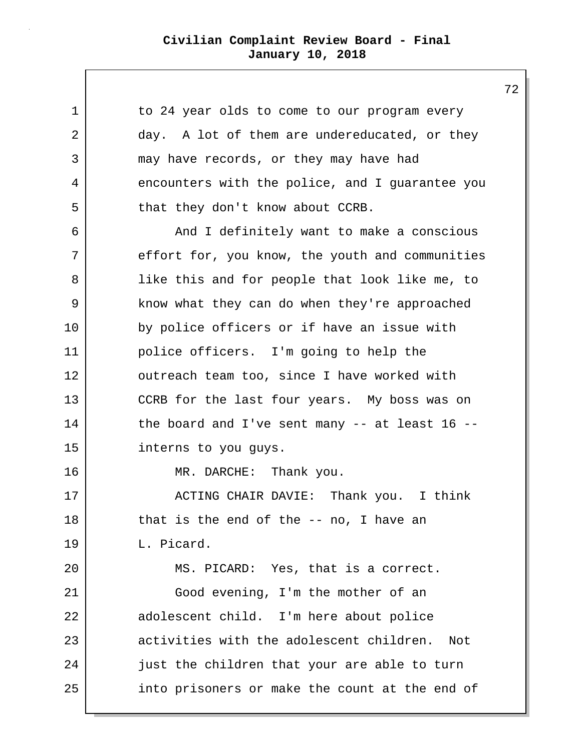to 24 year olds to come to our program every day. A lot of them are undereducated, or they may have records, or they may have had encounters with the police, and I guarantee you that they don't know about CCRB.

And I definitely want to make a conscious effort for, you know, the youth and communities like this and for people that look like me, to know what they can do when they're approached by police officers or if have an issue with police officers. I'm going to help the outreach team too, since I have worked with CCRB for the last four years. My boss was on the board and I've sent many -- at least 16 -- interns to you guys.

MR. DARCHE: Thank you.

ACTING CHAIR DAVIE: Thank you. I think that is the end of the -- no, I have an L. Picard.

MS. PICARD: Yes, that is a correct.

Good evening, I'm the mother of an adolescent child. I'm here about police activities with the adolescent children. Not just the children that your are able to turn into prisoners or make the count at the end of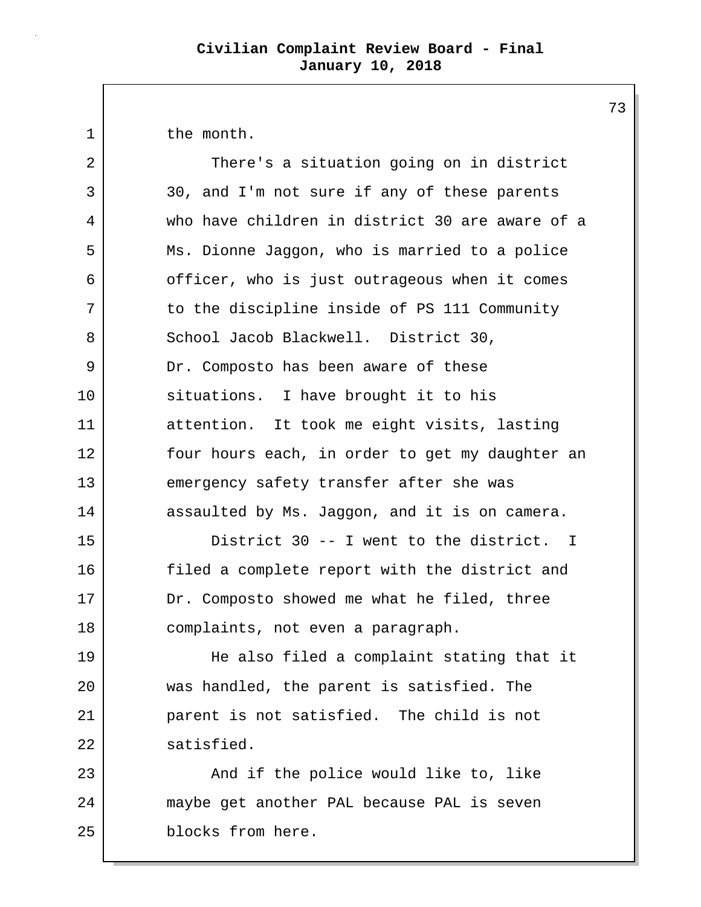the month.

There's a situation going on in district 30, and I'm not sure if any of these parents who have children in district 30 are aware of a Ms. Dionne Jaggon, who is married to a police officer, who is just outrageous when it comes to the discipline inside of PS 111 Community School Jacob Blackwell. District 30, Dr. Composto has been aware of these situations. I have brought it to his attention. It took me eight visits, lasting four hours each, in order to get my daughter an emergency safety transfer after she was assaulted by Ms. Jaggon, and it is on camera.

District 30 -- I went to the district. I filed a complete report with the district and Dr. Composto showed me what he filed, three complaints, not even a paragraph.

He also filed a complaint stating that it was handled, the parent is satisfied. The parent is not satisfied. The child is not satisfied.

And if the police would like to, like maybe get another PAL because PAL is seven blocks from here.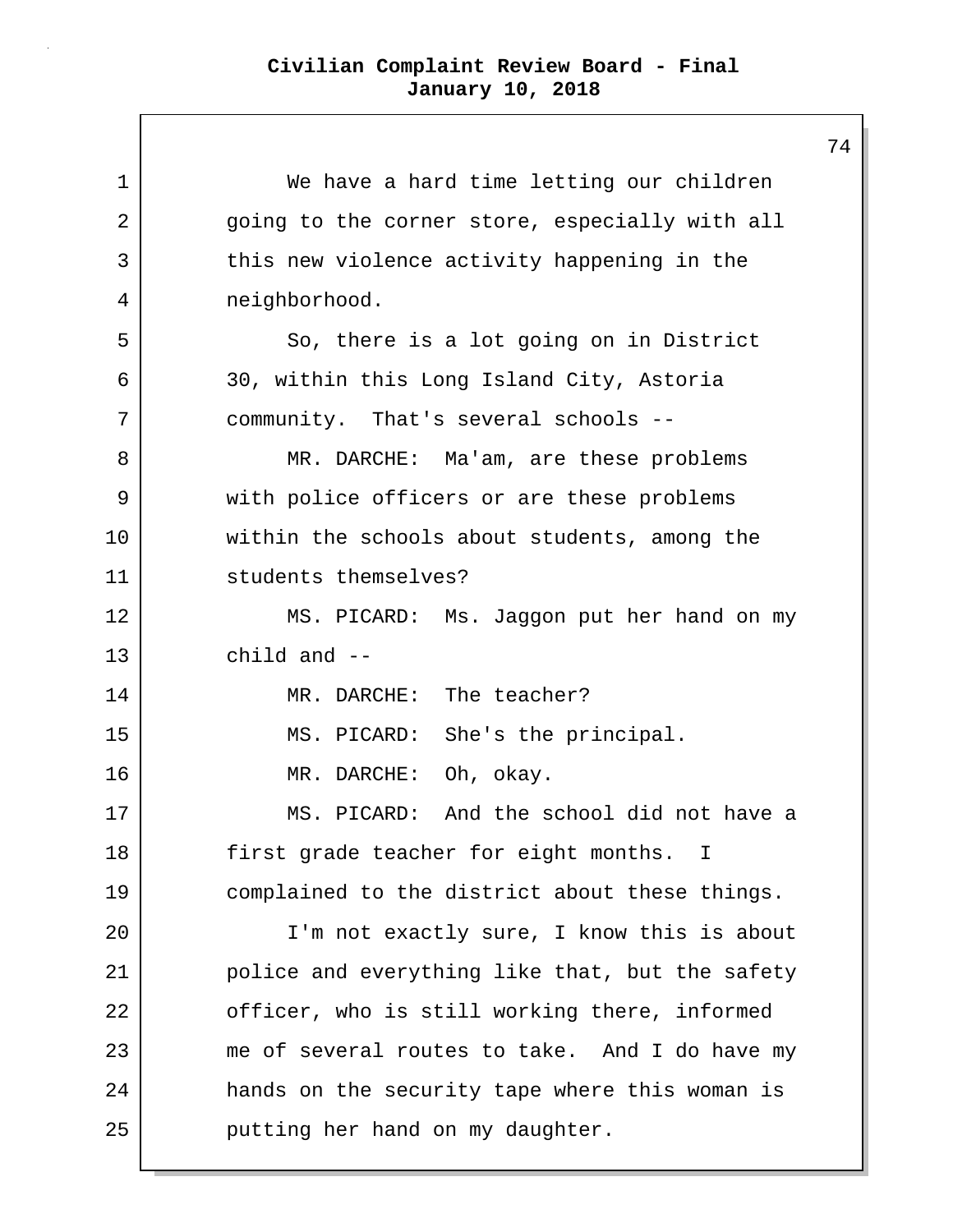We have a hard time letting our children going to the corner store, especially with all this new violence activity happening in the neighborhood.

So, there is a lot going on in District 30, within this Long Island City, Astoria community. That's several schools --

MR. DARCHE: Ma'am, are these problems with police officers or are these problems within the schools about students, among the students themselves?

MS. PICARD: Ms. Jaggon put her hand on my child and --

MR. DARCHE: The teacher?

MS. PICARD: She's the principal.

MR. DARCHE: Oh, okay.

MS. PICARD: And the school did not have a first grade teacher for eight months. I complained to the district about these things.

I'm not exactly sure, I know this is about police and everything like that, but the safety officer, who is still working there, informed me of several routes to take. And I do have my hands on the security tape where this woman is putting her hand on my daughter.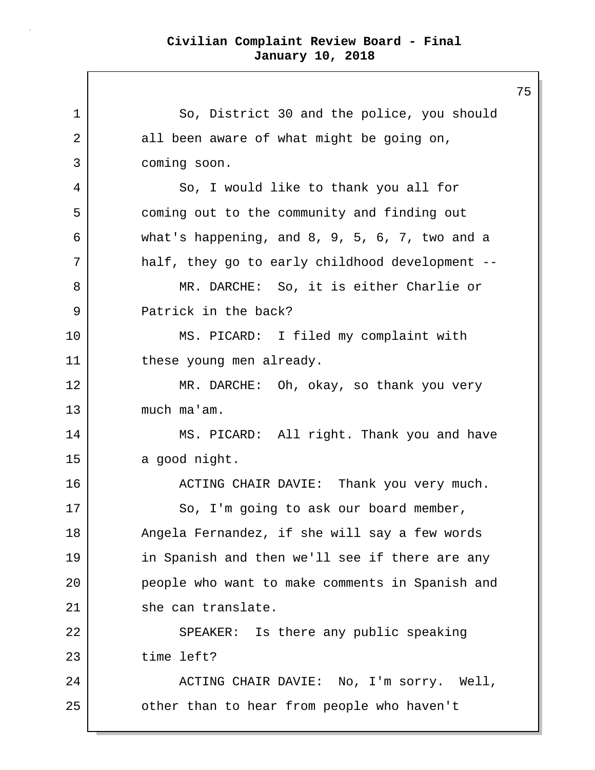So, District 30 and the police, you should all been aware of what might be going on, coming soon.

So, I would like to thank you all for coming out to the community and finding out what's happening, and 8, 9, 5, 6, 7, two and a half, they go to early childhood development --

MR. DARCHE: So, it is either Charlie or Patrick in the back?

MS. PICARD: I filed my complaint with these young men already.

MR. DARCHE: Oh, okay, so thank you very much ma'am.

MS. PICARD: All right. Thank you and have a good night.

ACTING CHAIR DAVIE: Thank you very much.

So, I'm going to ask our board member, Angela Fernandez, if she will say a few words in Spanish and then we'll see if there are any people who want to make comments in Spanish and she can translate.

SPEAKER: Is there any public speaking time left?

ACTING CHAIR DAVIE: No, I'm sorry. Well, other than to hear from people who haven't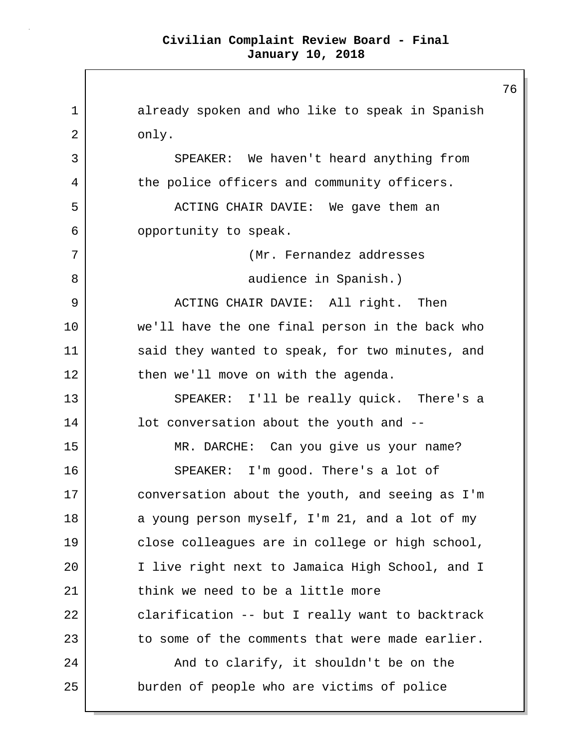already spoken and who like to speak in Spanish only.

SPEAKER: We haven't heard anything from the police officers and community officers.

ACTING CHAIR DAVIE: We gave them an opportunity to speak.

(Mr. Fernandez addresses audience in Spanish.)

ACTING CHAIR DAVIE: All right. Then we'll have the one final person in the back who said they wanted to speak, for two minutes, and then we'll move on with the agenda.

SPEAKER: I'll be really quick. There's a lot conversation about the youth and --

MR. DARCHE: Can you give us your name?

SPEAKER: I'm good. There's a lot of conversation about the youth, and seeing as I'm a young person myself, I'm 21, and a lot of my close colleagues are in college or high school, I live right next to Jamaica High School, and I think we need to be a little more clarification -- but I really want to backtrack to some of the comments that were made earlier.

And to clarify, it shouldn't be on the burden of people who are victims of police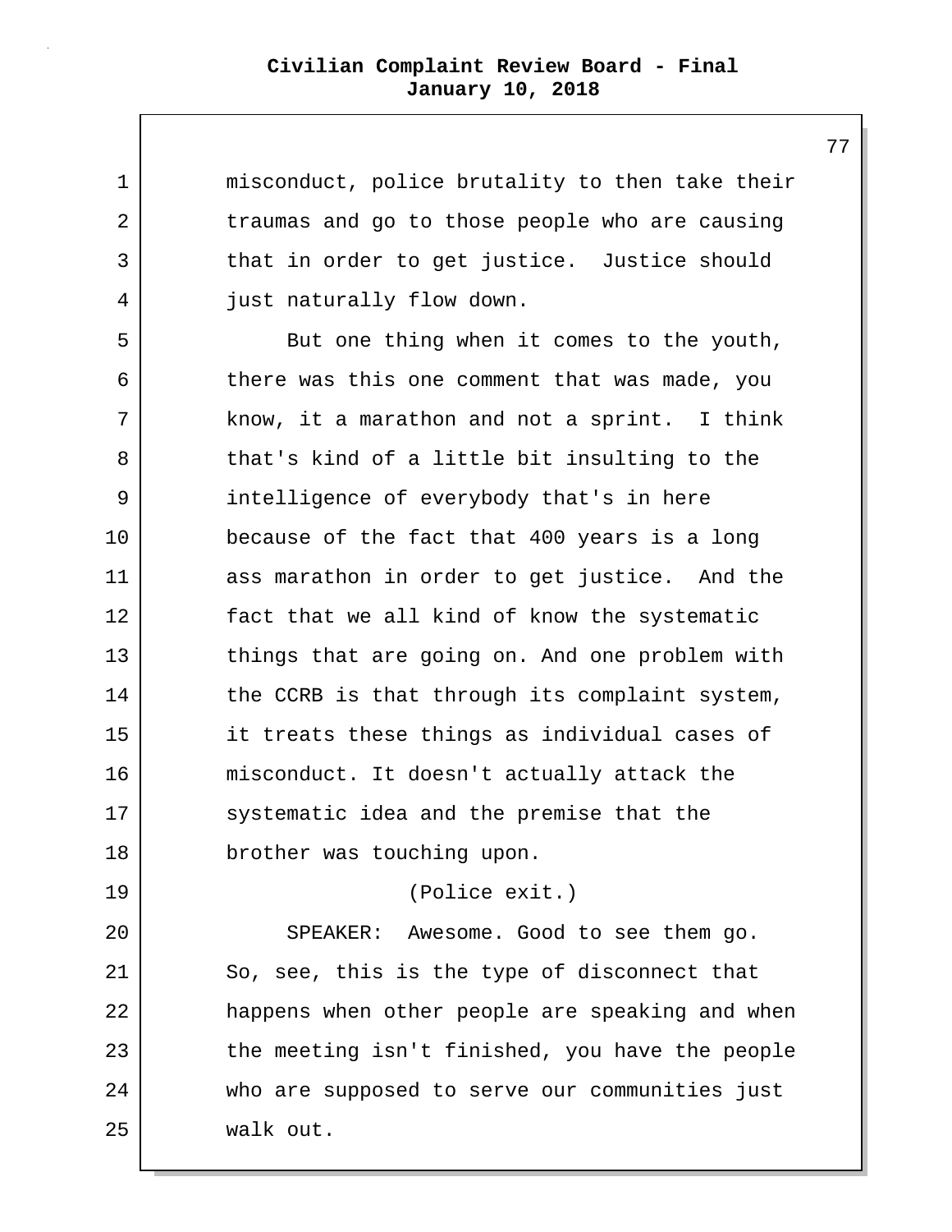misconduct, police brutality to then take their traumas and go to those people who are causing that in order to get justice. Justice should just naturally flow down.

But one thing when it comes to the youth, there was this one comment that was made, you know, it a marathon and not a sprint. I think that's kind of a little bit insulting to the intelligence of everybody that's in here because of the fact that 400 years is a long ass marathon in order to get justice. And the fact that we all kind of know the systematic things that are going on. And one problem with the CCRB is that through its complaint system, it treats these things as individual cases of misconduct. It doesn't actually attack the systematic idea and the premise that the brother was touching upon.

(Police exit.)

SPEAKER: Awesome. Good to see them go. So, see, this is the type of disconnect that happens when other people are speaking and when the meeting isn't finished, you have the people who are supposed to serve our communities just walk out.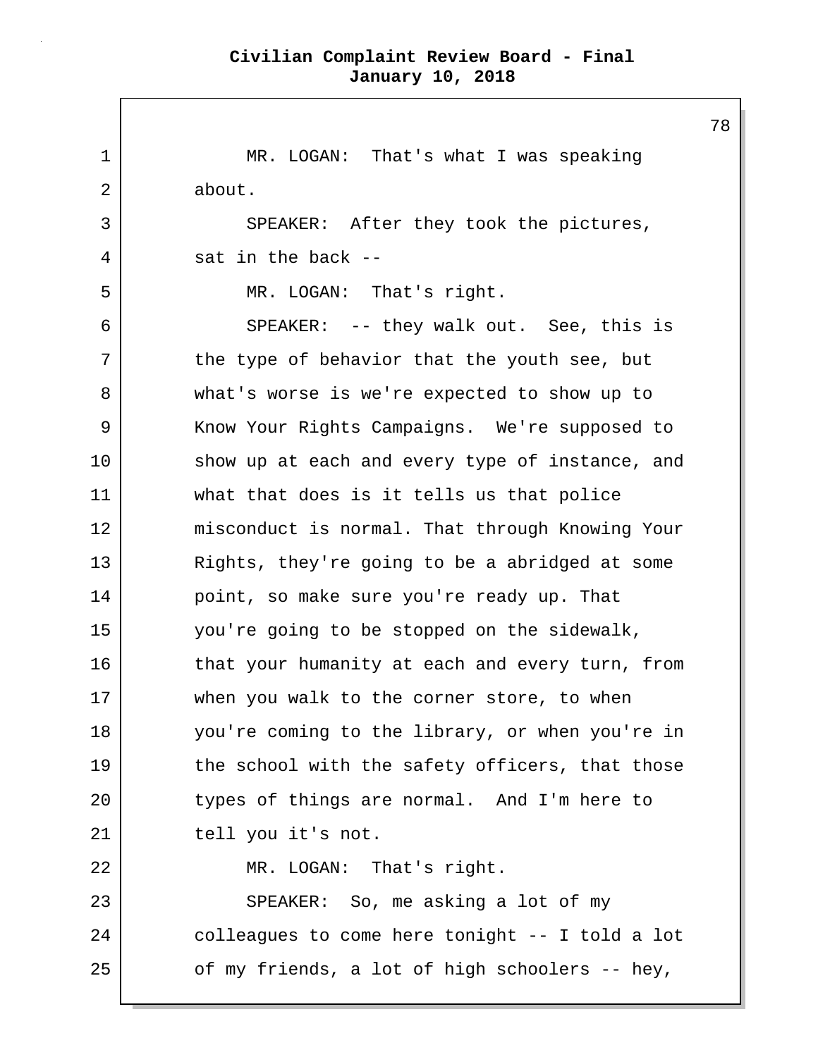MR. LOGAN: That's what I was speaking about.

SPEAKER: After they took the pictures, sat in the back --

MR. LOGAN: That's right.

SPEAKER: -- they walk out. See, this is the type of behavior that the youth see, but what's worse is we're expected to show up to Know Your Rights Campaigns. We're supposed to show up at each and every type of instance, and what that does is it tells us that police misconduct is normal. That through Knowing Your Rights, they're going to be a abridged at some point, so make sure you're ready up. That you're going to be stopped on the sidewalk, that your humanity at each and every turn, from when you walk to the corner store, to when you're coming to the library, or when you're in the school with the safety officers, that those types of things are normal. And I'm here to tell you it's not.

MR. LOGAN: That's right.

SPEAKER: So, me asking a lot of my colleagues to come here tonight -- I told a lot of my friends, a lot of high schoolers -- hey,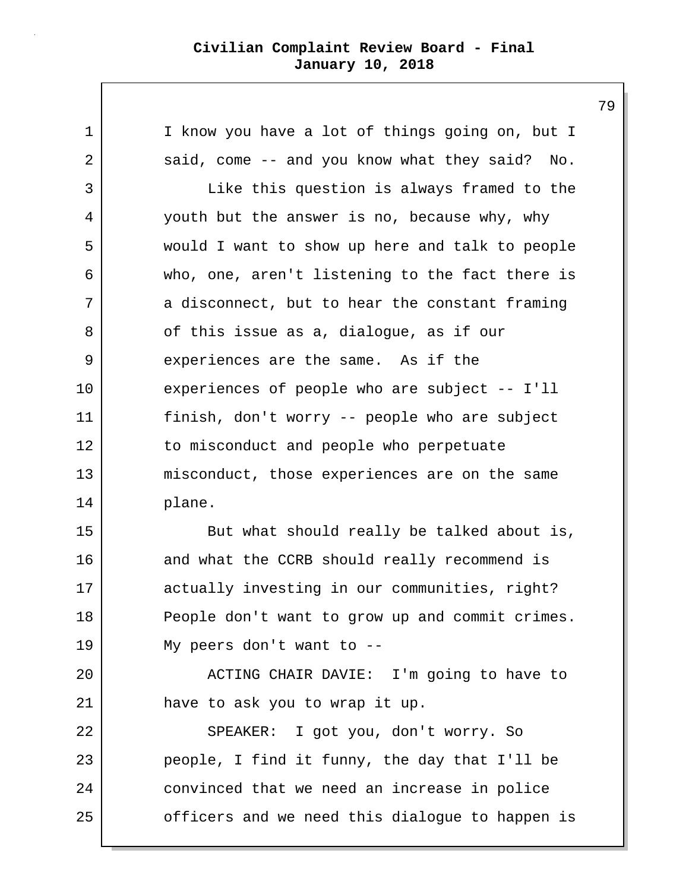I know you have a lot of things going on, but I said, come -- and you know what they said? No.

Like this question is always framed to the youth but the answer is no, because why, why would I want to show up here and talk to people who, one, aren't listening to the fact there is a disconnect, but to hear the constant framing of this issue as a, dialogue, as if our experiences are the same. As if the experiences of people who are subject -- I'll finish, don't worry -- people who are subject to misconduct and people who perpetuate misconduct, those experiences are on the same plane.

But what should really be talked about is, and what the CCRB should really recommend is actually investing in our communities, right? People don't want to grow up and commit crimes. My peers don't want to --

ACTING CHAIR DAVIE: I'm going to have to have to ask you to wrap it up.

SPEAKER: I got you, don't worry. So people, I find it funny, the day that I'll be convinced that we need an increase in police officers and we need this dialogue to happen is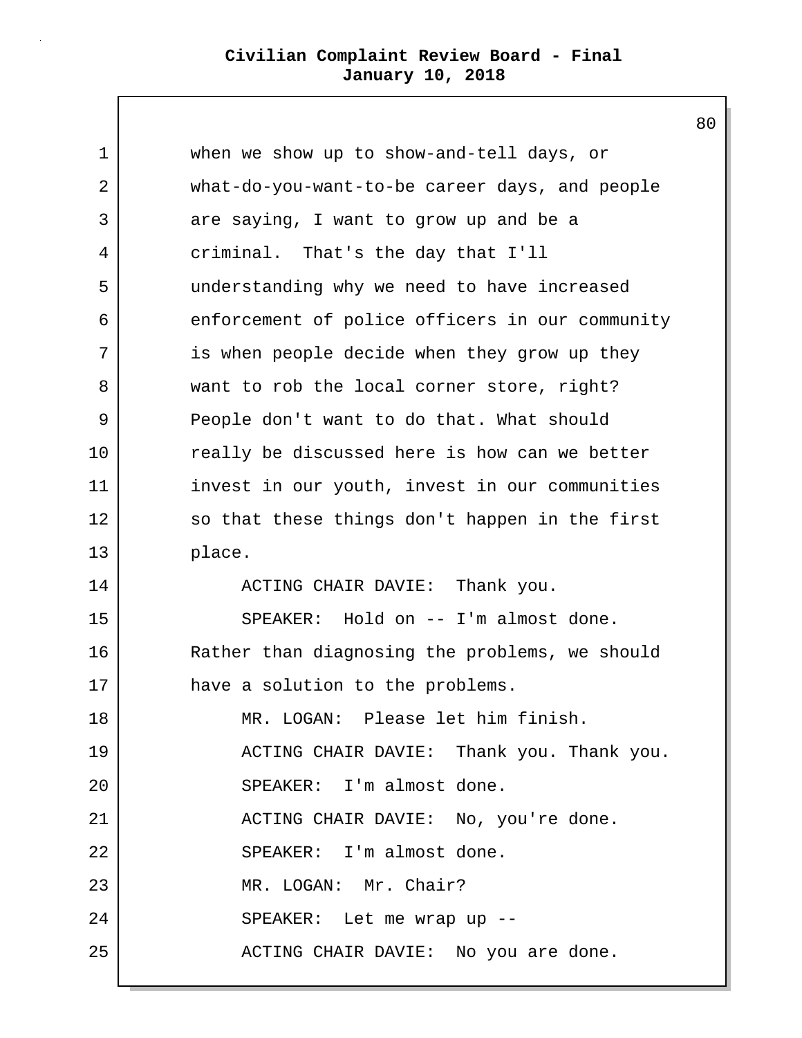when we show up to show-and-tell days, or what-do-you-want-to-be career days, and people are saying, I want to grow up and be a criminal. That's the day that I'll understanding why we need to have increased enforcement of police officers in our community is when people decide when they grow up they want to rob the local corner store, right? People don't want to do that. What should really be discussed here is how can we better invest in our youth, invest in our communities so that these things don't happen in the first place.

ACTING CHAIR DAVIE: Thank you.

SPEAKER: Hold on -- I'm almost done. Rather than diagnosing the problems, we should have a solution to the problems.

MR. LOGAN: Please let him finish.

ACTING CHAIR DAVIE: Thank you. Thank you.

SPEAKER: I'm almost done.

ACTING CHAIR DAVIE: No, you're done.

SPEAKER: I'm almost done.

MR. LOGAN: Mr. Chair?

SPEAKER: Let me wrap up --

ACTING CHAIR DAVIE: No you are done.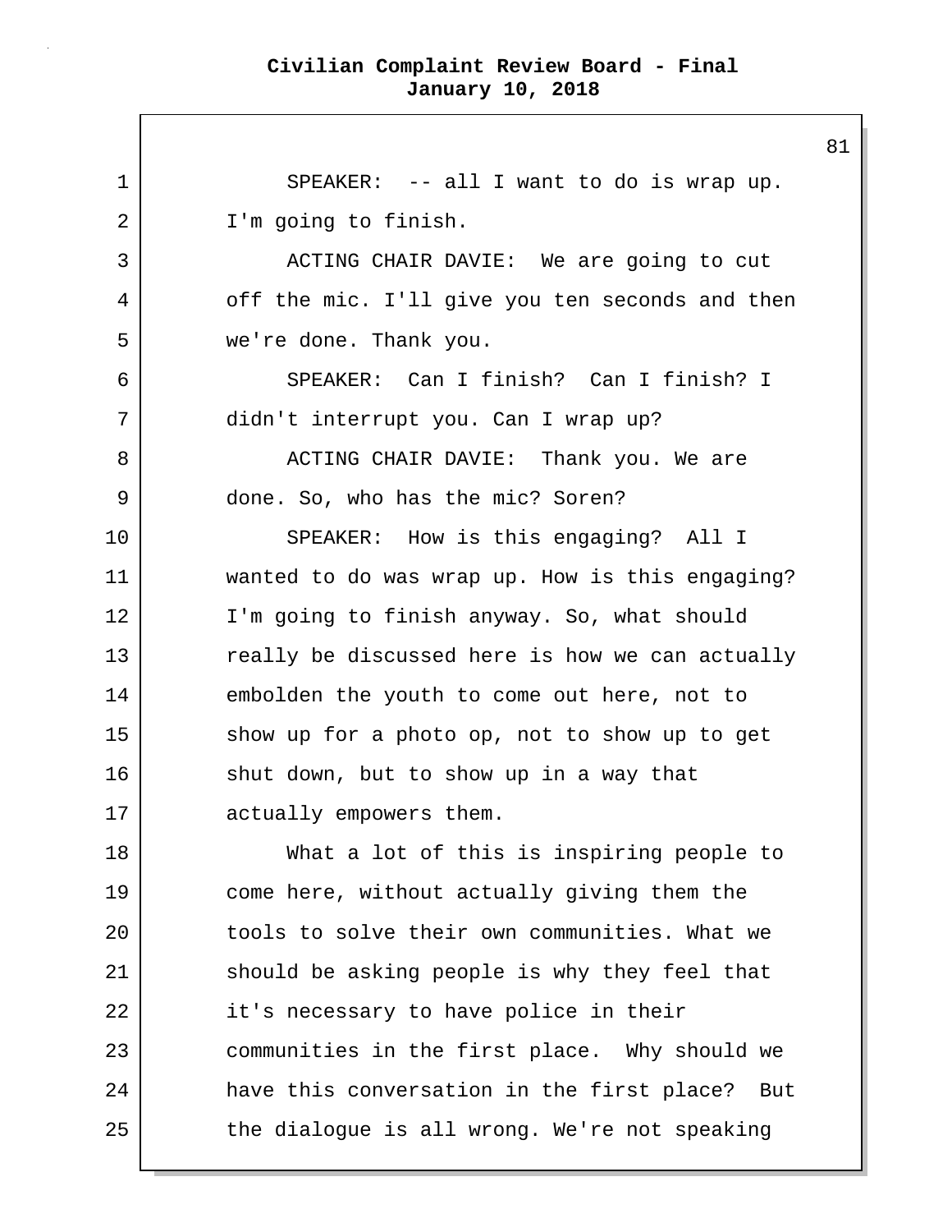SPEAKER: -- all I want to do is wrap up. I'm going to finish.

ACTING CHAIR DAVIE: We are going to cut off the mic. I'll give you ten seconds and then we're done. Thank you.

SPEAKER: Can I finish? Can I finish? I didn't interrupt you. Can I wrap up?

ACTING CHAIR DAVIE: Thank you. We are done. So, who has the mic? Soren?

SPEAKER: How is this engaging? All I wanted to do was wrap up. How is this engaging? I'm going to finish anyway. So, what should really be discussed here is how we can actually embolden the youth to come out here, not to show up for a photo op, not to show up to get shut down, but to show up in a way that actually empowers them.

What a lot of this is inspiring people to come here, without actually giving them the tools to solve their own communities. What we should be asking people is why they feel that it's necessary to have police in their communities in the first place. Why should we have this conversation in the first place? But the dialogue is all wrong. We're not speaking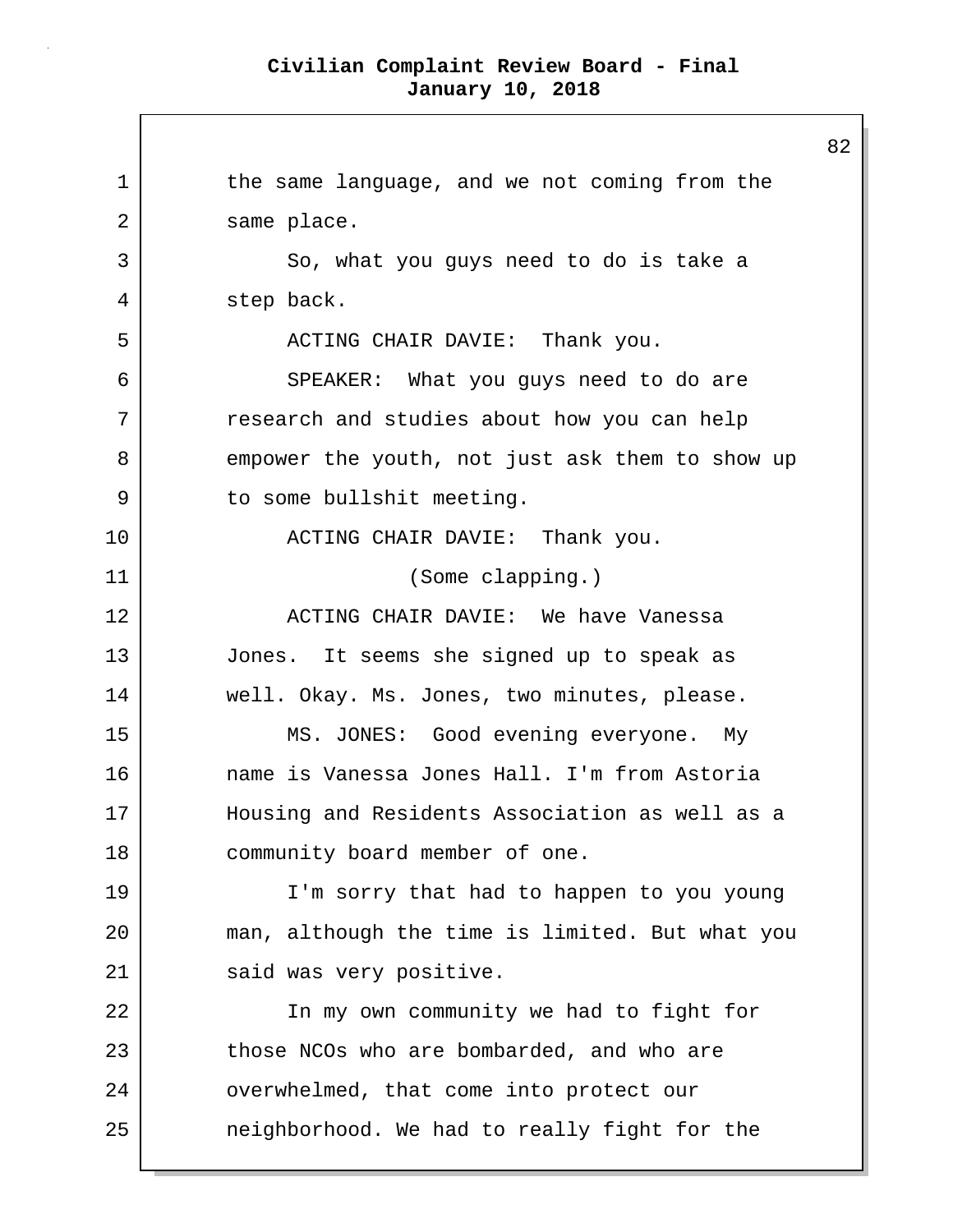the same language, and we not coming from the same place.

So, what you guys need to do is take a step back.

ACTING CHAIR DAVIE: Thank you.

SPEAKER: What you guys need to do are research and studies about how you can help empower the youth, not just ask them to show up to some bullshit meeting.

ACTING CHAIR DAVIE: Thank you.

(Some clapping.)

ACTING CHAIR DAVIE: We have Vanessa Jones. It seems she signed up to speak as well. Okay. Ms. Jones, two minutes, please.

MS. JONES: Good evening everyone. My name is Vanessa Jones Hall. I'm from Astoria Housing and Residents Association as well as a community board member of one.

I'm sorry that had to happen to you young man, although the time is limited. But what you said was very positive.

In my own community we had to fight for those NCOs who are bombarded, and who are overwhelmed, that come into protect our neighborhood. We had to really fight for the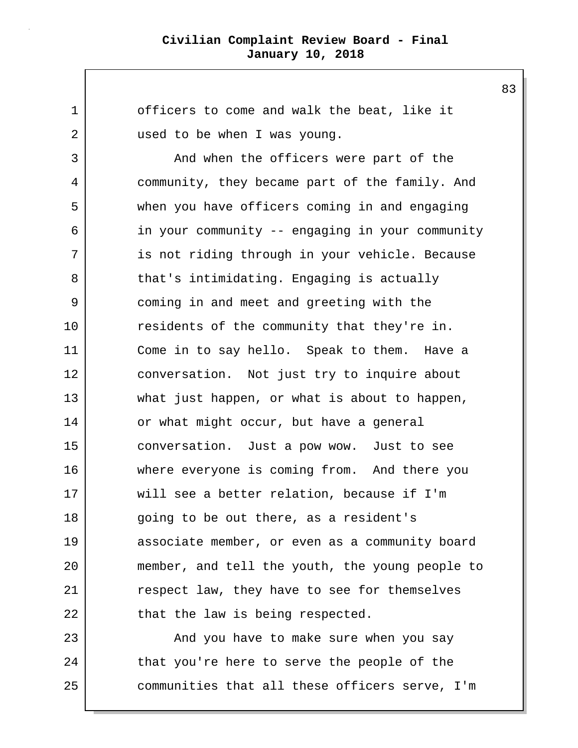officers to come and walk the beat, like it used to be when I was young.

And when the officers were part of the community, they became part of the family. And when you have officers coming in and engaging in your community -- engaging in your community is not riding through in your vehicle. Because that's intimidating. Engaging is actually coming in and meet and greeting with the residents of the community that they're in. Come in to say hello. Speak to them. Have a conversation. Not just try to inquire about what just happen, or what is about to happen, or what might occur, but have a general conversation. Just a pow wow. Just to see where everyone is coming from. And there you will see a better relation, because if I'm going to be out there, as a resident's associate member, or even as a community board member, and tell the youth, the young people to respect law, they have to see for themselves that the law is being respected.

And you have to make sure when you say that you're here to serve the people of the communities that all these officers serve, I'm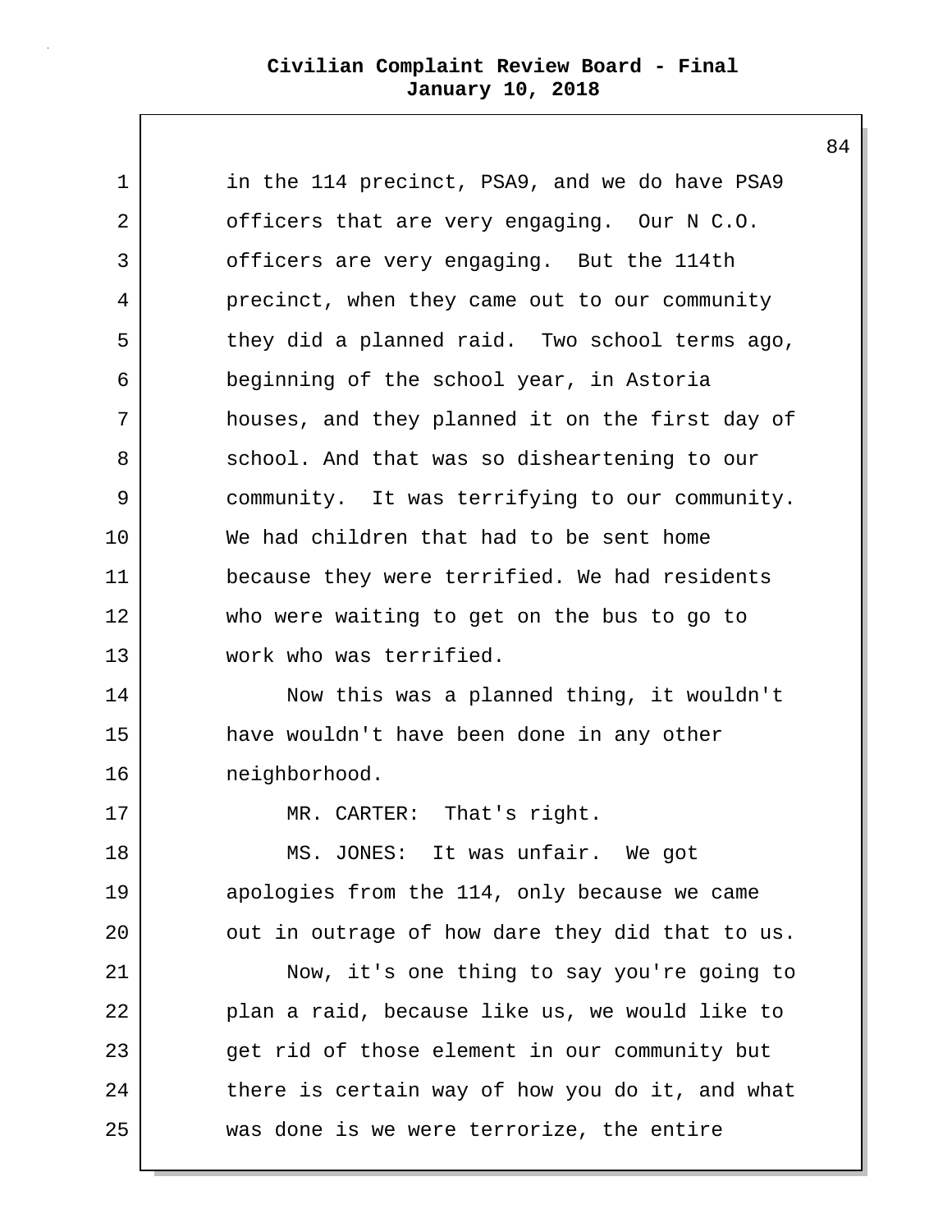in the 114 precinct, PSA9, and we do have PSA9 officers that are very engaging. Our N C.O. officers are very engaging. But the 114th precinct, when they came out to our community they did a planned raid. Two school terms ago, beginning of the school year, in Astoria houses, and they planned it on the first day of school. And that was so disheartening to our community. It was terrifying to our community. We had children that had to be sent home because they were terrified. We had residents who were waiting to get on the bus to go to work who was terrified.

Now this was a planned thing, it wouldn't have wouldn't have been done in any other neighborhood.

MR. CARTER: That's right.

MS. JONES: It was unfair. We got apologies from the 114, only because we came out in outrage of how dare they did that to us.

Now, it's one thing to say you're going to plan a raid, because like us, we would like to get rid of those element in our community but there is certain way of how you do it, and what was done is we were terrorize, the entire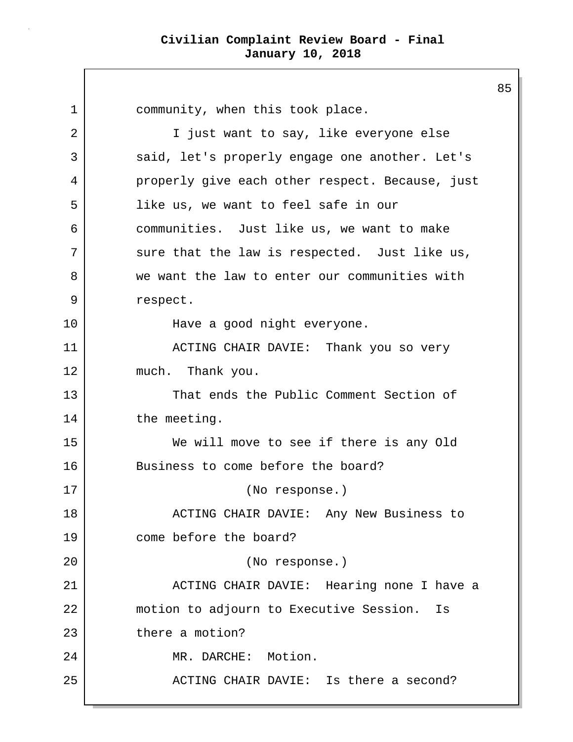community, when this took place.

I just want to say, like everyone else said, let's properly engage one another. Let's properly give each other respect. Because, just like us, we want to feel safe in our communities. Just like us, we want to make sure that the law is respected. Just like us, we want the law to enter our communities with respect.

Have a good night everyone.

ACTING CHAIR DAVIE: Thank you so very much. Thank you.

That ends the Public Comment Section of the meeting.

We will move to see if there is any Old Business to come before the board?

(No response.)

ACTING CHAIR DAVIE: Any New Business to come before the board?

(No response.)

ACTING CHAIR DAVIE: Hearing none I have a motion to adjourn to Executive Session. Is there a motion?

MR. DARCHE: Motion.

ACTING CHAIR DAVIE: Is there a second?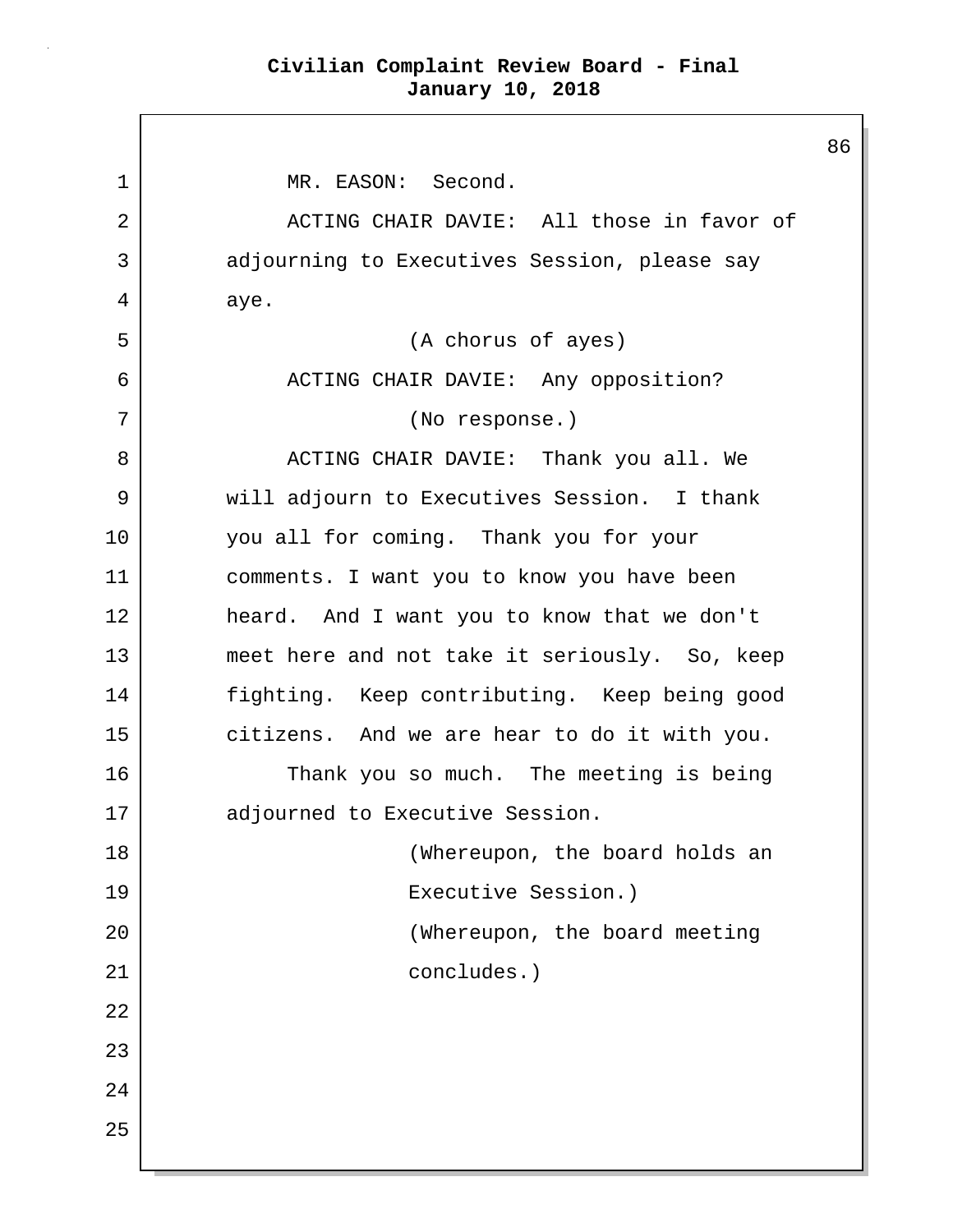MR. EASON: Second.

ACTING CHAIR DAVIE: All those in favor of adjourning to Executives Session, please say aye.

(A chorus of ayes)

ACTING CHAIR DAVIE: Any opposition?

(No response.)

ACTING CHAIR DAVIE: Thank you all. We will adjourn to Executives Session. I thank you all for coming. Thank you for your comments. I want you to know you have been heard. And I want you to know that we don't meet here and not take it seriously. So, keep fighting. Keep contributing. Keep being good citizens. And we are hear to do it with you.

Thank you so much. The meeting is being adjourned to Executive Session.

(Whereupon, the board holds an Executive Session.)

(Whereupon, the board meeting concludes.)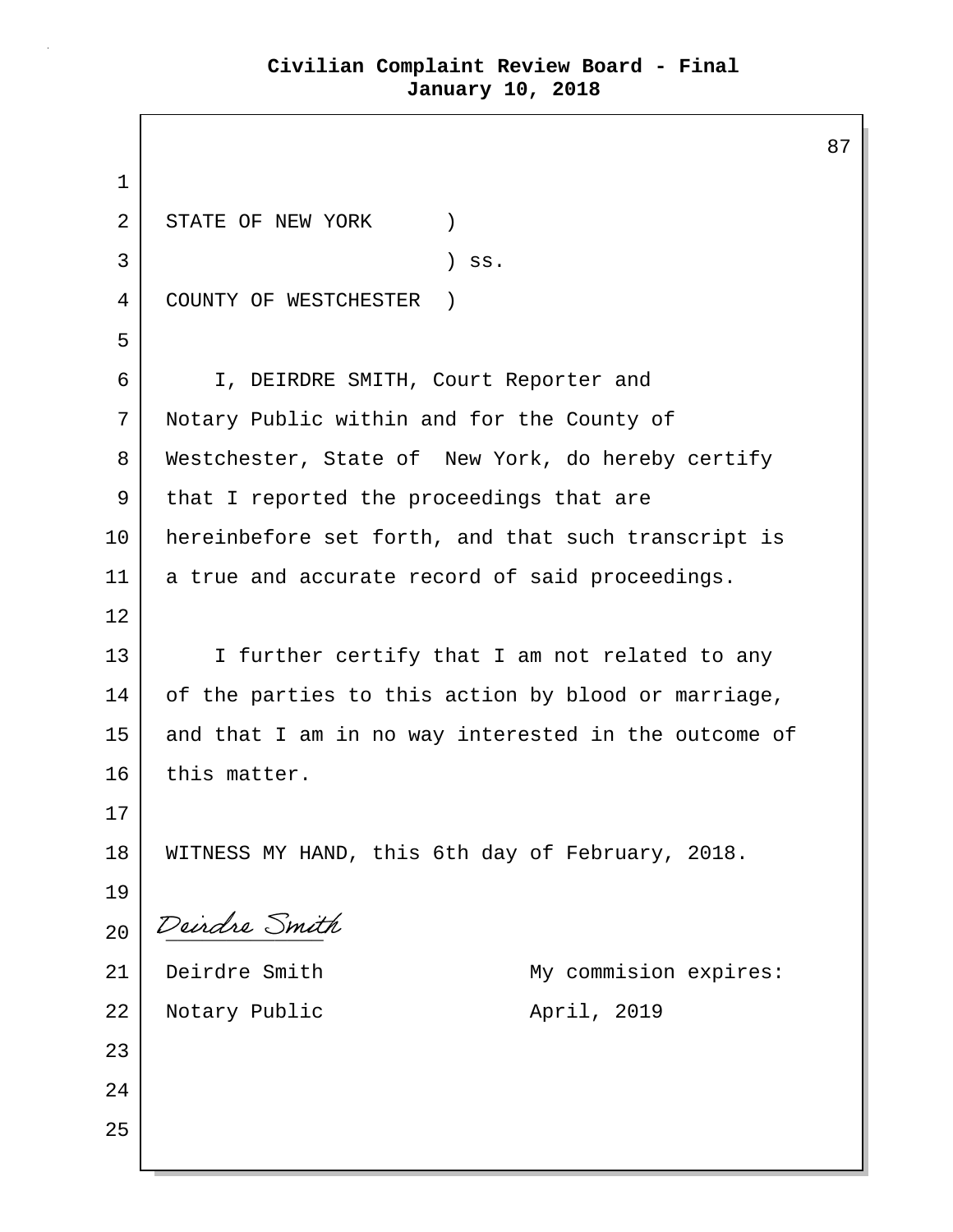STATE OF NEW YORK )
) ss.
COUNTY OF WESTCHESTER )

I, DEIRDRE SMITH, Court Reporter and Notary Public within and for the County of Westchester, State of New York, do hereby certify that I reported the proceedings that are hereinbefore set forth, and that such transcript is a true and accurate record of said proceedings.

I further certify that I am not related to any of the parties to this action by blood or marriage, and that I am in no way interested in the outcome of this matter.

WITNESS MY HAND, this 6th day of February, 2018.

*Deirdre Smith*

Deirdre Smith
Notary Public

My commision expires:
April, 2019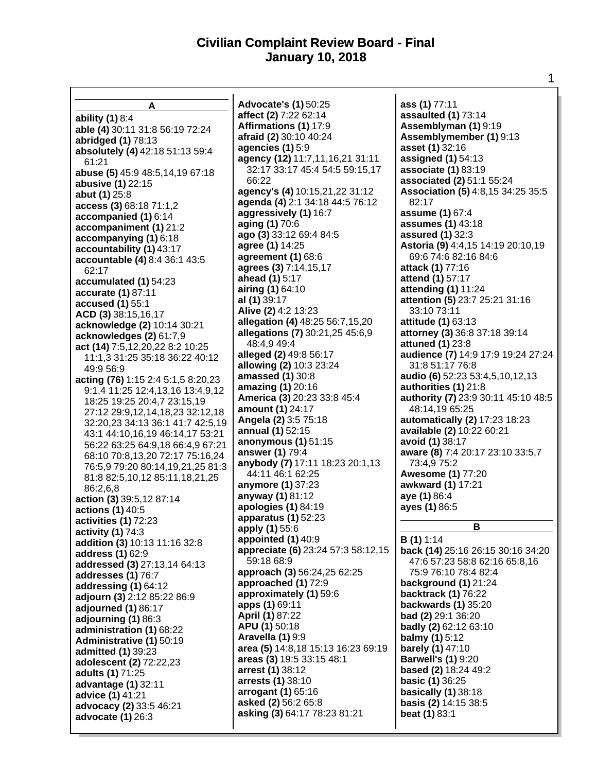# Civilian Complaint Review Board - Final
# January 10, 2018

## A

**ability (1)** 8:4
**able (4)** 30:11 31:8 56:19 72:24
**abridged (1)** 78:13
**absolutely (4)** 42:18 51:13 59:4 61:21
**abuse (5)** 45:9 48:5,14,19 67:18
**abusive (1)** 22:15
**abut (1)** 25:8
**access (3)** 68:18 71:1,2
**accompanied (1)** 6:14
**accompaniment (1)** 21:2
**accompanying (1)** 6:18
**accountability (1)** 43:17
**accountable (4)** 8:4 36:1 43:5 62:17
**accumulated (1)** 54:23
**accurate (1)** 87:11
**accused (1)** 55:1
**ACD (3)** 38:15,16,17
**acknowledge (2)** 10:14 30:21
**acknowledges (2)** 61:7,9
**act (14)** 7:5,12,20,22 8:2 10:25 11:1,3 31:25 35:18 36:22 40:12 49:9 56:9
**acting (76)** 1:15 2:4 5:1,5 8:20,23 9:1,4 11:25 12:4,13,16 13:4,9,12 18:25 19:25 20:4,7 23:15,19 27:12 29:9,12,14,18,23 32:12,18 32:20,23 34:13 36:1 41:7 42:5,19 43:1 44:10,16,19 46:14,17 53:21 56:22 63:25 64:9,18 66:4,9 67:21 68:10 70:8,13,20 72:17 75:16,24 76:5,9 79:20 80:14,19,21,25 81:3 81:8 82:5,10,12 85:11,18,21,25 86:2,6,8
**action (3)** 39:5,12 87:14
**actions (1)** 40:5
**activities (1)** 72:23
**activity (1)** 74:3
**addition (3)** 10:13 11:16 32:8
**address (1)** 62:9
**addressed (3)** 27:13,14 64:13
**addresses (1)** 76:7
**addressing (1)** 64:12
**adjourn (3)** 2:12 85:22 86:9
**adjourned (1)** 86:17
**adjourning (1)** 86:3
**administration (1)** 68:22
**Administrative (1)** 50:19
**admitted (1)** 39:23
**adolescent (2)** 72:22,23
**adults (1)** 71:25
**advantage (1)** 32:11
**advice (1)** 41:21
**advocacy (2)** 33:5 46:21
**advocate (1)** 26:3
**Advocate's (1)** 50:25
**affect (2)** 7:22 62:14
**Affirmations (1)** 17:9
**afraid (2)** 30:10 40:24
**agencies (1)** 5:9
**agency (12)** 11:7,11,16,21 31:11 32:17 33:17 45:4 54:5 59:15,17 66:22
**agency's (4)** 10:15,21,22 31:12
**agenda (4)** 2:1 34:18 44:5 76:12
**aggressively (1)** 16:7
**aging (1)** 70:6
**ago (3)** 33:12 69:4 84:5
**agree (1)** 14:25
**agreement (1)** 68:6
**agrees (3)** 7:14,15,17
**ahead (1)** 5:17
**airing (1)** 64:10
**al (1)** 39:17
**Alive (2)** 4:2 13:23
**allegation (4)** 48:25 56:7,15,20
**allegations (7)** 30:21,25 45:6,9 48:4,9 49:4
**alleged (2)** 49:8 56:17
**allowing (2)** 10:3 23:24
**amassed (1)** 30:8
**amazing (1)** 20:16
**America (3)** 20:23 33:8 45:4
**amount (1)** 24:17
**Angela (2)** 3:5 75:18
**annual (1)** 52:15
**anonymous (1)** 51:15
**answer (1)** 79:4
**anybody (7)** 17:11 18:23 20:1,13 44:11 46:1 62:25
**anymore (1)** 37:23
**anyway (1)** 81:12
**apologies (1)** 84:19
**apparatus (1)** 52:23
**apply (1)** 55:6
**appointed (1)** 40:9
**appreciate (6)** 23:24 57:3 58:12,15 59:18 68:9
**approach (3)** 56:24,25 62:25
**approached (1)** 72:9
**approximately (1)** 59:6
**apps (1)** 69:11
**April (1)** 87:22
**APU (1)** 50:18
**Aravella (1)** 9:9
**area (5)** 14:8,18 15:13 16:23 69:19
**areas (3)** 19:5 33:15 48:1
**arrest (1)** 38:12
**arrests (1)** 38:10
**arrogant (1)** 65:16
**asked (2)** 56:2 65:8
**asking (3)** 64:17 78:23 81:21
**ass (1)** 77:11
**assaulted (1)** 73:14
**Assemblyman (1)** 9:19
**Assemblymember (1)** 9:13
**asset (1)** 32:16
**assigned (1)** 54:13
**associate (1)** 83:19
**associated (2)** 51:1 55:24
**Association (5)** 4:8,15 34:25 35:5 82:17
**assume (1)** 67:4
**assumes (1)** 43:18
**assured (1)** 32:3
**Astoria (9)** 4:4,15 14:19 20:10,19 69:6 74:6 82:16 84:6
**attack (1)** 77:16
**attend (1)** 57:17
**attending (1)** 11:24
**attention (5)** 23:7 25:21 31:16 33:10 73:11
**attitude (1)** 63:13
**attorney (3)** 36:8 37:18 39:14
**attuned (1)** 23:8
**audience (7)** 14:9 17:9 19:24 27:24 31:8 51:17 76:8
**audio (6)** 52:23 53:4,5,10,12,13
**authorities (1)** 21:8
**authority (7)** 23:9 30:11 45:10 48:5 48:14,19 65:25
**automatically (2)** 17:23 18:23
**available (2)** 10:22 60:21
**avoid (1)** 38:17
**aware (8)** 7:4 20:17 23:10 33:5,7 73:4,9 75:2
**Awesome (1)** 77:20
**awkward (1)** 17:21
**aye (1)** 86:4
**ayes (1)** 86:5

## B

**B (1)** 1:14
**back (14)** 25:16 26:15 30:16 34:20 47:6 57:23 58:8 62:16 65:8,16 75:9 76:10 78:4 82:4
**background (1)** 21:24
**backtrack (1)** 76:22
**backwards (1)** 35:20
**bad (2)** 29:1 36:20
**badly (2)** 62:12 63:10
**balmy (1)** 5:12
**barely (1)** 47:10
**Barwell's (1)** 9:20
**based (2)** 18:24 49:2
**basic (1)** 36:25
**basically (1)** 38:18
**basis (2)** 14:15 38:5
**beat (1)** 83:1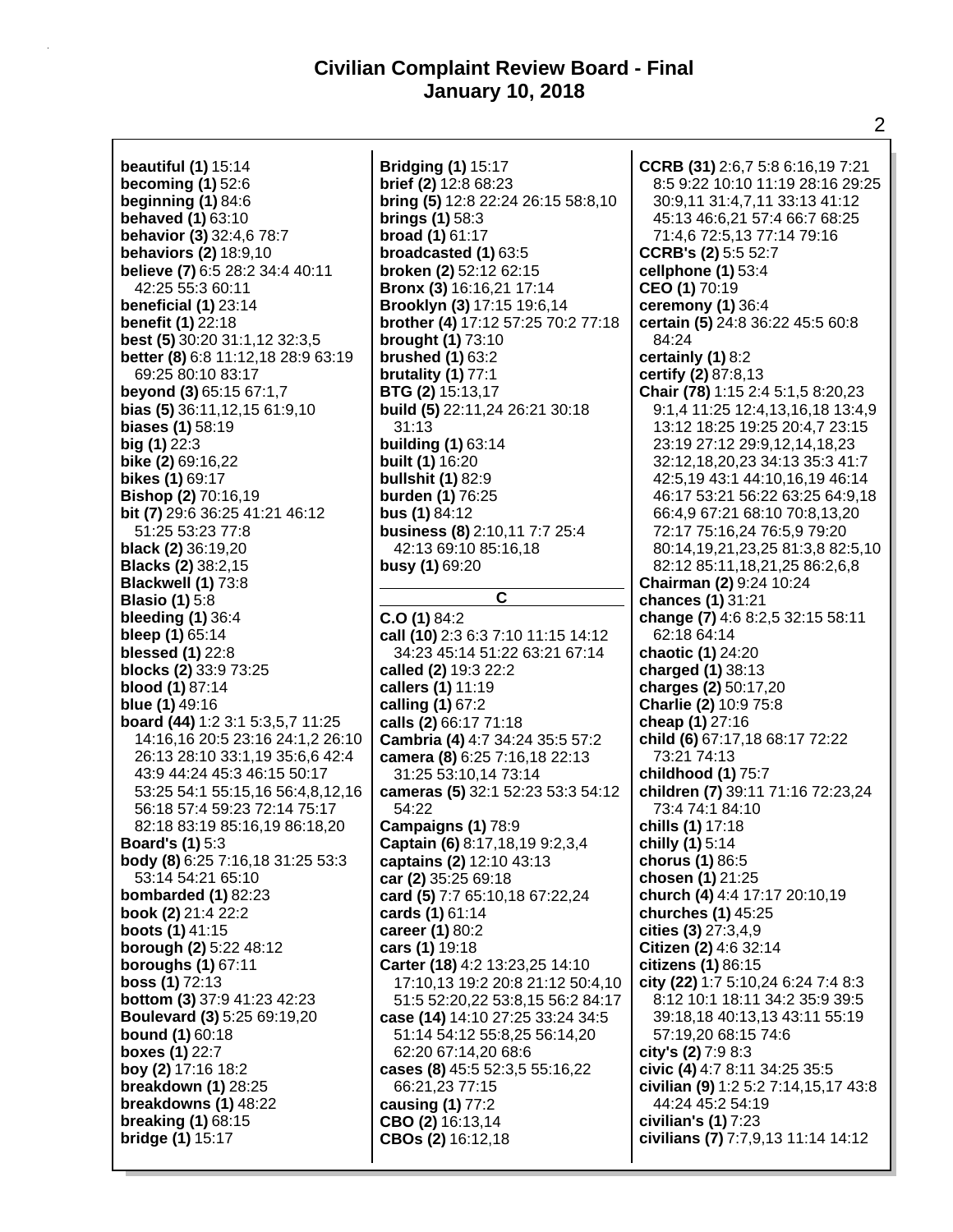**beautiful (1)** 15:14
**becoming (1)** 52:6
**beginning (1)** 84:6
**behaved (1)** 63:10
**behavior (3)** 32:4,6 78:7
**behaviors (2)** 18:9,10
**believe (7)** 6:5 28:2 34:4 40:11 42:25 55:3 60:11
**beneficial (1)** 23:14
**benefit (1)** 22:18
**best (5)** 30:20 31:1,12 32:3,5
**better (8)** 6:8 11:12,18 28:9 63:19 69:25 80:10 83:17
**beyond (3)** 65:15 67:1,7
**bias (5)** 36:11,12,15 61:9,10
**biases (1)** 58:19
**big (1)** 22:3
**bike (2)** 69:16,22
**bikes (1)** 69:17
**Bishop (2)** 70:16,19
**bit (7)** 29:6 36:25 41:21 46:12 51:25 53:23 77:8
**black (2)** 36:19,20
**Blacks (2)** 38:2,15
**Blackwell (1)** 73:8
**Blasio (1)** 5:8
**bleeding (1)** 36:4
**bleep (1)** 65:14
**blessed (1)** 22:8
**blocks (2)** 33:9 73:25
**blood (1)** 87:14
**blue (1)** 49:16
**board (44)** 1:2 3:1 5:3,5,7 11:25 14:16,16 20:5 23:16 24:1,2 26:10 26:13 28:10 33:1,19 35:6,6 42:4 43:9 44:24 45:3 46:15 50:17 53:25 54:1 55:15,16 56:4,8,12,16 56:18 57:4 59:23 72:14 75:17 82:18 83:19 85:16,19 86:18,20
**Board's (1)** 5:3
**body (8)** 6:25 7:16,18 31:25 53:3 53:14 54:21 65:10
**bombarded (1)** 82:23
**book (2)** 21:4 22:2
**boots (1)** 41:15
**borough (2)** 5:22 48:12
**boroughs (1)** 67:11
**boss (1)** 72:13
**bottom (3)** 37:9 41:23 42:23
**Boulevard (3)** 5:25 69:19,20
**bound (1)** 60:18
**boxes (1)** 22:7
**boy (2)** 17:16 18:2
**breakdown (1)** 28:25
**breakdowns (1)** 48:22
**breaking (1)** 68:15
**bridge (1)** 15:17
**Bridging (1)** 15:17
**brief (2)** 12:8 68:23
**bring (5)** 12:8 22:24 26:15 58:8,10
**brings (1)** 58:3
**broad (1)** 61:17
**broadcasted (1)** 63:5
**broken (2)** 52:12 62:15
**Bronx (3)** 16:16,21 17:14
**Brooklyn (3)** 17:15 19:6,14
**brother (4)** 17:12 57:25 70:2 77:18
**brought (1)** 73:10
**brushed (1)** 63:2
**brutality (1)** 77:1
**BTG (2)** 15:13,17
**build (5)** 22:11,24 26:21 30:18 31:13
**building (1)** 63:14
**built (1)** 16:20
**bullshit (1)** 82:9
**burden (1)** 76:25
**bus (1)** 84:12
**business (8)** 2:10,11 7:7 25:4 42:13 69:10 85:16,18
**busy (1)** 69:20

## C

**C.O (1)** 84:2
**call (10)** 2:3 6:3 7:10 11:15 14:12 34:23 45:14 51:22 63:21 67:14
**called (2)** 19:3 22:2
**callers (1)** 11:19
**calling (1)** 67:2
**calls (2)** 66:17 71:18
**Cambria (4)** 4:7 34:24 35:5 57:2
**camera (8)** 6:25 7:16,18 22:13 31:25 53:10,14 73:14
**cameras (5)** 32:1 52:23 53:3 54:12 54:22
**Campaigns (1)** 78:9
**Captain (6)** 8:17,18,19 9:2,3,4
**captains (2)** 12:10 43:13
**car (2)** 35:25 69:18
**card (5)** 7:7 65:10,18 67:22,24
**cards (1)** 61:14
**career (1)** 80:2
**cars (1)** 19:18
**Carter (18)** 4:2 13:23,25 14:10 17:10,13 19:2 20:8 21:12 50:4,10 51:5 52:20,22 53:8,15 56:2 84:17
**case (14)** 14:10 27:25 33:24 34:5 51:14 54:12 55:8,25 56:14,20 62:20 67:14,20 68:6
**cases (8)** 45:5 52:3,5 55:16,22 66:21,23 77:15
**causing (1)** 77:2
**CBO (2)** 16:13,14
**CBOs (2)** 16:12,18
**CCRB (31)** 2:6,7 5:8 6:16,19 7:21 8:5 9:22 10:10 11:19 28:16 29:25 30:9,11 31:4,7,11 33:13 41:12 45:13 46:6,21 57:4 66:7 68:25 71:4,6 72:5,13 77:14 79:16
**CCRB's (2)** 5:5 52:7
**cellphone (1)** 53:4
**CEO (1)** 70:19
**ceremony (1)** 36:4
**certain (5)** 24:8 36:22 45:5 60:8 84:24
**certainly (1)** 8:2
**certify (2)** 87:8,13
**Chair (78)** 1:15 2:4 5:1,5 8:20,23 9:1,4 11:25 12:4,13,16,18 13:4,9 13:12 18:25 19:25 20:4,7 23:15 23:19 27:12 29:9,12,14,18,23 32:12,18,20,23 34:13 35:3 41:7 42:5,19 43:1 44:10,16,19 46:14 46:17 53:21 56:22 63:25 64:9,18 66:4,9 67:21 68:10 70:8,13,20 72:17 75:16,24 76:5,9 79:20 80:14,19,21,23,25 81:3,8 82:5,10 82:12 85:11,18,21,25 86:2,6,8
**Chairman (2)** 9:24 10:24
**chances (1)** 31:21
**change (7)** 4:6 8:2,5 32:15 58:11 62:18 64:14
**chaotic (1)** 24:20
**charged (1)** 38:13
**charges (2)** 50:17,20
**Charlie (2)** 10:9 75:8
**cheap (1)** 27:16
**child (6)** 67:17,18 68:17 72:22 73:21 74:13
**childhood (1)** 75:7
**children (7)** 39:11 71:16 72:23,24 73:4 74:1 84:10
**chills (1)** 17:18
**chilly (1)** 5:14
**chorus (1)** 86:5
**chosen (1)** 21:25
**church (4)** 4:4 17:17 20:10,19
**churches (1)** 45:25
**cities (3)** 27:3,4,9
**Citizen (2)** 4:6 32:14
**citizens (1)** 86:15
**city (22)** 1:7 5:10,24 6:24 7:4 8:3 8:12 10:1 18:11 34:2 35:9 39:5 39:18,18 40:13,13 43:11 55:19 57:19,20 68:15 74:6
**city's (2)** 7:9 8:3
**civic (4)** 4:7 8:11 34:25 35:5
**civilian (9)** 1:2 5:2 7:14,15,17 43:8 44:24 45:2 54:19
**civilian's (1)** 7:23
**civilians (7)** 7:7,9,13 11:14 14:12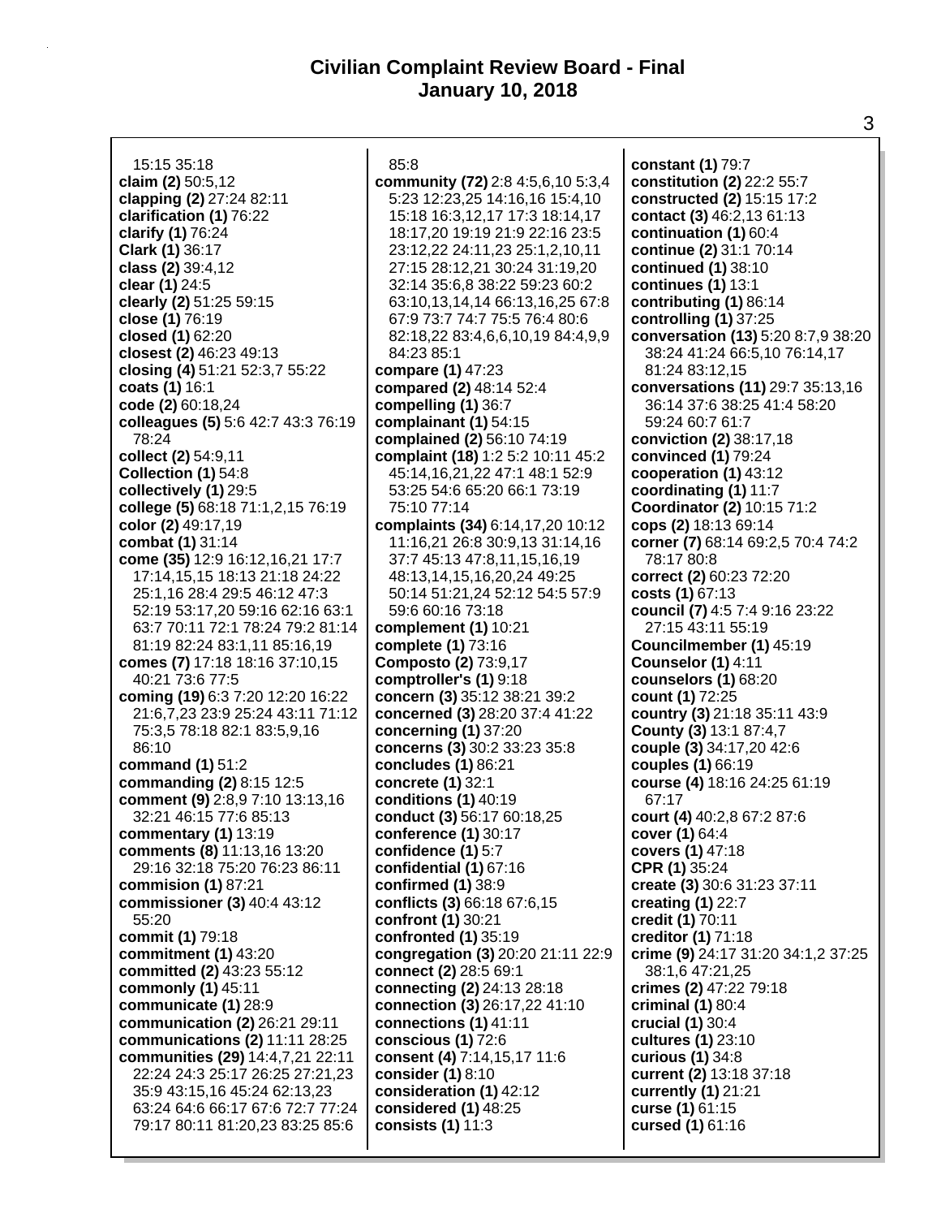15:15 35:18
**claim (2)** 50:5,12
**clapping (2)** 27:24 82:11
**clarification (1)** 76:22
**clarify (1)** 76:24
**Clark (1)** 36:17
**class (2)** 39:4,12
**clear (1)** 24:5
**clearly (2)** 51:25 59:15
**close (1)** 76:19
**closed (1)** 62:20
**closest (2)** 46:23 49:13
**closing (4)** 51:21 52:3,7 55:22
**coats (1)** 16:1
**code (2)** 60:18,24
**colleagues (5)** 5:6 42:7 43:3 76:19 78:24
**collect (2)** 54:9,11
**Collection (1)** 54:8
**collectively (1)** 29:5
**college (5)** 68:18 71:1,2,15 76:19
**color (2)** 49:17,19
**combat (1)** 31:14
**come (35)** 12:9 16:12,16,21 17:7 17:14,15,15 18:13 21:18 24:22 25:1,16 28:4 29:5 46:12 47:3 52:19 53:17,20 59:16 62:16 63:1 63:7 70:11 72:1 78:24 79:2 81:14 81:19 82:24 83:1,11 85:16,19
**comes (7)** 17:18 18:16 37:10,15 40:21 73:6 77:5
**coming (19)** 6:3 7:20 12:20 16:22 21:6,7,23 23:9 25:24 43:11 71:12 75:3,5 78:18 82:1 83:5,9,16 86:10
**command (1)** 51:2
**commanding (2)** 8:15 12:5
**comment (9)** 2:8,9 7:10 13:13,16 32:21 46:15 77:6 85:13
**commentary (1)** 13:19
**comments (8)** 11:13,16 13:20 29:16 32:18 75:20 76:23 86:11
**commision (1)** 87:21
**commissioner (3)** 40:4 43:12 55:20
**commit (1)** 79:18
**commitment (1)** 43:20
**committed (2)** 43:23 55:12
**commonly (1)** 45:11
**communicate (1)** 28:9
**communication (2)** 26:21 29:11
**communications (2)** 11:11 28:25
**communities (29)** 14:4,7,21 22:11 22:24 24:3 25:17 26:25 27:21,23 35:9 43:15,16 45:24 62:13,23 63:24 64:6 66:17 67:6 72:7 77:24 79:17 80:11 81:20,23 83:25 85:6 85:8
**community (72)** 2:8 4:5,6,10 5:3,4 5:23 12:23,25 14:16,16 15:4,10 15:18 16:3,12,17 17:3 18:14,17 18:17,20 19:19 21:9 22:16 23:5 23:12,22 24:11,23 25:1,2,10,11 27:15 28:12,21 30:24 31:19,20 32:14 35:6,8 38:22 59:23 60:2 63:10,13,14,14 66:13,16,25 67:8 67:9 73:7 74:7 75:5 76:4 80:6 82:18,22 83:4,6,6,10,19 84:4,9,9 84:23 85:1
**compare (1)** 47:23
**compared (2)** 48:14 52:4
**compelling (1)** 36:7
**complainant (1)** 54:15
**complained (2)** 56:10 74:19
**complaint (18)** 1:2 5:2 10:11 45:2 45:14,16,21,22 47:1 48:1 52:9 53:25 54:6 65:20 66:1 73:19 75:10 77:14
**complaints (34)** 6:14,17,20 10:12 11:16,21 26:8 30:9,13 31:14,16 37:7 45:13 47:8,11,15,16,19 48:13,14,15,16,20,24 49:25 50:14 51:21,24 52:12 54:5 57:9 59:6 60:16 73:18
**complement (1)** 10:21
**complete (1)** 73:16
**Composto (2)** 73:9,17
**comptroller's (1)** 9:18
**concern (3)** 35:12 38:21 39:2
**concerned (3)** 28:20 37:4 41:22
**concerning (1)** 37:20
**concerns (3)** 30:2 33:23 35:8
**concludes (1)** 86:21
**concrete (1)** 32:1
**conditions (1)** 40:19
**conduct (3)** 56:17 60:18,25
**conference (1)** 30:17
**confidence (1)** 5:7
**confidential (1)** 67:16
**confirmed (1)** 38:9
**conflicts (3)** 66:18 67:6,15
**confront (1)** 30:21
**confronted (1)** 35:19
**congregation (3)** 20:20 21:11 22:9
**connect (2)** 28:5 69:1
**connecting (2)** 24:13 28:18
**connection (3)** 26:17,22 41:10
**connections (1)** 41:11
**conscious (1)** 72:6
**consent (4)** 7:14,15,17 11:6
**consider (1)** 8:10
**consideration (1)** 42:12
**considered (1)** 48:25
**consists (1)** 11:3
**constant (1)** 79:7
**constitution (2)** 22:2 55:7
**constructed (2)** 15:15 17:2
**contact (3)** 46:2,13 61:13
**continuation (1)** 60:4
**continue (2)** 31:1 70:14
**continued (1)** 38:10
**continues (1)** 13:1
**contributing (1)** 86:14
**controlling (1)** 37:25
**conversation (13)** 5:20 8:7,9 38:20 38:24 41:24 66:5,10 76:14,17 81:24 83:12,15
**conversations (11)** 29:7 35:13,16 36:14 37:6 38:25 41:4 58:20 59:24 60:7 61:7
**conviction (2)** 38:17,18
**convinced (1)** 79:24
**cooperation (1)** 43:12
**coordinating (1)** 11:7
**Coordinator (2)** 10:15 71:2
**cops (2)** 18:13 69:14
**corner (7)** 68:14 69:2,5 70:4 74:2 78:17 80:8
**correct (2)** 60:23 72:20
**costs (1)** 67:13
**council (7)** 4:5 7:4 9:16 23:22 27:15 43:11 55:19
**Councilmember (1)** 45:19
**Counselor (1)** 4:11
**counselors (1)** 68:20
**count (1)** 72:25
**country (3)** 21:18 35:11 43:9
**County (3)** 13:1 87:4,7
**couple (3)** 34:17,20 42:6
**couples (1)** 66:19
**course (4)** 18:16 24:25 61:19 67:17
**court (4)** 40:2,8 67:2 87:6
**cover (1)** 64:4
**covers (1)** 47:18
**CPR (1)** 35:24
**create (3)** 30:6 31:23 37:11
**creating (1)** 22:7
**credit (1)** 70:11
**creditor (1)** 71:18
**crime (9)** 24:17 31:20 34:1,2 37:25 38:1,6 47:21,25
**crimes (2)** 47:22 79:18
**criminal (1)** 80:4
**crucial (1)** 30:4
**cultures (1)** 23:10
**curious (1)** 34:8
**current (2)** 13:18 37:18
**currently (1)** 21:21
**curse (1)** 61:15
**cursed (1)** 61:16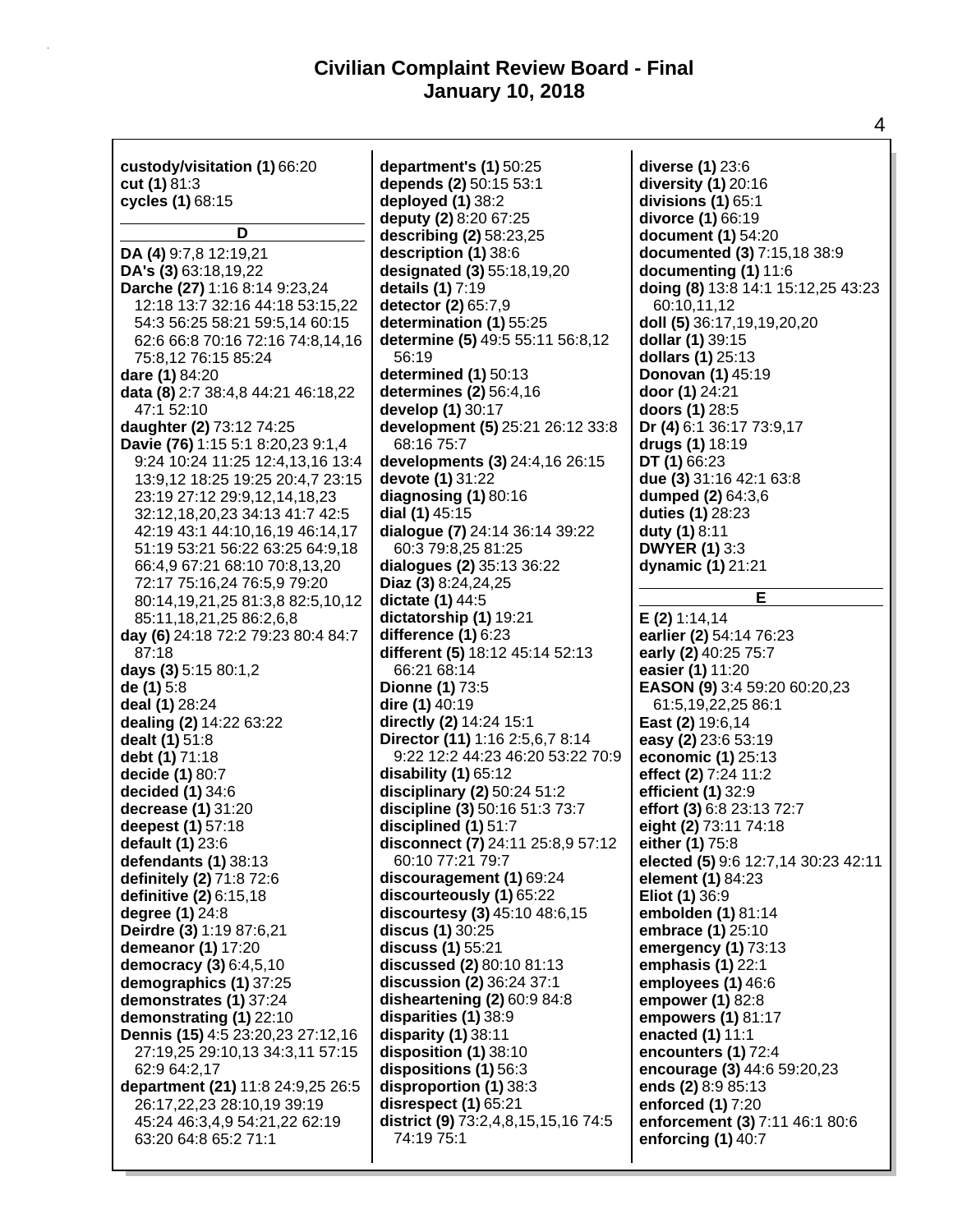# Civilian Complaint Review Board - Final
# January 10, 2018

**custody/visitation (1)** 66:20
**cut (1)** 81:3
**cycles (1)** 68:15

### D

**DA (4)** 9:7,8 12:19,21
**DA's (3)** 63:18,19,22
**Darche (27)** 1:16 8:14 9:23,24 12:18 13:7 32:16 44:18 53:15,22 54:3 56:25 58:21 59:5,14 60:15 62:6 66:8 70:16 72:16 74:8,14,16 75:8,12 76:15 85:24
**dare (1)** 84:20
**data (8)** 2:7 38:4,8 44:21 46:18,22 47:1 52:10
**daughter (2)** 73:12 74:25
**Davie (76)** 1:15 5:1 8:20,23 9:1,4 9:24 10:24 11:25 12:4,13,16 13:4 13:9,12 18:25 19:25 20:4,7 23:15 23:19 27:12 29:9,12,14,18,23 32:12,18,20,23 34:13 41:7 42:5 42:19 43:1 44:10,16,19 46:14,17 51:19 53:21 56:22 63:25 64:9,18 66:4,9 67:21 68:10 70:8,13,20 72:17 75:16,24 76:5,9 79:20 80:14,19,21,25 81:3,8 82:5,10,12 85:11,18,21,25 86:2,6,8
**day (6)** 24:18 72:2 79:23 80:4 84:7 87:18
**days (3)** 5:15 80:1,2
**de (1)** 5:8
**deal (1)** 28:24
**dealing (2)** 14:22 63:22
**dealt (1)** 51:8
**debt (1)** 71:18
**decide (1)** 80:7
**decided (1)** 34:6
**decrease (1)** 31:20
**deepest (1)** 57:18
**default (1)** 23:6
**defendants (1)** 38:13
**definitely (2)** 71:8 72:6
**definitive (2)** 6:15,18
**degree (1)** 24:8
**Deirdre (3)** 1:19 87:6,21
**demeanor (1)** 17:20
**democracy (3)** 6:4,5,10
**demographics (1)** 37:25
**demonstrates (1)** 37:24
**demonstrating (1)** 22:10
**Dennis (15)** 4:5 23:20,23 27:12,16 27:19,25 29:10,13 34:3,11 57:15 62:9 64:2,17
**department (21)** 11:8 24:9,25 26:5 26:17,22,23 28:10,19 39:19 45:24 46:3,4,9 54:21,22 62:19 63:20 64:8 65:2 71:1
**department's (1)** 50:25
**depends (2)** 50:15 53:1
**deployed (1)** 38:2
**deputy (2)** 8:20 67:25
**describing (2)** 58:23,25
**description (1)** 38:6
**designated (3)** 55:18,19,20
**details (1)** 7:19
**detector (2)** 65:7,9
**determination (1)** 55:25
**determine (5)** 49:5 55:11 56:8,12 56:19
**determined (1)** 50:13
**determines (2)** 56:4,16
**develop (1)** 30:17
**development (5)** 25:21 26:12 33:8 68:16 75:7
**developments (3)** 24:4,16 26:15
**devote (1)** 31:22
**diagnosing (1)** 80:16
**dial (1)** 45:15
**dialogue (7)** 24:14 36:14 39:22 60:3 79:8,25 81:25
**dialogues (2)** 35:13 36:22
**Diaz (3)** 8:24,24,25
**dictate (1)** 44:5
**dictatorship (1)** 19:21
**difference (1)** 6:23
**different (5)** 18:12 45:14 52:13 66:21 68:14
**Dionne (1)** 73:5
**dire (1)** 40:19
**directly (2)** 14:24 15:1
**Director (11)** 1:16 2:5,6,7 8:14 9:22 12:2 44:23 46:20 53:22 70:9
**disability (1)** 65:12
**disciplinary (2)** 50:24 51:2
**discipline (3)** 50:16 51:3 73:7
**disciplined (1)** 51:7
**disconnect (7)** 24:11 25:8,9 57:12 60:10 77:21 79:7
**discouragement (1)** 69:24
**discourteously (1)** 65:22
**discourtesy (3)** 45:10 48:6,15
**discus (1)** 30:25
**discuss (1)** 55:21
**discussed (2)** 80:10 81:13
**discussion (2)** 36:24 37:1
**disheartening (2)** 60:9 84:8
**disparities (1)** 38:9
**disparity (1)** 38:11
**disposition (1)** 38:10
**dispositions (1)** 56:3
**disproportion (1)** 38:3
**disrespect (1)** 65:21
**district (9)** 73:2,4,8,15,15,16 74:5 74:19 75:1
**diverse (1)** 23:6
**diversity (1)** 20:16
**divisions (1)** 65:1
**divorce (1)** 66:19
**document (1)** 54:20
**documented (3)** 7:15,18 38:9
**documenting (1)** 11:6
**doing (8)** 13:8 14:1 15:12,25 43:23 60:10,11,12
**doll (5)** 36:17,19,19,20,20
**dollar (1)** 39:15
**dollars (1)** 25:13
**Donovan (1)** 45:19
**door (1)** 24:21
**doors (1)** 28:5
**Dr (4)** 6:1 36:17 73:9,17
**drugs (1)** 18:19
**DT (1)** 66:23
**due (3)** 31:16 42:1 63:8
**dumped (2)** 64:3,6
**duties (1)** 28:23
**duty (1)** 8:11
**DWYER (1)** 3:3
**dynamic (1)** 21:21

### E

**E (2)** 1:14,14
**earlier (2)** 54:14 76:23
**early (2)** 40:25 75:7
**easier (1)** 11:20
**EASON (9)** 3:4 59:20 60:20,23 61:5,19,22,25 86:1
**East (2)** 19:6,14
**easy (2)** 23:6 53:19
**economic (1)** 25:13
**effect (2)** 7:24 11:2
**efficient (1)** 32:9
**effort (3)** 6:8 23:13 72:7
**eight (2)** 73:11 74:18
**either (1)** 75:8
**elected (5)** 9:6 12:7,14 30:23 42:11
**element (1)** 84:23
**Eliot (1)** 36:9
**embolden (1)** 81:14
**embrace (1)** 25:10
**emergency (1)** 73:13
**emphasis (1)** 22:1
**employees (1)** 46:6
**empower (1)** 82:8
**empowers (1)** 81:17
**enacted (1)** 11:1
**encounters (1)** 72:4
**encourage (3)** 44:6 59:20,23
**ends (2)** 8:9 85:13
**enforced (1)** 7:20
**enforcement (3)** 7:11 46:1 80:6
**enforcing (1)** 40:7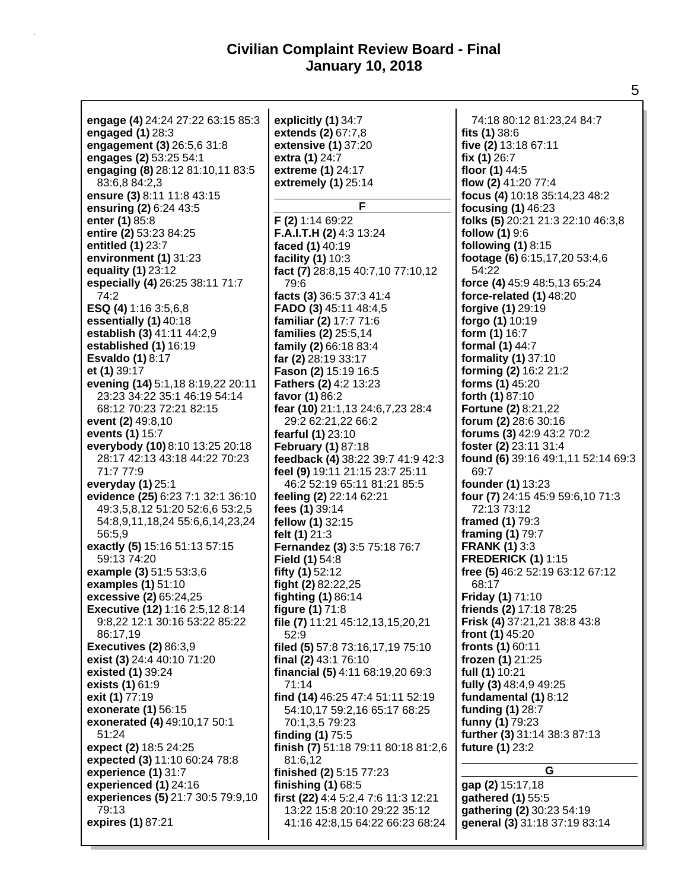**engage (4)** 24:24 27:22 63:15 85:3
**engaged (1)** 28:3
**engagement (3)** 26:5,6 31:8
**engages (2)** 53:25 54:1
**engaging (8)** 28:12 81:10,11 83:5 83:6,8 84:2,3
**ensure (3)** 8:11 11:8 43:15
**ensuring (2)** 6:24 43:5
**enter (1)** 85:8
**entire (2)** 53:23 84:25
**entitled (1)** 23:7
**environment (1)** 31:23
**equality (1)** 23:12
**especially (4)** 26:25 38:11 71:7 74:2
**ESQ (4)** 1:16 3:5,6,8
**essentially (1)** 40:18
**establish (3)** 41:11 44:2,9
**established (1)** 16:19
**Esvaldo (1)** 8:17
**et (1)** 39:17
**evening (14)** 5:1,18 8:19,22 20:11 23:23 34:22 35:1 46:19 54:14 68:12 70:23 72:21 82:15
**event (2)** 49:8,10
**events (1)** 15:7
**everybody (10)** 8:10 13:25 20:18 28:17 42:13 43:18 44:22 70:23 71:7 77:9
**everyday (1)** 25:1
**evidence (25)** 6:23 7:1 32:1 36:10 49:3,5,8,12 51:20 52:6,6 53:2,5 54:8,9,11,18,24 55:6,6,14,23,24 56:5,9
**exactly (5)** 15:16 51:13 57:15 59:13 74:20
**example (3)** 51:5 53:3,6
**examples (1)** 51:10
**excessive (2)** 65:24,25
**Executive (12)** 1:16 2:5,12 8:14 9:8,22 12:1 30:16 53:22 85:22 86:17,19
**Executives (2)** 86:3,9
**exist (3)** 24:4 40:10 71:20
**existed (1)** 39:24
**exists (1)** 61:9
**exit (1)** 77:19
**exonerate (1)** 56:15
**exonerated (4)** 49:10,17 50:1 51:24
**expect (2)** 18:5 24:25
**expected (3)** 11:10 60:24 78:8
**experience (1)** 31:7
**experienced (1)** 24:16
**experiences (5)** 21:7 30:5 79:9,10 79:13
**expires (1)** 87:21
**explicitly (1)** 34:7
**extends (2)** 67:7,8
**extensive (1)** 37:20
**extra (1)** 24:7
**extreme (1)** 24:17
**extremely (1)** 25:14

**F**

**F (2)** 1:14 69:22
**F.A.I.T.H (2)** 4:3 13:24
**faced (1)** 40:19
**facility (1)** 10:3
**fact (7)** 28:8,15 40:7,10 77:10,12 79:6
**facts (3)** 36:5 37:3 41:4
**FADO (3)** 45:11 48:4,5
**familiar (2)** 17:7 71:6
**families (2)** 25:5,14
**family (2)** 66:18 83:4
**far (2)** 28:19 33:17
**Fason (2)** 15:19 16:5
**Fathers (2)** 4:2 13:23
**favor (1)** 86:2
**fear (10)** 21:1,13 24:6,7,23 28:4 29:2 62:21,22 66:2
**fearful (1)** 23:10
**February (1)** 87:18
**feedback (4)** 38:22 39:7 41:9 42:3
**feel (9)** 19:11 21:15 23:7 25:11 46:2 52:19 65:11 81:21 85:5
**feeling (2)** 22:14 62:21
**fees (1)** 39:14
**fellow (1)** 32:15
**felt (1)** 21:3
**Fernandez (3)** 3:5 75:18 76:7
**Field (1)** 54:8
**fifty (1)** 52:12
**fight (2)** 82:22,25
**fighting (1)** 86:14
**figure (1)** 71:8
**file (7)** 11:21 45:12,13,15,20,21 52:9
**filed (5)** 57:8 73:16,17,19 75:10
**final (2)** 43:1 76:10
**financial (5)** 4:11 68:19,20 69:3 71:14
**find (14)** 46:25 47:4 51:11 52:19 54:10,17 59:2,16 65:17 68:25 70:1,3,5 79:23
**finding (1)** 75:5
**finish (7)** 51:18 79:11 80:18 81:2,6 81:6,12
**finished (2)** 5:15 77:23
**finishing (1)** 68:5
**first (22)** 4:4 5:2,4 7:6 11:3 12:21 13:22 15:8 20:10 29:22 35:12 41:16 42:8,15 64:22 66:23 68:24 74:18 80:12 81:23,24 84:7
**fits (1)** 38:6
**five (2)** 13:18 67:11
**fix (1)** 26:7
**floor (1)** 44:5
**flow (2)** 41:20 77:4
**focus (4)** 10:18 35:14,23 48:2
**focusing (1)** 46:23
**folks (5)** 20:21 21:3 22:10 46:3,8
**follow (1)** 9:6
**following (1)** 8:15
**footage (6)** 6:15,17,20 53:4,6 54:22
**force (4)** 45:9 48:5,13 65:24
**force-related (1)** 48:20
**forgive (1)** 29:19
**forgo (1)** 10:19
**form (1)** 16:7
**formal (1)** 44:7
**formality (1)** 37:10
**forming (2)** 16:2 21:2
**forms (1)** 45:20
**forth (1)** 87:10
**Fortune (2)** 8:21,22
**forum (2)** 28:6 30:16
**forums (3)** 42:9 43:2 70:2
**foster (2)** 23:11 31:4
**found (6)** 39:16 49:1,11 52:14 69:3 69:7
**founder (1)** 13:23
**four (7)** 24:15 45:9 59:6,10 71:3 72:13 73:12
**framed (1)** 79:3
**framing (1)** 79:7
**FRANK (1)** 3:3
**FREDERICK (1)** 1:15
**free (5)** 46:2 52:19 63:12 67:12 68:17
**Friday (1)** 71:10
**friends (2)** 17:18 78:25
**Frisk (4)** 37:21,21 38:8 43:8
**front (1)** 45:20
**fronts (1)** 60:11
**frozen (1)** 21:25
**full (1)** 10:21
**fully (3)** 48:4,9 49:25
**fundamental (1)** 8:12
**funding (1)** 28:7
**funny (1)** 79:23
**further (3)** 31:14 38:3 87:13
**future (1)** 23:2

**G**

**gap (2)** 15:17,18
**gathered (1)** 55:5
**gathering (2)** 30:23 54:19
**general (3)** 31:18 37:19 83:14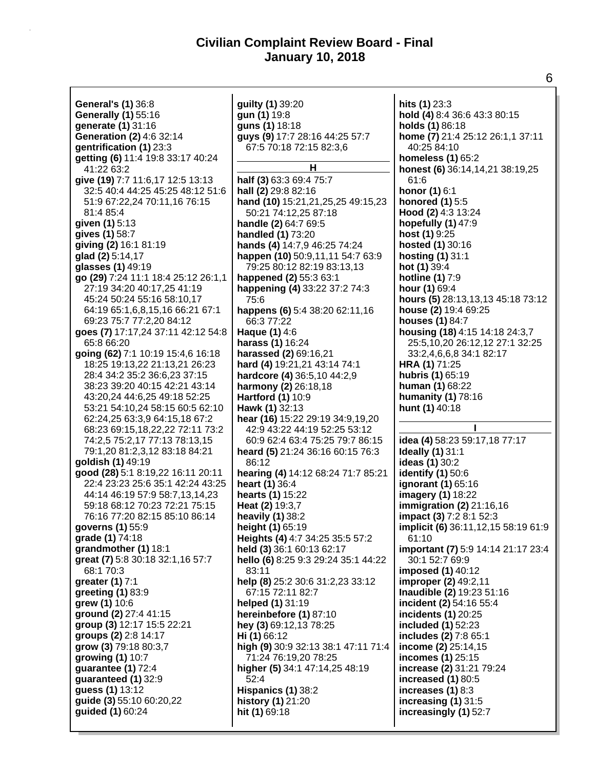**General's (1)** 36:8
**Generally (1)** 55:16
**generate (1)** 31:16
**Generation (2)** 4:6 32:14
**gentrification (1)** 23:3
**getting (6)** 11:4 19:8 33:17 40:24 41:22 63:2
**give (19)** 7:7 11:6,17 12:5 13:13 32:5 40:4 44:25 45:25 48:12 51:6 51:9 67:22,24 70:11,16 76:15 81:4 85:4
**given (1)** 5:13
**gives (1)** 58:7
**giving (2)** 16:1 81:19
**glad (2)** 5:14,17
**glasses (1)** 49:19
**go (29)** 7:24 11:1 18:4 25:12 26:1,1 27:19 34:20 40:17,25 41:19 45:24 50:24 55:16 58:10,17 64:19 65:1,6,8,15,16 66:21 67:1 69:23 75:7 77:2,20 84:12
**goes (7)** 17:17,24 37:11 42:12 54:8 65:8 66:20
**going (62)** 7:1 10:19 15:4,6 16:18 18:25 19:13,22 21:13,21 26:23 28:4 34:2 35:2 36:6,23 37:15 38:23 39:20 40:15 42:21 43:14 43:20,24 44:6,25 49:18 52:25 53:21 54:10,24 58:15 60:5 62:10 62:24,25 63:3,9 64:15,18 67:2 68:23 69:15,18,22,22 72:11 73:2 74:2,5 75:2,17 77:13 78:13,15 79:1,20 81:2,3,12 83:18 84:21
**goldish (1)** 49:19
**good (28)** 5:1 8:19,22 16:11 20:11 22:4 23:23 25:6 35:1 42:24 43:25 44:14 46:19 57:9 58:7,13,14,23 59:18 68:12 70:23 72:21 75:15 76:16 77:20 82:15 85:10 86:14
**governs (1)** 55:9
**grade (1)** 74:18
**grandmother (1)** 18:1
**great (7)** 5:8 30:18 32:1,16 57:7 68:1 70:3
**greater (1)** 7:1
**greeting (1)** 83:9
**grew (1)** 10:6
**ground (2)** 27:4 41:15
**group (3)** 12:17 15:5 22:21
**groups (2)** 2:8 14:17
**grow (3)** 79:18 80:3,7
**growing (1)** 10:7
**guarantee (1)** 72:4
**guaranteed (1)** 32:9
**guess (1)** 13:12
**guide (3)** 55:10 60:20,22
**guided (1)** 60:24
**guilty (1)** 39:20
**gun (1)** 19:8
**guns (1)** 18:18
**guys (9)** 17:7 28:16 44:25 57:7 67:5 70:18 72:15 82:3,6

**H**

**half (3)** 63:3 69:4 75:7
**hall (2)** 29:8 82:16
**hand (10)** 15:21,21,25,25 49:15,23 50:21 74:12,25 87:18
**handle (2)** 64:7 69:5
**handled (1)** 73:20
**hands (4)** 14:7,9 46:25 74:24
**happen (10)** 50:9,11,11 54:7 63:9 79:25 80:12 82:19 83:13,13
**happened (2)** 55:3 63:1
**happening (4)** 33:22 37:2 74:3 75:6
**happens (6)** 5:4 38:20 62:11,16 66:3 77:22
**Haque (1)** 4:6
**harass (1)** 16:24
**harassed (2)** 69:16,21
**hard (4)** 19:21,21 43:14 74:1
**hardcore (4)** 36:5,10 44:2,9
**harmony (2)** 26:18,18
**Hartford (1)** 10:9
**Hawk (1)** 32:13
**hear (16)** 15:22 29:19 34:9,19,20 42:9 43:22 44:19 52:25 53:12 60:9 62:4 63:4 75:25 79:7 86:15
**heard (5)** 21:24 36:16 60:15 76:3 86:12
**hearing (4)** 14:12 68:24 71:7 85:21
**heart (1)** 36:4
**hearts (1)** 15:22
**Heat (2)** 19:3,7
**heavily (1)** 38:2
**height (1)** 65:19
**Heights (4)** 4:7 34:25 35:5 57:2
**held (3)** 36:1 60:13 62:17
**hello (6)** 8:25 9:3 29:24 35:1 44:22 83:11
**help (8)** 25:2 30:6 31:2,23 33:12 67:15 72:11 82:7
**helped (1)** 31:19
**hereinbefore (1)** 87:10
**hey (3)** 69:12,13 78:25
**Hi (1)** 66:12
**high (9)** 30:9 32:13 38:1 47:11 71:4 71:24 76:19,20 78:25
**higher (5)** 34:1 47:14,25 48:19 52:4
**Hispanics (1)** 38:2
**history (1)** 21:20
**hit (1)** 69:18
**hits (1)** 23:3
**hold (4)** 8:4 36:6 43:3 80:15
**holds (1)** 86:18
**home (7)** 21:4 25:12 26:1,1 37:11 40:25 84:10
**homeless (1)** 65:2
**honest (6)** 36:14,14,21 38:19,25 61:6
**honor (1)** 6:1
**honored (1)** 5:5
**Hood (2)** 4:3 13:24
**hopefully (1)** 47:9
**host (1)** 9:25
**hosted (1)** 30:16
**hosting (1)** 31:1
**hot (1)** 39:4
**hotline (1)** 7:9
**hour (1)** 69:4
**hours (5)** 28:13,13,13 45:18 73:12
**house (2)** 19:4 69:25
**houses (1)** 84:7
**housing (18)** 4:15 14:18 24:3,7 25:5,10,20 26:12,12 27:1 32:25 33:2,4,6,6,8 34:1 82:17
**HRA (1)** 71:25
**hubris (1)** 65:19
**human (1)** 68:22
**humanity (1)** 78:16
**hunt (1)** 40:18

**I**

**idea (4)** 58:23 59:17,18 77:17
**Ideally (1)** 31:1
**ideas (1)** 30:2
**identify (1)** 50:6
**ignorant (1)** 65:16
**imagery (1)** 18:22
**immigration (2)** 21:16,16
**impact (3)** 7:2 8:1 52:3
**implicit (6)** 36:11,12,15 58:19 61:9 61:10
**important (7)** 5:9 14:14 21:17 23:4 30:1 52:7 69:9
**imposed (1)** 40:12
**improper (2)** 49:2,11
**Inaudible (2)** 19:23 51:16
**incident (2)** 54:16 55:4
**incidents (1)** 20:25
**included (1)** 52:23
**includes (2)** 7:8 65:1
**income (2)** 25:14,15
**incomes (1)** 25:15
**increase (2)** 31:21 79:24
**increased (1)** 80:5
**increases (1)** 8:3
**increasing (1)** 31:5
**increasingly (1)** 52:7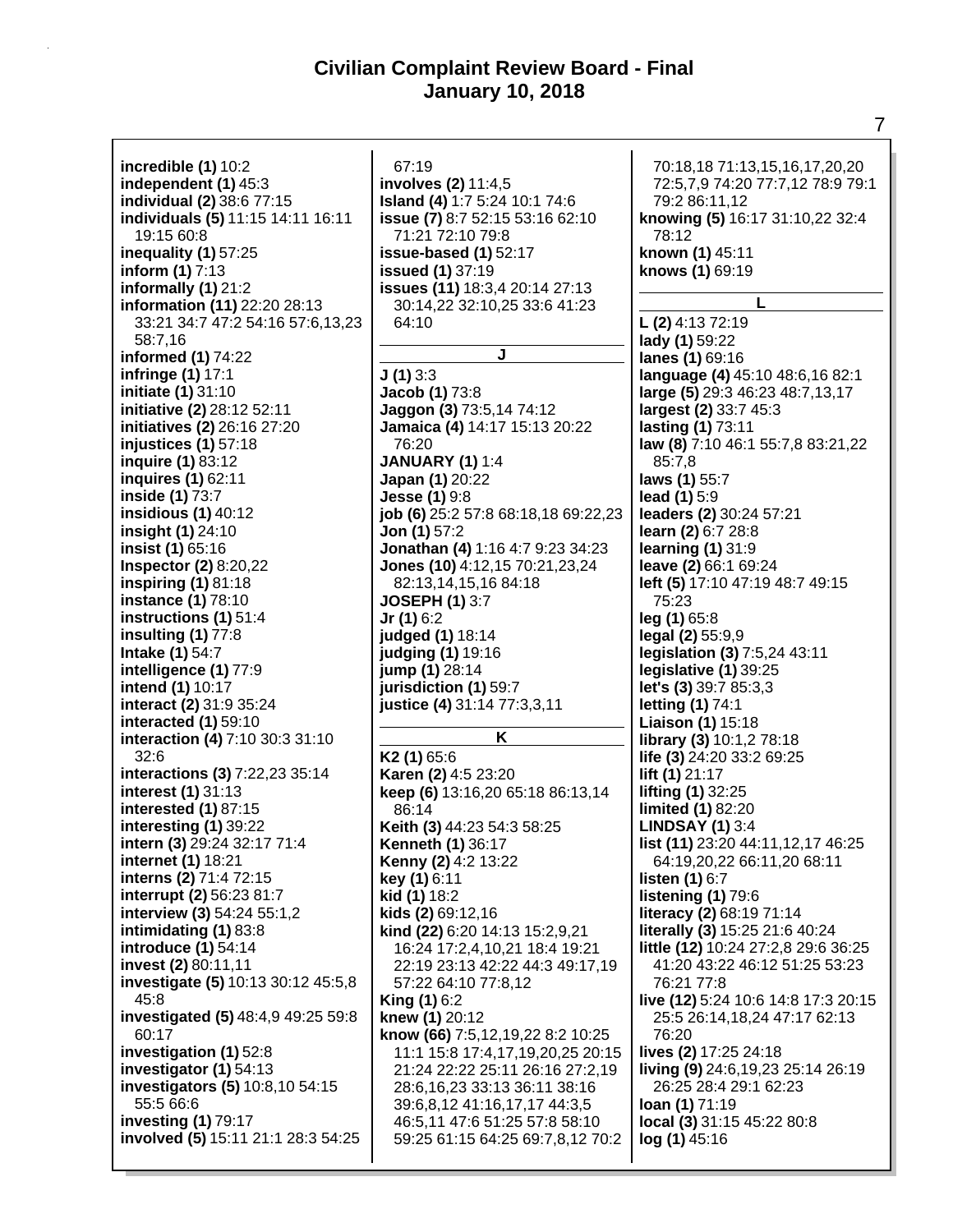# Civilian Complaint Review Board - Final
## January 10, 2018

**incredible (1)** 10:2
**independent (1)** 45:3
**individual (2)** 38:6 77:15
**individuals (5)** 11:15 14:11 16:11 19:15 60:8
**inequality (1)** 57:25
**inform (1)** 7:13
**informally (1)** 21:2
**information (11)** 22:20 28:13 33:21 34:7 47:2 54:16 57:6,13,23 58:7,16
**informed (1)** 74:22
**infringe (1)** 17:1
**initiate (1)** 31:10
**initiative (2)** 28:12 52:11
**initiatives (2)** 26:16 27:20
**injustices (1)** 57:18
**inquire (1)** 83:12
**inquires (1)** 62:11
**inside (1)** 73:7
**insidious (1)** 40:12
**insight (1)** 24:10
**insist (1)** 65:16
**Inspector (2)** 8:20,22
**inspiring (1)** 81:18
**instance (1)** 78:10
**instructions (1)** 51:4
**insulting (1)** 77:8
**Intake (1)** 54:7
**intelligence (1)** 77:9
**intend (1)** 10:17
**interact (2)** 31:9 35:24
**interacted (1)** 59:10
**interaction (4)** 7:10 30:3 31:10 32:6
**interactions (3)** 7:22,23 35:14
**interest (1)** 31:13
**interested (1)** 87:15
**interesting (1)** 39:22
**intern (3)** 29:24 32:17 71:4
**internet (1)** 18:21
**interns (2)** 71:4 72:15
**interrupt (2)** 56:23 81:7
**interview (3)** 54:24 55:1,2
**intimidating (1)** 83:8
**introduce (1)** 54:14
**invest (2)** 80:11,11
**investigate (5)** 10:13 30:12 45:5,8 45:8
**investigated (5)** 48:4,9 49:25 59:8 60:17
**investigation (1)** 52:8
**investigator (1)** 54:13
**investigators (5)** 10:8,10 54:15 55:5 66:6
**investing (1)** 79:17
**involved (5)** 15:11 21:1 28:3 54:25 67:19
**involves (2)** 11:4,5
**Island (4)** 1:7 5:24 10:1 74:6
**issue (7)** 8:7 52:15 53:16 62:10 71:21 72:10 79:8
**issue-based (1)** 52:17
**issued (1)** 37:19
**issues (11)** 18:3,4 20:14 27:13 30:14,22 32:10,25 33:6 41:23 64:10

### J

**J (1)** 3:3
**Jacob (1)** 73:8
**Jaggon (3)** 73:5,14 74:12
**Jamaica (4)** 14:17 15:13 20:22 76:20
**JANUARY (1)** 1:4
**Japan (1)** 20:22
**Jesse (1)** 9:8
**job (6)** 25:2 57:8 68:18,18 69:22,23
**Jon (1)** 57:2
**Jonathan (4)** 1:16 4:7 9:23 34:23
**Jones (10)** 4:12,15 70:21,23,24 82:13,14,15,16 84:18
**JOSEPH (1)** 3:7
**Jr (1)** 6:2
**judged (1)** 18:14
**judging (1)** 19:16
**jump (1)** 28:14
**jurisdiction (1)** 59:7
**justice (4)** 31:14 77:3,3,11

### K

**K2 (1)** 65:6
**Karen (2)** 4:5 23:20
**keep (6)** 13:16,20 65:18 86:13,14 86:14
**Keith (3)** 44:23 54:3 58:25
**Kenneth (1)** 36:17
**Kenny (2)** 4:2 13:22
**key (1)** 6:11
**kid (1)** 18:2
**kids (2)** 69:12,16
**kind (22)** 6:20 14:13 15:2,9,21 16:24 17:2,4,10,21 18:4 19:21 22:19 23:13 42:22 44:3 49:17,19 57:22 64:10 77:8,12
**King (1)** 6:2
**knew (1)** 20:12
**know (66)** 7:5,12,19,22 8:2 10:25 11:1 15:8 17:4,17,19,20,25 20:15 21:24 22:22 25:11 26:16 27:2,19 28:6,16,23 33:13 36:11 38:16 39:6,8,12 41:16,17,17 44:3,5 46:5,11 47:6 51:25 57:8 58:10 59:25 61:15 64:25 69:7,8,12 70:2 70:18,18 71:13,15,16,17,20,20 72:5,7,9 74:20 77:7,12 78:9 79:1 79:2 86:11,12
**knowing (5)** 16:17 31:10,22 32:4 78:12
**known (1)** 45:11
**knows (1)** 69:19

### L

**L (2)** 4:13 72:19
**lady (1)** 59:22
**lanes (1)** 69:16
**language (4)** 45:10 48:6,16 82:1
**large (5)** 29:3 46:23 48:7,13,17
**largest (2)** 33:7 45:3
**lasting (1)** 73:11
**law (8)** 7:10 46:1 55:7,8 83:21,22 85:7,8
**laws (1)** 55:7
**lead (1)** 5:9
**leaders (2)** 30:24 57:21
**learn (2)** 6:7 28:8
**learning (1)** 31:9
**leave (2)** 66:1 69:24
**left (5)** 17:10 47:19 48:7 49:15 75:23
**leg (1)** 65:8
**legal (2)** 55:9,9
**legislation (3)** 7:5,24 43:11
**legislative (1)** 39:25
**let's (3)** 39:7 85:3,3
**letting (1)** 74:1
**Liaison (1)** 15:18
**library (3)** 10:1,2 78:18
**life (3)** 24:20 33:2 69:25
**lift (1)** 21:17
**lifting (1)** 32:25
**limited (1)** 82:20
**LINDSAY (1)** 3:4
**list (11)** 23:20 44:11,12,17 46:25 64:19,20,22 66:11,20 68:11
**listen (1)** 6:7
**listening (1)** 79:6
**literacy (2)** 68:19 71:14
**literally (3)** 15:25 21:6 40:24
**little (12)** 10:24 27:2,8 29:6 36:25 41:20 43:22 46:12 51:25 53:23 76:21 77:8
**live (12)** 5:24 10:6 14:8 17:3 20:15 25:5 26:14,18,24 47:17 62:13 76:20
**lives (2)** 17:25 24:18
**living (9)** 24:6,19,23 25:14 26:19 26:25 28:4 29:1 62:23
**loan (1)** 71:19
**local (3)** 31:15 45:22 80:8
**log (1)** 45:16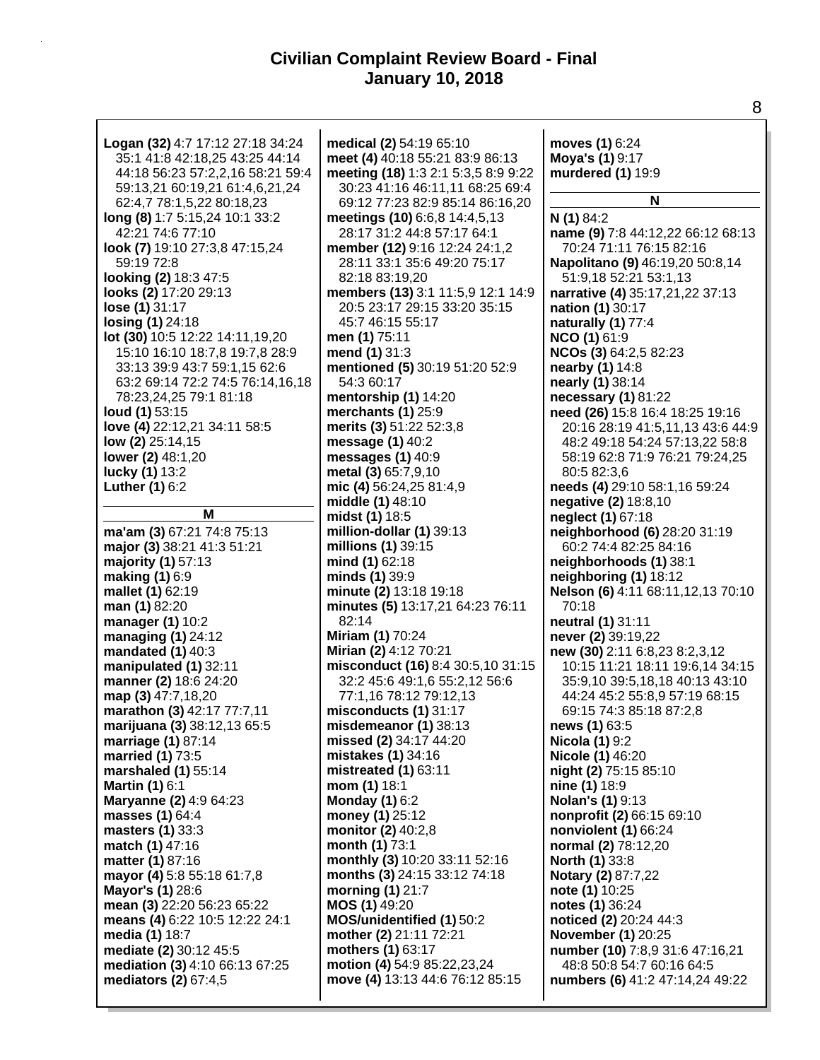**Logan (32)** 4:7 17:12 27:18 34:24 35:1 41:8 42:18,25 43:25 44:14 44:18 56:23 57:2,2,16 58:21 59:4 59:13,21 60:19,21 61:4,6,21,24 62:4,7 78:1,5,22 80:18,23
**long (8)** 1:7 5:15,24 10:1 33:2 42:21 74:6 77:10
**look (7)** 19:10 27:3,8 47:15,24 59:19 72:8
**looking (2)** 18:3 47:5
**looks (2)** 17:20 29:13
**lose (1)** 31:17
**losing (1)** 24:18
**lot (30)** 10:5 12:22 14:11,19,20 15:10 16:10 18:7,8 19:7,8 28:9 33:13 39:9 43:7 59:1,15 62:6 63:2 69:14 72:2 74:5 76:14,16,18 78:23,24,25 79:1 81:18
**loud (1)** 53:15
**love (4)** 22:12,21 34:11 58:5
**low (2)** 25:14,15
**lower (2)** 48:1,20
**lucky (1)** 13:2
**Luther (1)** 6:2

## M

**ma'am (3)** 67:21 74:8 75:13
**major (3)** 38:21 41:3 51:21
**majority (1)** 57:13
**making (1)** 6:9
**mallet (1)** 62:19
**man (1)** 82:20
**manager (1)** 10:2
**managing (1)** 24:12
**mandated (1)** 40:3
**manipulated (1)** 32:11
**manner (2)** 18:6 24:20
**map (3)** 47:7,18,20
**marathon (3)** 42:17 77:7,11
**marijuana (3)** 38:12,13 65:5
**marriage (1)** 87:14
**married (1)** 73:5
**marshaled (1)** 55:14
**Martin (1)** 6:1
**Maryanne (2)** 4:9 64:23
**masses (1)** 64:4
**masters (1)** 33:3
**match (1)** 47:16
**matter (1)** 87:16
**mayor (4)** 5:8 55:18 61:7,8
**Mayor's (1)** 28:6
**mean (3)** 22:20 56:23 65:22
**means (4)** 6:22 10:5 12:22 24:1
**media (1)** 18:7
**mediate (2)** 30:12 45:5
**mediation (3)** 4:10 66:13 67:25
**mediators (2)** 67:4,5
**medical (2)** 54:19 65:10
**meet (4)** 40:18 55:21 83:9 86:13
**meeting (18)** 1:3 2:1 5:3,5 8:9 9:22 30:23 41:16 46:11,11 68:25 69:4 69:12 77:23 82:9 85:14 86:16,20
**meetings (10)** 6:6,8 14:4,5,13 28:17 31:2 44:8 57:17 64:1
**member (12)** 9:16 12:24 24:1,2 28:11 33:1 35:6 49:20 75:17 82:18 83:19,20
**members (13)** 3:1 11:5,9 12:1 14:9 20:5 23:17 29:15 33:20 35:15 45:7 46:15 55:17
**men (1)** 75:11
**mend (1)** 31:3
**mentioned (5)** 30:19 51:20 52:9 54:3 60:17
**mentorship (1)** 14:20
**merchants (1)** 25:9
**merits (3)** 51:22 52:3,8
**message (1)** 40:2
**messages (1)** 40:9
**metal (3)** 65:7,9,10
**mic (4)** 56:24,25 81:4,9
**middle (1)** 48:10
**midst (1)** 18:5
**million-dollar (1)** 39:13
**millions (1)** 39:15
**mind (1)** 62:18
**minds (1)** 39:9
**minute (2)** 13:18 19:18
**minutes (5)** 13:17,21 64:23 76:11 82:14
**Miriam (1)** 70:24
**Mirian (2)** 4:12 70:21
**misconduct (16)** 8:4 30:5,10 31:15 32:2 45:6 49:1,6 55:2,12 56:6 77:1,16 78:12 79:12,13
**misconducts (1)** 31:17
**misdemeanor (1)** 38:13
**missed (2)** 34:17 44:20
**mistakes (1)** 34:16
**mistreated (1)** 63:11
**mom (1)** 18:1
**Monday (1)** 6:2
**money (1)** 25:12
**monitor (2)** 40:2,8
**month (1)** 73:1
**monthly (3)** 10:20 33:11 52:16
**months (3)** 24:15 33:12 74:18
**morning (1)** 21:7
**MOS (1)** 49:20
**MOS/unidentified (1)** 50:2
**mother (2)** 21:11 72:21
**mothers (1)** 63:17
**motion (4)** 54:9 85:22,23,24
**move (4)** 13:13 44:6 76:12 85:15
**moves (1)** 6:24
**Moya's (1)** 9:17
**murdered (1)** 19:9

## N

**N (1)** 84:2
**name (9)** 7:8 44:12,22 66:12 68:13 70:24 71:11 76:15 82:16
**Napolitano (9)** 46:19,20 50:8,14 51:9,18 52:21 53:1,13
**narrative (4)** 35:17,21,22 37:13
**nation (1)** 30:17
**naturally (1)** 77:4
**NCO (1)** 61:9
**NCOs (3)** 64:2,5 82:23
**nearby (1)** 14:8
**nearly (1)** 38:14
**necessary (1)** 81:22
**need (26)** 15:8 16:4 18:25 19:16 20:16 28:19 41:5,11,13 43:6 44:9 48:2 49:18 54:24 57:13,22 58:8 58:19 62:8 71:9 76:21 79:24,25 80:5 82:3,6
**needs (4)** 29:10 58:1,16 59:24
**negative (2)** 18:8,10
**neglect (1)** 67:18
**neighborhood (6)** 28:20 31:19 60:2 74:4 82:25 84:16
**neighborhoods (1)** 38:1
**neighboring (1)** 18:12
**Nelson (6)** 4:11 68:11,12,13 70:10 70:18
**neutral (1)** 31:11
**never (2)** 39:19,22
**new (30)** 2:11 6:8,23 8:2,3,12 10:15 11:21 18:11 19:6,14 34:15 35:9,10 39:5,18,18 40:13 43:10 44:24 45:2 55:8,9 57:19 68:15 69:15 74:3 85:18 87:2,8
**news (1)** 63:5
**Nicola (1)** 9:2
**Nicole (1)** 46:20
**night (2)** 75:15 85:10
**nine (1)** 18:9
**Nolan's (1)** 9:13
**nonprofit (2)** 66:15 69:10
**nonviolent (1)** 66:24
**normal (2)** 78:12,20
**North (1)** 33:8
**Notary (2)** 87:7,22
**note (1)** 10:25
**notes (1)** 36:24
**noticed (2)** 20:24 44:3
**November (1)** 20:25
**number (10)** 7:8,9 31:6 47:16,21 48:8 50:8 54:7 60:16 64:5
**numbers (6)** 41:2 47:14,24 49:22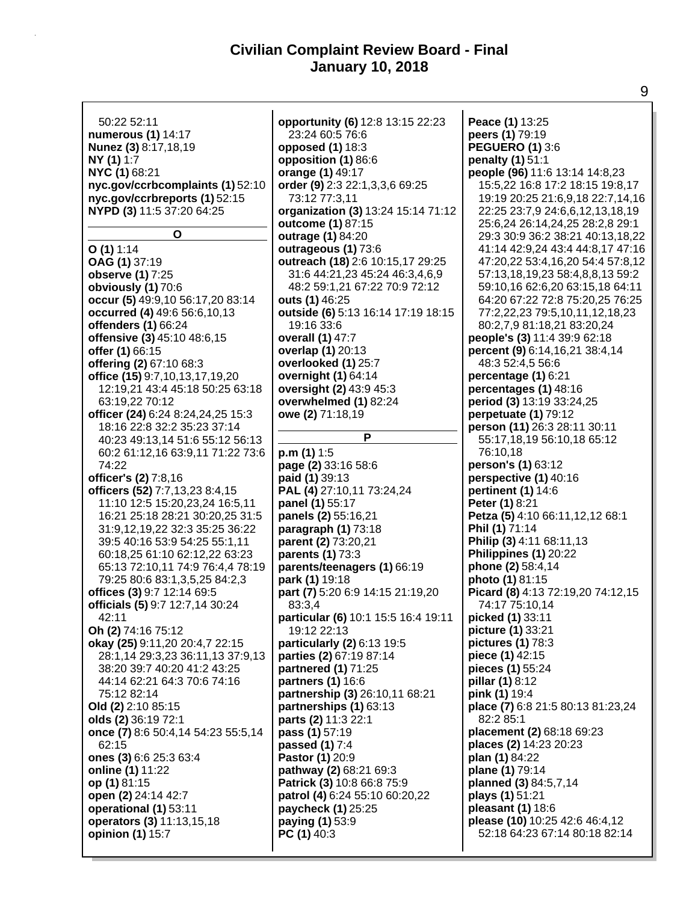50:22 52:11
**numerous (1)** 14:17
**Nunez (3)** 8:17,18,19
**NY (1)** 1:7
**NYC (1)** 68:21
**nyc.gov/ccrbcomplaints (1)** 52:10
**nyc.gov/ccrbreports (1)** 52:15
**NYPD (3)** 11:5 37:20 64:25

**O**

**O (1)** 1:14
**OAG (1)** 37:19
**observe (1)** 7:25
**obviously (1)** 70:6
**occur (5)** 49:9,10 56:17,20 83:14
**occurred (4)** 49:6 56:6,10,13
**offenders (1)** 66:24
**offensive (3)** 45:10 48:6,15
**offer (1)** 66:15
**offering (2)** 67:10 68:3
**office (15)** 9:7,10,13,17,19,20 12:19,21 43:4 45:18 50:25 63:18 63:19,22 70:12
**officer (24)** 6:24 8:24,24,25 15:3 18:16 22:8 32:2 35:23 37:14 40:23 49:13,14 51:6 55:12 56:13 60:2 61:12,16 63:9,11 71:22 73:6 74:22
**officer's (2)** 7:8,16
**officers (52)** 7:7,13,23 8:4,15 11:10 12:5 15:20,23,24 16:5,11 16:21 25:18 28:21 30:20,25 31:5 31:9,12,19,22 32:3 35:25 36:22 39:5 40:16 53:9 54:25 55:1,11 60:18,25 61:10 62:12,22 63:23 65:13 72:10,11 74:9 76:4,4 78:19 79:25 80:6 83:1,3,5,25 84:2,3
**offices (3)** 9:7 12:14 69:5
**officials (5)** 9:7 12:7,14 30:24 42:11
**Oh (2)** 74:16 75:12
**okay (25)** 9:11,20 20:4,7 22:15 28:1,14 29:3,23 36:11,13 37:9,13 38:20 39:7 40:20 41:2 43:25 44:14 62:21 64:3 70:6 74:16 75:12 82:14
**Old (2)** 2:10 85:15
**olds (2)** 36:19 72:1
**once (7)** 8:6 50:4,14 54:23 55:5,14 62:15
**ones (3)** 6:6 25:3 63:4
**online (1)** 11:22
**op (1)** 81:15
**open (2)** 24:14 42:7
**operational (1)** 53:11
**operators (3)** 11:13,15,18
**opinion (1)** 15:7
**opportunity (6)** 12:8 13:15 22:23 23:24 60:5 76:6
**opposed (1)** 18:3
**opposition (1)** 86:6
**orange (1)** 49:17
**order (9)** 2:3 22:1,3,3,6 69:25 73:12 77:3,11
**organization (3)** 13:24 15:14 71:12
**outcome (1)** 87:15
**outrage (1)** 84:20
**outrageous (1)** 73:6
**outreach (18)** 2:6 10:15,17 29:25 31:6 44:21,23 45:24 46:3,4,6,9 48:2 59:1,21 67:22 70:9 72:12
**outs (1)** 46:25
**outside (6)** 5:13 16:14 17:19 18:15 19:16 33:6
**overall (1)** 47:7
**overlap (1)** 20:13
**overlooked (1)** 25:7
**overnight (1)** 64:14
**oversight (2)** 43:9 45:3
**overwhelmed (1)** 82:24
**owe (2)** 71:18,19

**P**

**p.m (1)** 1:5
**page (2)** 33:16 58:6
**paid (1)** 39:13
**PAL (4)** 27:10,11 73:24,24
**panel (1)** 55:17
**panels (2)** 55:16,21
**paragraph (1)** 73:18
**parent (2)** 73:20,21
**parents (1)** 73:3
**parents/teenagers (1)** 66:19
**park (1)** 19:18
**part (7)** 5:20 6:9 14:15 21:19,20 83:3,4
**particular (6)** 10:1 15:5 16:4 19:11 19:12 22:13
**particularly (2)** 6:13 19:5
**parties (2)** 67:19 87:14
**partnered (1)** 71:25
**partners (1)** 16:6
**partnership (3)** 26:10,11 68:21
**partnerships (1)** 63:13
**parts (2)** 11:3 22:1
**pass (1)** 57:19
**passed (1)** 7:4
**Pastor (1)** 20:9
**pathway (2)** 68:21 69:3
**Patrick (3)** 10:8 66:8 75:9
**patrol (4)** 6:24 55:10 60:20,22
**paycheck (1)** 25:25
**paying (1)** 53:9
**PC (1)** 40:3
**Peace (1)** 13:25
**peers (1)** 79:19
**PEGUERO (1)** 3:6
**penalty (1)** 51:1
**people (96)** 11:6 13:14 14:8,23 15:5,22 16:8 17:2 18:15 19:8,17 19:19 20:25 21:6,9,18 22:7,14,16 22:25 23:7,9 24:6,6,12,13,18,19 25:6,24 26:14,24,25 28:2,8 29:1 29:3 30:9 36:2 38:21 40:13,18,22 41:14 42:9,24 43:4 44:8,17 47:16 47:20,22 53:4,16,20 54:4 57:8,12 57:13,18,19,23 58:4,8,8,13 59:2 59:10,16 62:6,20 63:15,18 64:11 64:20 67:22 72:8 75:20,25 76:25 77:2,22,23 79:5,10,11,12,18,23 80:2,7,9 81:18,21 83:20,24
**people's (3)** 11:4 39:9 62:18
**percent (9)** 6:14,16,21 38:4,14 48:3 52:4,5 56:6
**percentage (1)** 6:21
**percentages (1)** 48:16
**period (3)** 13:19 33:24,25
**perpetuate (1)** 79:12
**person (11)** 26:3 28:11 30:11 55:17,18,19 56:10,18 65:12 76:10,18
**person's (1)** 63:12
**perspective (1)** 40:16
**pertinent (1)** 14:6
**Peter (1)** 8:21
**Petza (5)** 4:10 66:11,12,12 68:1
**Phil (1)** 71:14
**Philip (3)** 4:11 68:11,13
**Philippines (1)** 20:22
**phone (2)** 58:4,14
**photo (1)** 81:15
**Picard (8)** 4:13 72:19,20 74:12,15 74:17 75:10,14
**picked (1)** 33:11
**picture (1)** 33:21
**pictures (1)** 78:3
**piece (1)** 42:15
**pieces (1)** 55:24
**pillar (1)** 8:12
**pink (1)** 19:4
**place (7)** 6:8 21:5 80:13 81:23,24 82:2 85:1
**placement (2)** 68:18 69:23
**places (2)** 14:23 20:23
**plan (1)** 84:22
**plane (1)** 79:14
**planned (3)** 84:5,7,14
**plays (1)** 51:21
**pleasant (1)** 18:6
**please (10)** 10:25 42:6 46:4,12 52:18 64:23 67:14 80:18 82:14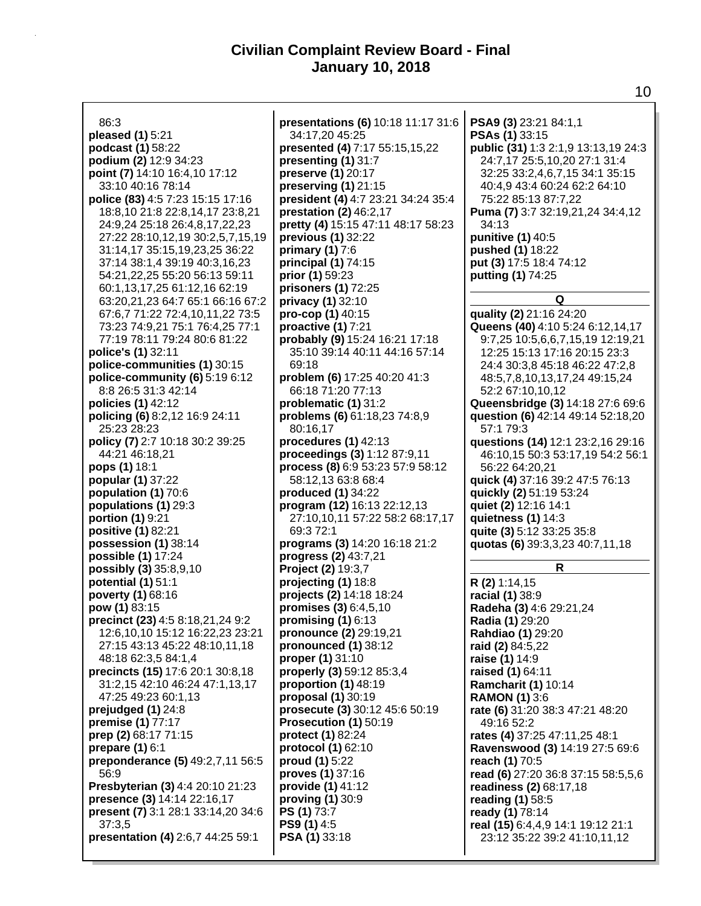86:3
**pleased (1)** 5:21
**podcast (1)** 58:22
**podium (2)** 12:9 34:23
**point (7)** 14:10 16:4,10 17:12 33:10 40:16 78:14
**police (83)** 4:5 7:23 15:15 17:16 18:8,10 21:8 22:8,14,17 23:8,21 24:9,24 25:18 26:4,8,17,22,23 27:22 28:10,12,19 30:2,5,7,15,19 31:14,17 35:15,19,23,25 36:22 37:14 38:1,4 39:19 40:3,16,23 54:21,22,25 55:20 56:13 59:11 60:1,13,17,25 61:12,16 62:19 63:20,21,23 64:7 65:1 66:16 67:2 67:6,7 71:22 72:4,10,11,22 73:5 73:23 74:9,21 75:1 76:4,25 77:1 77:19 78:11 79:24 80:6 81:22
**police's (1)** 32:11
**police-communities (1)** 30:15
**police-community (6)** 5:19 6:12 8:8 26:5 31:3 42:14
**policies (1)** 42:12
**policing (6)** 8:2,12 16:9 24:11 25:23 28:23
**policy (7)** 2:7 10:18 30:2 39:25 44:21 46:18,21
**pops (1)** 18:1
**popular (1)** 37:22
**population (1)** 70:6
**populations (1)** 29:3
**portion (1)** 9:21
**positive (1)** 82:21
**possession (1)** 38:14
**possible (1)** 17:24
**possibly (3)** 35:8,9,10
**potential (1)** 51:1
**poverty (1)** 68:16
**pow (1)** 83:15
**precinct (23)** 4:5 8:18,21,24 9:2 12:6,10,10 15:12 16:22,23 23:21 27:15 43:13 45:22 48:10,11,18 48:18 62:3,5 84:1,4
**precincts (15)** 17:6 20:1 30:8,18 31:2,15 42:10 46:24 47:1,13,17 47:25 49:23 60:1,13
**prejudged (1)** 24:8
**premise (1)** 77:17
**prep (2)** 68:17 71:15
**prepare (1)** 6:1
**preponderance (5)** 49:2,7,11 56:5 56:9
**Presbyterian (3)** 4:4 20:10 21:23
**presence (3)** 14:14 22:16,17
**present (7)** 3:1 28:1 33:14,20 34:6 37:3,5
**presentation (4)** 2:6,7 44:25 59:1
**presentations (6)** 10:18 11:17 31:6 34:17,20 45:25
**presented (4)** 7:17 55:15,15,22
**presenting (1)** 31:7
**preserve (1)** 20:17
**preserving (1)** 21:15
**president (4)** 4:7 23:21 34:24 35:4
**prestation (2)** 46:2,17
**pretty (4)** 15:15 47:11 48:17 58:23
**previous (1)** 32:22
**primary (1)** 7:6
**principal (1)** 74:15
**prior (1)** 59:23
**prisoners (1)** 72:25
**privacy (1)** 32:10
**pro-cop (1)** 40:15
**proactive (1)** 7:21
**probably (9)** 15:24 16:21 17:18 35:10 39:14 40:11 44:16 57:14 69:18
**problem (6)** 17:25 40:20 41:3 66:18 71:20 77:13
**problematic (1)** 31:2
**problems (6)** 61:18,23 74:8,9 80:16,17
**procedures (1)** 42:13
**proceedings (3)** 1:12 87:9,11
**process (8)** 6:9 53:23 57:9 58:12 58:12,13 63:8 68:4
**produced (1)** 34:22
**program (12)** 16:13 22:12,13 27:10,10,11 57:22 58:2 68:17,17 69:3 72:1
**programs (3)** 14:20 16:18 21:2
**progress (2)** 43:7,21
**Project (2)** 19:3,7
**projecting (1)** 18:8
**projects (2)** 14:18 18:24
**promises (3)** 6:4,5,10
**promising (1)** 6:13
**pronounce (2)** 29:19,21
**pronounced (1)** 38:12
**proper (1)** 31:10
**properly (3)** 59:12 85:3,4
**proportion (1)** 48:19
**proposal (1)** 30:19
**prosecute (3)** 30:12 45:6 50:19
**Prosecution (1)** 50:19
**protect (1)** 82:24
**protocol (1)** 62:10
**proud (1)** 5:22
**proves (1)** 37:16
**provide (1)** 41:12
**proving (1)** 30:9
**PS (1)** 73:7
**PS9 (1)** 4:5
**PSA (1)** 33:18
**PSA9 (3)** 23:21 84:1,1
**PSAs (1)** 33:15
**public (31)** 1:3 2:1,9 13:13,19 24:3 24:7,17 25:5,10,20 27:1 31:4 32:25 33:2,4,6,7,15 34:1 35:15 40:4,9 43:4 60:24 62:2 64:10 75:22 85:13 87:7,22
**Puma (7)** 3:7 32:19,21,24 34:4,12 34:13
**punitive (1)** 40:5
**pushed (1)** 18:22
**put (3)** 17:5 18:4 74:12
**putting (1)** 74:25

**Q**

**quality (2)** 21:16 24:20
**Queens (40)** 4:10 5:24 6:12,14,17 9:7,25 10:5,6,6,7,15,19 12:19,21 12:25 15:13 17:16 20:15 23:3 24:4 30:3,8 45:18 46:22 47:2,8 48:5,7,8,10,13,17,24 49:15,24 52:2 67:10,10,12
**Queensbridge (3)** 14:18 27:6 69:6
**question (6)** 42:14 49:14 52:18,20 57:1 79:3
**questions (14)** 12:1 23:2,16 29:16 46:10,15 50:3 53:17,19 54:2 56:1 56:22 64:20,21
**quick (4)** 37:16 39:2 47:5 76:13
**quickly (2)** 51:19 53:24
**quiet (2)** 12:16 14:1
**quietness (1)** 14:3
**quite (3)** 5:12 33:25 35:8
**quotas (6)** 39:3,3,23 40:7,11,18

**R**

**R (2)** 1:14,15
**racial (1)** 38:9
**Radeha (3)** 4:6 29:21,24
**Radia (1)** 29:20
**Rahdiao (1)** 29:20
**raid (2)** 84:5,22
**raise (1)** 14:9
**raised (1)** 64:11
**Ramcharit (1)** 10:14
**RAMON (1)** 3:6
**rate (6)** 31:20 38:3 47:21 48:20 49:16 52:2
**rates (4)** 37:25 47:11,25 48:1
**Ravenswood (3)** 14:19 27:5 69:6
**reach (1)** 70:5
**read (6)** 27:20 36:8 37:15 58:5,5,6
**readiness (2)** 68:17,18
**reading (1)** 58:5
**ready (1)** 78:14
**real (15)** 6:4,4,9 14:1 19:12 21:1 23:12 35:22 39:2 41:10,11,12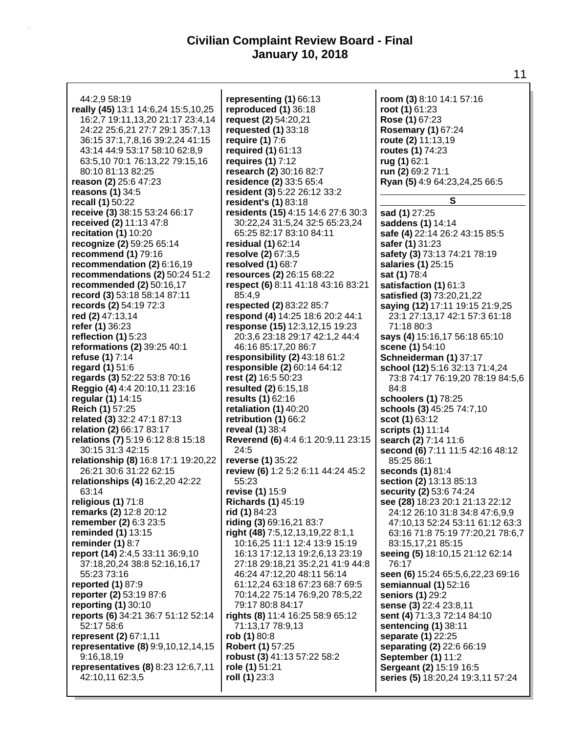44:2,9 58:19
**really (45)** 13:1 14:6,24 15:5,10,25 16:2,7 19:11,13,20 21:17 23:4,14 24:22 25:6,21 27:7 29:1 35:7,13 36:15 37:1,7,8,16 39:2,24 41:15 43:14 44:9 53:17 58:10 62:8,9 63:5,10 70:1 76:13,22 79:15,16 80:10 81:13 82:25
**reason (2)** 25:6 47:23
**reasons (1)** 34:5
**recall (1)** 50:22
**receive (3)** 38:15 53:24 66:17
**received (2)** 11:13 47:8
**recitation (1)** 10:20
**recognize (2)** 59:25 65:14
**recommend (1)** 79:16
**recommendation (2)** 6:16,19
**recommendations (2)** 50:24 51:2
**recommended (2)** 50:16,17
**record (3)** 53:18 58:14 87:11
**records (2)** 54:19 72:3
**red (2)** 47:13,14
**refer (1)** 36:23
**reflection (1)** 5:23
**reformations (2)** 39:25 40:1
**refuse (1)** 7:14
**regard (1)** 51:6
**regards (3)** 52:22 53:8 70:16
**Reggio (4)** 4:4 20:10,11 23:16
**regular (1)** 14:15
**Reich (1)** 57:25
**related (3)** 32:2 47:1 87:13
**relation (2)** 66:17 83:17
**relations (7)** 5:19 6:12 8:8 15:18 30:15 31:3 42:15
**relationship (8)** 16:8 17:1 19:20,22 26:21 30:6 31:22 62:15
**relationships (4)** 16:2,20 42:22 63:14
**religious (1)** 71:8
**remarks (2)** 12:8 20:12
**remember (2)** 6:3 23:5
**reminded (1)** 13:15
**reminder (1)** 8:7
**report (14)** 2:4,5 33:11 36:9,10 37:18,20,24 38:8 52:16,16,17 55:23 73:16
**reported (1)** 87:9
**reporter (2)** 53:19 87:6
**reporting (1)** 30:10
**reports (6)** 34:21 36:7 51:12 52:14 52:17 58:6
**represent (2)** 67:1,11
**representative (8)** 9:9,10,12,14,15 9:16,18,19
**representatives (8)** 8:23 12:6,7,11 42:10,11 62:3,5
**representing (1)** 66:13
**reproduced (1)** 36:18
**request (2)** 54:20,21
**requested (1)** 33:18
**require (1)** 7:6
**required (1)** 61:13
**requires (1)** 7:12
**research (2)** 30:16 82:7
**residence (2)** 33:5 65:4
**resident (3)** 5:22 26:12 33:2
**resident's (1)** 83:18
**residents (15)** 4:15 14:6 27:6 30:3 30:22,24 31:5,24 32:5 65:23,24 65:25 82:17 83:10 84:11
**residual (1)** 62:14
**resolve (2)** 67:3,5
**resolved (1)** 68:7
**resources (2)** 26:15 68:22
**respect (6)** 8:11 41:18 43:16 83:21 85:4,9
**respected (2)** 83:22 85:7
**respond (4)** 14:25 18:6 20:2 44:1
**response (15)** 12:3,12,15 19:23 20:3,6 23:18 29:17 42:1,2 44:4 46:16 85:17,20 86:7
**responsibility (2)** 43:18 61:2
**responsible (2)** 60:14 64:12
**rest (2)** 16:5 50:23
**resulted (2)** 6:15,18
**results (1)** 62:16
**retaliation (1)** 40:20
**retribution (1)** 66:2
**reveal (1)** 38:4
**Reverend (6)** 4:4 6:1 20:9,11 23:15 24:5
**reverse (1)** 35:22
**review (6)** 1:2 5:2 6:11 44:24 45:2 55:23
**revise (1)** 15:9
**Richards (1)** 45:19
**rid (1)** 84:23
**riding (3)** 69:16,21 83:7
**right (48)** 7:5,12,13,19,22 8:1,1 10:16,25 11:1 12:4 13:9 15:19 16:13 17:12,13 19:2,6,13 23:19 27:18 29:18,21 35:2,21 41:9 44:8 46:24 47:12,20 48:11 56:14 61:12,24 63:18 67:23 68:7 69:5 70:14,22 75:14 76:9,20 78:5,22 79:17 80:8 84:17
**rights (8)** 11:4 16:25 58:9 65:12 71:13,17 78:9,13
**rob (1)** 80:8
**Robert (1)** 57:25
**robust (3)** 41:13 57:22 58:2
**role (1)** 51:21
**roll (1)** 23:3
**room (3)** 8:10 14:1 57:16
**root (1)** 61:23
**Rose (1)** 67:23
**Rosemary (1)** 67:24
**route (2)** 11:13,19
**routes (1)** 74:23
**rug (1)** 62:1
**run (2)** 69:2 71:1
**Ryan (5)** 4:9 64:23,24,25 66:5

## S

**sad (1)** 27:25
**saddens (1)** 14:14
**safe (4)** 22:14 26:2 43:15 85:5
**safer (1)** 31:23
**safety (3)** 73:13 74:21 78:19
**salaries (1)** 25:15
**sat (1)** 78:4
**satisfaction (1)** 61:3
**satisfied (3)** 73:20,21,22
**saying (12)** 17:11 19:15 21:9,25 23:1 27:13,17 42:1 57:3 61:18 71:18 80:3
**says (4)** 15:16,17 56:18 65:10
**scene (1)** 54:10
**Schneiderman (1)** 37:17
**school (12)** 5:16 32:13 71:4,24 73:8 74:17 76:19,20 78:19 84:5,6 84:8
**schoolers (1)** 78:25
**schools (3)** 45:25 74:7,10
**scot (1)** 63:12
**scripts (1)** 11:14
**search (2)** 7:14 11:6
**second (6)** 7:11 11:5 42:16 48:12 85:25 86:1
**seconds (1)** 81:4
**section (2)** 13:13 85:13
**security (2)** 53:6 74:24
**see (28)** 18:23 20:1 21:13 22:12 24:12 26:10 31:8 34:8 47:6,9,9 47:10,13 52:24 53:11 61:12 63:3 63:16 71:8 75:19 77:20,21 78:6,7 83:15,17,21 85:15
**seeing (5)** 18:10,15 21:12 62:14 76:17
**seen (6)** 15:24 65:5,6,22,23 69:16
**semiannual (1)** 52:16
**seniors (1)** 29:2
**sense (3)** 22:4 23:8,11
**sent (4)** 71:3,3 72:14 84:10
**sentencing (1)** 38:11
**separate (1)** 22:25
**separating (2)** 22:6 66:19
**September (1)** 11:2
**Sergeant (2)** 15:19 16:5
**series (5)** 18:20,24 19:3,11 57:24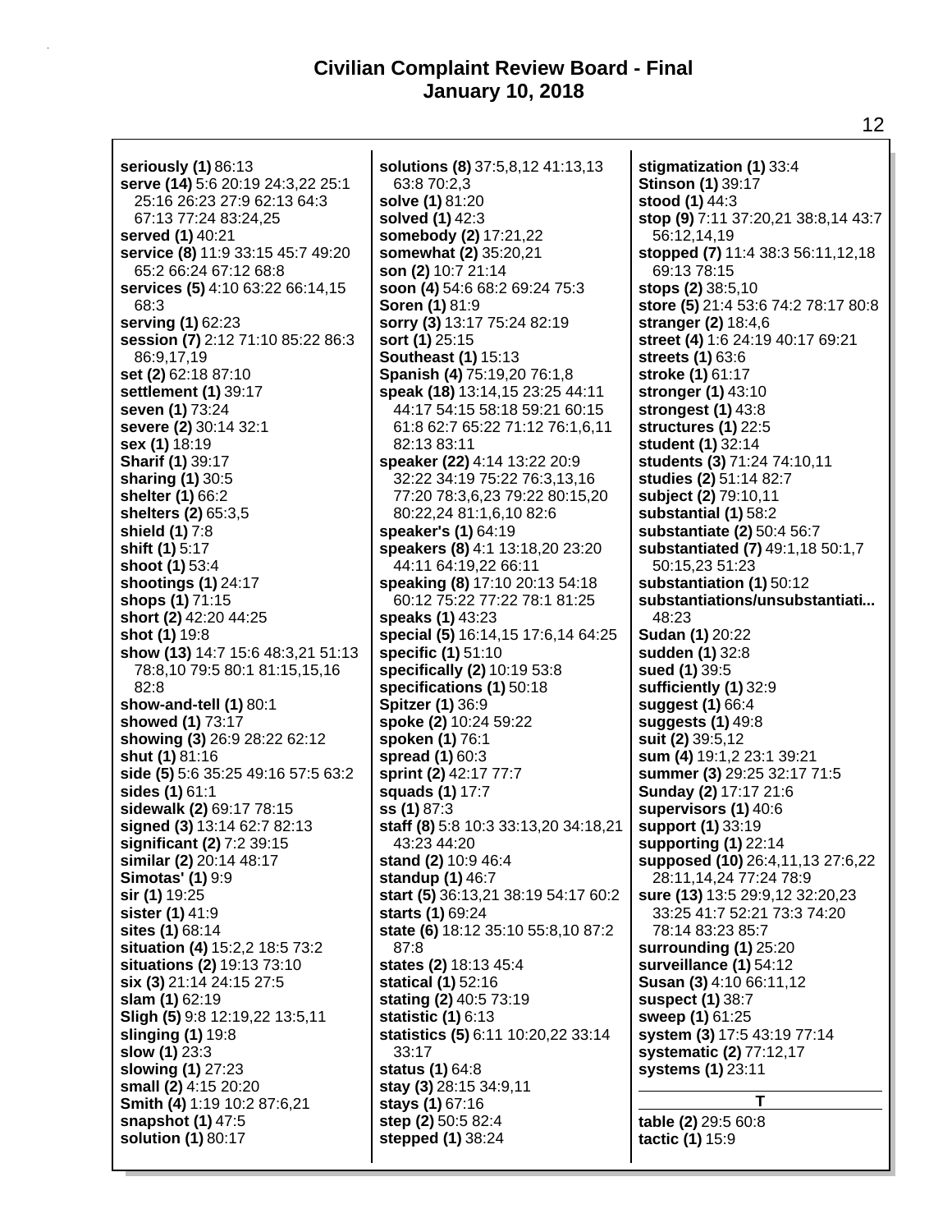# Civilian Complaint Review Board - Final
## January 10, 2018

**seriously (1)** 86:13
**serve (14)** 5:6 20:19 24:3,22 25:1 25:16 26:23 27:9 62:13 64:3 67:13 77:24 83:24,25
**served (1)** 40:21
**service (8)** 11:9 33:15 45:7 49:20 65:2 66:24 67:12 68:8
**services (5)** 4:10 63:22 66:14,15 68:3
**serving (1)** 62:23
**session (7)** 2:12 71:10 85:22 86:3 86:9,17,19
**set (2)** 62:18 87:10
**settlement (1)** 39:17
**seven (1)** 73:24
**severe (2)** 30:14 32:1
**sex (1)** 18:19
**Sharif (1)** 39:17
**sharing (1)** 30:5
**shelter (1)** 66:2
**shelters (2)** 65:3,5
**shield (1)** 7:8
**shift (1)** 5:17
**shoot (1)** 53:4
**shootings (1)** 24:17
**shops (1)** 71:15
**short (2)** 42:20 44:25
**shot (1)** 19:8
**show (13)** 14:7 15:6 48:3,21 51:13 78:8,10 79:5 80:1 81:15,15,16 82:8
**show-and-tell (1)** 80:1
**showed (1)** 73:17
**showing (3)** 26:9 28:22 62:12
**shut (1)** 81:16
**side (5)** 5:6 35:25 49:16 57:5 63:2
**sides (1)** 61:1
**sidewalk (2)** 69:17 78:15
**signed (3)** 13:14 62:7 82:13
**significant (2)** 7:2 39:15
**similar (2)** 20:14 48:17
**Simotas' (1)** 9:9
**sir (1)** 19:25
**sister (1)** 41:9
**sites (1)** 68:14
**situation (4)** 15:2,2 18:5 73:2
**situations (2)** 19:13 73:10
**six (3)** 21:14 24:15 27:5
**slam (1)** 62:19
**Sligh (5)** 9:8 12:19,22 13:5,11
**slinging (1)** 19:8
**slow (1)** 23:3
**slowing (1)** 27:23
**small (2)** 4:15 20:20
**Smith (4)** 1:19 10:2 87:6,21
**snapshot (1)** 47:5
**solution (1)** 80:17
**solutions (8)** 37:5,8,12 41:13,13 63:8 70:2,3
**solve (1)** 81:20
**solved (1)** 42:3
**somebody (2)** 17:21,22
**somewhat (2)** 35:20,21
**son (2)** 10:7 21:14
**soon (4)** 54:6 68:2 69:24 75:3
**Soren (1)** 81:9
**sorry (3)** 13:17 75:24 82:19
**sort (1)** 25:15
**Southeast (1)** 15:13
**Spanish (4)** 75:19,20 76:1,8
**speak (18)** 13:14,15 23:25 44:11 44:17 54:15 58:18 59:21 60:15 61:8 62:7 65:22 71:12 76:1,6,11 82:13 83:11
**speaker (22)** 4:14 13:22 20:9 32:22 34:19 75:22 76:3,13,16 77:20 78:3,6,23 79:22 80:15,20 80:22,24 81:1,6,10 82:6
**speaker's (1)** 64:19
**speakers (8)** 4:1 13:18,20 23:20 44:11 64:19,22 66:11
**speaking (8)** 17:10 20:13 54:18 60:12 75:22 77:22 78:1 81:25
**speaks (1)** 43:23
**special (5)** 16:14,15 17:6,14 64:25
**specific (1)** 51:10
**specifically (2)** 10:19 53:8
**specifications (1)** 50:18
**Spitzer (1)** 36:9
**spoke (2)** 10:24 59:22
**spoken (1)** 76:1
**spread (1)** 60:3
**sprint (2)** 42:17 77:7
**squads (1)** 17:7
**ss (1)** 87:3
**staff (8)** 5:8 10:3 33:13,20 34:18,21 43:23 44:20
**stand (2)** 10:9 46:4
**standup (1)** 46:7
**start (5)** 36:13,21 38:19 54:17 60:2
**starts (1)** 69:24
**state (6)** 18:12 35:10 55:8,10 87:2 87:8
**states (2)** 18:13 45:4
**statical (1)** 52:16
**stating (2)** 40:5 73:19
**statistic (1)** 6:13
**statistics (5)** 6:11 10:20,22 33:14 33:17
**status (1)** 64:8
**stay (3)** 28:15 34:9,11
**stays (1)** 67:16
**step (2)** 50:5 82:4
**stepped (1)** 38:24
**stigmatization (1)** 33:4
**Stinson (1)** 39:17
**stood (1)** 44:3
**stop (9)** 7:11 37:20,21 38:8,14 43:7 56:12,14,19
**stopped (7)** 11:4 38:3 56:11,12,18 69:13 78:15
**stops (2)** 38:5,10
**store (5)** 21:4 53:6 74:2 78:17 80:8
**stranger (2)** 18:4,6
**street (4)** 1:6 24:19 40:17 69:21
**streets (1)** 63:6
**stroke (1)** 61:17
**stronger (1)** 43:10
**strongest (1)** 43:8
**structures (1)** 22:5
**student (1)** 32:14
**students (3)** 71:24 74:10,11
**studies (2)** 51:14 82:7
**subject (2)** 79:10,11
**substantial (1)** 58:2
**substantiate (2)** 50:4 56:7
**substantiated (7)** 49:1,18 50:1,7 50:15,23 51:23
**substantiation (1)** 50:12
**substantiations/unsubstantiati...** 48:23
**Sudan (1)** 20:22
**sudden (1)** 32:8
**sued (1)** 39:5
**sufficiently (1)** 32:9
**suggest (1)** 66:4
**suggests (1)** 49:8
**suit (2)** 39:5,12
**sum (4)** 19:1,2 23:1 39:21
**summer (3)** 29:25 32:17 71:5
**Sunday (2)** 17:17 21:6
**supervisors (1)** 40:6
**support (1)** 33:19
**supporting (1)** 22:14
**supposed (10)** 26:4,11,13 27:6,22 28:11,14,24 77:24 78:9
**sure (13)** 13:5 29:9,12 32:20,23 33:25 41:7 52:21 73:3 74:20 78:14 83:23 85:7
**surrounding (1)** 25:20
**surveillance (1)** 54:12
**Susan (3)** 4:10 66:11,12
**suspect (1)** 38:7
**sweep (1)** 61:25
**system (3)** 17:5 43:19 77:14
**systematic (2)** 77:12,17
**systems (1)** 23:11

### T

**table (2)** 29:5 60:8
**tactic (1)** 15:9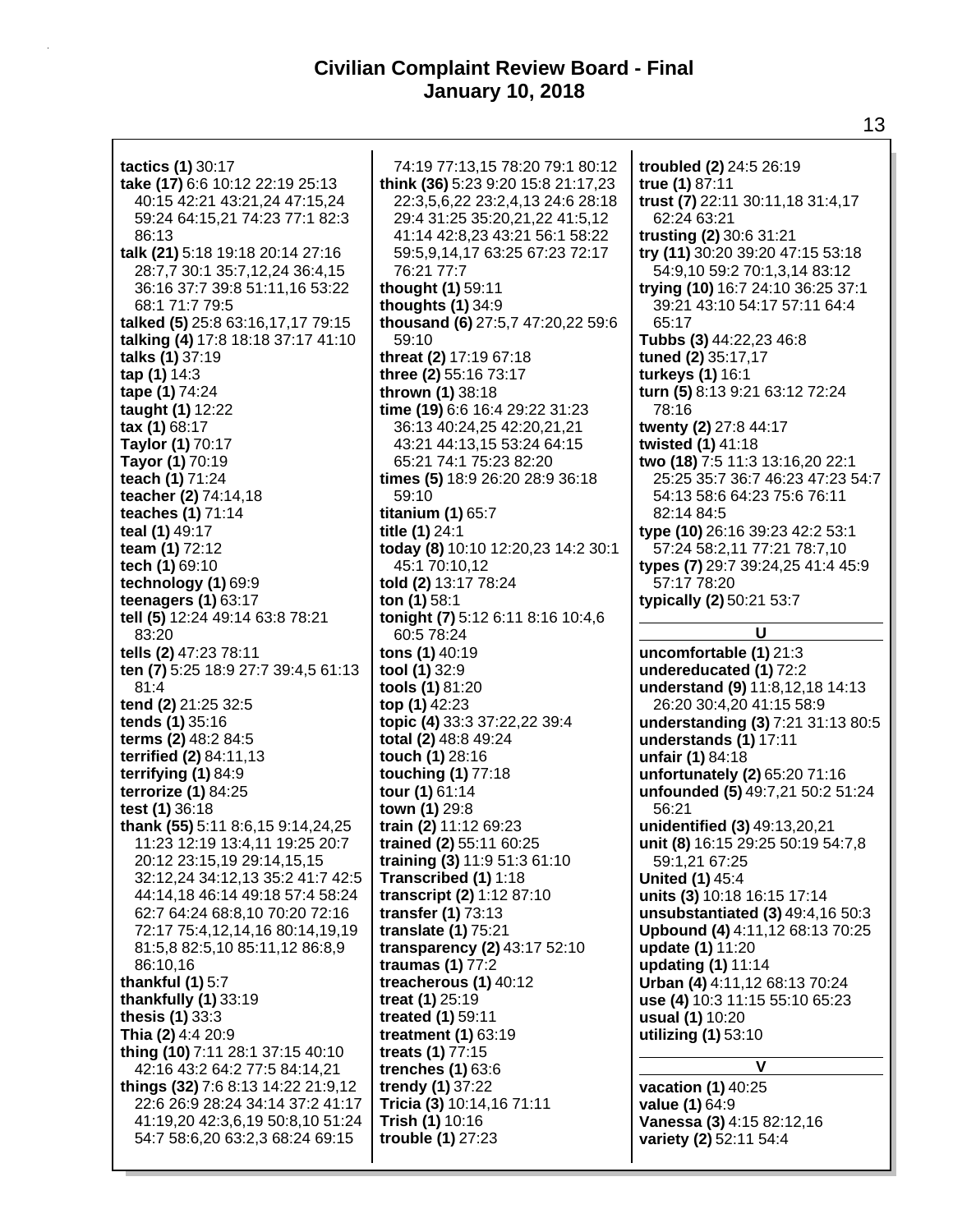**tactics (1)** 30:17
**take (17)** 6:6 10:12 22:19 25:13 40:15 42:21 43:21,24 47:15,24 59:24 64:15,21 74:23 77:1 82:3 86:13
**talk (21)** 5:18 19:18 20:14 27:16 28:7,7 30:1 35:7,12,24 36:4,15 36:16 37:7 39:8 51:11,16 53:22 68:1 71:7 79:5
**talked (5)** 25:8 63:16,17,17 79:15
**talking (4)** 17:8 18:18 37:17 41:10
**talks (1)** 37:19
**tap (1)** 14:3
**tape (1)** 74:24
**taught (1)** 12:22
**tax (1)** 68:17
**Taylor (1)** 70:17
**Tayor (1)** 70:19
**teach (1)** 71:24
**teacher (2)** 74:14,18
**teaches (1)** 71:14
**teal (1)** 49:17
**team (1)** 72:12
**tech (1)** 69:10
**technology (1)** 69:9
**teenagers (1)** 63:17
**tell (5)** 12:24 49:14 63:8 78:21 83:20
**tells (2)** 47:23 78:11
**ten (7)** 5:25 18:9 27:7 39:4,5 61:13 81:4
**tend (2)** 21:25 32:5
**tends (1)** 35:16
**terms (2)** 48:2 84:5
**terrified (2)** 84:11,13
**terrifying (1)** 84:9
**terrorize (1)** 84:25
**test (1)** 36:18
**thank (55)** 5:11 8:6,15 9:14,24,25 11:23 12:19 13:4,11 19:25 20:7 20:12 23:15,19 29:14,15,15 32:12,24 34:12,13 35:2 41:7 42:5 44:14,18 46:14 49:18 57:4 58:24 62:7 64:24 68:8,10 70:20 72:16 72:17 75:4,12,14,16 80:14,19,19 81:5,8 82:5,10 85:11,12 86:8,9 86:10,16
**thankful (1)** 5:7
**thankfully (1)** 33:19
**thesis (1)** 33:3
**Thia (2)** 4:4 20:9
**thing (10)** 7:11 28:1 37:15 40:10 42:16 43:2 64:2 77:5 84:14,21
**things (32)** 7:6 8:13 14:22 21:9,12 22:6 26:9 28:24 34:14 37:2 41:17 41:19,20 42:3,6,19 50:8,10 51:24 54:7 58:6,20 63:2,3 68:24 69:15 74:19 77:13,15 78:20 79:1 80:12
**think (36)** 5:23 9:20 15:8 21:17,23 22:3,5,6,22 23:2,4,13 24:6 28:18 29:4 31:25 35:20,21,22 41:5,12 41:14 42:8,23 43:21 56:1 58:22 59:5,9,14,17 63:25 67:23 72:17 76:21 77:7
**thought (1)** 59:11
**thoughts (1)** 34:9
**thousand (6)** 27:5,7 47:20,22 59:6 59:10
**threat (2)** 17:19 67:18
**three (2)** 55:16 73:17
**thrown (1)** 38:18
**time (19)** 6:6 16:4 29:22 31:23 36:13 40:24,25 42:20,21,21 43:21 44:13,15 53:24 64:15 65:21 74:1 75:23 82:20
**times (5)** 18:9 26:20 28:9 36:18 59:10
**titanium (1)** 65:7
**title (1)** 24:1
**today (8)** 10:10 12:20,23 14:2 30:1 45:1 70:10,12
**told (2)** 13:17 78:24
**ton (1)** 58:1
**tonight (7)** 5:12 6:11 8:16 10:4,6 60:5 78:24
**tons (1)** 40:19
**tool (1)** 32:9
**tools (1)** 81:20
**top (1)** 42:23
**topic (4)** 33:3 37:22,22 39:4
**total (2)** 48:8 49:24
**touch (1)** 28:16
**touching (1)** 77:18
**tour (1)** 61:14
**town (1)** 29:8
**train (2)** 11:12 69:23
**trained (2)** 55:11 60:25
**training (3)** 11:9 51:3 61:10
**Transcribed (1)** 1:18
**transcript (2)** 1:12 87:10
**transfer (1)** 73:13
**translate (1)** 75:21
**transparency (2)** 43:17 52:10
**traumas (1)** 77:2
**treacherous (1)** 40:12
**treat (1)** 25:19
**treated (1)** 59:11
**treatment (1)** 63:19
**treats (1)** 77:15
**trenches (1)** 63:6
**trendy (1)** 37:22
**Tricia (3)** 10:14,16 71:11
**Trish (1)** 10:16
**trouble (1)** 27:23
**troubled (2)** 24:5 26:19
**true (1)** 87:11
**trust (7)** 22:11 30:11,18 31:4,17 62:24 63:21
**trusting (2)** 30:6 31:21
**try (11)** 30:20 39:20 47:15 53:18 54:9,10 59:2 70:1,3,14 83:12
**trying (10)** 16:7 24:10 36:25 37:1 39:21 43:10 54:17 57:11 64:4 65:17
**Tubbs (3)** 44:22,23 46:8
**tuned (2)** 35:17,17
**turkeys (1)** 16:1
**turn (5)** 8:13 9:21 63:12 72:24 78:16
**twenty (2)** 27:8 44:17
**twisted (1)** 41:18
**two (18)** 7:5 11:3 13:16,20 22:1 25:25 35:7 36:7 46:23 47:23 54:7 54:13 58:6 64:23 75:6 76:11 82:14 84:5
**type (10)** 26:16 39:23 42:2 53:1 57:24 58:2,11 77:21 78:7,10
**types (7)** 29:7 39:24,25 41:4 45:9 57:17 78:20
**typically (2)** 50:21 53:7

## U

**uncomfortable (1)** 21:3
**undereducated (1)** 72:2
**understand (9)** 11:8,12,18 14:13 26:20 30:4,20 41:15 58:9
**understanding (3)** 7:21 31:13 80:5
**understands (1)** 17:11
**unfair (1)** 84:18
**unfortunately (2)** 65:20 71:16
**unfounded (5)** 49:7,21 50:2 51:24 56:21
**unidentified (3)** 49:13,20,21
**unit (8)** 16:15 29:25 50:19 54:7,8 59:1,21 67:25
**United (1)** 45:4
**units (3)** 10:18 16:15 17:14
**unsubstantiated (3)** 49:4,16 50:3
**Upbound (4)** 4:11,12 68:13 70:25
**update (1)** 11:20
**updating (1)** 11:14
**Urban (4)** 4:11,12 68:13 70:24
**use (4)** 10:3 11:15 55:10 65:23
**usual (1)** 10:20
**utilizing (1)** 53:10

## V

**vacation (1)** 40:25
**value (1)** 64:9
**Vanessa (3)** 4:15 82:12,16
**variety (2)** 52:11 54:4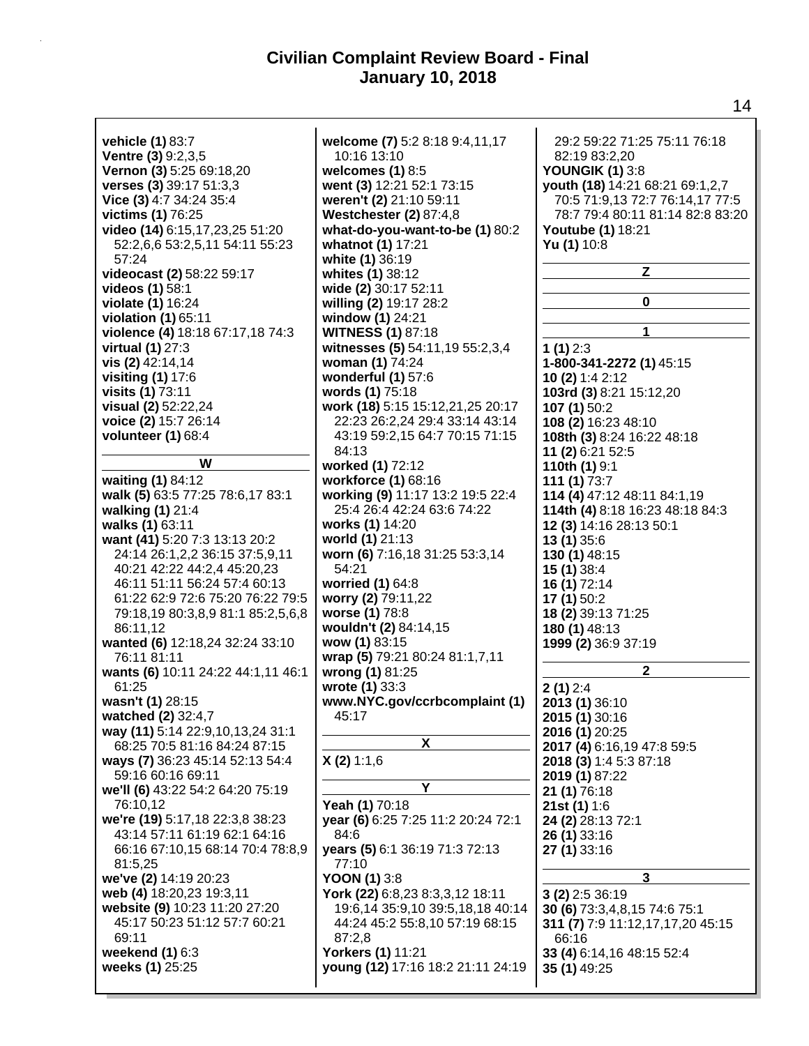**vehicle (1)** 83:7
**Ventre (3)** 9:2,3,5
**Vernon (3)** 5:25 69:18,20
**verses (3)** 39:17 51:3,3
**Vice (3)** 4:7 34:24 35:4
**victims (1)** 76:25
**video (14)** 6:15,17,23,25 51:20 52:2,6,6 53:2,5,11 54:11 55:23 57:24
**videocast (2)** 58:22 59:17
**videos (1)** 58:1
**violate (1)** 16:24
**violation (1)** 65:11
**violence (4)** 18:18 67:17,18 74:3
**virtual (1)** 27:3
**vis (2)** 42:14,14
**visiting (1)** 17:6
**visits (1)** 73:11
**visual (2)** 52:22,24
**voice (2)** 15:7 26:14
**volunteer (1)** 68:4

**W**

**waiting (1)** 84:12
**walk (5)** 63:5 77:25 78:6,17 83:1
**walking (1)** 21:4
**walks (1)** 63:11
**want (41)** 5:20 7:3 13:13 20:2 24:14 26:1,2,2 36:15 37:5,9,11 40:21 42:22 44:2,4 45:20,23 46:11 51:11 56:24 57:4 60:13 61:22 62:9 72:6 75:20 76:22 79:5 79:18,19 80:3,8,9 81:1 85:2,5,6,8 86:11,12
**wanted (6)** 12:18,24 32:24 33:10 76:11 81:11
**wants (6)** 10:11 24:22 44:1,11 46:1 61:25
**wasn't (1)** 28:15
**watched (2)** 32:4,7
**way (11)** 5:14 22:9,10,13,24 31:1 68:25 70:5 81:16 84:24 87:15
**ways (7)** 36:23 45:14 52:13 54:4 59:16 60:16 69:11
**we'll (6)** 43:22 54:2 64:20 75:19 76:10,12
**we're (19)** 5:17,18 22:3,8 38:23 43:14 57:11 61:19 62:1 64:16 66:16 67:10,15 68:14 70:4 78:8,9 81:5,25
**we've (2)** 14:19 20:23
**web (4)** 18:20,23 19:3,11
**website (9)** 10:23 11:20 27:20 45:17 50:23 51:12 57:7 60:21 69:11
**weekend (1)** 6:3
**weeks (1)** 25:25
**welcome (7)** 5:2 8:18 9:4,11,17 10:16 13:10
**welcomes (1)** 8:5
**went (3)** 12:21 52:1 73:15
**weren't (2)** 21:10 59:11
**Westchester (2)** 87:4,8
**what-do-you-want-to-be (1)** 80:2
**whatnot (1)** 17:21
**white (1)** 36:19
**whites (1)** 38:12
**wide (2)** 30:17 52:11
**willing (2)** 19:17 28:2
**window (1)** 24:21
**WITNESS (1)** 87:18
**witnesses (5)** 54:11,19 55:2,3,4
**woman (1)** 74:24
**wonderful (1)** 57:6
**words (1)** 75:18
**work (18)** 5:15 15:12,21,25 20:17 22:23 26:2,24 29:4 33:14 43:14 43:19 59:2,15 64:7 70:15 71:15 84:13
**worked (1)** 72:12
**workforce (1)** 68:16
**working (9)** 11:17 13:2 19:5 22:4 25:4 26:4 42:24 63:6 74:22
**works (1)** 14:20
**world (1)** 21:13
**worn (6)** 7:16,18 31:25 53:3,14 54:21
**worried (1)** 64:8
**worry (2)** 79:11,22
**worse (1)** 78:8
**wouldn't (2)** 84:14,15
**wow (1)** 83:15
**wrap (5)** 79:21 80:24 81:1,7,11
**wrong (1)** 81:25
**wrote (1)** 33:3
**www.NYC.gov/ccrbcomplaint (1)** 45:17

**X**

**X (2)** 1:1,6

**Y**

**Yeah (1)** 70:18
**year (6)** 6:25 7:25 11:2 20:24 72:1 84:6
**years (5)** 6:1 36:19 71:3 72:13 77:10
**YOON (1)** 3:8
**York (22)** 6:8,23 8:3,3,12 18:11 19:6,14 35:9,10 39:5,18,18 40:14 44:24 45:2 55:8,10 57:19 68:15 87:2,8
**Yorkers (1)** 11:21
**young (12)** 17:16 18:2 21:11 24:19 29:2 59:22 71:25 75:11 76:18 82:19 83:2,20
**YOUNGIK (1)** 3:8
**youth (18)** 14:21 68:21 69:1,2,7 70:5 71:9,13 72:7 76:14,17 77:5 78:7 79:4 80:11 81:14 82:8 83:20
**Youtube (1)** 18:21
**Yu (1)** 10:8

**Z**

**0**

**1**

**1 (1)** 2:3
**1-800-341-2272 (1)** 45:15
**10 (2)** 1:4 2:12
**103rd (3)** 8:21 15:12,20
**107 (1)** 50:2
**108 (2)** 16:23 48:10
**108th (3)** 8:24 16:22 48:18
**11 (2)** 6:21 52:5
**110th (1)** 9:1
**111 (1)** 73:7
**114 (4)** 47:12 48:11 84:1,19
**114th (4)** 8:18 16:23 48:18 84:3
**12 (3)** 14:16 28:13 50:1
**13 (1)** 35:6
**130 (1)** 48:15
**15 (1)** 38:4
**16 (1)** 72:14
**17 (1)** 50:2
**18 (2)** 39:13 71:25
**180 (1)** 48:13
**1999 (2)** 36:9 37:19

**2**

**2 (1)** 2:4
**2013 (1)** 36:10
**2015 (1)** 30:16
**2016 (1)** 20:25
**2017 (4)** 6:16,19 47:8 59:5
**2018 (3)** 1:4 5:3 87:18
**2019 (1)** 87:22
**21 (1)** 76:18
**21st (1)** 1:6
**24 (2)** 28:13 72:1
**26 (1)** 33:16
**27 (1)** 33:16

**3**

**3 (2)** 2:5 36:19
**30 (6)** 73:3,4,8,15 74:6 75:1
**311 (7)** 7:9 11:12,17,17,20 45:15 66:16
**33 (4)** 6:14,16 48:15 52:4
**35 (1)** 49:25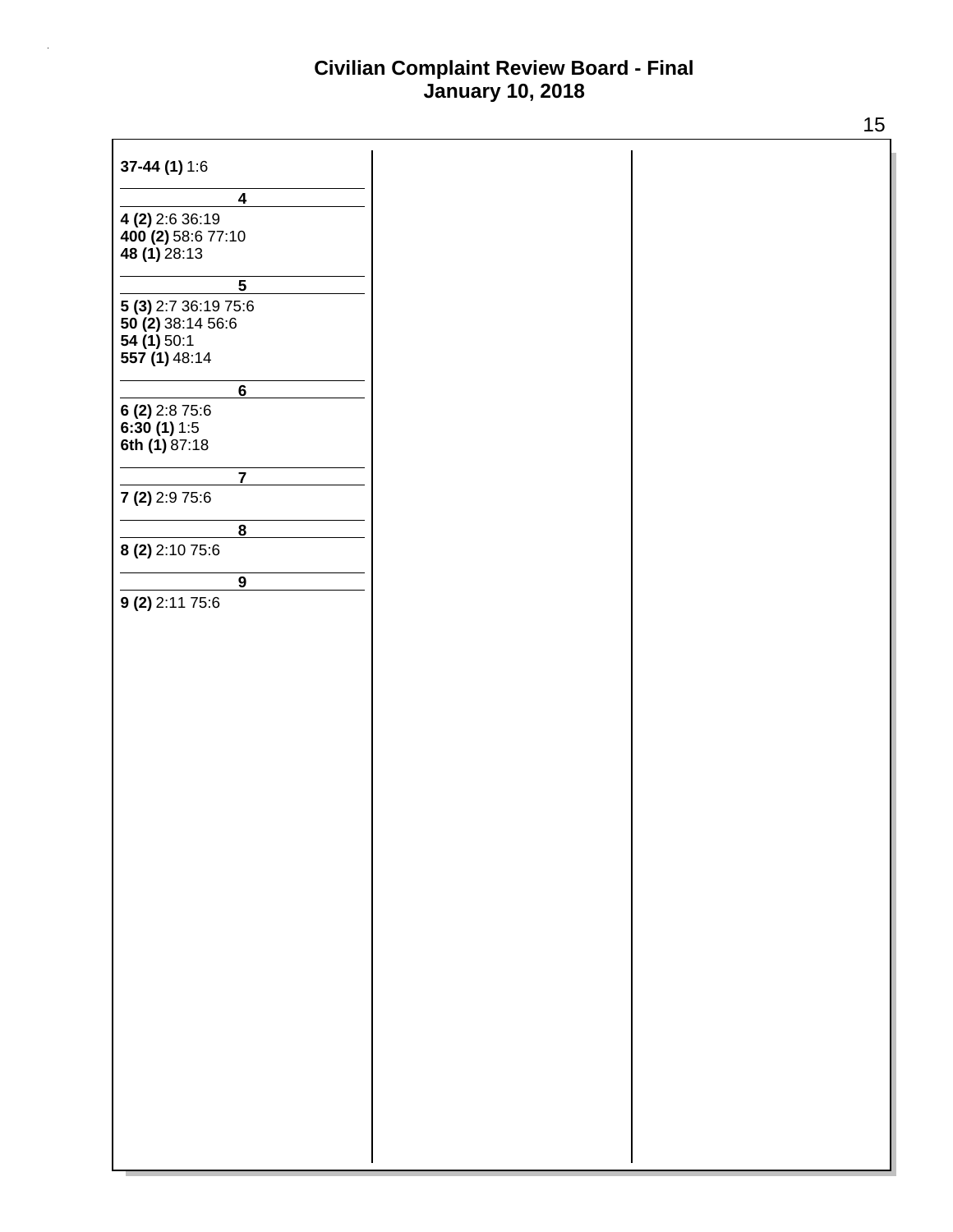**37-44 (1)** 1:6

**4**

**4 (2)** 2:6 36:19
**400 (2)** 58:6 77:10
**48 (1)** 28:13

**5**

**5 (3)** 2:7 36:19 75:6
**50 (2)** 38:14 56:6
**54 (1)** 50:1
**557 (1)** 48:14

**6**

**6 (2)** 2:8 75:6
**6:30 (1)** 1:5
**6th (1)** 87:18

**7**

**7 (2)** 2:9 75:6

**8**

**8 (2)** 2:10 75:6

**9**

**9 (2)** 2:11 75:6